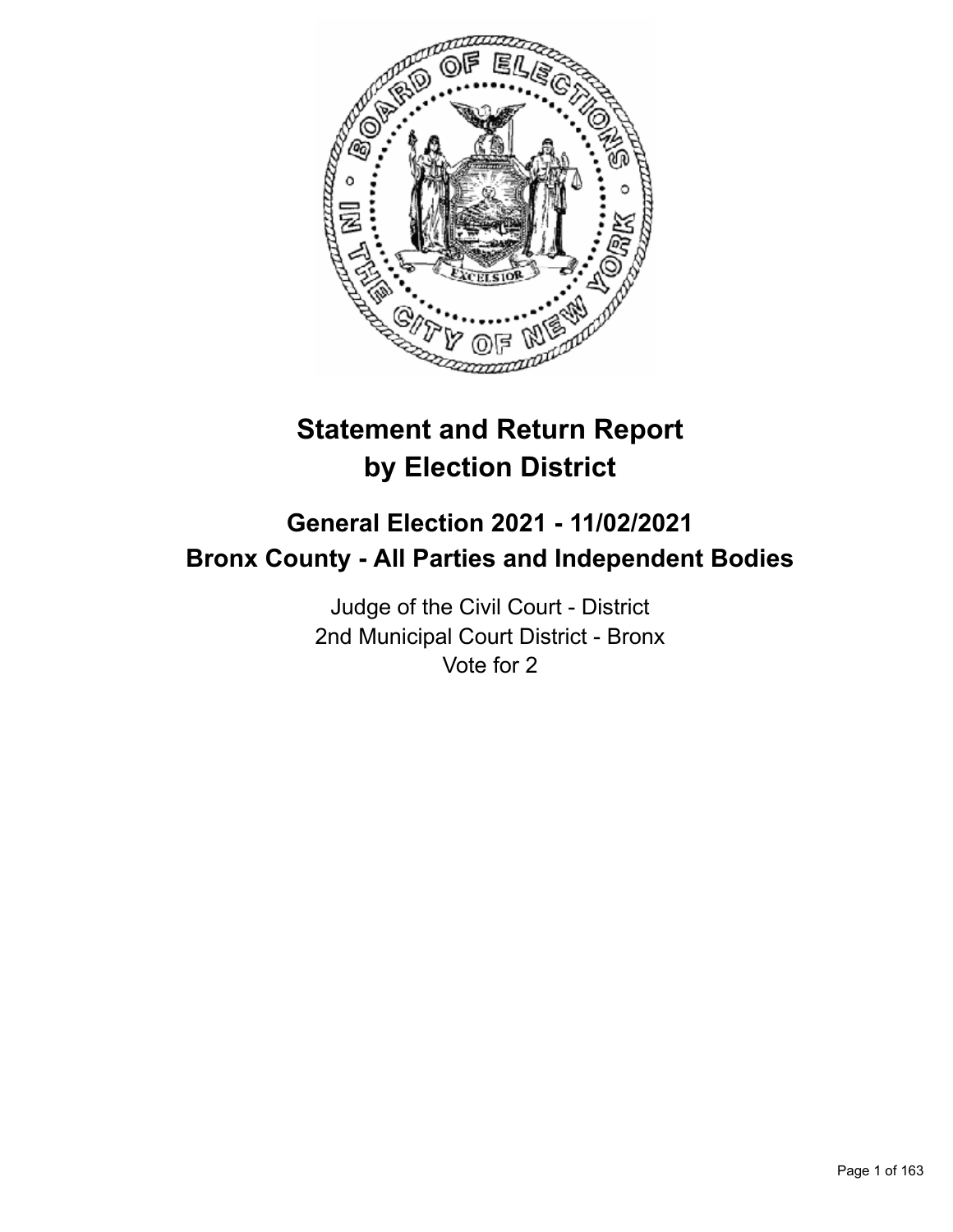# Statement and Return Report by Election District

## General Election 2021 - 11/02/2021
## Bronx County - All Parties and Independent Bodies

Judge of the Civil Court - District
2nd Municipal Court District - Bronx
Vote for 2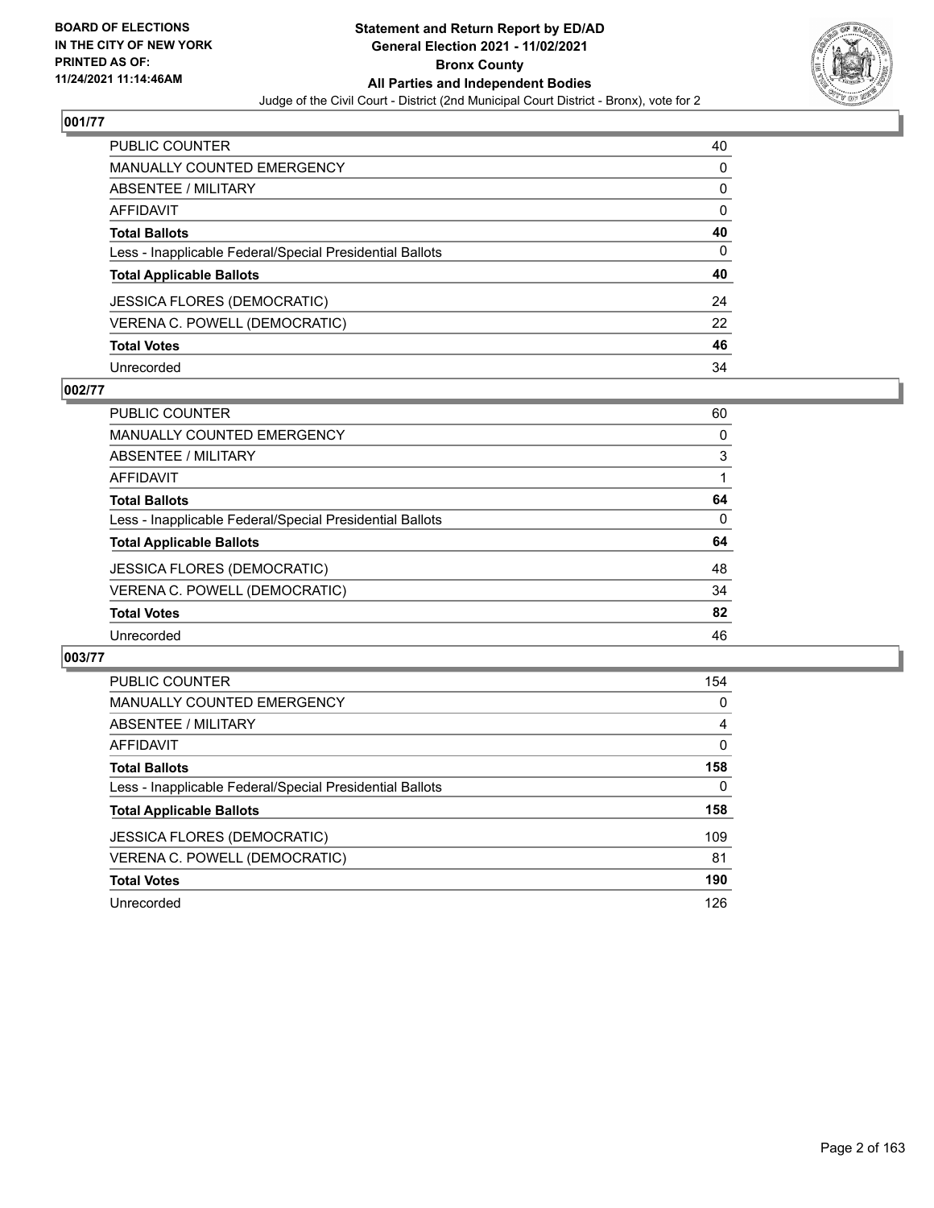BOARD OF ELECTIONS
IN THE CITY OF NEW YORK
PRINTED AS OF:
11/24/2021 11:14:46AM

# Statement and Return Report by ED/AD
## General Election 2021 - 11/02/2021
## Bronx County
## All Parties and Independent Bodies
Judge of the Civil Court - District (2nd Municipal Court District - Bronx), vote for 2

### 001/77

| | |
|---|---|
| PUBLIC COUNTER | 40 |
| MANUALLY COUNTED EMERGENCY | 0 |
| ABSENTEE / MILITARY | 0 |
| AFFIDAVIT | 0 |
| **Total Ballots** | **40** |
| Less - Inapplicable Federal/Special Presidential Ballots | 0 |
| **Total Applicable Ballots** | **40** |
| JESSICA FLORES (DEMOCRATIC) | 24 |
| VERENA C. POWELL (DEMOCRATIC) | 22 |
| **Total Votes** | **46** |
| Unrecorded | 34 |

### 002/77

| | |
|---|---|
| PUBLIC COUNTER | 60 |
| MANUALLY COUNTED EMERGENCY | 0 |
| ABSENTEE / MILITARY | 3 |
| AFFIDAVIT | 1 |
| **Total Ballots** | **64** |
| Less - Inapplicable Federal/Special Presidential Ballots | 0 |
| **Total Applicable Ballots** | **64** |
| JESSICA FLORES (DEMOCRATIC) | 48 |
| VERENA C. POWELL (DEMOCRATIC) | 34 |
| **Total Votes** | **82** |
| Unrecorded | 46 |

### 003/77

| | |
|---|---|
| PUBLIC COUNTER | 154 |
| MANUALLY COUNTED EMERGENCY | 0 |
| ABSENTEE / MILITARY | 4 |
| AFFIDAVIT | 0 |
| **Total Ballots** | **158** |
| Less - Inapplicable Federal/Special Presidential Ballots | 0 |
| **Total Applicable Ballots** | **158** |
| JESSICA FLORES (DEMOCRATIC) | 109 |
| VERENA C. POWELL (DEMOCRATIC) | 81 |
| **Total Votes** | **190** |
| Unrecorded | 126 |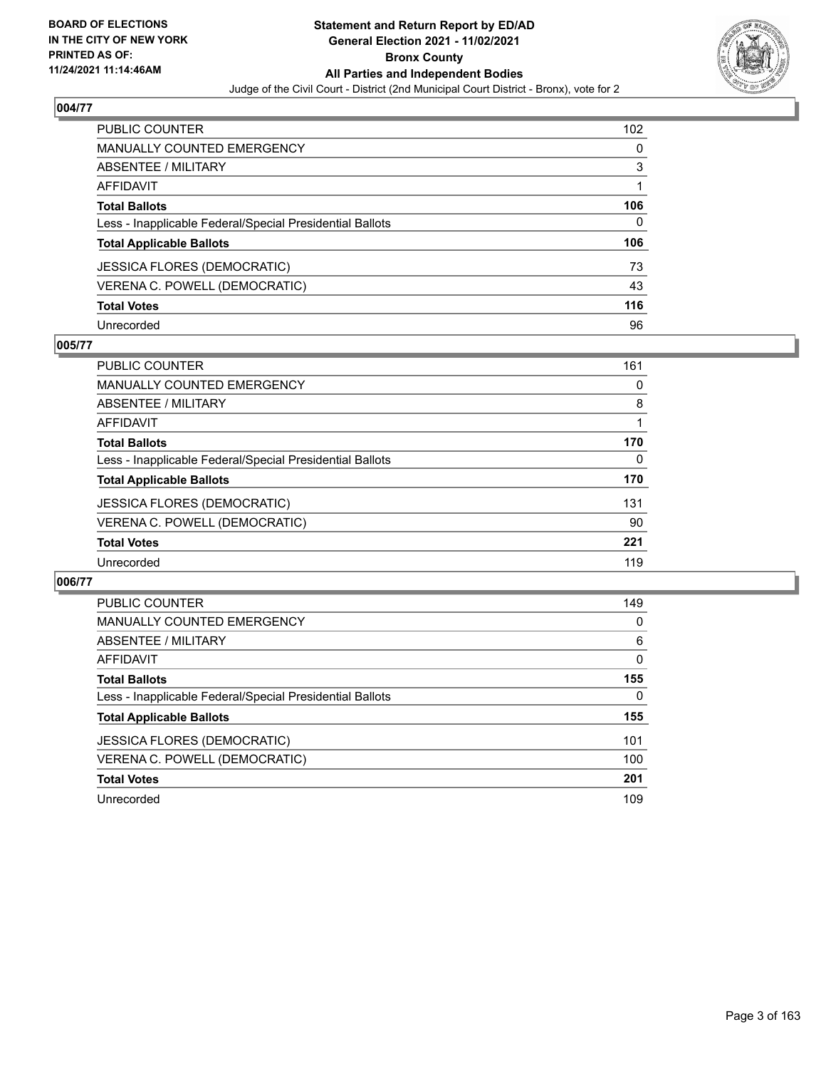**BOARD OF ELECTIONS IN THE CITY OF NEW YORK PRINTED AS OF: 11/24/2021 11:14:46AM**

**Statement and Return Report by ED/AD General Election 2021 - 11/02/2021 Bronx County All Parties and Independent Bodies**

Judge of the Civil Court - District (2nd Municipal Court District - Bronx), vote for 2

## 004/77

| | |
|---|---|
| PUBLIC COUNTER | 102 |
| MANUALLY COUNTED EMERGENCY | 0 |
| ABSENTEE / MILITARY | 3 |
| AFFIDAVIT | 1 |
| **Total Ballots** | **106** |
| Less - Inapplicable Federal/Special Presidential Ballots | 0 |
| **Total Applicable Ballots** | **106** |
| JESSICA FLORES (DEMOCRATIC) | 73 |
| VERENA C. POWELL (DEMOCRATIC) | 43 |
| **Total Votes** | **116** |
| Unrecorded | 96 |

## 005/77

| | |
|---|---|
| PUBLIC COUNTER | 161 |
| MANUALLY COUNTED EMERGENCY | 0 |
| ABSENTEE / MILITARY | 8 |
| AFFIDAVIT | 1 |
| **Total Ballots** | **170** |
| Less - Inapplicable Federal/Special Presidential Ballots | 0 |
| **Total Applicable Ballots** | **170** |
| JESSICA FLORES (DEMOCRATIC) | 131 |
| VERENA C. POWELL (DEMOCRATIC) | 90 |
| **Total Votes** | **221** |
| Unrecorded | 119 |

## 006/77

| | |
|---|---|
| PUBLIC COUNTER | 149 |
| MANUALLY COUNTED EMERGENCY | 0 |
| ABSENTEE / MILITARY | 6 |
| AFFIDAVIT | 0 |
| **Total Ballots** | **155** |
| Less - Inapplicable Federal/Special Presidential Ballots | 0 |
| **Total Applicable Ballots** | **155** |
| JESSICA FLORES (DEMOCRATIC) | 101 |
| VERENA C. POWELL (DEMOCRATIC) | 100 |
| **Total Votes** | **201** |
| Unrecorded | 109 |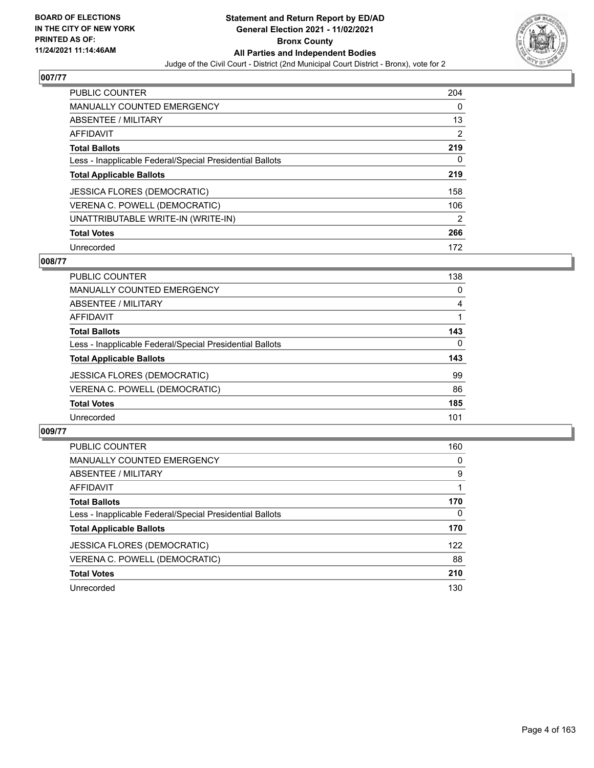**BOARD OF ELECTIONS IN THE CITY OF NEW YORK PRINTED AS OF: 11/24/2021 11:14:46AM**

**Statement and Return Report by ED/AD General Election 2021 - 11/02/2021 Bronx County All Parties and Independent Bodies**

Judge of the Civil Court - District (2nd Municipal Court District - Bronx), vote for 2

## 007/77

| | |
|---|---|
| PUBLIC COUNTER | 204 |
| MANUALLY COUNTED EMERGENCY | 0 |
| ABSENTEE / MILITARY | 13 |
| AFFIDAVIT | 2 |
| **Total Ballots** | **219** |
| Less - Inapplicable Federal/Special Presidential Ballots | 0 |
| **Total Applicable Ballots** | **219** |
| JESSICA FLORES (DEMOCRATIC) | 158 |
| VERENA C. POWELL (DEMOCRATIC) | 106 |
| UNATTRIBUTABLE WRITE-IN (WRITE-IN) | 2 |
| **Total Votes** | **266** |
| Unrecorded | 172 |

## 008/77

| | |
|---|---|
| PUBLIC COUNTER | 138 |
| MANUALLY COUNTED EMERGENCY | 0 |
| ABSENTEE / MILITARY | 4 |
| AFFIDAVIT | 1 |
| **Total Ballots** | **143** |
| Less - Inapplicable Federal/Special Presidential Ballots | 0 |
| **Total Applicable Ballots** | **143** |
| JESSICA FLORES (DEMOCRATIC) | 99 |
| VERENA C. POWELL (DEMOCRATIC) | 86 |
| **Total Votes** | **185** |
| Unrecorded | 101 |

## 009/77

| | |
|---|---|
| PUBLIC COUNTER | 160 |
| MANUALLY COUNTED EMERGENCY | 0 |
| ABSENTEE / MILITARY | 9 |
| AFFIDAVIT | 1 |
| **Total Ballots** | **170** |
| Less - Inapplicable Federal/Special Presidential Ballots | 0 |
| **Total Applicable Ballots** | **170** |
| JESSICA FLORES (DEMOCRATIC) | 122 |
| VERENA C. POWELL (DEMOCRATIC) | 88 |
| **Total Votes** | **210** |
| Unrecorded | 130 |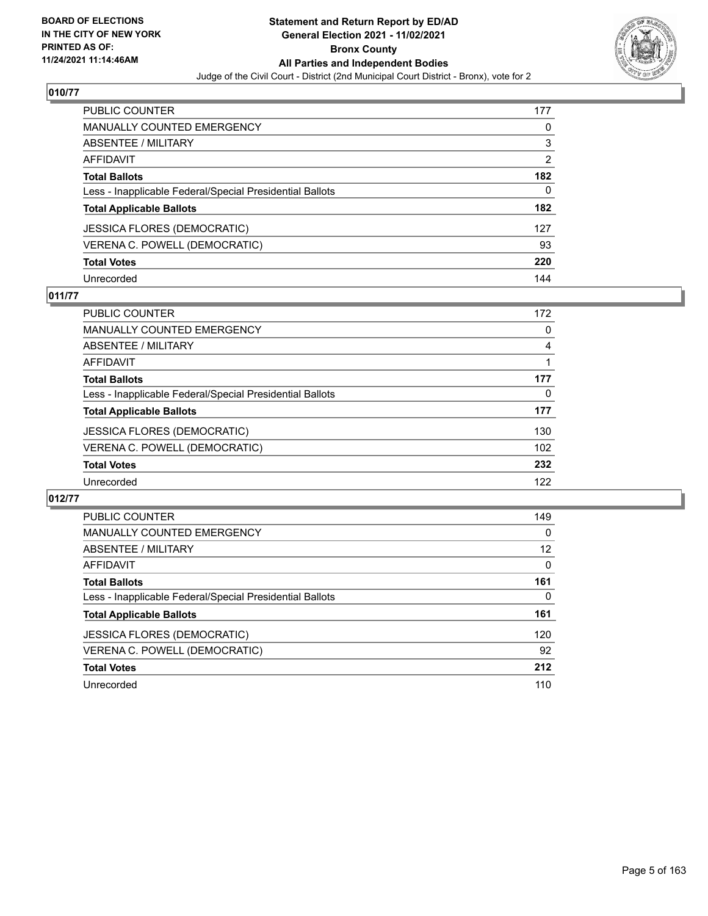**BOARD OF ELECTIONS IN THE CITY OF NEW YORK PRINTED AS OF: 11/24/2021 11:14:46AM**

**Statement and Return Report by ED/AD General Election 2021 - 11/02/2021 Bronx County All Parties and Independent Bodies**

Judge of the Civil Court - District (2nd Municipal Court District - Bronx), vote for 2

## 010/77

| | |
|---|---|
| PUBLIC COUNTER | 177 |
| MANUALLY COUNTED EMERGENCY | 0 |
| ABSENTEE / MILITARY | 3 |
| AFFIDAVIT | 2 |
| **Total Ballots** | **182** |
| Less - Inapplicable Federal/Special Presidential Ballots | 0 |
| **Total Applicable Ballots** | **182** |
| JESSICA FLORES (DEMOCRATIC) | 127 |
| VERENA C. POWELL (DEMOCRATIC) | 93 |
| **Total Votes** | **220** |
| Unrecorded | 144 |

## 011/77

| | |
|---|---|
| PUBLIC COUNTER | 172 |
| MANUALLY COUNTED EMERGENCY | 0 |
| ABSENTEE / MILITARY | 4 |
| AFFIDAVIT | 1 |
| **Total Ballots** | **177** |
| Less - Inapplicable Federal/Special Presidential Ballots | 0 |
| **Total Applicable Ballots** | **177** |
| JESSICA FLORES (DEMOCRATIC) | 130 |
| VERENA C. POWELL (DEMOCRATIC) | 102 |
| **Total Votes** | **232** |
| Unrecorded | 122 |

## 012/77

| | |
|---|---|
| PUBLIC COUNTER | 149 |
| MANUALLY COUNTED EMERGENCY | 0 |
| ABSENTEE / MILITARY | 12 |
| AFFIDAVIT | 0 |
| **Total Ballots** | **161** |
| Less - Inapplicable Federal/Special Presidential Ballots | 0 |
| **Total Applicable Ballots** | **161** |
| JESSICA FLORES (DEMOCRATIC) | 120 |
| VERENA C. POWELL (DEMOCRATIC) | 92 |
| **Total Votes** | **212** |
| Unrecorded | 110 |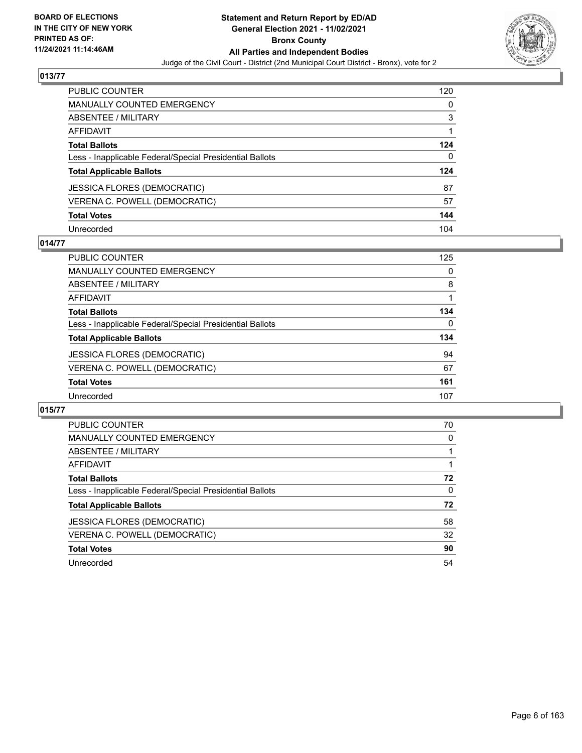## 013/77

| | |
|---|---|
| PUBLIC COUNTER | 120 |
| MANUALLY COUNTED EMERGENCY | 0 |
| ABSENTEE / MILITARY | 3 |
| AFFIDAVIT | 1 |
| **Total Ballots** | **124** |
| Less - Inapplicable Federal/Special Presidential Ballots | 0 |
| **Total Applicable Ballots** | **124** |
| JESSICA FLORES (DEMOCRATIC) | 87 |
| VERENA C. POWELL (DEMOCRATIC) | 57 |
| **Total Votes** | **144** |
| Unrecorded | 104 |

## 014/77

| | |
|---|---|
| PUBLIC COUNTER | 125 |
| MANUALLY COUNTED EMERGENCY | 0 |
| ABSENTEE / MILITARY | 8 |
| AFFIDAVIT | 1 |
| **Total Ballots** | **134** |
| Less - Inapplicable Federal/Special Presidential Ballots | 0 |
| **Total Applicable Ballots** | **134** |
| JESSICA FLORES (DEMOCRATIC) | 94 |
| VERENA C. POWELL (DEMOCRATIC) | 67 |
| **Total Votes** | **161** |
| Unrecorded | 107 |

## 015/77

| | |
|---|---|
| PUBLIC COUNTER | 70 |
| MANUALLY COUNTED EMERGENCY | 0 |
| ABSENTEE / MILITARY | 1 |
| AFFIDAVIT | 1 |
| **Total Ballots** | **72** |
| Less - Inapplicable Federal/Special Presidential Ballots | 0 |
| **Total Applicable Ballots** | **72** |
| JESSICA FLORES (DEMOCRATIC) | 58 |
| VERENA C. POWELL (DEMOCRATIC) | 32 |
| **Total Votes** | **90** |
| Unrecorded | 54 |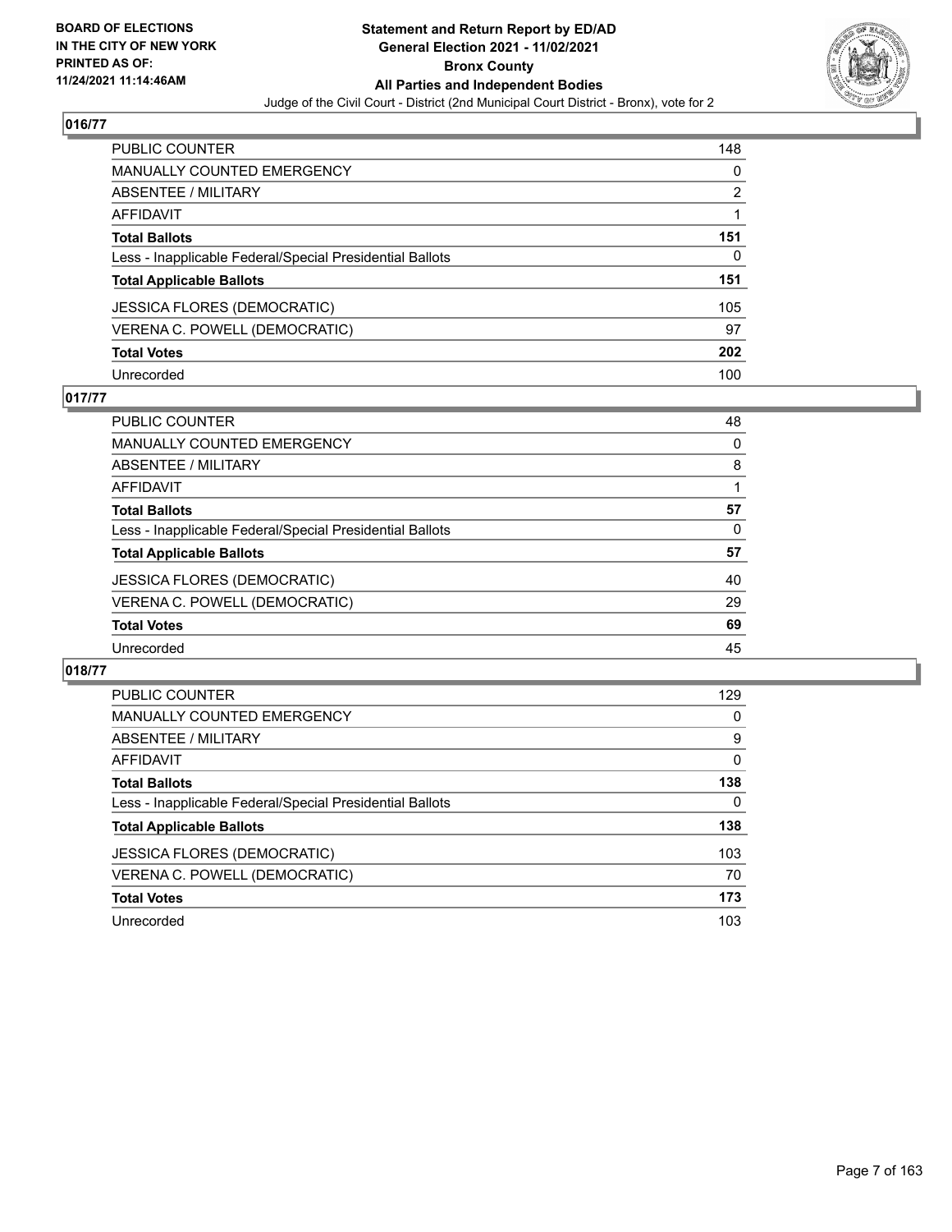## 016/77

| | |
|---|---|
| PUBLIC COUNTER | 148 |
| MANUALLY COUNTED EMERGENCY | 0 |
| ABSENTEE / MILITARY | 2 |
| AFFIDAVIT | 1 |
| **Total Ballots** | **151** |
| Less - Inapplicable Federal/Special Presidential Ballots | 0 |
| **Total Applicable Ballots** | **151** |
| JESSICA FLORES (DEMOCRATIC) | 105 |
| VERENA C. POWELL (DEMOCRATIC) | 97 |
| **Total Votes** | **202** |
| Unrecorded | 100 |

## 017/77

| | |
|---|---|
| PUBLIC COUNTER | 48 |
| MANUALLY COUNTED EMERGENCY | 0 |
| ABSENTEE / MILITARY | 8 |
| AFFIDAVIT | 1 |
| **Total Ballots** | **57** |
| Less - Inapplicable Federal/Special Presidential Ballots | 0 |
| **Total Applicable Ballots** | **57** |
| JESSICA FLORES (DEMOCRATIC) | 40 |
| VERENA C. POWELL (DEMOCRATIC) | 29 |
| **Total Votes** | **69** |
| Unrecorded | 45 |

## 018/77

| | |
|---|---|
| PUBLIC COUNTER | 129 |
| MANUALLY COUNTED EMERGENCY | 0 |
| ABSENTEE / MILITARY | 9 |
| AFFIDAVIT | 0 |
| **Total Ballots** | **138** |
| Less - Inapplicable Federal/Special Presidential Ballots | 0 |
| **Total Applicable Ballots** | **138** |
| JESSICA FLORES (DEMOCRATIC) | 103 |
| VERENA C. POWELL (DEMOCRATIC) | 70 |
| **Total Votes** | **173** |
| Unrecorded | 103 |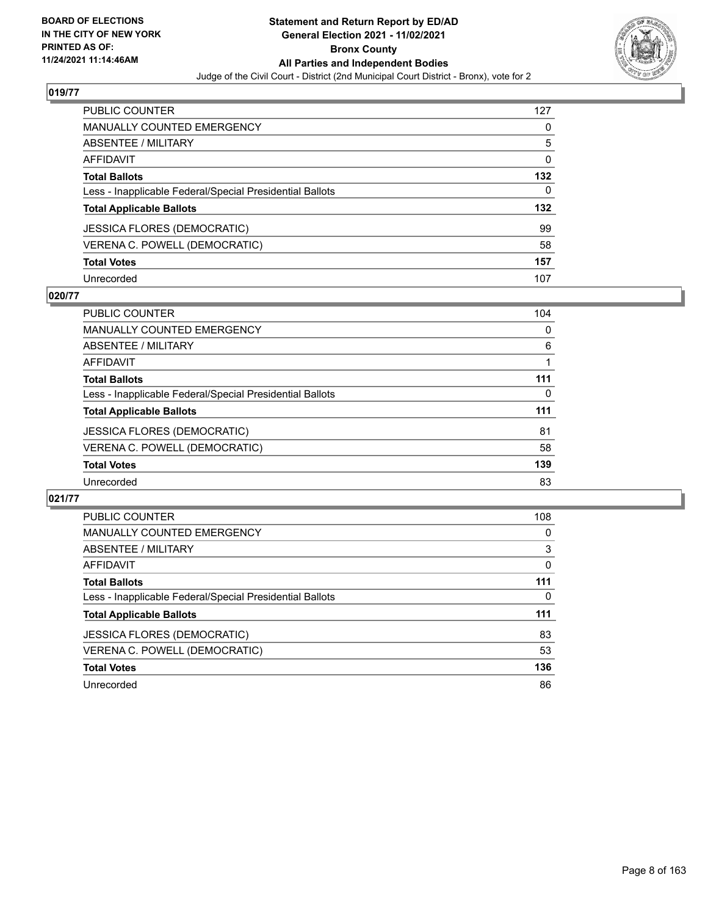BOARD OF ELECTIONS
IN THE CITY OF NEW YORK
PRINTED AS OF:
11/24/2021 11:14:46AM

**Statement and Return Report by ED/AD**
**General Election 2021 - 11/02/2021**
**Bronx County**
**All Parties and Independent Bodies**
Judge of the Civil Court - District (2nd Municipal Court District - Bronx), vote for 2

## 019/77

| | |
|---|---|
| PUBLIC COUNTER | 127 |
| MANUALLY COUNTED EMERGENCY | 0 |
| ABSENTEE / MILITARY | 5 |
| AFFIDAVIT | 0 |
| **Total Ballots** | **132** |
| Less - Inapplicable Federal/Special Presidential Ballots | 0 |
| **Total Applicable Ballots** | **132** |
| JESSICA FLORES (DEMOCRATIC) | 99 |
| VERENA C. POWELL (DEMOCRATIC) | 58 |
| **Total Votes** | **157** |
| Unrecorded | 107 |

## 020/77

| | |
|---|---|
| PUBLIC COUNTER | 104 |
| MANUALLY COUNTED EMERGENCY | 0 |
| ABSENTEE / MILITARY | 6 |
| AFFIDAVIT | 1 |
| **Total Ballots** | **111** |
| Less - Inapplicable Federal/Special Presidential Ballots | 0 |
| **Total Applicable Ballots** | **111** |
| JESSICA FLORES (DEMOCRATIC) | 81 |
| VERENA C. POWELL (DEMOCRATIC) | 58 |
| **Total Votes** | **139** |
| Unrecorded | 83 |

## 021/77

| | |
|---|---|
| PUBLIC COUNTER | 108 |
| MANUALLY COUNTED EMERGENCY | 0 |
| ABSENTEE / MILITARY | 3 |
| AFFIDAVIT | 0 |
| **Total Ballots** | **111** |
| Less - Inapplicable Federal/Special Presidential Ballots | 0 |
| **Total Applicable Ballots** | **111** |
| JESSICA FLORES (DEMOCRATIC) | 83 |
| VERENA C. POWELL (DEMOCRATIC) | 53 |
| **Total Votes** | **136** |
| Unrecorded | 86 |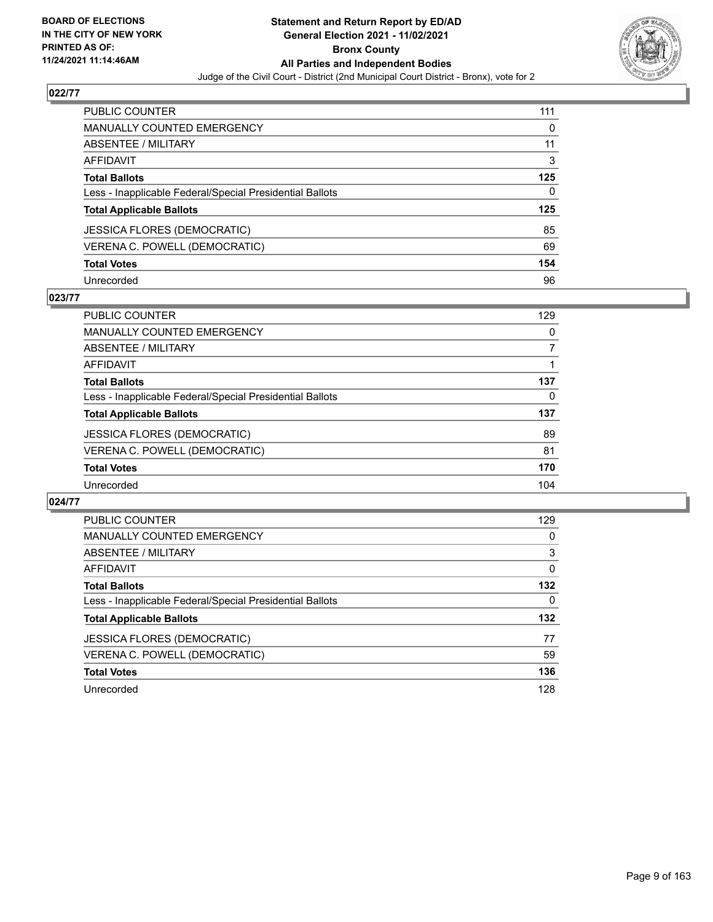**BOARD OF ELECTIONS IN THE CITY OF NEW YORK PRINTED AS OF: 11/24/2021 11:14:46AM**

**Statement and Return Report by ED/AD General Election 2021 - 11/02/2021 Bronx County All Parties and Independent Bodies**

Judge of the Civil Court - District (2nd Municipal Court District - Bronx), vote for 2

## 022/77

| | |
|---|---|
| PUBLIC COUNTER | 111 |
| MANUALLY COUNTED EMERGENCY | 0 |
| ABSENTEE / MILITARY | 11 |
| AFFIDAVIT | 3 |
| **Total Ballots** | **125** |
| Less - Inapplicable Federal/Special Presidential Ballots | 0 |
| **Total Applicable Ballots** | **125** |
| JESSICA FLORES (DEMOCRATIC) | 85 |
| VERENA C. POWELL (DEMOCRATIC) | 69 |
| **Total Votes** | **154** |
| Unrecorded | 96 |

## 023/77

| | |
|---|---|
| PUBLIC COUNTER | 129 |
| MANUALLY COUNTED EMERGENCY | 0 |
| ABSENTEE / MILITARY | 7 |
| AFFIDAVIT | 1 |
| **Total Ballots** | **137** |
| Less - Inapplicable Federal/Special Presidential Ballots | 0 |
| **Total Applicable Ballots** | **137** |
| JESSICA FLORES (DEMOCRATIC) | 89 |
| VERENA C. POWELL (DEMOCRATIC) | 81 |
| **Total Votes** | **170** |
| Unrecorded | 104 |

## 024/77

| | |
|---|---|
| PUBLIC COUNTER | 129 |
| MANUALLY COUNTED EMERGENCY | 0 |
| ABSENTEE / MILITARY | 3 |
| AFFIDAVIT | 0 |
| **Total Ballots** | **132** |
| Less - Inapplicable Federal/Special Presidential Ballots | 0 |
| **Total Applicable Ballots** | **132** |
| JESSICA FLORES (DEMOCRATIC) | 77 |
| VERENA C. POWELL (DEMOCRATIC) | 59 |
| **Total Votes** | **136** |
| Unrecorded | 128 |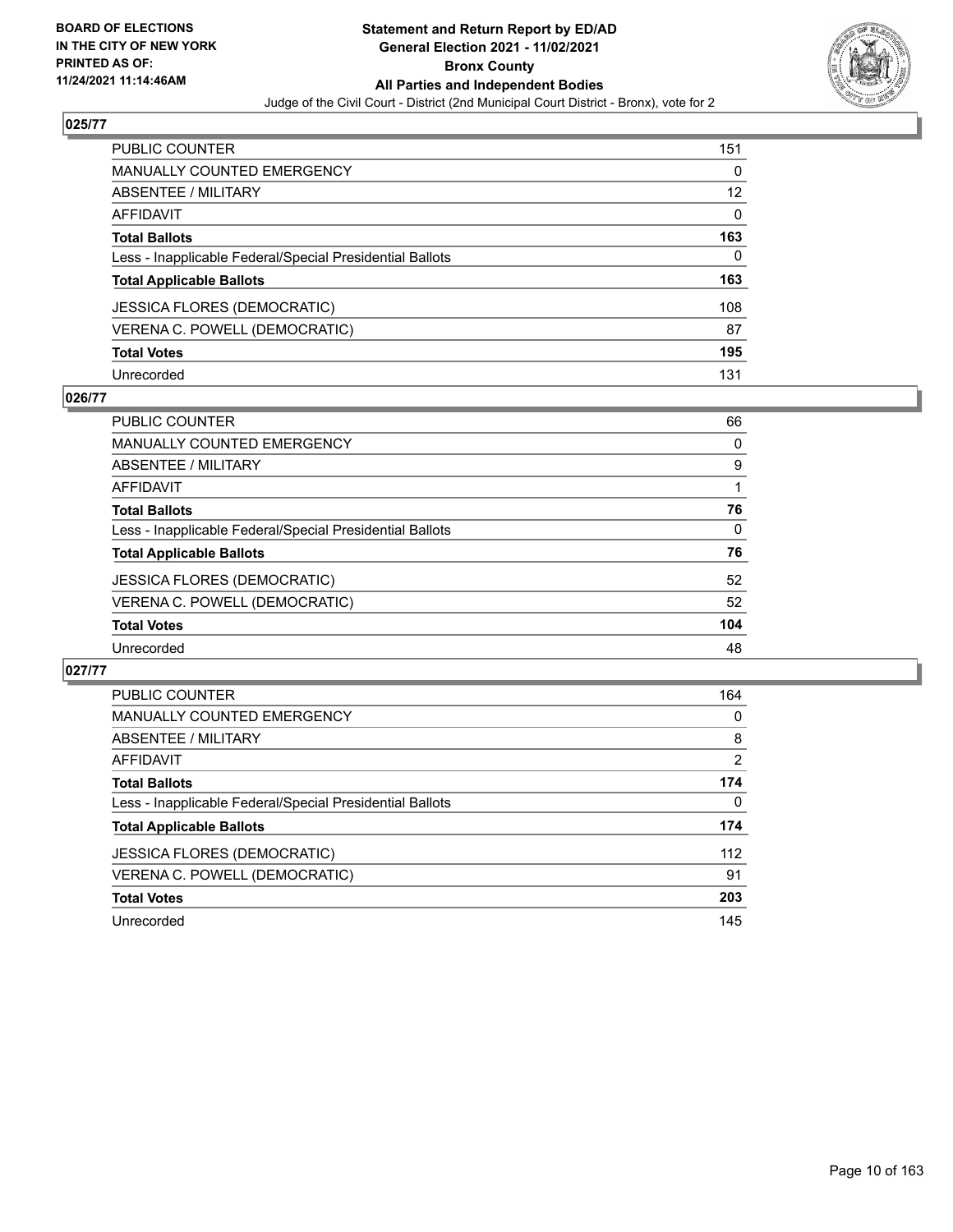## 025/77

| | |
|---|---|
| PUBLIC COUNTER | 151 |
| MANUALLY COUNTED EMERGENCY | 0 |
| ABSENTEE / MILITARY | 12 |
| AFFIDAVIT | 0 |
| **Total Ballots** | **163** |
| Less - Inapplicable Federal/Special Presidential Ballots | 0 |
| **Total Applicable Ballots** | **163** |
| JESSICA FLORES (DEMOCRATIC) | 108 |
| VERENA C. POWELL (DEMOCRATIC) | 87 |
| **Total Votes** | **195** |
| Unrecorded | 131 |

## 026/77

| | |
|---|---|
| PUBLIC COUNTER | 66 |
| MANUALLY COUNTED EMERGENCY | 0 |
| ABSENTEE / MILITARY | 9 |
| AFFIDAVIT | 1 |
| **Total Ballots** | **76** |
| Less - Inapplicable Federal/Special Presidential Ballots | 0 |
| **Total Applicable Ballots** | **76** |
| JESSICA FLORES (DEMOCRATIC) | 52 |
| VERENA C. POWELL (DEMOCRATIC) | 52 |
| **Total Votes** | **104** |
| Unrecorded | 48 |

## 027/77

| | |
|---|---|
| PUBLIC COUNTER | 164 |
| MANUALLY COUNTED EMERGENCY | 0 |
| ABSENTEE / MILITARY | 8 |
| AFFIDAVIT | 2 |
| **Total Ballots** | **174** |
| Less - Inapplicable Federal/Special Presidential Ballots | 0 |
| **Total Applicable Ballots** | **174** |
| JESSICA FLORES (DEMOCRATIC) | 112 |
| VERENA C. POWELL (DEMOCRATIC) | 91 |
| **Total Votes** | **203** |
| Unrecorded | 145 |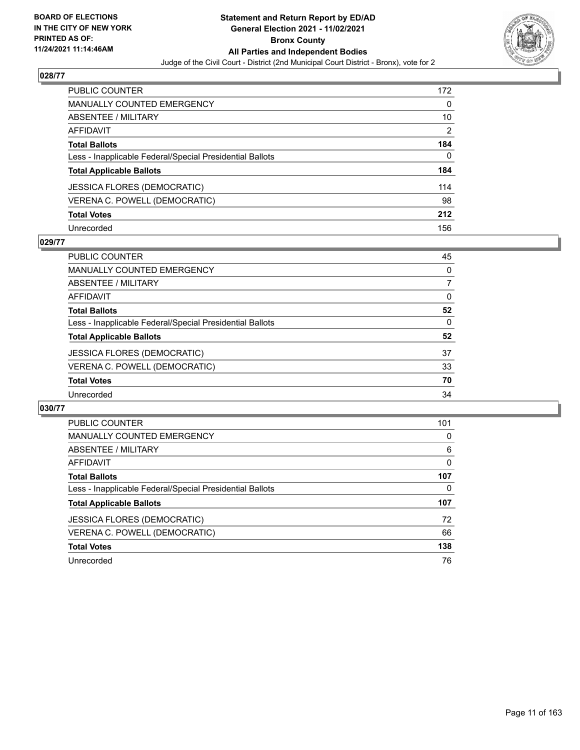## 028/77

| | |
|---|---|
| PUBLIC COUNTER | 172 |
| MANUALLY COUNTED EMERGENCY | 0 |
| ABSENTEE / MILITARY | 10 |
| AFFIDAVIT | 2 |
| **Total Ballots** | **184** |
| Less - Inapplicable Federal/Special Presidential Ballots | 0 |
| **Total Applicable Ballots** | **184** |
| JESSICA FLORES (DEMOCRATIC) | 114 |
| VERENA C. POWELL (DEMOCRATIC) | 98 |
| **Total Votes** | **212** |
| Unrecorded | 156 |

## 029/77

| | |
|---|---|
| PUBLIC COUNTER | 45 |
| MANUALLY COUNTED EMERGENCY | 0 |
| ABSENTEE / MILITARY | 7 |
| AFFIDAVIT | 0 |
| **Total Ballots** | **52** |
| Less - Inapplicable Federal/Special Presidential Ballots | 0 |
| **Total Applicable Ballots** | **52** |
| JESSICA FLORES (DEMOCRATIC) | 37 |
| VERENA C. POWELL (DEMOCRATIC) | 33 |
| **Total Votes** | **70** |
| Unrecorded | 34 |

## 030/77

| | |
|---|---|
| PUBLIC COUNTER | 101 |
| MANUALLY COUNTED EMERGENCY | 0 |
| ABSENTEE / MILITARY | 6 |
| AFFIDAVIT | 0 |
| **Total Ballots** | **107** |
| Less - Inapplicable Federal/Special Presidential Ballots | 0 |
| **Total Applicable Ballots** | **107** |
| JESSICA FLORES (DEMOCRATIC) | 72 |
| VERENA C. POWELL (DEMOCRATIC) | 66 |
| **Total Votes** | **138** |
| Unrecorded | 76 |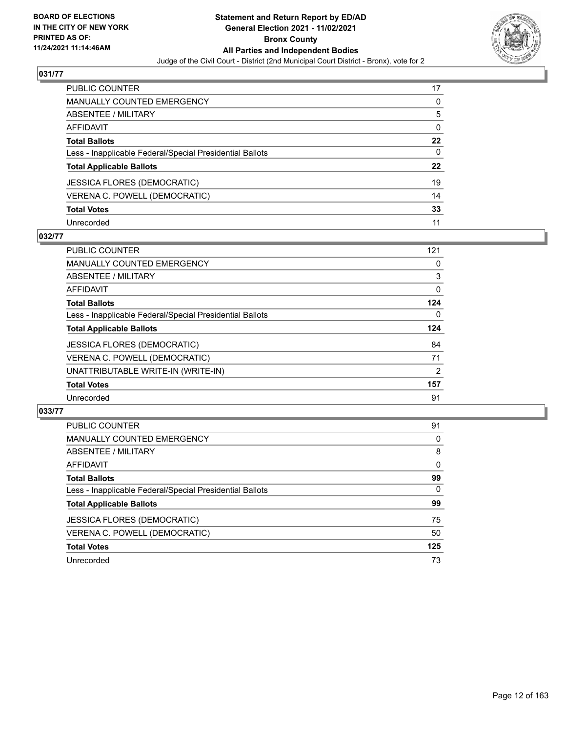BOARD OF ELECTIONS
IN THE CITY OF NEW YORK
PRINTED AS OF:
11/24/2021 11:14:46AM

**Statement and Return Report by ED/AD**
**General Election 2021 - 11/02/2021**
**Bronx County**
**All Parties and Independent Bodies**
Judge of the Civil Court - District (2nd Municipal Court District - Bronx), vote for 2

## 031/77

| | |
|---|---|
| PUBLIC COUNTER | 17 |
| MANUALLY COUNTED EMERGENCY | 0 |
| ABSENTEE / MILITARY | 5 |
| AFFIDAVIT | 0 |
| **Total Ballots** | **22** |
| Less - Inapplicable Federal/Special Presidential Ballots | 0 |
| **Total Applicable Ballots** | **22** |
| JESSICA FLORES (DEMOCRATIC) | 19 |
| VERENA C. POWELL (DEMOCRATIC) | 14 |
| **Total Votes** | **33** |
| Unrecorded | 11 |

## 032/77

| | |
|---|---|
| PUBLIC COUNTER | 121 |
| MANUALLY COUNTED EMERGENCY | 0 |
| ABSENTEE / MILITARY | 3 |
| AFFIDAVIT | 0 |
| **Total Ballots** | **124** |
| Less - Inapplicable Federal/Special Presidential Ballots | 0 |
| **Total Applicable Ballots** | **124** |
| JESSICA FLORES (DEMOCRATIC) | 84 |
| VERENA C. POWELL (DEMOCRATIC) | 71 |
| UNATTRIBUTABLE WRITE-IN (WRITE-IN) | 2 |
| **Total Votes** | **157** |
| Unrecorded | 91 |

## 033/77

| | |
|---|---|
| PUBLIC COUNTER | 91 |
| MANUALLY COUNTED EMERGENCY | 0 |
| ABSENTEE / MILITARY | 8 |
| AFFIDAVIT | 0 |
| **Total Ballots** | **99** |
| Less - Inapplicable Federal/Special Presidential Ballots | 0 |
| **Total Applicable Ballots** | **99** |
| JESSICA FLORES (DEMOCRATIC) | 75 |
| VERENA C. POWELL (DEMOCRATIC) | 50 |
| **Total Votes** | **125** |
| Unrecorded | 73 |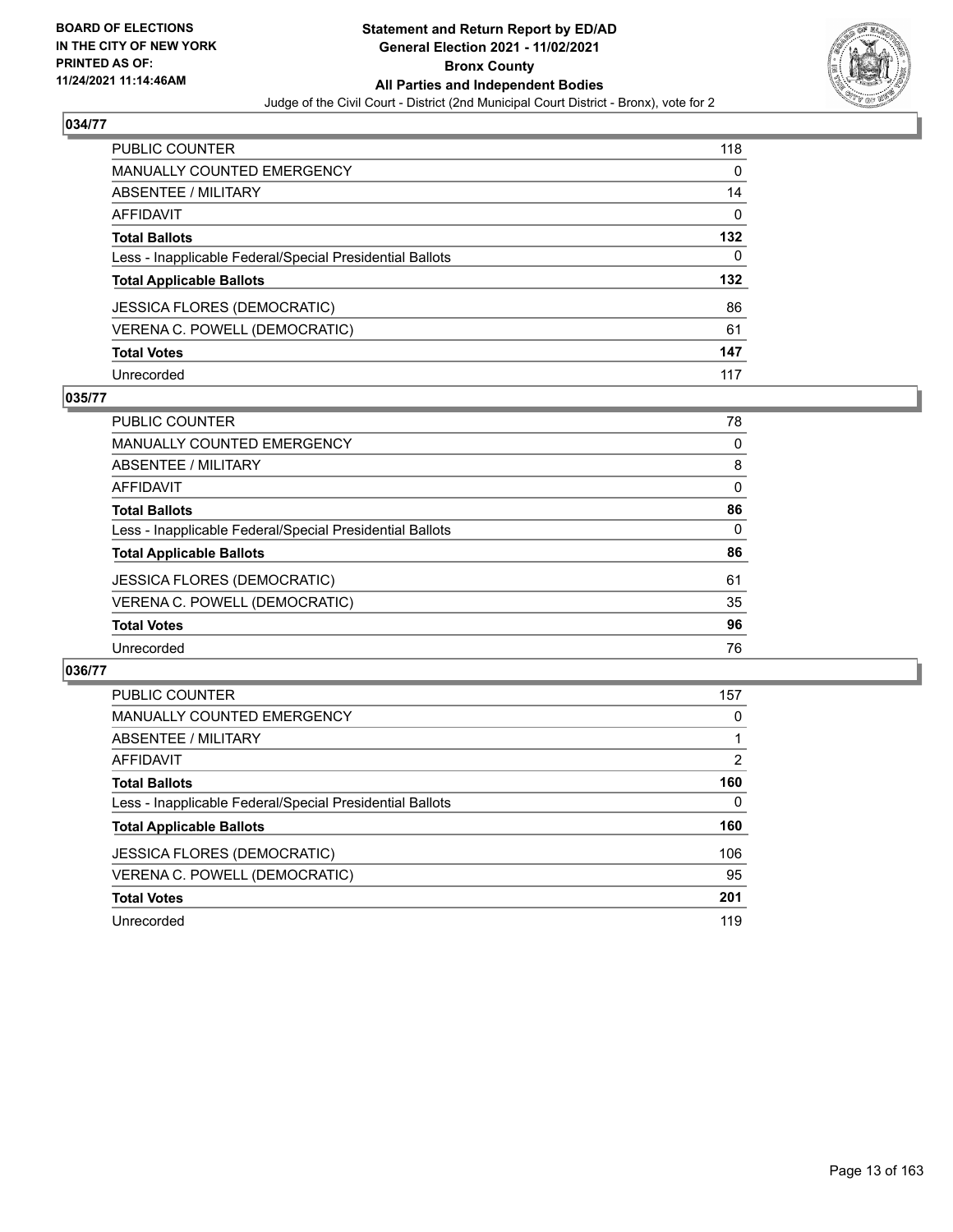## 034/77

| | |
|---|---|
| PUBLIC COUNTER | 118 |
| MANUALLY COUNTED EMERGENCY | 0 |
| ABSENTEE / MILITARY | 14 |
| AFFIDAVIT | 0 |
| **Total Ballots** | **132** |
| Less - Inapplicable Federal/Special Presidential Ballots | 0 |
| **Total Applicable Ballots** | **132** |
| JESSICA FLORES (DEMOCRATIC) | 86 |
| VERENA C. POWELL (DEMOCRATIC) | 61 |
| **Total Votes** | **147** |
| Unrecorded | 117 |

## 035/77

| | |
|---|---|
| PUBLIC COUNTER | 78 |
| MANUALLY COUNTED EMERGENCY | 0 |
| ABSENTEE / MILITARY | 8 |
| AFFIDAVIT | 0 |
| **Total Ballots** | **86** |
| Less - Inapplicable Federal/Special Presidential Ballots | 0 |
| **Total Applicable Ballots** | **86** |
| JESSICA FLORES (DEMOCRATIC) | 61 |
| VERENA C. POWELL (DEMOCRATIC) | 35 |
| **Total Votes** | **96** |
| Unrecorded | 76 |

## 036/77

| | |
|---|---|
| PUBLIC COUNTER | 157 |
| MANUALLY COUNTED EMERGENCY | 0 |
| ABSENTEE / MILITARY | 1 |
| AFFIDAVIT | 2 |
| **Total Ballots** | **160** |
| Less - Inapplicable Federal/Special Presidential Ballots | 0 |
| **Total Applicable Ballots** | **160** |
| JESSICA FLORES (DEMOCRATIC) | 106 |
| VERENA C. POWELL (DEMOCRATIC) | 95 |
| **Total Votes** | **201** |
| Unrecorded | 119 |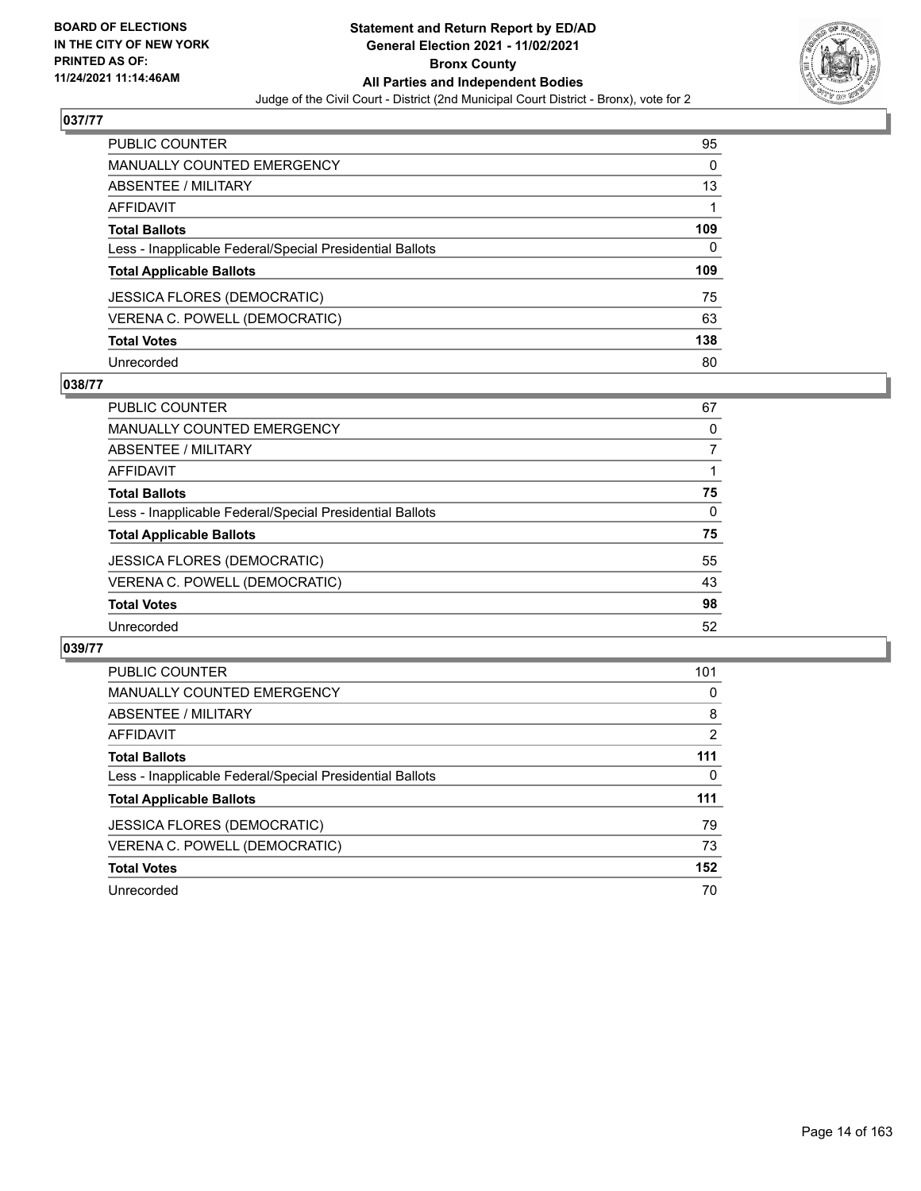## 037/77

| | |
|---|---|
| PUBLIC COUNTER | 95 |
| MANUALLY COUNTED EMERGENCY | 0 |
| ABSENTEE / MILITARY | 13 |
| AFFIDAVIT | 1 |
| **Total Ballots** | **109** |
| Less - Inapplicable Federal/Special Presidential Ballots | 0 |
| **Total Applicable Ballots** | **109** |
| JESSICA FLORES (DEMOCRATIC) | 75 |
| VERENA C. POWELL (DEMOCRATIC) | 63 |
| **Total Votes** | **138** |
| Unrecorded | 80 |

## 038/77

| | |
|---|---|
| PUBLIC COUNTER | 67 |
| MANUALLY COUNTED EMERGENCY | 0 |
| ABSENTEE / MILITARY | 7 |
| AFFIDAVIT | 1 |
| **Total Ballots** | **75** |
| Less - Inapplicable Federal/Special Presidential Ballots | 0 |
| **Total Applicable Ballots** | **75** |
| JESSICA FLORES (DEMOCRATIC) | 55 |
| VERENA C. POWELL (DEMOCRATIC) | 43 |
| **Total Votes** | **98** |
| Unrecorded | 52 |

## 039/77

| | |
|---|---|
| PUBLIC COUNTER | 101 |
| MANUALLY COUNTED EMERGENCY | 0 |
| ABSENTEE / MILITARY | 8 |
| AFFIDAVIT | 2 |
| **Total Ballots** | **111** |
| Less - Inapplicable Federal/Special Presidential Ballots | 0 |
| **Total Applicable Ballots** | **111** |
| JESSICA FLORES (DEMOCRATIC) | 79 |
| VERENA C. POWELL (DEMOCRATIC) | 73 |
| **Total Votes** | **152** |
| Unrecorded | 70 |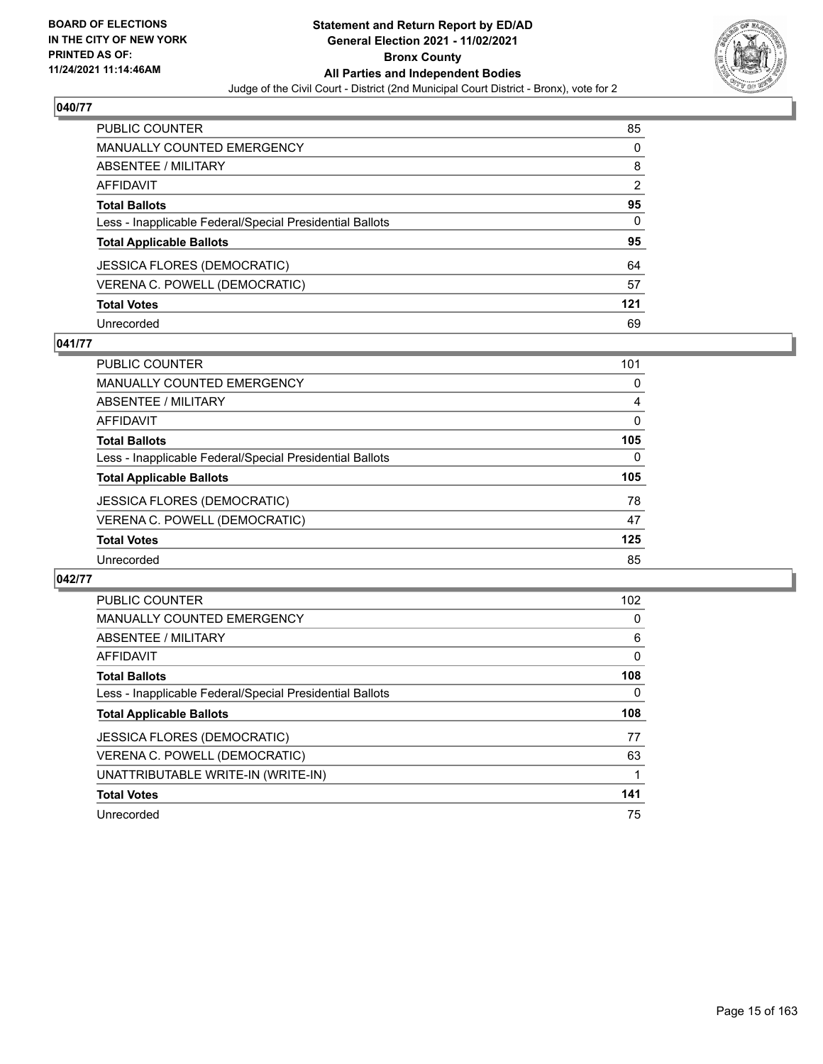## 040/77

| | |
|---|---|
| PUBLIC COUNTER | 85 |
| MANUALLY COUNTED EMERGENCY | 0 |
| ABSENTEE / MILITARY | 8 |
| AFFIDAVIT | 2 |
| **Total Ballots** | **95** |
| Less - Inapplicable Federal/Special Presidential Ballots | 0 |
| **Total Applicable Ballots** | **95** |
| JESSICA FLORES (DEMOCRATIC) | 64 |
| VERENA C. POWELL (DEMOCRATIC) | 57 |
| **Total Votes** | **121** |
| Unrecorded | 69 |

## 041/77

| | |
|---|---|
| PUBLIC COUNTER | 101 |
| MANUALLY COUNTED EMERGENCY | 0 |
| ABSENTEE / MILITARY | 4 |
| AFFIDAVIT | 0 |
| **Total Ballots** | **105** |
| Less - Inapplicable Federal/Special Presidential Ballots | 0 |
| **Total Applicable Ballots** | **105** |
| JESSICA FLORES (DEMOCRATIC) | 78 |
| VERENA C. POWELL (DEMOCRATIC) | 47 |
| **Total Votes** | **125** |
| Unrecorded | 85 |

## 042/77

| | |
|---|---|
| PUBLIC COUNTER | 102 |
| MANUALLY COUNTED EMERGENCY | 0 |
| ABSENTEE / MILITARY | 6 |
| AFFIDAVIT | 0 |
| **Total Ballots** | **108** |
| Less - Inapplicable Federal/Special Presidential Ballots | 0 |
| **Total Applicable Ballots** | **108** |
| JESSICA FLORES (DEMOCRATIC) | 77 |
| VERENA C. POWELL (DEMOCRATIC) | 63 |
| UNATTRIBUTABLE WRITE-IN (WRITE-IN) | 1 |
| **Total Votes** | **141** |
| Unrecorded | 75 |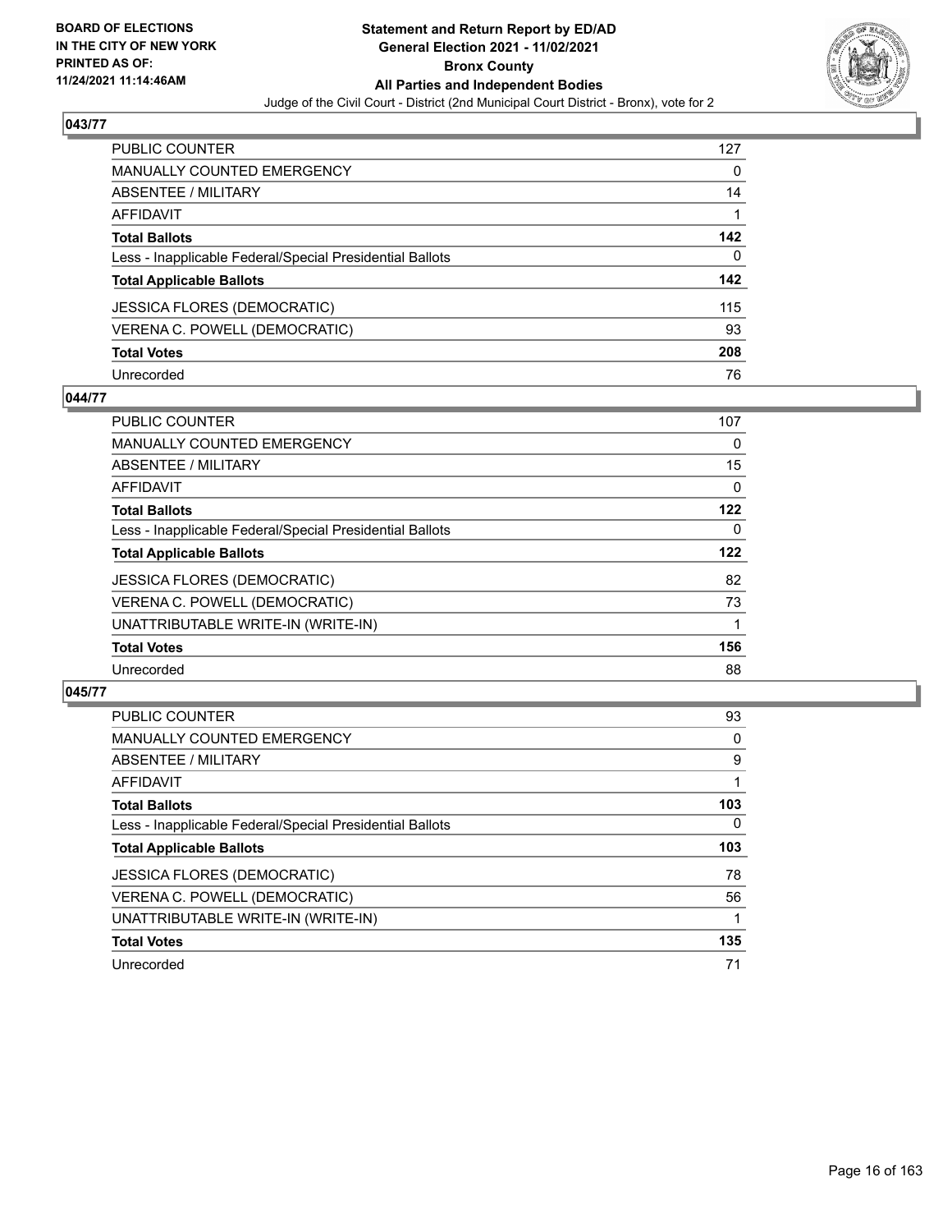## 043/77

| | |
|---|---|
| PUBLIC COUNTER | 127 |
| MANUALLY COUNTED EMERGENCY | 0 |
| ABSENTEE / MILITARY | 14 |
| AFFIDAVIT | 1 |
| **Total Ballots** | **142** |
| Less - Inapplicable Federal/Special Presidential Ballots | 0 |
| **Total Applicable Ballots** | **142** |
| JESSICA FLORES (DEMOCRATIC) | 115 |
| VERENA C. POWELL (DEMOCRATIC) | 93 |
| **Total Votes** | **208** |
| Unrecorded | 76 |

## 044/77

| | |
|---|---|
| PUBLIC COUNTER | 107 |
| MANUALLY COUNTED EMERGENCY | 0 |
| ABSENTEE / MILITARY | 15 |
| AFFIDAVIT | 0 |
| **Total Ballots** | **122** |
| Less - Inapplicable Federal/Special Presidential Ballots | 0 |
| **Total Applicable Ballots** | **122** |
| JESSICA FLORES (DEMOCRATIC) | 82 |
| VERENA C. POWELL (DEMOCRATIC) | 73 |
| UNATTRIBUTABLE WRITE-IN (WRITE-IN) | 1 |
| **Total Votes** | **156** |
| Unrecorded | 88 |

## 045/77

| | |
|---|---|
| PUBLIC COUNTER | 93 |
| MANUALLY COUNTED EMERGENCY | 0 |
| ABSENTEE / MILITARY | 9 |
| AFFIDAVIT | 1 |
| **Total Ballots** | **103** |
| Less - Inapplicable Federal/Special Presidential Ballots | 0 |
| **Total Applicable Ballots** | **103** |
| JESSICA FLORES (DEMOCRATIC) | 78 |
| VERENA C. POWELL (DEMOCRATIC) | 56 |
| UNATTRIBUTABLE WRITE-IN (WRITE-IN) | 1 |
| **Total Votes** | **135** |
| Unrecorded | 71 |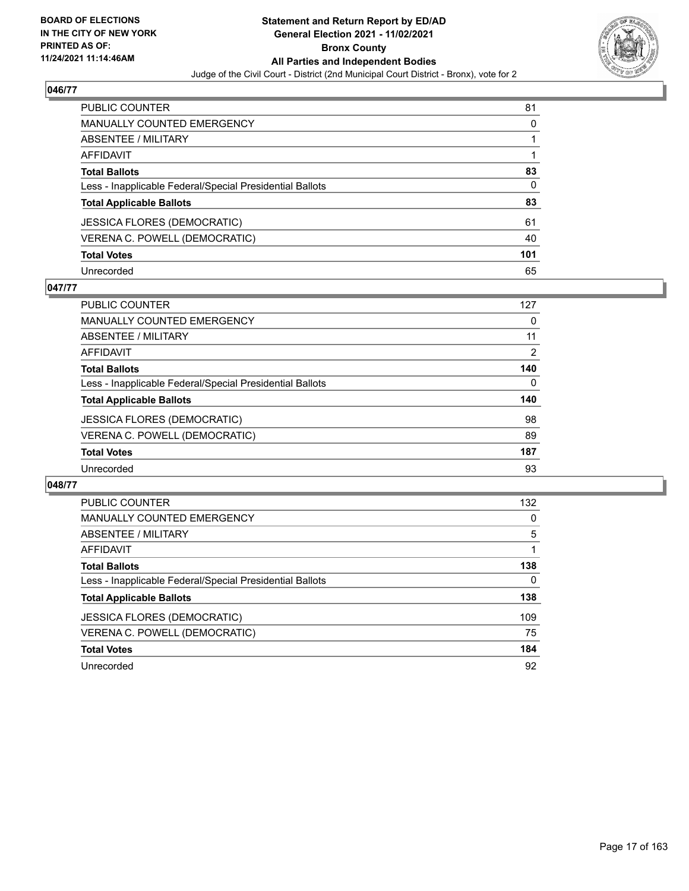## 046/77

| | |
|---|---|
| PUBLIC COUNTER | 81 |
| MANUALLY COUNTED EMERGENCY | 0 |
| ABSENTEE / MILITARY | 1 |
| AFFIDAVIT | 1 |
| **Total Ballots** | **83** |
| Less - Inapplicable Federal/Special Presidential Ballots | 0 |
| **Total Applicable Ballots** | **83** |
| JESSICA FLORES (DEMOCRATIC) | 61 |
| VERENA C. POWELL (DEMOCRATIC) | 40 |
| **Total Votes** | **101** |
| Unrecorded | 65 |

## 047/77

| | |
|---|---|
| PUBLIC COUNTER | 127 |
| MANUALLY COUNTED EMERGENCY | 0 |
| ABSENTEE / MILITARY | 11 |
| AFFIDAVIT | 2 |
| **Total Ballots** | **140** |
| Less - Inapplicable Federal/Special Presidential Ballots | 0 |
| **Total Applicable Ballots** | **140** |
| JESSICA FLORES (DEMOCRATIC) | 98 |
| VERENA C. POWELL (DEMOCRATIC) | 89 |
| **Total Votes** | **187** |
| Unrecorded | 93 |

## 048/77

| | |
|---|---|
| PUBLIC COUNTER | 132 |
| MANUALLY COUNTED EMERGENCY | 0 |
| ABSENTEE / MILITARY | 5 |
| AFFIDAVIT | 1 |
| **Total Ballots** | **138** |
| Less - Inapplicable Federal/Special Presidential Ballots | 0 |
| **Total Applicable Ballots** | **138** |
| JESSICA FLORES (DEMOCRATIC) | 109 |
| VERENA C. POWELL (DEMOCRATIC) | 75 |
| **Total Votes** | **184** |
| Unrecorded | 92 |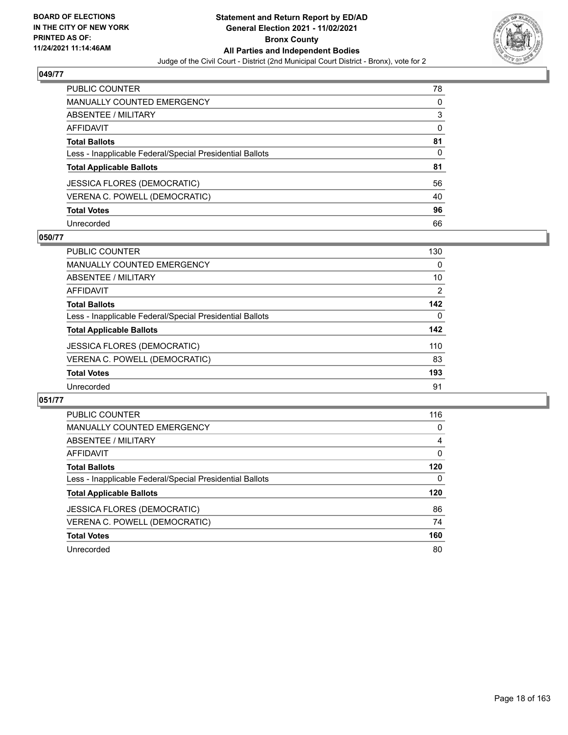## 049/77

| | |
|---|---|
| PUBLIC COUNTER | 78 |
| MANUALLY COUNTED EMERGENCY | 0 |
| ABSENTEE / MILITARY | 3 |
| AFFIDAVIT | 0 |
| **Total Ballots** | **81** |
| Less - Inapplicable Federal/Special Presidential Ballots | 0 |
| **Total Applicable Ballots** | **81** |
| JESSICA FLORES (DEMOCRATIC) | 56 |
| VERENA C. POWELL (DEMOCRATIC) | 40 |
| **Total Votes** | **96** |
| Unrecorded | 66 |

## 050/77

| | |
|---|---|
| PUBLIC COUNTER | 130 |
| MANUALLY COUNTED EMERGENCY | 0 |
| ABSENTEE / MILITARY | 10 |
| AFFIDAVIT | 2 |
| **Total Ballots** | **142** |
| Less - Inapplicable Federal/Special Presidential Ballots | 0 |
| **Total Applicable Ballots** | **142** |
| JESSICA FLORES (DEMOCRATIC) | 110 |
| VERENA C. POWELL (DEMOCRATIC) | 83 |
| **Total Votes** | **193** |
| Unrecorded | 91 |

## 051/77

| | |
|---|---|
| PUBLIC COUNTER | 116 |
| MANUALLY COUNTED EMERGENCY | 0 |
| ABSENTEE / MILITARY | 4 |
| AFFIDAVIT | 0 |
| **Total Ballots** | **120** |
| Less - Inapplicable Federal/Special Presidential Ballots | 0 |
| **Total Applicable Ballots** | **120** |
| JESSICA FLORES (DEMOCRATIC) | 86 |
| VERENA C. POWELL (DEMOCRATIC) | 74 |
| **Total Votes** | **160** |
| Unrecorded | 80 |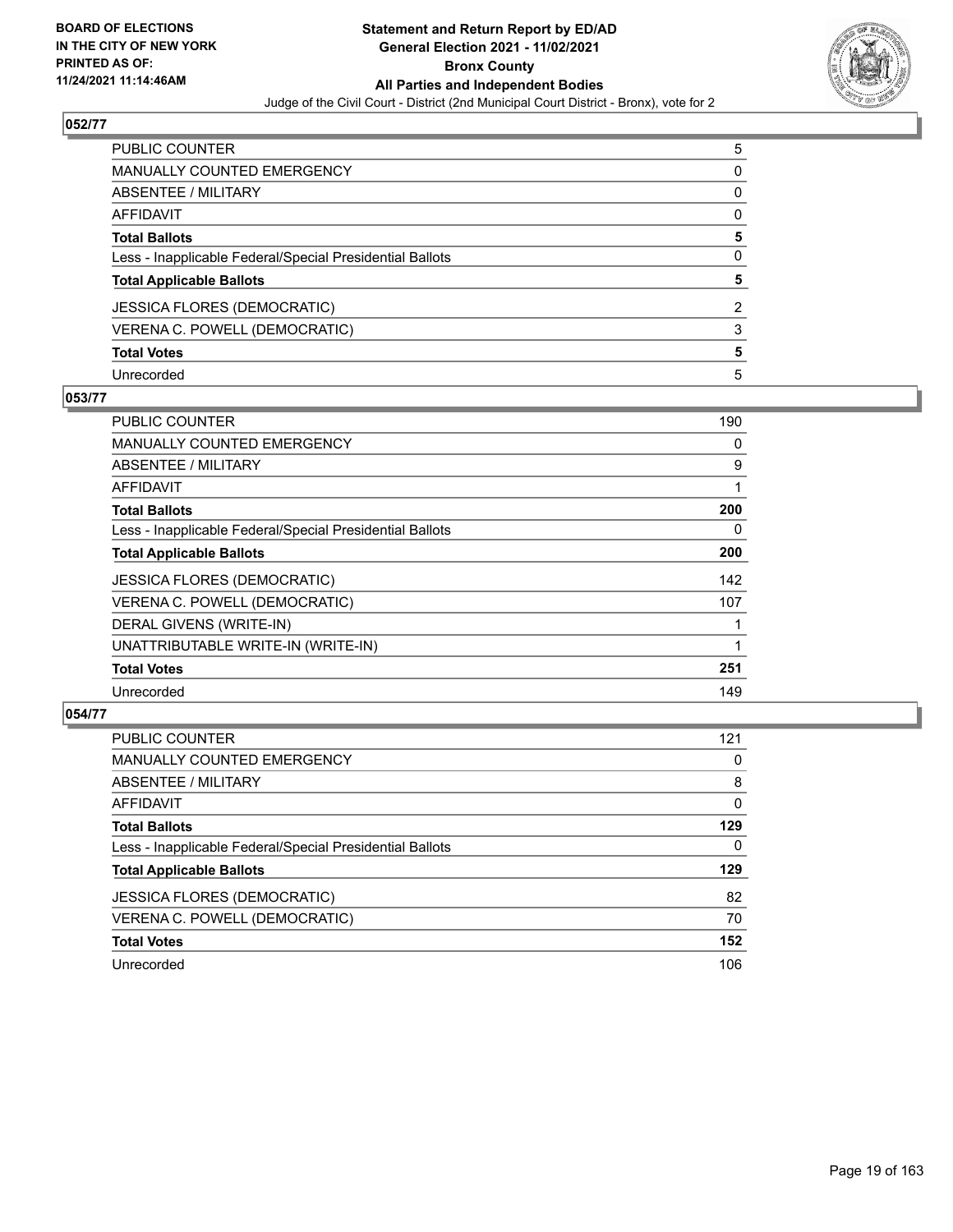## 052/77

| | |
|---|---|
| PUBLIC COUNTER | 5 |
| MANUALLY COUNTED EMERGENCY | 0 |
| ABSENTEE / MILITARY | 0 |
| AFFIDAVIT | 0 |
| **Total Ballots** | **5** |
| Less - Inapplicable Federal/Special Presidential Ballots | 0 |
| **Total Applicable Ballots** | **5** |
| JESSICA FLORES (DEMOCRATIC) | 2 |
| VERENA C. POWELL (DEMOCRATIC) | 3 |
| **Total Votes** | **5** |
| Unrecorded | 5 |

## 053/77

| | |
|---|---|
| PUBLIC COUNTER | 190 |
| MANUALLY COUNTED EMERGENCY | 0 |
| ABSENTEE / MILITARY | 9 |
| AFFIDAVIT | 1 |
| **Total Ballots** | **200** |
| Less - Inapplicable Federal/Special Presidential Ballots | 0 |
| **Total Applicable Ballots** | **200** |
| JESSICA FLORES (DEMOCRATIC) | 142 |
| VERENA C. POWELL (DEMOCRATIC) | 107 |
| DERAL GIVENS (WRITE-IN) | 1 |
| UNATTRIBUTABLE WRITE-IN (WRITE-IN) | 1 |
| **Total Votes** | **251** |
| Unrecorded | 149 |

## 054/77

| | |
|---|---|
| PUBLIC COUNTER | 121 |
| MANUALLY COUNTED EMERGENCY | 0 |
| ABSENTEE / MILITARY | 8 |
| AFFIDAVIT | 0 |
| **Total Ballots** | **129** |
| Less - Inapplicable Federal/Special Presidential Ballots | 0 |
| **Total Applicable Ballots** | **129** |
| JESSICA FLORES (DEMOCRATIC) | 82 |
| VERENA C. POWELL (DEMOCRATIC) | 70 |
| **Total Votes** | **152** |
| Unrecorded | 106 |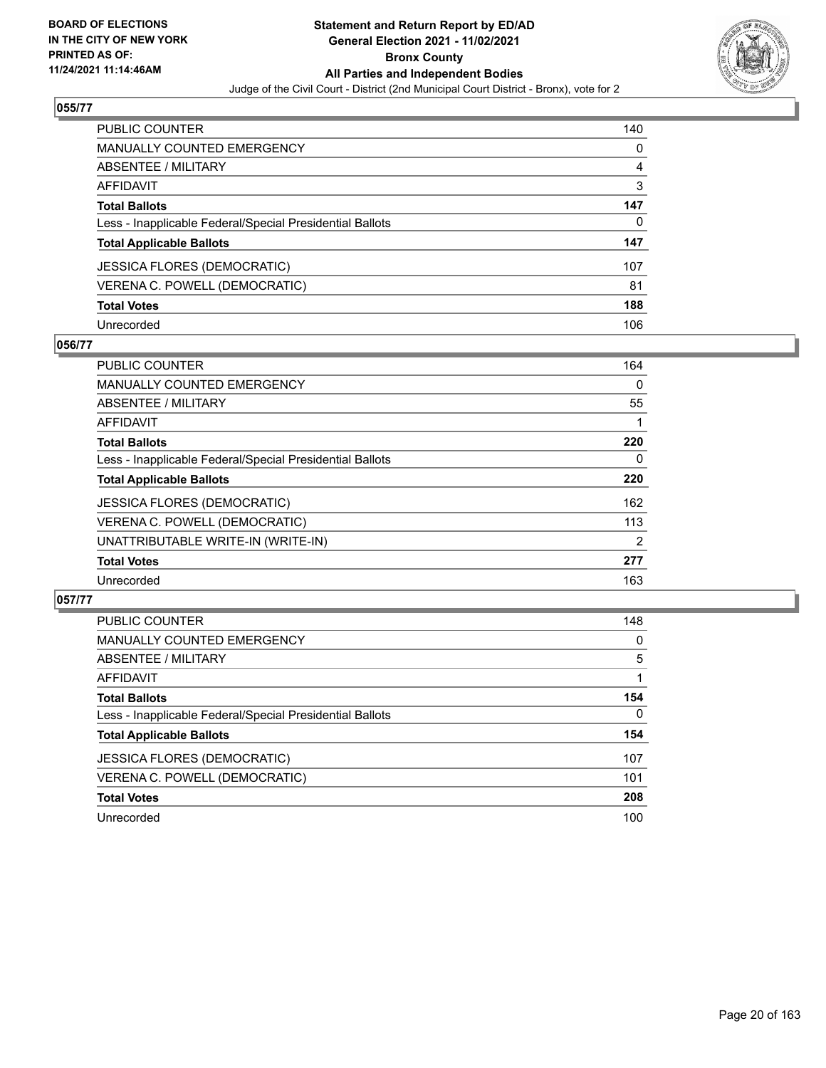**BOARD OF ELECTIONS IN THE CITY OF NEW YORK PRINTED AS OF: 11/24/2021 11:14:46AM**

**Statement and Return Report by ED/AD General Election 2021 - 11/02/2021 Bronx County All Parties and Independent Bodies**

Judge of the Civil Court - District (2nd Municipal Court District - Bronx), vote for 2

## 055/77

| | |
|---|---|
| PUBLIC COUNTER | 140 |
| MANUALLY COUNTED EMERGENCY | 0 |
| ABSENTEE / MILITARY | 4 |
| AFFIDAVIT | 3 |
| **Total Ballots** | **147** |
| Less - Inapplicable Federal/Special Presidential Ballots | 0 |
| **Total Applicable Ballots** | **147** |
| JESSICA FLORES (DEMOCRATIC) | 107 |
| VERENA C. POWELL (DEMOCRATIC) | 81 |
| **Total Votes** | **188** |
| Unrecorded | 106 |

## 056/77

| | |
|---|---|
| PUBLIC COUNTER | 164 |
| MANUALLY COUNTED EMERGENCY | 0 |
| ABSENTEE / MILITARY | 55 |
| AFFIDAVIT | 1 |
| **Total Ballots** | **220** |
| Less - Inapplicable Federal/Special Presidential Ballots | 0 |
| **Total Applicable Ballots** | **220** |
| JESSICA FLORES (DEMOCRATIC) | 162 |
| VERENA C. POWELL (DEMOCRATIC) | 113 |
| UNATTRIBUTABLE WRITE-IN (WRITE-IN) | 2 |
| **Total Votes** | **277** |
| Unrecorded | 163 |

## 057/77

| | |
|---|---|
| PUBLIC COUNTER | 148 |
| MANUALLY COUNTED EMERGENCY | 0 |
| ABSENTEE / MILITARY | 5 |
| AFFIDAVIT | 1 |
| **Total Ballots** | **154** |
| Less - Inapplicable Federal/Special Presidential Ballots | 0 |
| **Total Applicable Ballots** | **154** |
| JESSICA FLORES (DEMOCRATIC) | 107 |
| VERENA C. POWELL (DEMOCRATIC) | 101 |
| **Total Votes** | **208** |
| Unrecorded | 100 |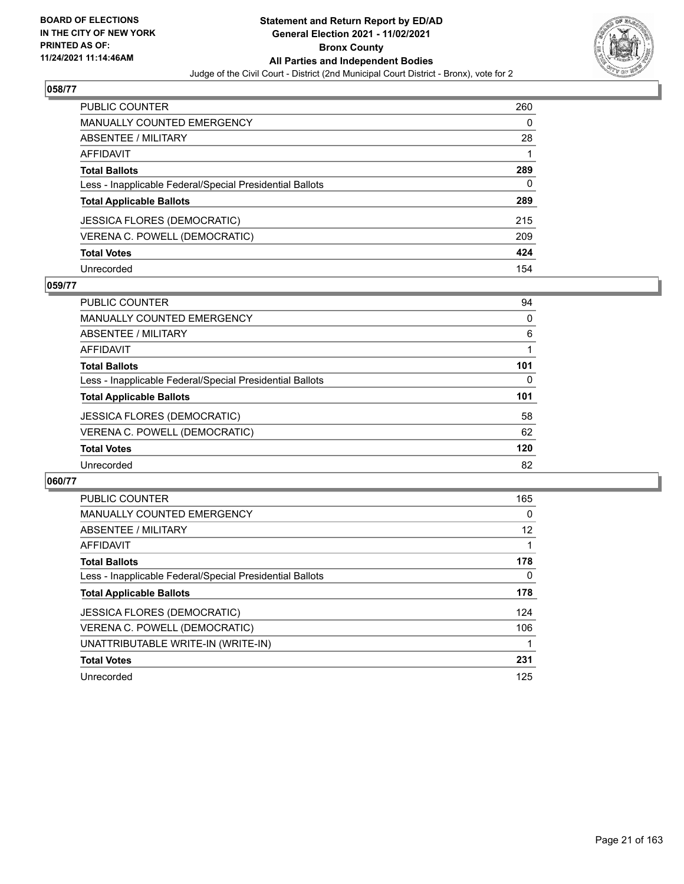## 058/77

| | |
|---|---|
| PUBLIC COUNTER | 260 |
| MANUALLY COUNTED EMERGENCY | 0 |
| ABSENTEE / MILITARY | 28 |
| AFFIDAVIT | 1 |
| **Total Ballots** | **289** |
| Less - Inapplicable Federal/Special Presidential Ballots | 0 |
| **Total Applicable Ballots** | **289** |
| JESSICA FLORES (DEMOCRATIC) | 215 |
| VERENA C. POWELL (DEMOCRATIC) | 209 |
| **Total Votes** | **424** |
| Unrecorded | 154 |

## 059/77

| | |
|---|---|
| PUBLIC COUNTER | 94 |
| MANUALLY COUNTED EMERGENCY | 0 |
| ABSENTEE / MILITARY | 6 |
| AFFIDAVIT | 1 |
| **Total Ballots** | **101** |
| Less - Inapplicable Federal/Special Presidential Ballots | 0 |
| **Total Applicable Ballots** | **101** |
| JESSICA FLORES (DEMOCRATIC) | 58 |
| VERENA C. POWELL (DEMOCRATIC) | 62 |
| **Total Votes** | **120** |
| Unrecorded | 82 |

## 060/77

| | |
|---|---|
| PUBLIC COUNTER | 165 |
| MANUALLY COUNTED EMERGENCY | 0 |
| ABSENTEE / MILITARY | 12 |
| AFFIDAVIT | 1 |
| **Total Ballots** | **178** |
| Less - Inapplicable Federal/Special Presidential Ballots | 0 |
| **Total Applicable Ballots** | **178** |
| JESSICA FLORES (DEMOCRATIC) | 124 |
| VERENA C. POWELL (DEMOCRATIC) | 106 |
| UNATTRIBUTABLE WRITE-IN (WRITE-IN) | 1 |
| **Total Votes** | **231** |
| Unrecorded | 125 |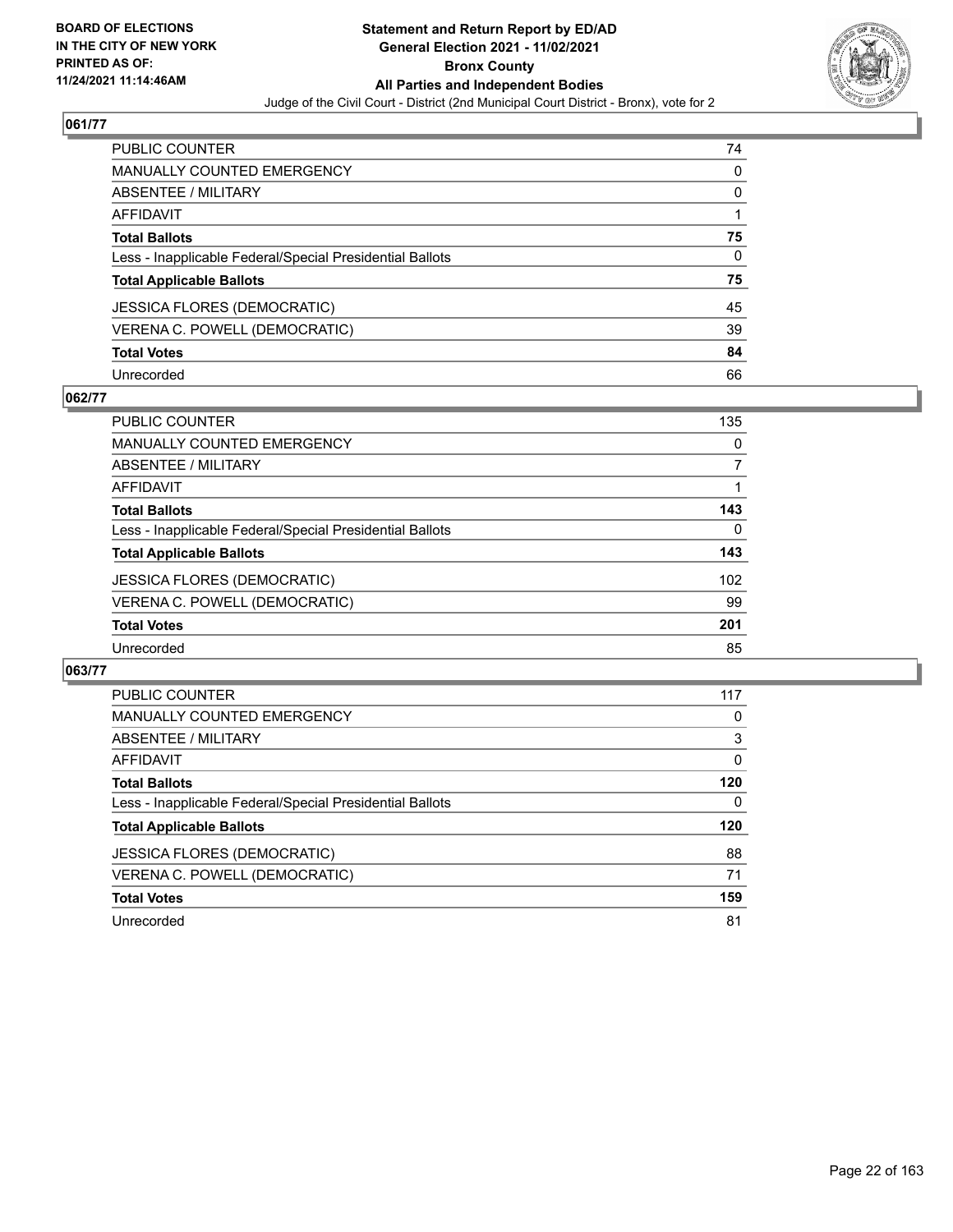**BOARD OF ELECTIONS IN THE CITY OF NEW YORK PRINTED AS OF: 11/24/2021 11:14:46AM**

# Statement and Return Report by ED/AD
## General Election 2021 - 11/02/2021
## Bronx County
## All Parties and Independent Bodies
Judge of the Civil Court - District (2nd Municipal Court District - Bronx), vote for 2

### 061/77

| | |
|---|---|
| PUBLIC COUNTER | 74 |
| MANUALLY COUNTED EMERGENCY | 0 |
| ABSENTEE / MILITARY | 0 |
| AFFIDAVIT | 1 |
| **Total Ballots** | **75** |
| Less - Inapplicable Federal/Special Presidential Ballots | 0 |
| **Total Applicable Ballots** | **75** |
| JESSICA FLORES (DEMOCRATIC) | 45 |
| VERENA C. POWELL (DEMOCRATIC) | 39 |
| **Total Votes** | **84** |
| Unrecorded | 66 |

### 062/77

| | |
|---|---|
| PUBLIC COUNTER | 135 |
| MANUALLY COUNTED EMERGENCY | 0 |
| ABSENTEE / MILITARY | 7 |
| AFFIDAVIT | 1 |
| **Total Ballots** | **143** |
| Less - Inapplicable Federal/Special Presidential Ballots | 0 |
| **Total Applicable Ballots** | **143** |
| JESSICA FLORES (DEMOCRATIC) | 102 |
| VERENA C. POWELL (DEMOCRATIC) | 99 |
| **Total Votes** | **201** |
| Unrecorded | 85 |

### 063/77

| | |
|---|---|
| PUBLIC COUNTER | 117 |
| MANUALLY COUNTED EMERGENCY | 0 |
| ABSENTEE / MILITARY | 3 |
| AFFIDAVIT | 0 |
| **Total Ballots** | **120** |
| Less - Inapplicable Federal/Special Presidential Ballots | 0 |
| **Total Applicable Ballots** | **120** |
| JESSICA FLORES (DEMOCRATIC) | 88 |
| VERENA C. POWELL (DEMOCRATIC) | 71 |
| **Total Votes** | **159** |
| Unrecorded | 81 |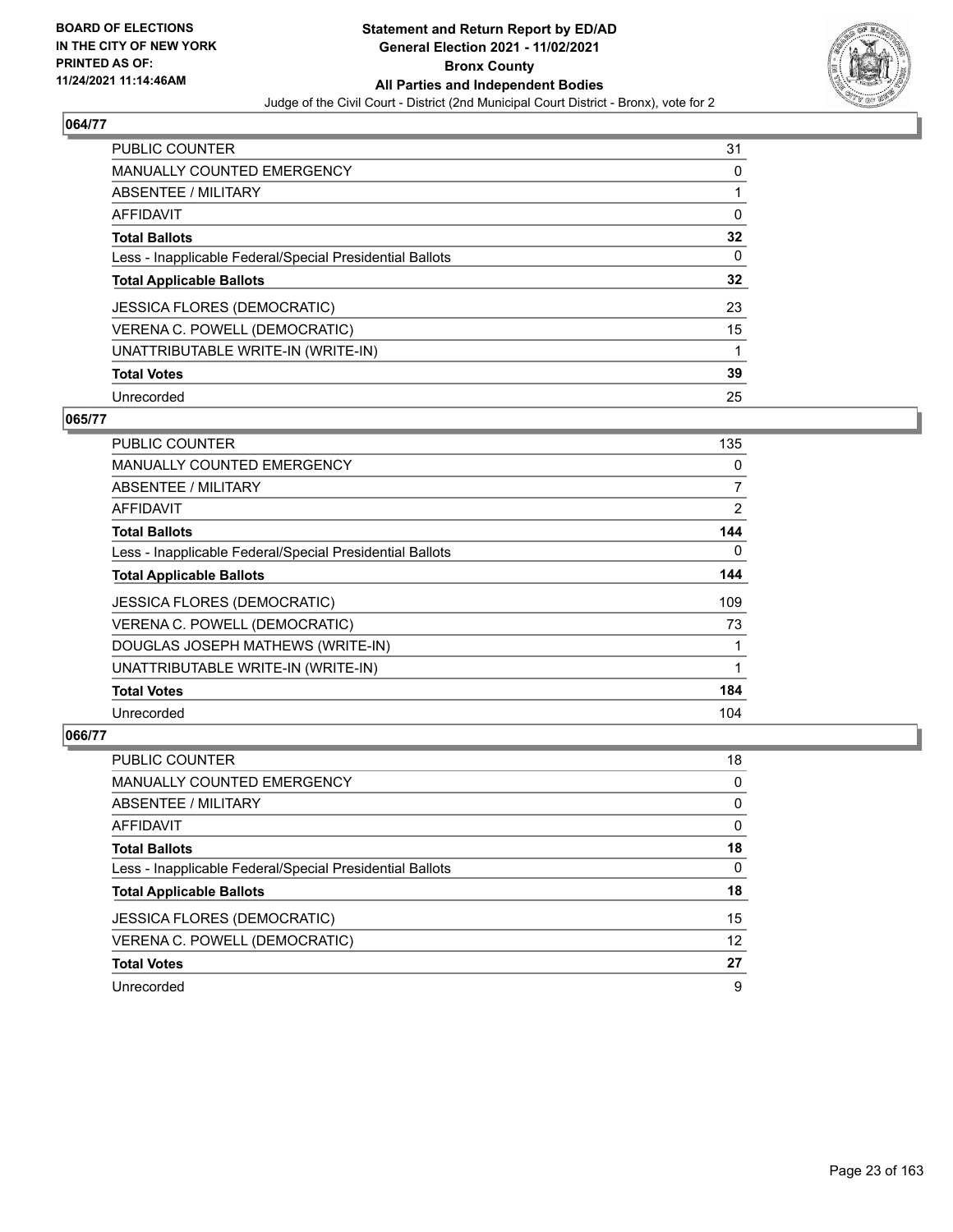## 064/77

| | |
|---|---|
| PUBLIC COUNTER | 31 |
| MANUALLY COUNTED EMERGENCY | 0 |
| ABSENTEE / MILITARY | 1 |
| AFFIDAVIT | 0 |
| **Total Ballots** | **32** |
| Less - Inapplicable Federal/Special Presidential Ballots | 0 |
| **Total Applicable Ballots** | **32** |
| JESSICA FLORES (DEMOCRATIC) | 23 |
| VERENA C. POWELL (DEMOCRATIC) | 15 |
| UNATTRIBUTABLE WRITE-IN (WRITE-IN) | 1 |
| **Total Votes** | **39** |
| Unrecorded | 25 |

## 065/77

| | |
|---|---|
| PUBLIC COUNTER | 135 |
| MANUALLY COUNTED EMERGENCY | 0 |
| ABSENTEE / MILITARY | 7 |
| AFFIDAVIT | 2 |
| **Total Ballots** | **144** |
| Less - Inapplicable Federal/Special Presidential Ballots | 0 |
| **Total Applicable Ballots** | **144** |
| JESSICA FLORES (DEMOCRATIC) | 109 |
| VERENA C. POWELL (DEMOCRATIC) | 73 |
| DOUGLAS JOSEPH MATHEWS (WRITE-IN) | 1 |
| UNATTRIBUTABLE WRITE-IN (WRITE-IN) | 1 |
| **Total Votes** | **184** |
| Unrecorded | 104 |

## 066/77

| | |
|---|---|
| PUBLIC COUNTER | 18 |
| MANUALLY COUNTED EMERGENCY | 0 |
| ABSENTEE / MILITARY | 0 |
| AFFIDAVIT | 0 |
| **Total Ballots** | **18** |
| Less - Inapplicable Federal/Special Presidential Ballots | 0 |
| **Total Applicable Ballots** | **18** |
| JESSICA FLORES (DEMOCRATIC) | 15 |
| VERENA C. POWELL (DEMOCRATIC) | 12 |
| **Total Votes** | **27** |
| Unrecorded | 9 |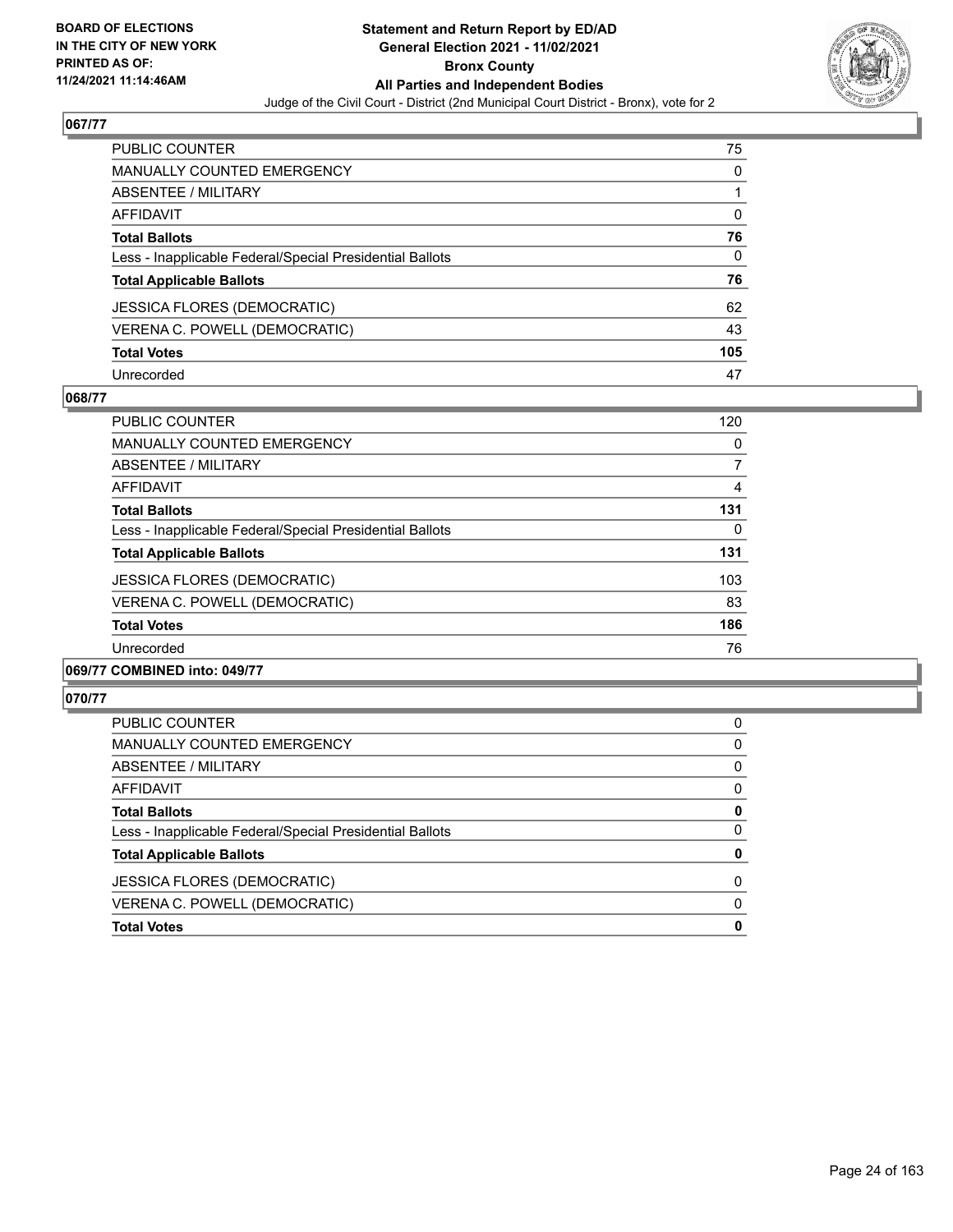## 067/77

| | |
|---|---|
| PUBLIC COUNTER | 75 |
| MANUALLY COUNTED EMERGENCY | 0 |
| ABSENTEE / MILITARY | 1 |
| AFFIDAVIT | 0 |
| **Total Ballots** | **76** |
| Less - Inapplicable Federal/Special Presidential Ballots | 0 |
| **Total Applicable Ballots** | **76** |
| JESSICA FLORES (DEMOCRATIC) | 62 |
| VERENA C. POWELL (DEMOCRATIC) | 43 |
| **Total Votes** | **105** |
| Unrecorded | 47 |

## 068/77

| | |
|---|---|
| PUBLIC COUNTER | 120 |
| MANUALLY COUNTED EMERGENCY | 0 |
| ABSENTEE / MILITARY | 7 |
| AFFIDAVIT | 4 |
| **Total Ballots** | **131** |
| Less - Inapplicable Federal/Special Presidential Ballots | 0 |
| **Total Applicable Ballots** | **131** |
| JESSICA FLORES (DEMOCRATIC) | 103 |
| VERENA C. POWELL (DEMOCRATIC) | 83 |
| **Total Votes** | **186** |
| Unrecorded | 76 |

## 069/77 COMBINED into: 049/77

## 070/77

| | |
|---|---|
| PUBLIC COUNTER | 0 |
| MANUALLY COUNTED EMERGENCY | 0 |
| ABSENTEE / MILITARY | 0 |
| AFFIDAVIT | 0 |
| **Total Ballots** | **0** |
| Less - Inapplicable Federal/Special Presidential Ballots | 0 |
| **Total Applicable Ballots** | **0** |
| JESSICA FLORES (DEMOCRATIC) | 0 |
| VERENA C. POWELL (DEMOCRATIC) | 0 |
| **Total Votes** | **0** |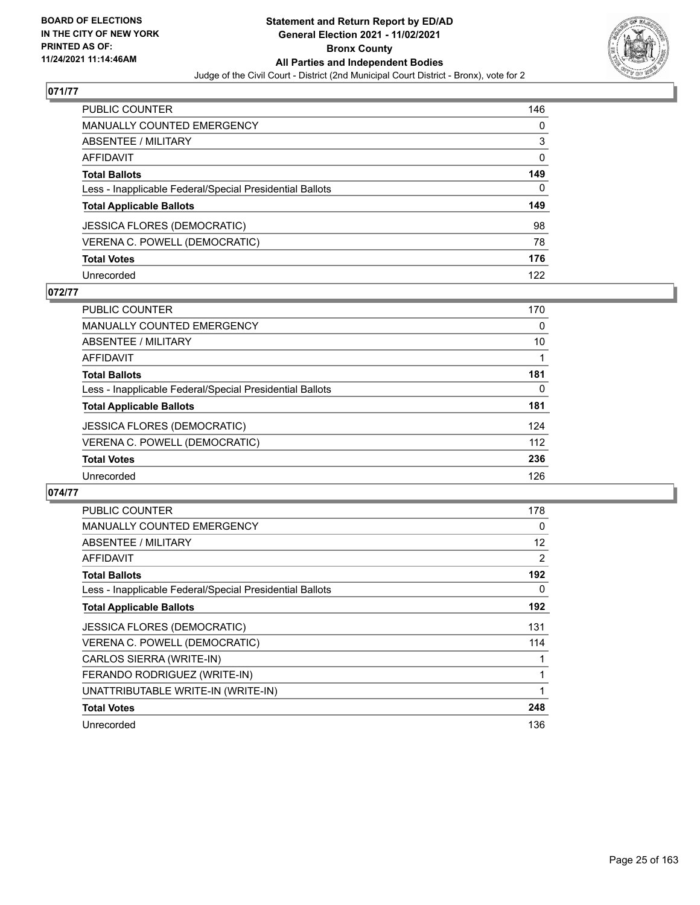## 071/77

| | |
|---|---|
| PUBLIC COUNTER | 146 |
| MANUALLY COUNTED EMERGENCY | 0 |
| ABSENTEE / MILITARY | 3 |
| AFFIDAVIT | 0 |
| **Total Ballots** | **149** |
| Less - Inapplicable Federal/Special Presidential Ballots | 0 |
| **Total Applicable Ballots** | **149** |
| JESSICA FLORES (DEMOCRATIC) | 98 |
| VERENA C. POWELL (DEMOCRATIC) | 78 |
| **Total Votes** | **176** |
| Unrecorded | 122 |

## 072/77

| | |
|---|---|
| PUBLIC COUNTER | 170 |
| MANUALLY COUNTED EMERGENCY | 0 |
| ABSENTEE / MILITARY | 10 |
| AFFIDAVIT | 1 |
| **Total Ballots** | **181** |
| Less - Inapplicable Federal/Special Presidential Ballots | 0 |
| **Total Applicable Ballots** | **181** |
| JESSICA FLORES (DEMOCRATIC) | 124 |
| VERENA C. POWELL (DEMOCRATIC) | 112 |
| **Total Votes** | **236** |
| Unrecorded | 126 |

## 074/77

| | |
|---|---|
| PUBLIC COUNTER | 178 |
| MANUALLY COUNTED EMERGENCY | 0 |
| ABSENTEE / MILITARY | 12 |
| AFFIDAVIT | 2 |
| **Total Ballots** | **192** |
| Less - Inapplicable Federal/Special Presidential Ballots | 0 |
| **Total Applicable Ballots** | **192** |
| JESSICA FLORES (DEMOCRATIC) | 131 |
| VERENA C. POWELL (DEMOCRATIC) | 114 |
| CARLOS SIERRA (WRITE-IN) | 1 |
| FERANDO RODRIGUEZ (WRITE-IN) | 1 |
| UNATTRIBUTABLE WRITE-IN (WRITE-IN) | 1 |
| **Total Votes** | **248** |
| Unrecorded | 136 |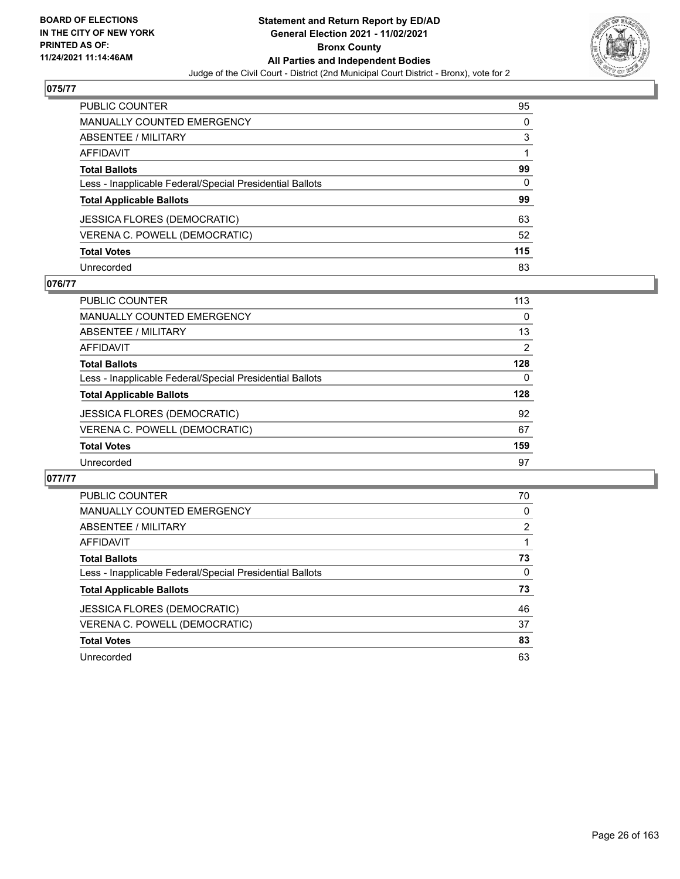BOARD OF ELECTIONS
IN THE CITY OF NEW YORK
PRINTED AS OF:
11/24/2021 11:14:46AM

# Statement and Return Report by ED/AD
## General Election 2021 - 11/02/2021
## Bronx County
## All Parties and Independent Bodies
Judge of the Civil Court - District (2nd Municipal Court District - Bronx), vote for 2

### 075/77

| | |
|---|---|
| PUBLIC COUNTER | 95 |
| MANUALLY COUNTED EMERGENCY | 0 |
| ABSENTEE / MILITARY | 3 |
| AFFIDAVIT | 1 |
| **Total Ballots** | **99** |
| Less - Inapplicable Federal/Special Presidential Ballots | 0 |
| **Total Applicable Ballots** | **99** |
| JESSICA FLORES (DEMOCRATIC) | 63 |
| VERENA C. POWELL (DEMOCRATIC) | 52 |
| **Total Votes** | **115** |
| Unrecorded | 83 |

### 076/77

| | |
|---|---|
| PUBLIC COUNTER | 113 |
| MANUALLY COUNTED EMERGENCY | 0 |
| ABSENTEE / MILITARY | 13 |
| AFFIDAVIT | 2 |
| **Total Ballots** | **128** |
| Less - Inapplicable Federal/Special Presidential Ballots | 0 |
| **Total Applicable Ballots** | **128** |
| JESSICA FLORES (DEMOCRATIC) | 92 |
| VERENA C. POWELL (DEMOCRATIC) | 67 |
| **Total Votes** | **159** |
| Unrecorded | 97 |

### 077/77

| | |
|---|---|
| PUBLIC COUNTER | 70 |
| MANUALLY COUNTED EMERGENCY | 0 |
| ABSENTEE / MILITARY | 2 |
| AFFIDAVIT | 1 |
| **Total Ballots** | **73** |
| Less - Inapplicable Federal/Special Presidential Ballots | 0 |
| **Total Applicable Ballots** | **73** |
| JESSICA FLORES (DEMOCRATIC) | 46 |
| VERENA C. POWELL (DEMOCRATIC) | 37 |
| **Total Votes** | **83** |
| Unrecorded | 63 |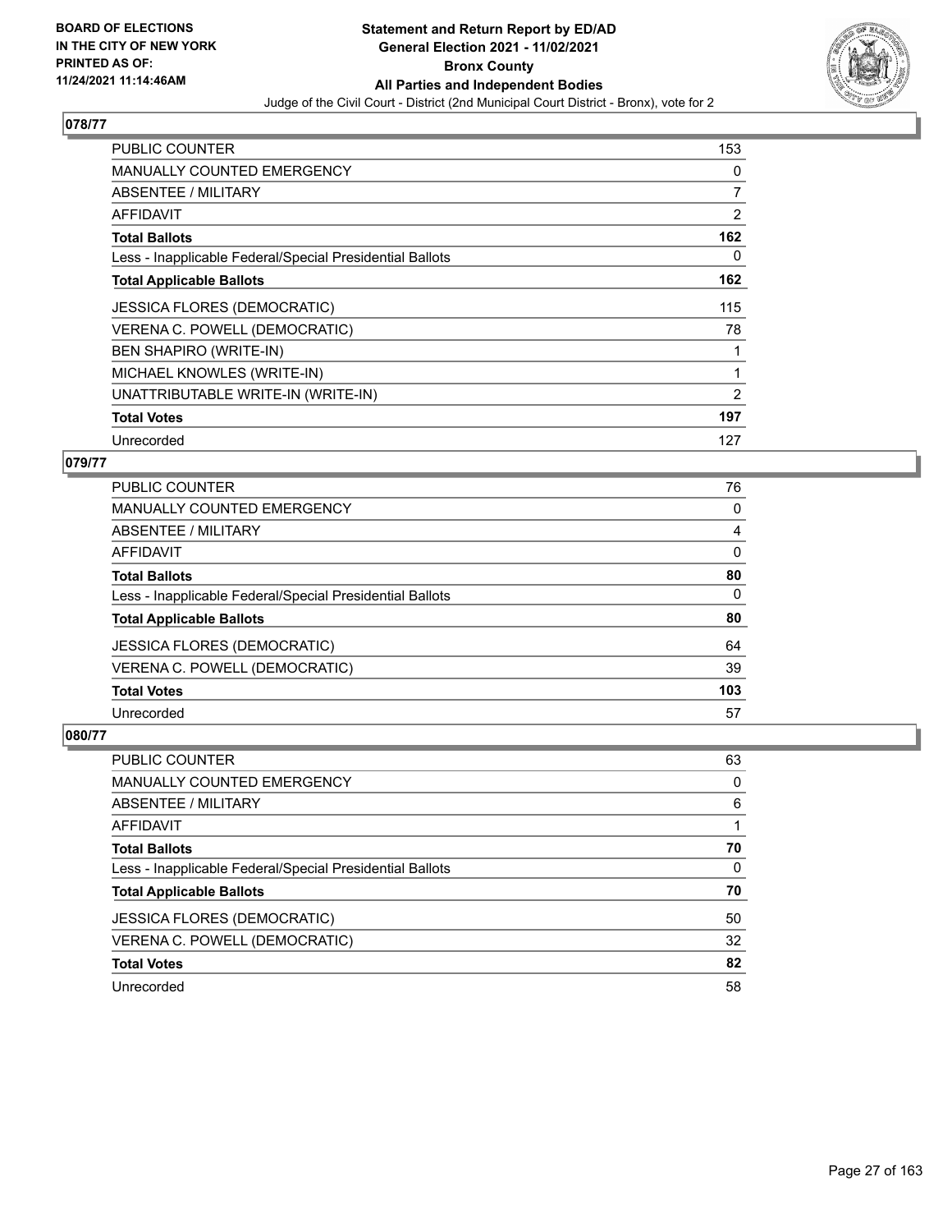**BOARD OF ELECTIONS IN THE CITY OF NEW YORK PRINTED AS OF: 11/24/2021 11:14:46AM**

**Statement and Return Report by ED/AD General Election 2021 - 11/02/2021 Bronx County All Parties and Independent Bodies**

Judge of the Civil Court - District (2nd Municipal Court District - Bronx), vote for 2

## 078/77

| | |
|---|---|
| PUBLIC COUNTER | 153 |
| MANUALLY COUNTED EMERGENCY | 0 |
| ABSENTEE / MILITARY | 7 |
| AFFIDAVIT | 2 |
| **Total Ballots** | **162** |
| Less - Inapplicable Federal/Special Presidential Ballots | 0 |
| **Total Applicable Ballots** | **162** |
| JESSICA FLORES (DEMOCRATIC) | 115 |
| VERENA C. POWELL (DEMOCRATIC) | 78 |
| BEN SHAPIRO (WRITE-IN) | 1 |
| MICHAEL KNOWLES (WRITE-IN) | 1 |
| UNATTRIBUTABLE WRITE-IN (WRITE-IN) | 2 |
| **Total Votes** | **197** |
| Unrecorded | 127 |

## 079/77

| | |
|---|---|
| PUBLIC COUNTER | 76 |
| MANUALLY COUNTED EMERGENCY | 0 |
| ABSENTEE / MILITARY | 4 |
| AFFIDAVIT | 0 |
| **Total Ballots** | **80** |
| Less - Inapplicable Federal/Special Presidential Ballots | 0 |
| **Total Applicable Ballots** | **80** |
| JESSICA FLORES (DEMOCRATIC) | 64 |
| VERENA C. POWELL (DEMOCRATIC) | 39 |
| **Total Votes** | **103** |
| Unrecorded | 57 |

## 080/77

| | |
|---|---|
| PUBLIC COUNTER | 63 |
| MANUALLY COUNTED EMERGENCY | 0 |
| ABSENTEE / MILITARY | 6 |
| AFFIDAVIT | 1 |
| **Total Ballots** | **70** |
| Less - Inapplicable Federal/Special Presidential Ballots | 0 |
| **Total Applicable Ballots** | **70** |
| JESSICA FLORES (DEMOCRATIC) | 50 |
| VERENA C. POWELL (DEMOCRATIC) | 32 |
| **Total Votes** | **82** |
| Unrecorded | 58 |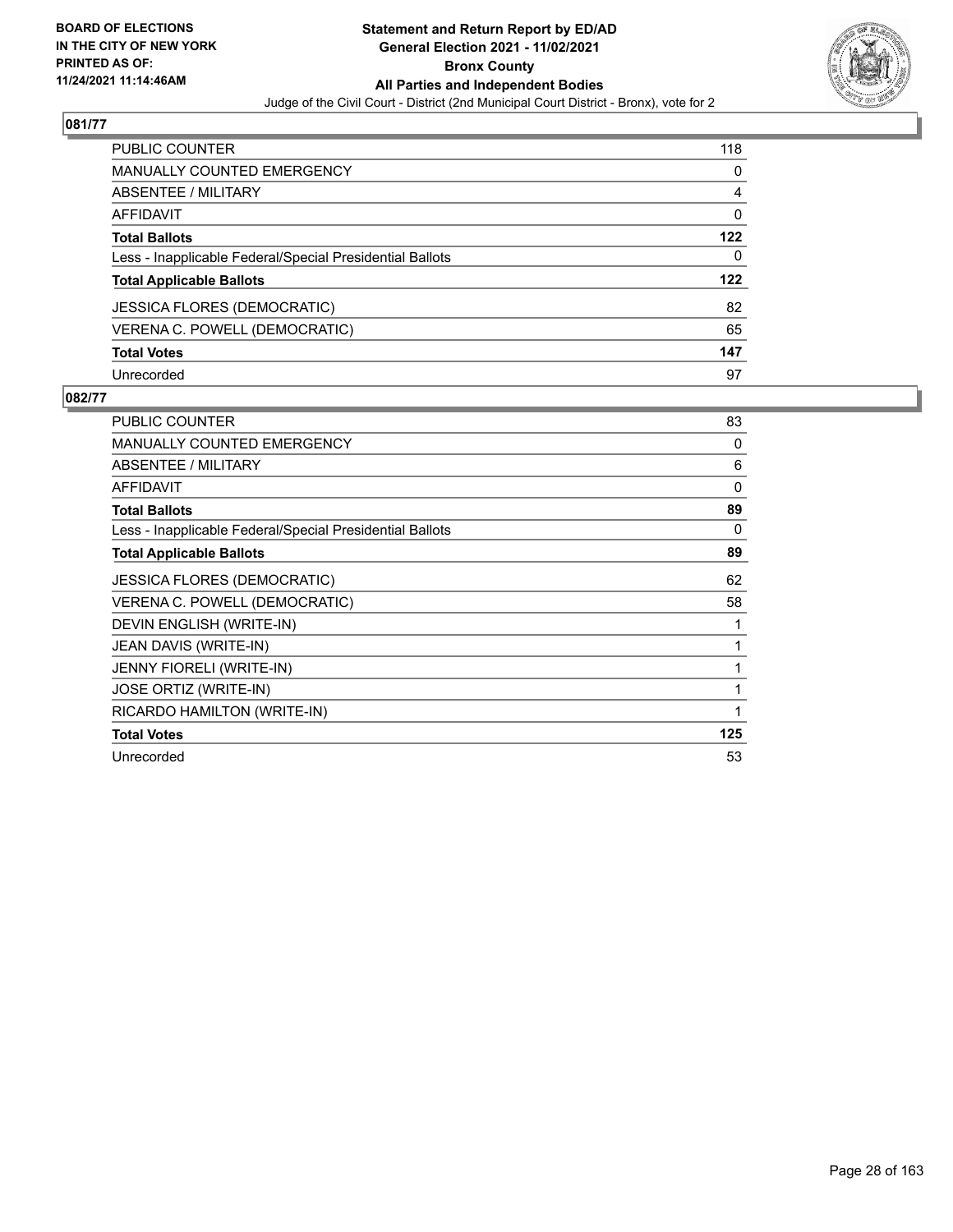**BOARD OF ELECTIONS IN THE CITY OF NEW YORK PRINTED AS OF: 11/24/2021 11:14:46AM**

**Statement and Return Report by ED/AD General Election 2021 - 11/02/2021 Bronx County All Parties and Independent Bodies**

Judge of the Civil Court - District (2nd Municipal Court District - Bronx), vote for 2

## 081/77

| | |
|---|---|
| PUBLIC COUNTER | 118 |
| MANUALLY COUNTED EMERGENCY | 0 |
| ABSENTEE / MILITARY | 4 |
| AFFIDAVIT | 0 |
| **Total Ballots** | **122** |
| Less - Inapplicable Federal/Special Presidential Ballots | 0 |
| **Total Applicable Ballots** | **122** |
| JESSICA FLORES (DEMOCRATIC) | 82 |
| VERENA C. POWELL (DEMOCRATIC) | 65 |
| **Total Votes** | **147** |
| Unrecorded | 97 |

## 082/77

| | |
|---|---|
| PUBLIC COUNTER | 83 |
| MANUALLY COUNTED EMERGENCY | 0 |
| ABSENTEE / MILITARY | 6 |
| AFFIDAVIT | 0 |
| **Total Ballots** | **89** |
| Less - Inapplicable Federal/Special Presidential Ballots | 0 |
| **Total Applicable Ballots** | **89** |
| JESSICA FLORES (DEMOCRATIC) | 62 |
| VERENA C. POWELL (DEMOCRATIC) | 58 |
| DEVIN ENGLISH (WRITE-IN) | 1 |
| JEAN DAVIS (WRITE-IN) | 1 |
| JENNY FIORELI (WRITE-IN) | 1 |
| JOSE ORTIZ (WRITE-IN) | 1 |
| RICARDO HAMILTON (WRITE-IN) | 1 |
| **Total Votes** | **125** |
| Unrecorded | 53 |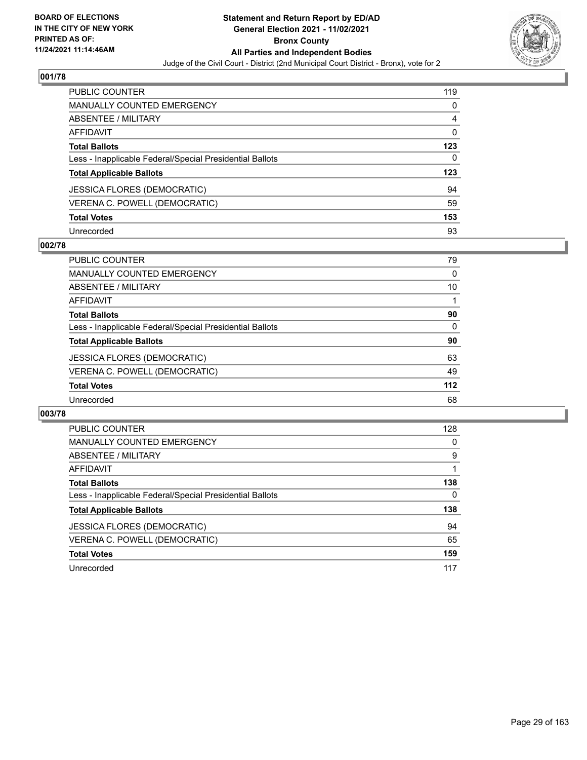## 001/78

| | |
|---|---|
| PUBLIC COUNTER | 119 |
| MANUALLY COUNTED EMERGENCY | 0 |
| ABSENTEE / MILITARY | 4 |
| AFFIDAVIT | 0 |
| **Total Ballots** | **123** |
| Less - Inapplicable Federal/Special Presidential Ballots | 0 |
| **Total Applicable Ballots** | **123** |
| JESSICA FLORES (DEMOCRATIC) | 94 |
| VERENA C. POWELL (DEMOCRATIC) | 59 |
| **Total Votes** | **153** |
| Unrecorded | 93 |

## 002/78

| | |
|---|---|
| PUBLIC COUNTER | 79 |
| MANUALLY COUNTED EMERGENCY | 0 |
| ABSENTEE / MILITARY | 10 |
| AFFIDAVIT | 1 |
| **Total Ballots** | **90** |
| Less - Inapplicable Federal/Special Presidential Ballots | 0 |
| **Total Applicable Ballots** | **90** |
| JESSICA FLORES (DEMOCRATIC) | 63 |
| VERENA C. POWELL (DEMOCRATIC) | 49 |
| **Total Votes** | **112** |
| Unrecorded | 68 |

## 003/78

| | |
|---|---|
| PUBLIC COUNTER | 128 |
| MANUALLY COUNTED EMERGENCY | 0 |
| ABSENTEE / MILITARY | 9 |
| AFFIDAVIT | 1 |
| **Total Ballots** | **138** |
| Less - Inapplicable Federal/Special Presidential Ballots | 0 |
| **Total Applicable Ballots** | **138** |
| JESSICA FLORES (DEMOCRATIC) | 94 |
| VERENA C. POWELL (DEMOCRATIC) | 65 |
| **Total Votes** | **159** |
| Unrecorded | 117 |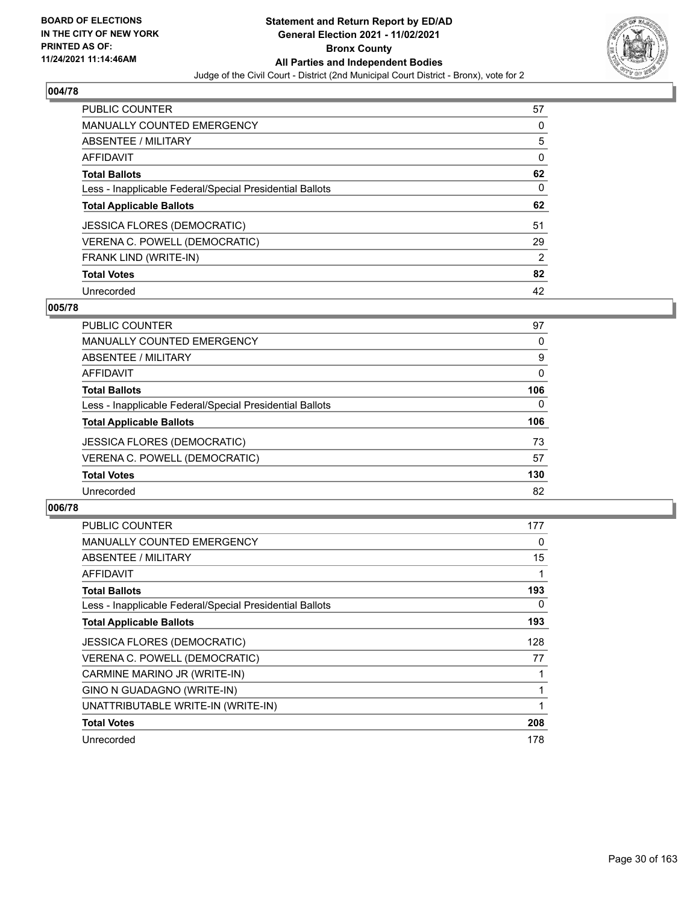BOARD OF ELECTIONS
IN THE CITY OF NEW YORK
PRINTED AS OF:
11/24/2021 11:14:46AM

**Statement and Return Report by ED/AD**
**General Election 2021 - 11/02/2021**
**Bronx County**
**All Parties and Independent Bodies**
Judge of the Civil Court - District (2nd Municipal Court District - Bronx), vote for 2

## 004/78

| | |
|---|---|
| PUBLIC COUNTER | 57 |
| MANUALLY COUNTED EMERGENCY | 0 |
| ABSENTEE / MILITARY | 5 |
| AFFIDAVIT | 0 |
| **Total Ballots** | **62** |
| Less - Inapplicable Federal/Special Presidential Ballots | 0 |
| **Total Applicable Ballots** | **62** |
| JESSICA FLORES (DEMOCRATIC) | 51 |
| VERENA C. POWELL (DEMOCRATIC) | 29 |
| FRANK LIND (WRITE-IN) | 2 |
| **Total Votes** | **82** |
| Unrecorded | 42 |

## 005/78

| | |
|---|---|
| PUBLIC COUNTER | 97 |
| MANUALLY COUNTED EMERGENCY | 0 |
| ABSENTEE / MILITARY | 9 |
| AFFIDAVIT | 0 |
| **Total Ballots** | **106** |
| Less - Inapplicable Federal/Special Presidential Ballots | 0 |
| **Total Applicable Ballots** | **106** |
| JESSICA FLORES (DEMOCRATIC) | 73 |
| VERENA C. POWELL (DEMOCRATIC) | 57 |
| **Total Votes** | **130** |
| Unrecorded | 82 |

## 006/78

| | |
|---|---|
| PUBLIC COUNTER | 177 |
| MANUALLY COUNTED EMERGENCY | 0 |
| ABSENTEE / MILITARY | 15 |
| AFFIDAVIT | 1 |
| **Total Ballots** | **193** |
| Less - Inapplicable Federal/Special Presidential Ballots | 0 |
| **Total Applicable Ballots** | **193** |
| JESSICA FLORES (DEMOCRATIC) | 128 |
| VERENA C. POWELL (DEMOCRATIC) | 77 |
| CARMINE MARINO JR (WRITE-IN) | 1 |
| GINO N GUADAGNO (WRITE-IN) | 1 |
| UNATTRIBUTABLE WRITE-IN (WRITE-IN) | 1 |
| **Total Votes** | **208** |
| Unrecorded | 178 |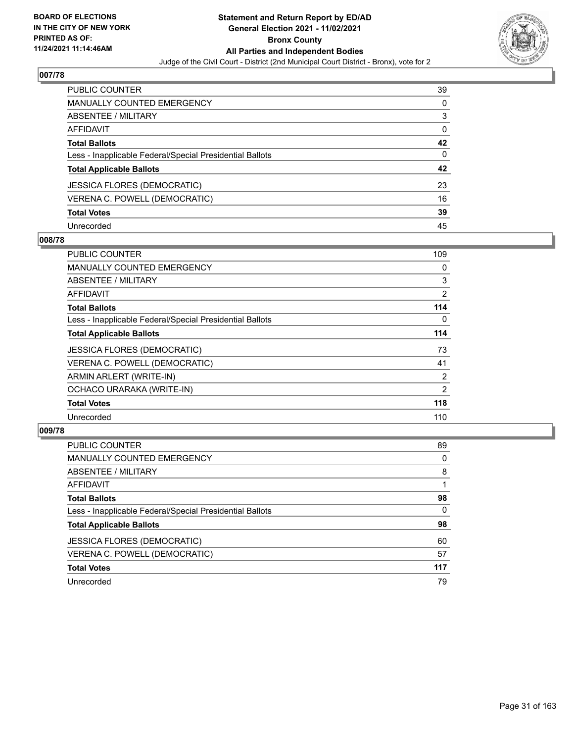## 007/78

| | |
|---|---|
| PUBLIC COUNTER | 39 |
| MANUALLY COUNTED EMERGENCY | 0 |
| ABSENTEE / MILITARY | 3 |
| AFFIDAVIT | 0 |
| **Total Ballots** | **42** |
| Less - Inapplicable Federal/Special Presidential Ballots | 0 |
| **Total Applicable Ballots** | **42** |
| JESSICA FLORES (DEMOCRATIC) | 23 |
| VERENA C. POWELL (DEMOCRATIC) | 16 |
| **Total Votes** | **39** |
| Unrecorded | 45 |

## 008/78

| | |
|---|---|
| PUBLIC COUNTER | 109 |
| MANUALLY COUNTED EMERGENCY | 0 |
| ABSENTEE / MILITARY | 3 |
| AFFIDAVIT | 2 |
| **Total Ballots** | **114** |
| Less - Inapplicable Federal/Special Presidential Ballots | 0 |
| **Total Applicable Ballots** | **114** |
| JESSICA FLORES (DEMOCRATIC) | 73 |
| VERENA C. POWELL (DEMOCRATIC) | 41 |
| ARMIN ARLERT (WRITE-IN) | 2 |
| OCHACO URARAKA (WRITE-IN) | 2 |
| **Total Votes** | **118** |
| Unrecorded | 110 |

## 009/78

| | |
|---|---|
| PUBLIC COUNTER | 89 |
| MANUALLY COUNTED EMERGENCY | 0 |
| ABSENTEE / MILITARY | 8 |
| AFFIDAVIT | 1 |
| **Total Ballots** | **98** |
| Less - Inapplicable Federal/Special Presidential Ballots | 0 |
| **Total Applicable Ballots** | **98** |
| JESSICA FLORES (DEMOCRATIC) | 60 |
| VERENA C. POWELL (DEMOCRATIC) | 57 |
| **Total Votes** | **117** |
| Unrecorded | 79 |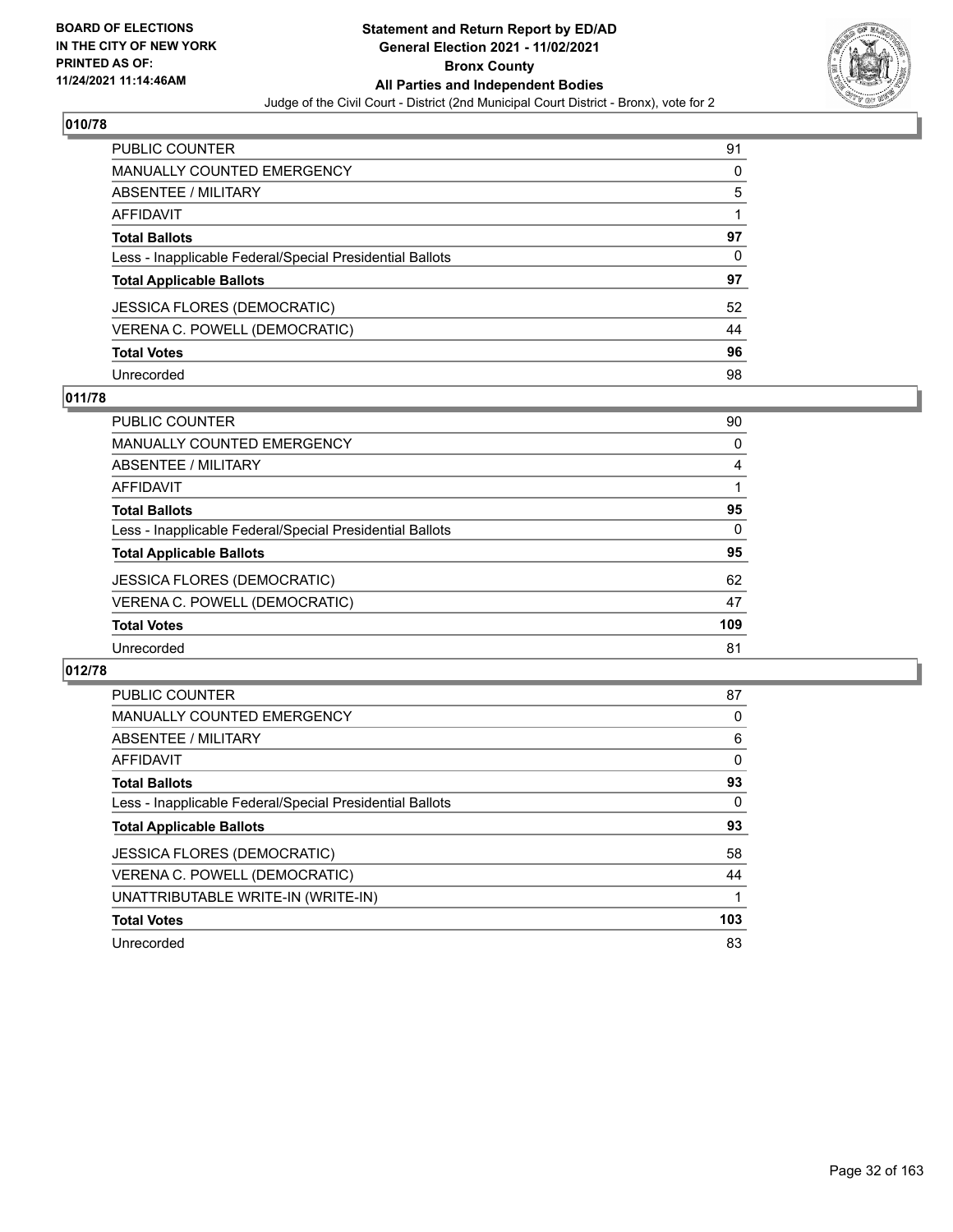**BOARD OF ELECTIONS IN THE CITY OF NEW YORK PRINTED AS OF: 11/24/2021 11:14:46AM**

# Statement and Return Report by ED/AD
## General Election 2021 - 11/02/2021
## Bronx County
## All Parties and Independent Bodies
### Judge of the Civil Court - District (2nd Municipal Court District - Bronx), vote for 2

### 010/78

| | |
|---|---|
| PUBLIC COUNTER | 91 |
| MANUALLY COUNTED EMERGENCY | 0 |
| ABSENTEE / MILITARY | 5 |
| AFFIDAVIT | 1 |
| **Total Ballots** | **97** |
| Less - Inapplicable Federal/Special Presidential Ballots | 0 |
| **Total Applicable Ballots** | **97** |
| JESSICA FLORES (DEMOCRATIC) | 52 |
| VERENA C. POWELL (DEMOCRATIC) | 44 |
| **Total Votes** | **96** |
| Unrecorded | 98 |

### 011/78

| | |
|---|---|
| PUBLIC COUNTER | 90 |
| MANUALLY COUNTED EMERGENCY | 0 |
| ABSENTEE / MILITARY | 4 |
| AFFIDAVIT | 1 |
| **Total Ballots** | **95** |
| Less - Inapplicable Federal/Special Presidential Ballots | 0 |
| **Total Applicable Ballots** | **95** |
| JESSICA FLORES (DEMOCRATIC) | 62 |
| VERENA C. POWELL (DEMOCRATIC) | 47 |
| **Total Votes** | **109** |
| Unrecorded | 81 |

### 012/78

| | |
|---|---|
| PUBLIC COUNTER | 87 |
| MANUALLY COUNTED EMERGENCY | 0 |
| ABSENTEE / MILITARY | 6 |
| AFFIDAVIT | 0 |
| **Total Ballots** | **93** |
| Less - Inapplicable Federal/Special Presidential Ballots | 0 |
| **Total Applicable Ballots** | **93** |
| JESSICA FLORES (DEMOCRATIC) | 58 |
| VERENA C. POWELL (DEMOCRATIC) | 44 |
| UNATTRIBUTABLE WRITE-IN (WRITE-IN) | 1 |
| **Total Votes** | **103** |
| Unrecorded | 83 |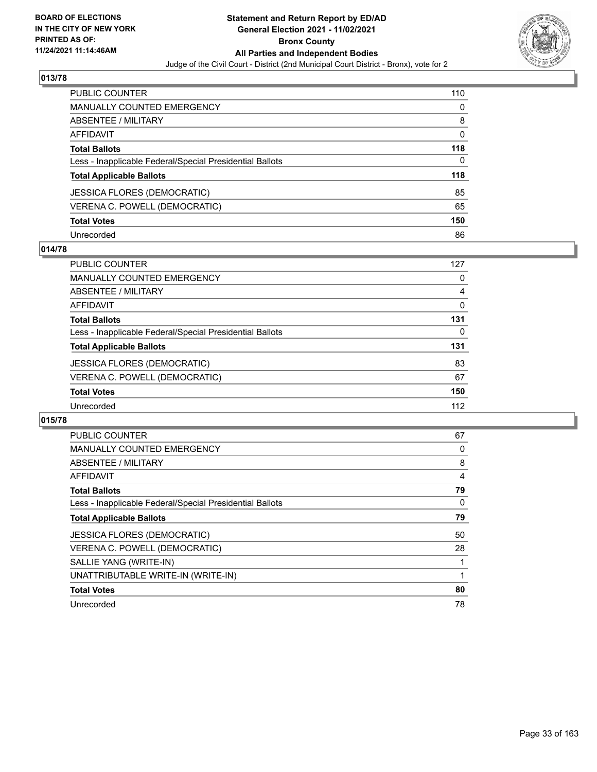BOARD OF ELECTIONS
IN THE CITY OF NEW YORK
PRINTED AS OF:
11/24/2021 11:14:46AM

# Statement and Return Report by ED/AD
## General Election 2021 - 11/02/2021
## Bronx County
## All Parties and Independent Bodies
Judge of the Civil Court - District (2nd Municipal Court District - Bronx), vote for 2

### 013/78

| | |
|---|---|
| PUBLIC COUNTER | 110 |
| MANUALLY COUNTED EMERGENCY | 0 |
| ABSENTEE / MILITARY | 8 |
| AFFIDAVIT | 0 |
| **Total Ballots** | **118** |
| Less - Inapplicable Federal/Special Presidential Ballots | 0 |
| **Total Applicable Ballots** | **118** |
| JESSICA FLORES (DEMOCRATIC) | 85 |
| VERENA C. POWELL (DEMOCRATIC) | 65 |
| **Total Votes** | **150** |
| Unrecorded | 86 |

### 014/78

| | |
|---|---|
| PUBLIC COUNTER | 127 |
| MANUALLY COUNTED EMERGENCY | 0 |
| ABSENTEE / MILITARY | 4 |
| AFFIDAVIT | 0 |
| **Total Ballots** | **131** |
| Less - Inapplicable Federal/Special Presidential Ballots | 0 |
| **Total Applicable Ballots** | **131** |
| JESSICA FLORES (DEMOCRATIC) | 83 |
| VERENA C. POWELL (DEMOCRATIC) | 67 |
| **Total Votes** | **150** |
| Unrecorded | 112 |

### 015/78

| | |
|---|---|
| PUBLIC COUNTER | 67 |
| MANUALLY COUNTED EMERGENCY | 0 |
| ABSENTEE / MILITARY | 8 |
| AFFIDAVIT | 4 |
| **Total Ballots** | **79** |
| Less - Inapplicable Federal/Special Presidential Ballots | 0 |
| **Total Applicable Ballots** | **79** |
| JESSICA FLORES (DEMOCRATIC) | 50 |
| VERENA C. POWELL (DEMOCRATIC) | 28 |
| SALLIE YANG (WRITE-IN) | 1 |
| UNATTRIBUTABLE WRITE-IN (WRITE-IN) | 1 |
| **Total Votes** | **80** |
| Unrecorded | 78 |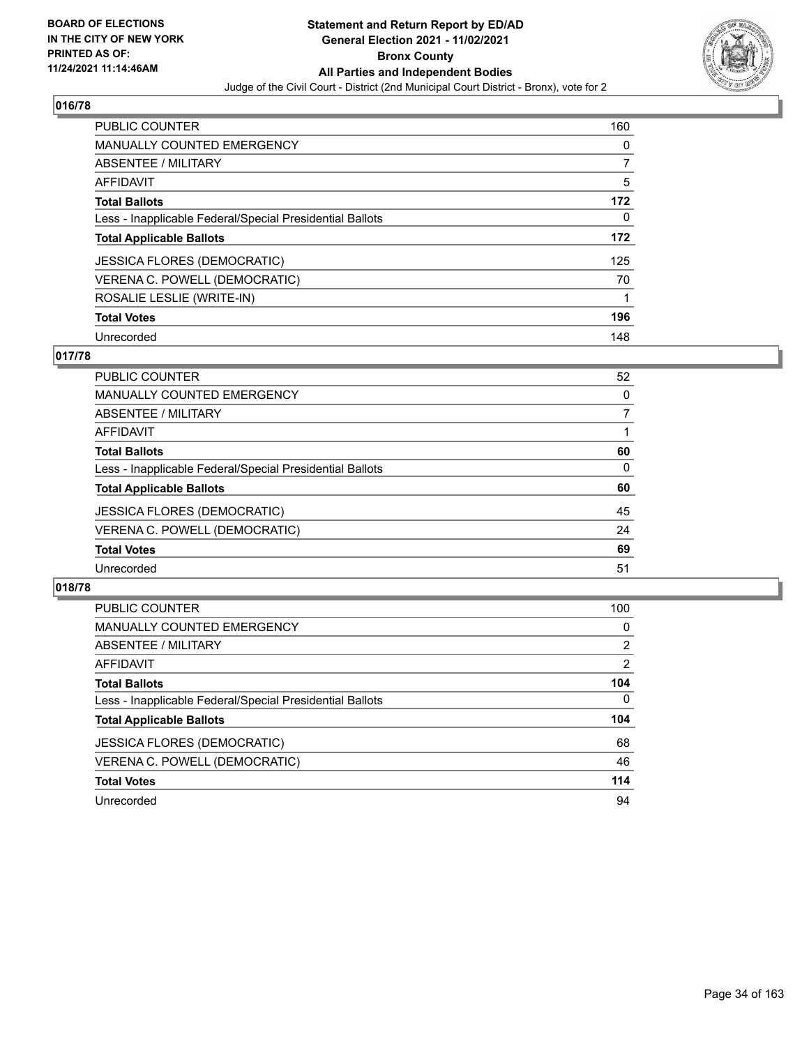**Statement and Return Report by ED/AD**
**General Election 2021 - 11/02/2021**
**Bronx County**
**All Parties and Independent Bodies**
Judge of the Civil Court - District (2nd Municipal Court District - Bronx), vote for 2

BOARD OF ELECTIONS IN THE CITY OF NEW YORK PRINTED AS OF: 11/24/2021 11:14:46AM

## 016/78

| | |
|---|---|
| PUBLIC COUNTER | 160 |
| MANUALLY COUNTED EMERGENCY | 0 |
| ABSENTEE / MILITARY | 7 |
| AFFIDAVIT | 5 |
| **Total Ballots** | **172** |
| Less - Inapplicable Federal/Special Presidential Ballots | 0 |
| **Total Applicable Ballots** | **172** |
| JESSICA FLORES (DEMOCRATIC) | 125 |
| VERENA C. POWELL (DEMOCRATIC) | 70 |
| ROSALIE LESLIE (WRITE-IN) | 1 |
| **Total Votes** | **196** |
| Unrecorded | 148 |

## 017/78

| | |
|---|---|
| PUBLIC COUNTER | 52 |
| MANUALLY COUNTED EMERGENCY | 0 |
| ABSENTEE / MILITARY | 7 |
| AFFIDAVIT | 1 |
| **Total Ballots** | **60** |
| Less - Inapplicable Federal/Special Presidential Ballots | 0 |
| **Total Applicable Ballots** | **60** |
| JESSICA FLORES (DEMOCRATIC) | 45 |
| VERENA C. POWELL (DEMOCRATIC) | 24 |
| **Total Votes** | **69** |
| Unrecorded | 51 |

## 018/78

| | |
|---|---|
| PUBLIC COUNTER | 100 |
| MANUALLY COUNTED EMERGENCY | 0 |
| ABSENTEE / MILITARY | 2 |
| AFFIDAVIT | 2 |
| **Total Ballots** | **104** |
| Less - Inapplicable Federal/Special Presidential Ballots | 0 |
| **Total Applicable Ballots** | **104** |
| JESSICA FLORES (DEMOCRATIC) | 68 |
| VERENA C. POWELL (DEMOCRATIC) | 46 |
| **Total Votes** | **114** |
| Unrecorded | 94 |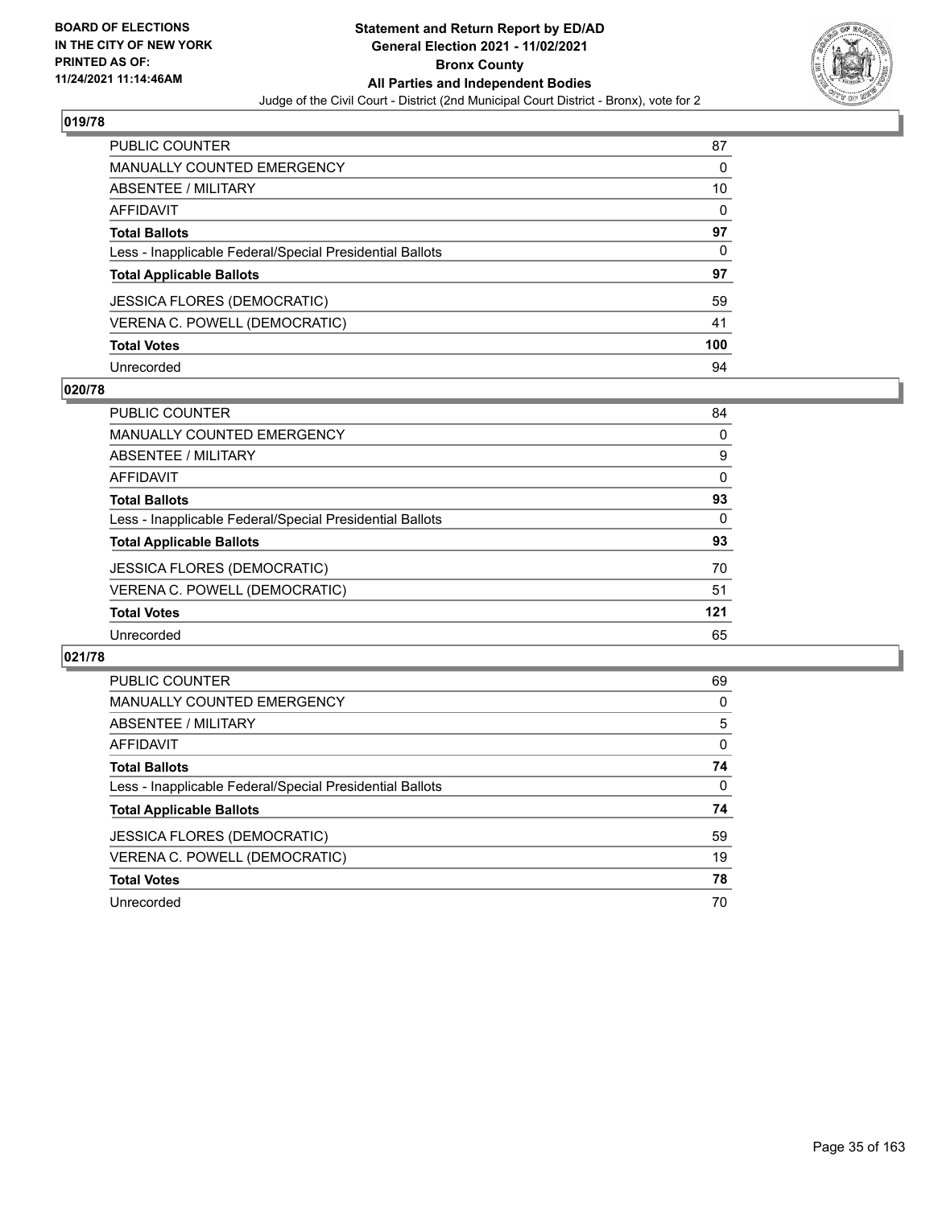**BOARD OF ELECTIONS IN THE CITY OF NEW YORK PRINTED AS OF: 11/24/2021 11:14:46AM**

# Statement and Return Report by ED/AD
## General Election 2021 - 11/02/2021
## Bronx County
## All Parties and Independent Bodies
Judge of the Civil Court - District (2nd Municipal Court District - Bronx), vote for 2

### 019/78

| | |
|---|---|
| PUBLIC COUNTER | 87 |
| MANUALLY COUNTED EMERGENCY | 0 |
| ABSENTEE / MILITARY | 10 |
| AFFIDAVIT | 0 |
| **Total Ballots** | **97** |
| Less - Inapplicable Federal/Special Presidential Ballots | 0 |
| **Total Applicable Ballots** | **97** |
| JESSICA FLORES (DEMOCRATIC) | 59 |
| VERENA C. POWELL (DEMOCRATIC) | 41 |
| **Total Votes** | **100** |
| Unrecorded | 94 |

### 020/78

| | |
|---|---|
| PUBLIC COUNTER | 84 |
| MANUALLY COUNTED EMERGENCY | 0 |
| ABSENTEE / MILITARY | 9 |
| AFFIDAVIT | 0 |
| **Total Ballots** | **93** |
| Less - Inapplicable Federal/Special Presidential Ballots | 0 |
| **Total Applicable Ballots** | **93** |
| JESSICA FLORES (DEMOCRATIC) | 70 |
| VERENA C. POWELL (DEMOCRATIC) | 51 |
| **Total Votes** | **121** |
| Unrecorded | 65 |

### 021/78

| | |
|---|---|
| PUBLIC COUNTER | 69 |
| MANUALLY COUNTED EMERGENCY | 0 |
| ABSENTEE / MILITARY | 5 |
| AFFIDAVIT | 0 |
| **Total Ballots** | **74** |
| Less - Inapplicable Federal/Special Presidential Ballots | 0 |
| **Total Applicable Ballots** | **74** |
| JESSICA FLORES (DEMOCRATIC) | 59 |
| VERENA C. POWELL (DEMOCRATIC) | 19 |
| **Total Votes** | **78** |
| Unrecorded | 70 |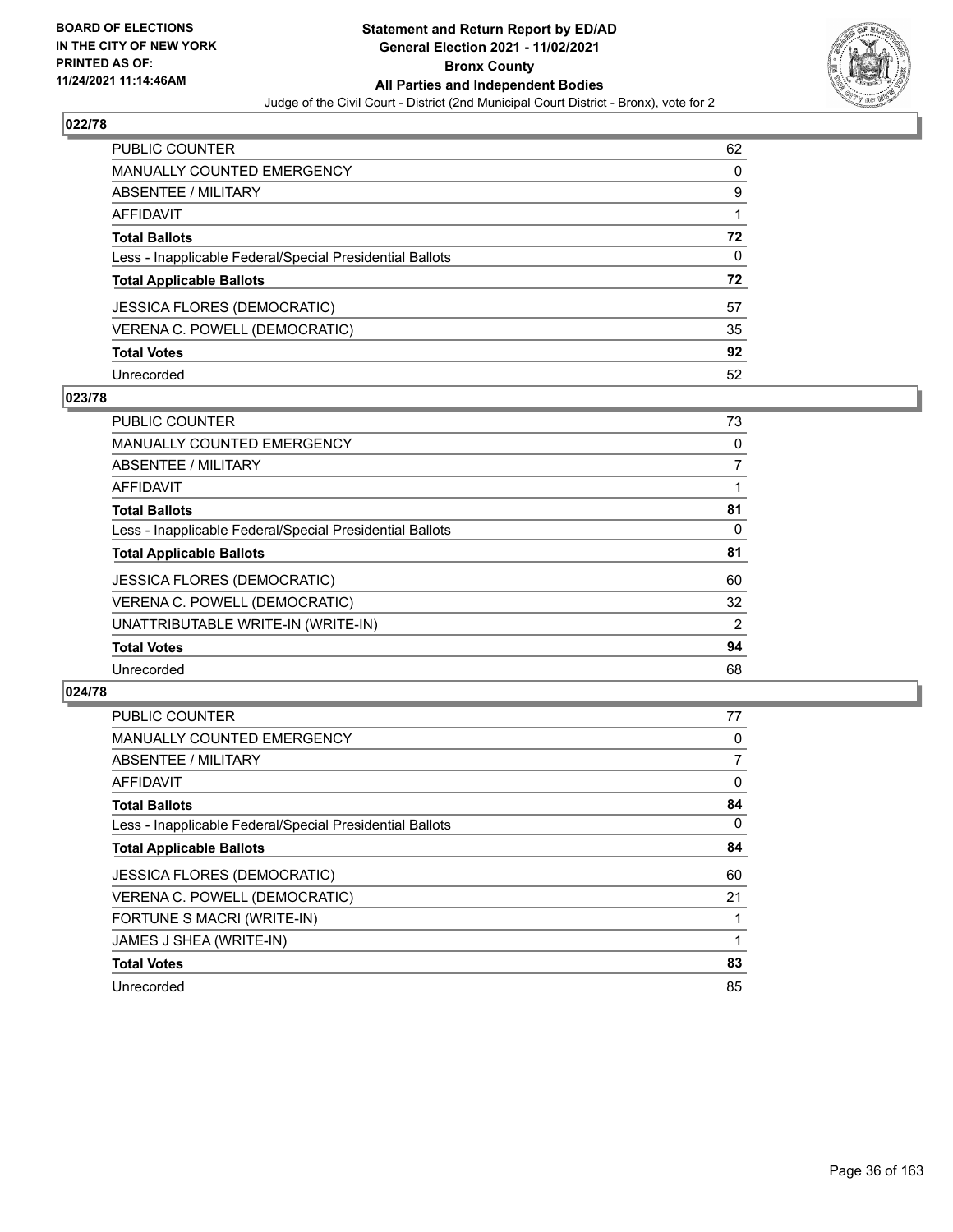**BOARD OF ELECTIONS IN THE CITY OF NEW YORK PRINTED AS OF: 11/24/2021 11:14:46AM**

# Statement and Return Report by ED/AD
## General Election 2021 - 11/02/2021
## Bronx County
## All Parties and Independent Bodies
Judge of the Civil Court - District (2nd Municipal Court District - Bronx), vote for 2

### 022/78

| | |
|---|---|
| PUBLIC COUNTER | 62 |
| MANUALLY COUNTED EMERGENCY | 0 |
| ABSENTEE / MILITARY | 9 |
| AFFIDAVIT | 1 |
| **Total Ballots** | **72** |
| Less - Inapplicable Federal/Special Presidential Ballots | 0 |
| **Total Applicable Ballots** | **72** |
| JESSICA FLORES (DEMOCRATIC) | 57 |
| VERENA C. POWELL (DEMOCRATIC) | 35 |
| **Total Votes** | **92** |
| Unrecorded | 52 |

### 023/78

| | |
|---|---|
| PUBLIC COUNTER | 73 |
| MANUALLY COUNTED EMERGENCY | 0 |
| ABSENTEE / MILITARY | 7 |
| AFFIDAVIT | 1 |
| **Total Ballots** | **81** |
| Less - Inapplicable Federal/Special Presidential Ballots | 0 |
| **Total Applicable Ballots** | **81** |
| JESSICA FLORES (DEMOCRATIC) | 60 |
| VERENA C. POWELL (DEMOCRATIC) | 32 |
| UNATTRIBUTABLE WRITE-IN (WRITE-IN) | 2 |
| **Total Votes** | **94** |
| Unrecorded | 68 |

### 024/78

| | |
|---|---|
| PUBLIC COUNTER | 77 |
| MANUALLY COUNTED EMERGENCY | 0 |
| ABSENTEE / MILITARY | 7 |
| AFFIDAVIT | 0 |
| **Total Ballots** | **84** |
| Less - Inapplicable Federal/Special Presidential Ballots | 0 |
| **Total Applicable Ballots** | **84** |
| JESSICA FLORES (DEMOCRATIC) | 60 |
| VERENA C. POWELL (DEMOCRATIC) | 21 |
| FORTUNE S MACRI (WRITE-IN) | 1 |
| JAMES J SHEA (WRITE-IN) | 1 |
| **Total Votes** | **83** |
| Unrecorded | 85 |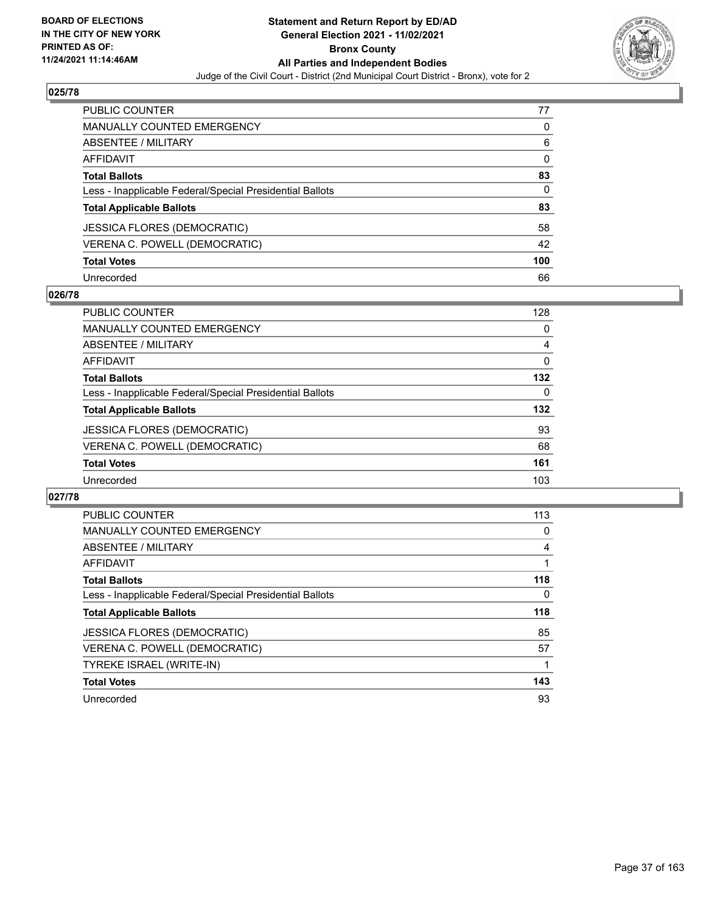BOARD OF ELECTIONS
IN THE CITY OF NEW YORK
PRINTED AS OF:
11/24/2021 11:14:46AM

**Statement and Return Report by ED/AD**
**General Election 2021 - 11/02/2021**
**Bronx County**
**All Parties and Independent Bodies**
Judge of the Civil Court - District (2nd Municipal Court District - Bronx), vote for 2

### 025/78

| | |
|---|---|
| PUBLIC COUNTER | 77 |
| MANUALLY COUNTED EMERGENCY | 0 |
| ABSENTEE / MILITARY | 6 |
| AFFIDAVIT | 0 |
| **Total Ballots** | **83** |
| Less - Inapplicable Federal/Special Presidential Ballots | 0 |
| **Total Applicable Ballots** | **83** |
| JESSICA FLORES (DEMOCRATIC) | 58 |
| VERENA C. POWELL (DEMOCRATIC) | 42 |
| **Total Votes** | **100** |
| Unrecorded | 66 |

### 026/78

| | |
|---|---|
| PUBLIC COUNTER | 128 |
| MANUALLY COUNTED EMERGENCY | 0 |
| ABSENTEE / MILITARY | 4 |
| AFFIDAVIT | 0 |
| **Total Ballots** | **132** |
| Less - Inapplicable Federal/Special Presidential Ballots | 0 |
| **Total Applicable Ballots** | **132** |
| JESSICA FLORES (DEMOCRATIC) | 93 |
| VERENA C. POWELL (DEMOCRATIC) | 68 |
| **Total Votes** | **161** |
| Unrecorded | 103 |

### 027/78

| | |
|---|---|
| PUBLIC COUNTER | 113 |
| MANUALLY COUNTED EMERGENCY | 0 |
| ABSENTEE / MILITARY | 4 |
| AFFIDAVIT | 1 |
| **Total Ballots** | **118** |
| Less - Inapplicable Federal/Special Presidential Ballots | 0 |
| **Total Applicable Ballots** | **118** |
| JESSICA FLORES (DEMOCRATIC) | 85 |
| VERENA C. POWELL (DEMOCRATIC) | 57 |
| TYREKE ISRAEL (WRITE-IN) | 1 |
| **Total Votes** | **143** |
| Unrecorded | 93 |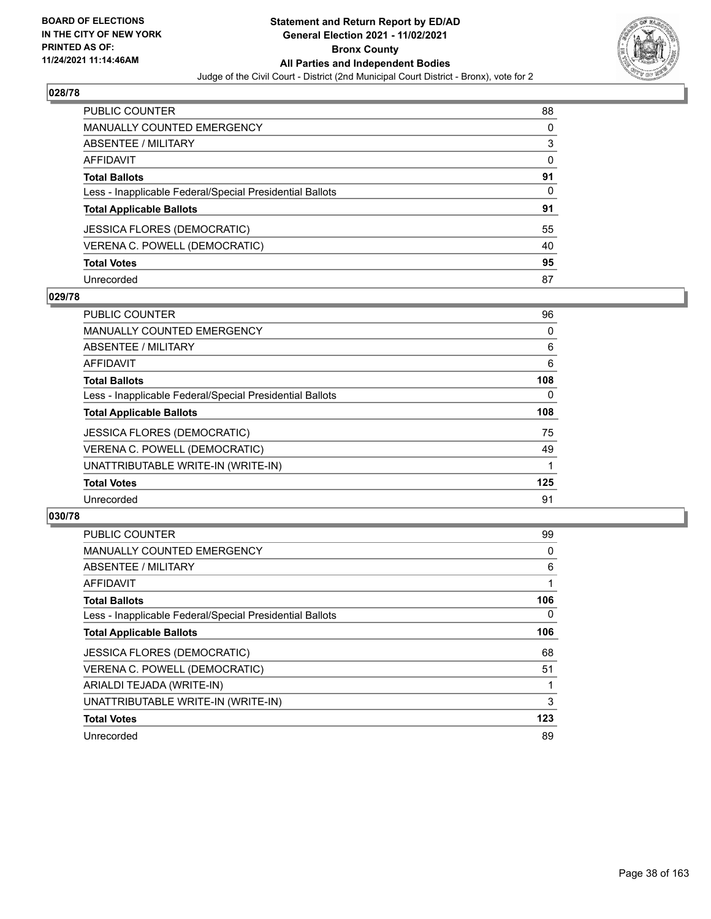**Statement and Return Report by ED/AD**
**General Election 2021 - 11/02/2021**
**Bronx County**
**All Parties and Independent Bodies**
Judge of the Civil Court - District (2nd Municipal Court District - Bronx), vote for 2

BOARD OF ELECTIONS IN THE CITY OF NEW YORK PRINTED AS OF: 11/24/2021 11:14:46AM

### 028/78

| | |
|---|---|
| PUBLIC COUNTER | 88 |
| MANUALLY COUNTED EMERGENCY | 0 |
| ABSENTEE / MILITARY | 3 |
| AFFIDAVIT | 0 |
| **Total Ballots** | **91** |
| Less - Inapplicable Federal/Special Presidential Ballots | 0 |
| **Total Applicable Ballots** | **91** |
| JESSICA FLORES (DEMOCRATIC) | 55 |
| VERENA C. POWELL (DEMOCRATIC) | 40 |
| **Total Votes** | **95** |
| Unrecorded | 87 |

### 029/78

| | |
|---|---|
| PUBLIC COUNTER | 96 |
| MANUALLY COUNTED EMERGENCY | 0 |
| ABSENTEE / MILITARY | 6 |
| AFFIDAVIT | 6 |
| **Total Ballots** | **108** |
| Less - Inapplicable Federal/Special Presidential Ballots | 0 |
| **Total Applicable Ballots** | **108** |
| JESSICA FLORES (DEMOCRATIC) | 75 |
| VERENA C. POWELL (DEMOCRATIC) | 49 |
| UNATTRIBUTABLE WRITE-IN (WRITE-IN) | 1 |
| **Total Votes** | **125** |
| Unrecorded | 91 |

### 030/78

| | |
|---|---|
| PUBLIC COUNTER | 99 |
| MANUALLY COUNTED EMERGENCY | 0 |
| ABSENTEE / MILITARY | 6 |
| AFFIDAVIT | 1 |
| **Total Ballots** | **106** |
| Less - Inapplicable Federal/Special Presidential Ballots | 0 |
| **Total Applicable Ballots** | **106** |
| JESSICA FLORES (DEMOCRATIC) | 68 |
| VERENA C. POWELL (DEMOCRATIC) | 51 |
| ARIALDI TEJADA (WRITE-IN) | 1 |
| UNATTRIBUTABLE WRITE-IN (WRITE-IN) | 3 |
| **Total Votes** | **123** |
| Unrecorded | 89 |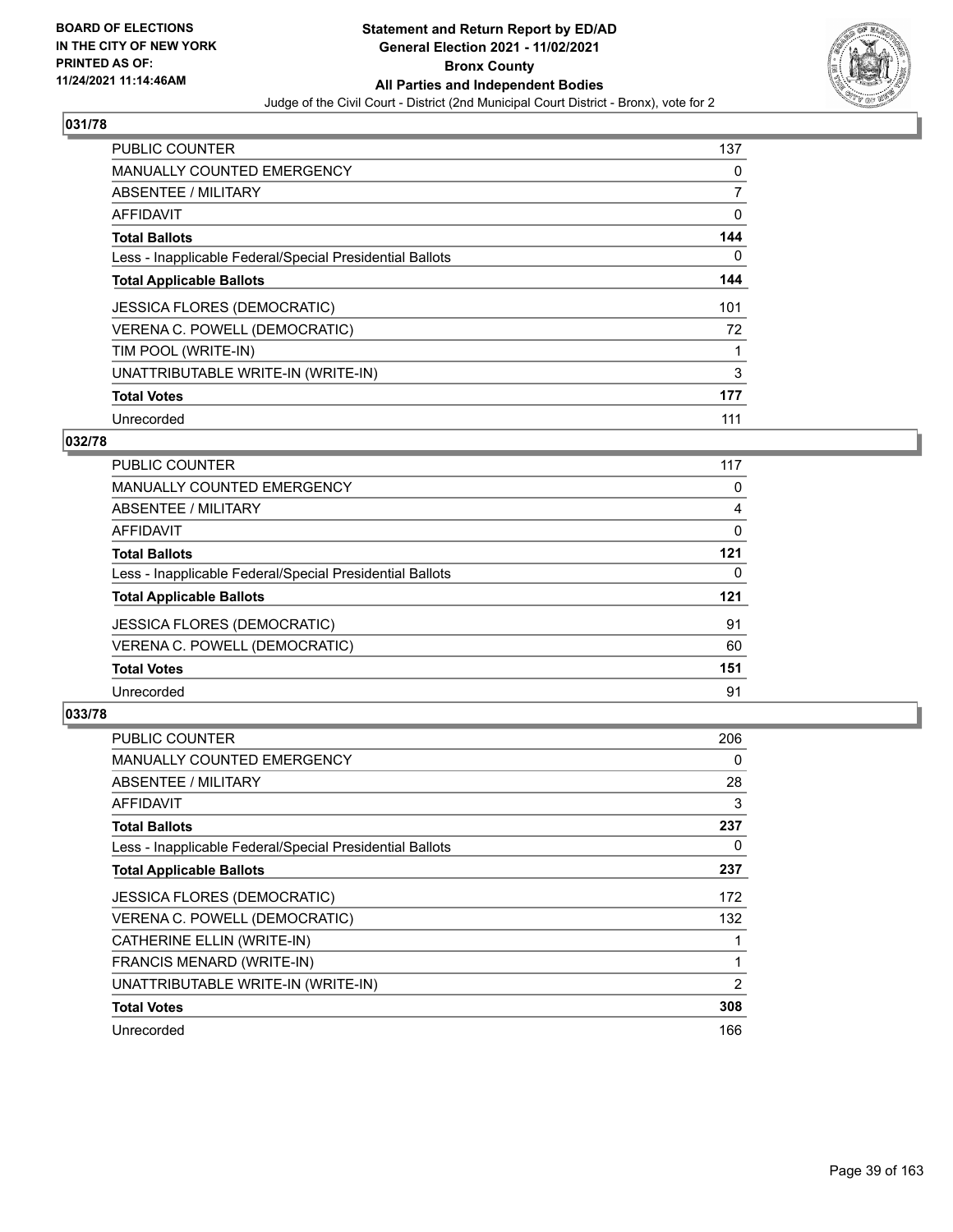## 031/78

| | |
|---|---|
| PUBLIC COUNTER | 137 |
| MANUALLY COUNTED EMERGENCY | 0 |
| ABSENTEE / MILITARY | 7 |
| AFFIDAVIT | 0 |
| **Total Ballots** | **144** |
| Less - Inapplicable Federal/Special Presidential Ballots | 0 |
| **Total Applicable Ballots** | **144** |
| JESSICA FLORES (DEMOCRATIC) | 101 |
| VERENA C. POWELL (DEMOCRATIC) | 72 |
| TIM POOL (WRITE-IN) | 1 |
| UNATTRIBUTABLE WRITE-IN (WRITE-IN) | 3 |
| **Total Votes** | **177** |
| Unrecorded | 111 |

## 032/78

| | |
|---|---|
| PUBLIC COUNTER | 117 |
| MANUALLY COUNTED EMERGENCY | 0 |
| ABSENTEE / MILITARY | 4 |
| AFFIDAVIT | 0 |
| **Total Ballots** | **121** |
| Less - Inapplicable Federal/Special Presidential Ballots | 0 |
| **Total Applicable Ballots** | **121** |
| JESSICA FLORES (DEMOCRATIC) | 91 |
| VERENA C. POWELL (DEMOCRATIC) | 60 |
| **Total Votes** | **151** |
| Unrecorded | 91 |

## 033/78

| | |
|---|---|
| PUBLIC COUNTER | 206 |
| MANUALLY COUNTED EMERGENCY | 0 |
| ABSENTEE / MILITARY | 28 |
| AFFIDAVIT | 3 |
| **Total Ballots** | **237** |
| Less - Inapplicable Federal/Special Presidential Ballots | 0 |
| **Total Applicable Ballots** | **237** |
| JESSICA FLORES (DEMOCRATIC) | 172 |
| VERENA C. POWELL (DEMOCRATIC) | 132 |
| CATHERINE ELLIN (WRITE-IN) | 1 |
| FRANCIS MENARD (WRITE-IN) | 1 |
| UNATTRIBUTABLE WRITE-IN (WRITE-IN) | 2 |
| **Total Votes** | **308** |
| Unrecorded | 166 |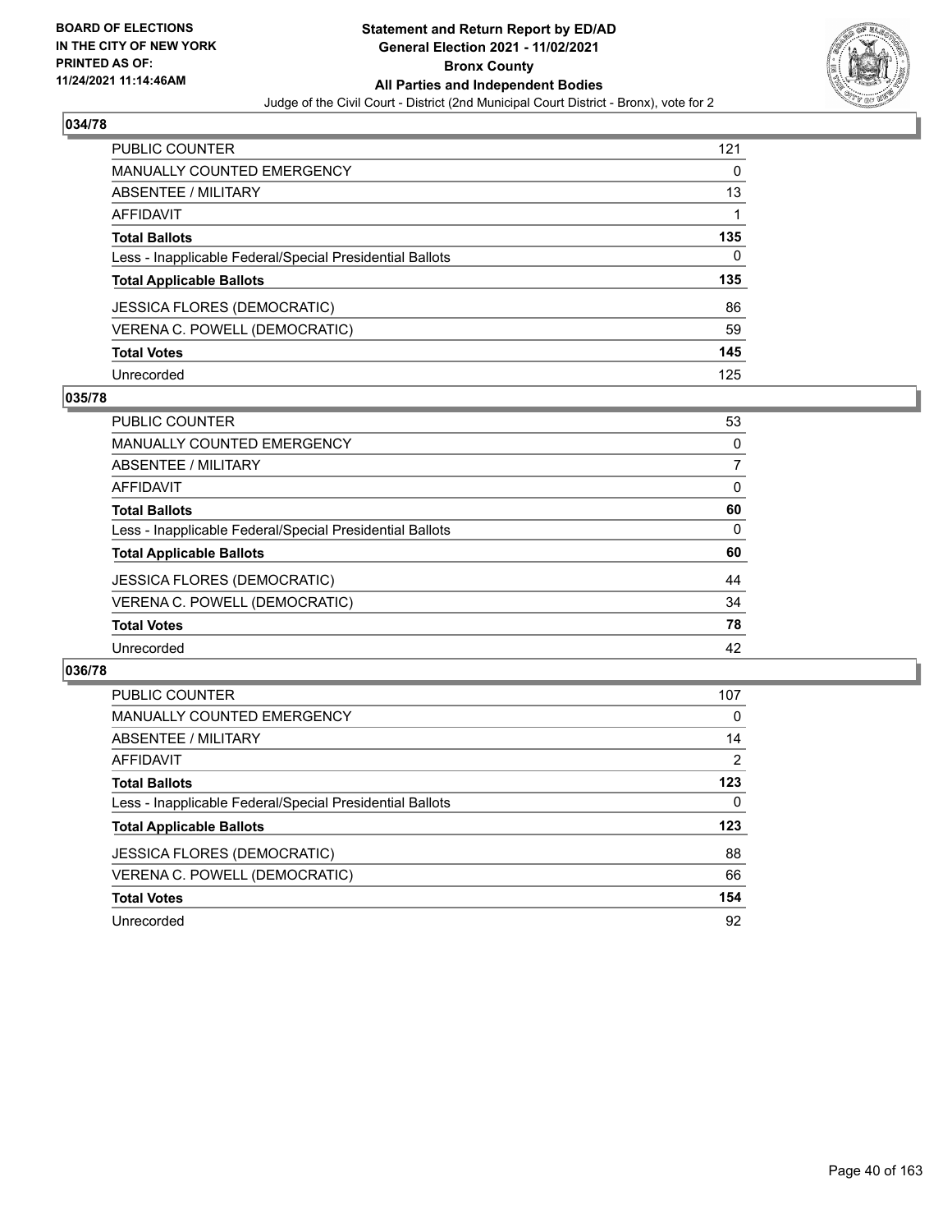BOARD OF ELECTIONS
IN THE CITY OF NEW YORK
PRINTED AS OF:
11/24/2021 11:14:46AM

**Statement and Return Report by ED/AD**
**General Election 2021 - 11/02/2021**
**Bronx County**
**All Parties and Independent Bodies**
Judge of the Civil Court - District (2nd Municipal Court District - Bronx), vote for 2

### 034/78

| | |
|---|---|
| PUBLIC COUNTER | 121 |
| MANUALLY COUNTED EMERGENCY | 0 |
| ABSENTEE / MILITARY | 13 |
| AFFIDAVIT | 1 |
| **Total Ballots** | **135** |
| Less - Inapplicable Federal/Special Presidential Ballots | 0 |
| **Total Applicable Ballots** | **135** |
| JESSICA FLORES (DEMOCRATIC) | 86 |
| VERENA C. POWELL (DEMOCRATIC) | 59 |
| **Total Votes** | **145** |
| Unrecorded | 125 |

### 035/78

| | |
|---|---|
| PUBLIC COUNTER | 53 |
| MANUALLY COUNTED EMERGENCY | 0 |
| ABSENTEE / MILITARY | 7 |
| AFFIDAVIT | 0 |
| **Total Ballots** | **60** |
| Less - Inapplicable Federal/Special Presidential Ballots | 0 |
| **Total Applicable Ballots** | **60** |
| JESSICA FLORES (DEMOCRATIC) | 44 |
| VERENA C. POWELL (DEMOCRATIC) | 34 |
| **Total Votes** | **78** |
| Unrecorded | 42 |

### 036/78

| | |
|---|---|
| PUBLIC COUNTER | 107 |
| MANUALLY COUNTED EMERGENCY | 0 |
| ABSENTEE / MILITARY | 14 |
| AFFIDAVIT | 2 |
| **Total Ballots** | **123** |
| Less - Inapplicable Federal/Special Presidential Ballots | 0 |
| **Total Applicable Ballots** | **123** |
| JESSICA FLORES (DEMOCRATIC) | 88 |
| VERENA C. POWELL (DEMOCRATIC) | 66 |
| **Total Votes** | **154** |
| Unrecorded | 92 |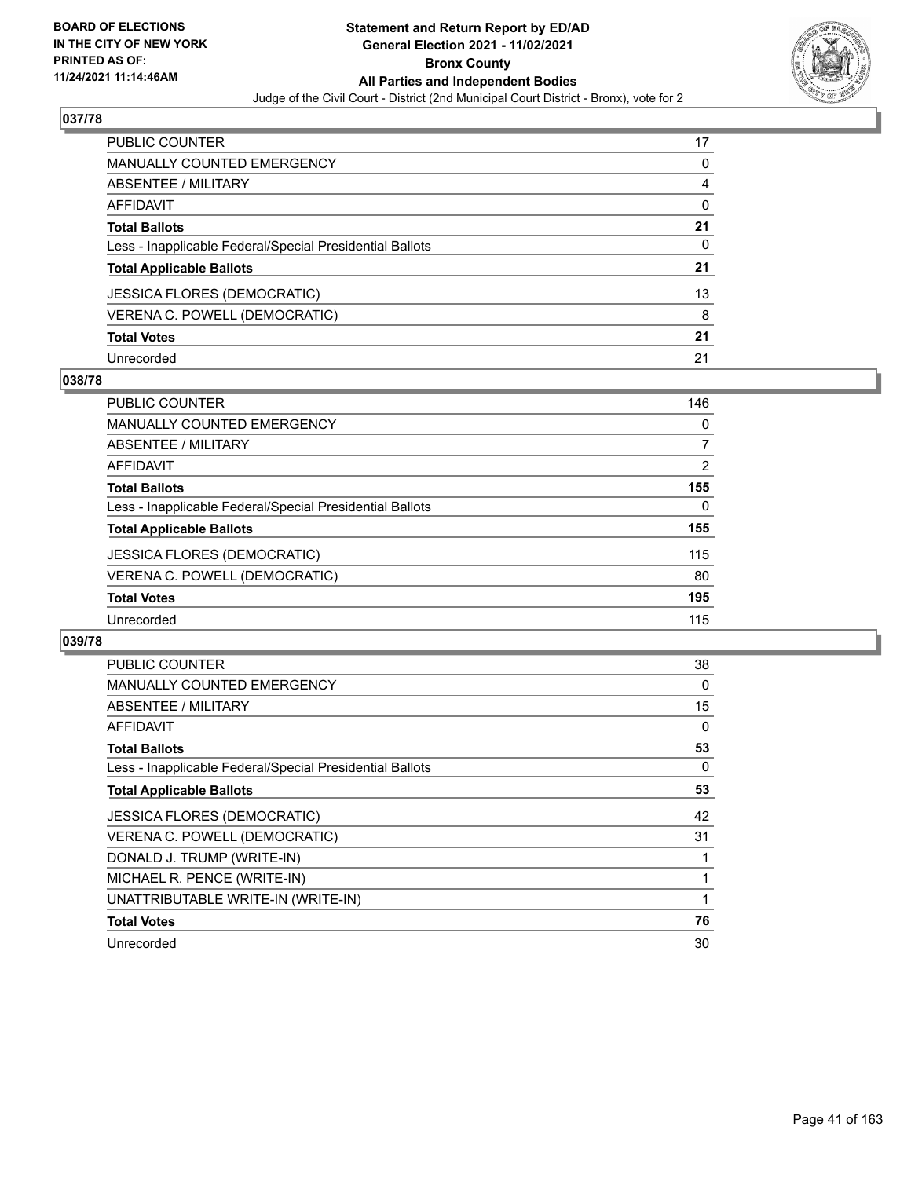## 037/78

| | |
|---|---|
| PUBLIC COUNTER | 17 |
| MANUALLY COUNTED EMERGENCY | 0 |
| ABSENTEE / MILITARY | 4 |
| AFFIDAVIT | 0 |
| **Total Ballots** | **21** |
| Less - Inapplicable Federal/Special Presidential Ballots | 0 |
| **Total Applicable Ballots** | **21** |
| JESSICA FLORES (DEMOCRATIC) | 13 |
| VERENA C. POWELL (DEMOCRATIC) | 8 |
| **Total Votes** | **21** |
| Unrecorded | 21 |

## 038/78

| | |
|---|---|
| PUBLIC COUNTER | 146 |
| MANUALLY COUNTED EMERGENCY | 0 |
| ABSENTEE / MILITARY | 7 |
| AFFIDAVIT | 2 |
| **Total Ballots** | **155** |
| Less - Inapplicable Federal/Special Presidential Ballots | 0 |
| **Total Applicable Ballots** | **155** |
| JESSICA FLORES (DEMOCRATIC) | 115 |
| VERENA C. POWELL (DEMOCRATIC) | 80 |
| **Total Votes** | **195** |
| Unrecorded | 115 |

## 039/78

| | |
|---|---|
| PUBLIC COUNTER | 38 |
| MANUALLY COUNTED EMERGENCY | 0 |
| ABSENTEE / MILITARY | 15 |
| AFFIDAVIT | 0 |
| **Total Ballots** | **53** |
| Less - Inapplicable Federal/Special Presidential Ballots | 0 |
| **Total Applicable Ballots** | **53** |
| JESSICA FLORES (DEMOCRATIC) | 42 |
| VERENA C. POWELL (DEMOCRATIC) | 31 |
| DONALD J. TRUMP (WRITE-IN) | 1 |
| MICHAEL R. PENCE (WRITE-IN) | 1 |
| UNATTRIBUTABLE WRITE-IN (WRITE-IN) | 1 |
| **Total Votes** | **76** |
| Unrecorded | 30 |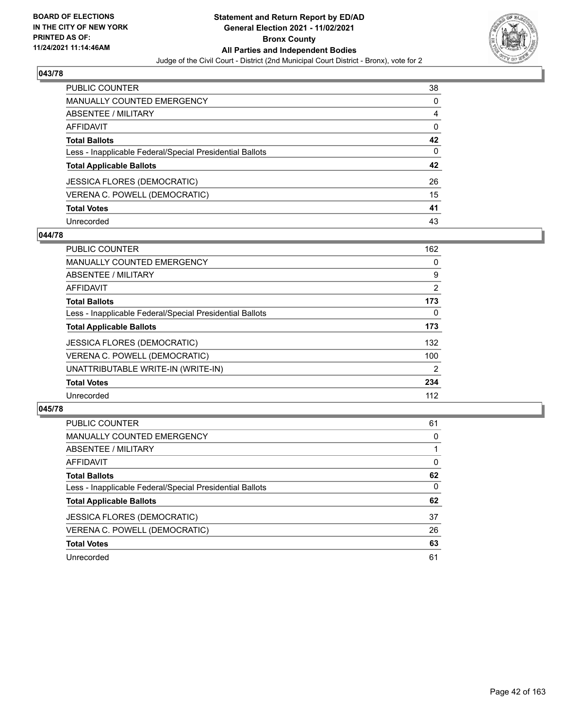## 043/78

| | |
|---|---|
| PUBLIC COUNTER | 38 |
| MANUALLY COUNTED EMERGENCY | 0 |
| ABSENTEE / MILITARY | 4 |
| AFFIDAVIT | 0 |
| **Total Ballots** | **42** |
| Less - Inapplicable Federal/Special Presidential Ballots | 0 |
| **Total Applicable Ballots** | **42** |
| JESSICA FLORES (DEMOCRATIC) | 26 |
| VERENA C. POWELL (DEMOCRATIC) | 15 |
| **Total Votes** | **41** |
| Unrecorded | 43 |

## 044/78

| | |
|---|---|
| PUBLIC COUNTER | 162 |
| MANUALLY COUNTED EMERGENCY | 0 |
| ABSENTEE / MILITARY | 9 |
| AFFIDAVIT | 2 |
| **Total Ballots** | **173** |
| Less - Inapplicable Federal/Special Presidential Ballots | 0 |
| **Total Applicable Ballots** | **173** |
| JESSICA FLORES (DEMOCRATIC) | 132 |
| VERENA C. POWELL (DEMOCRATIC) | 100 |
| UNATTRIBUTABLE WRITE-IN (WRITE-IN) | 2 |
| **Total Votes** | **234** |
| Unrecorded | 112 |

## 045/78

| | |
|---|---|
| PUBLIC COUNTER | 61 |
| MANUALLY COUNTED EMERGENCY | 0 |
| ABSENTEE / MILITARY | 1 |
| AFFIDAVIT | 0 |
| **Total Ballots** | **62** |
| Less - Inapplicable Federal/Special Presidential Ballots | 0 |
| **Total Applicable Ballots** | **62** |
| JESSICA FLORES (DEMOCRATIC) | 37 |
| VERENA C. POWELL (DEMOCRATIC) | 26 |
| **Total Votes** | **63** |
| Unrecorded | 61 |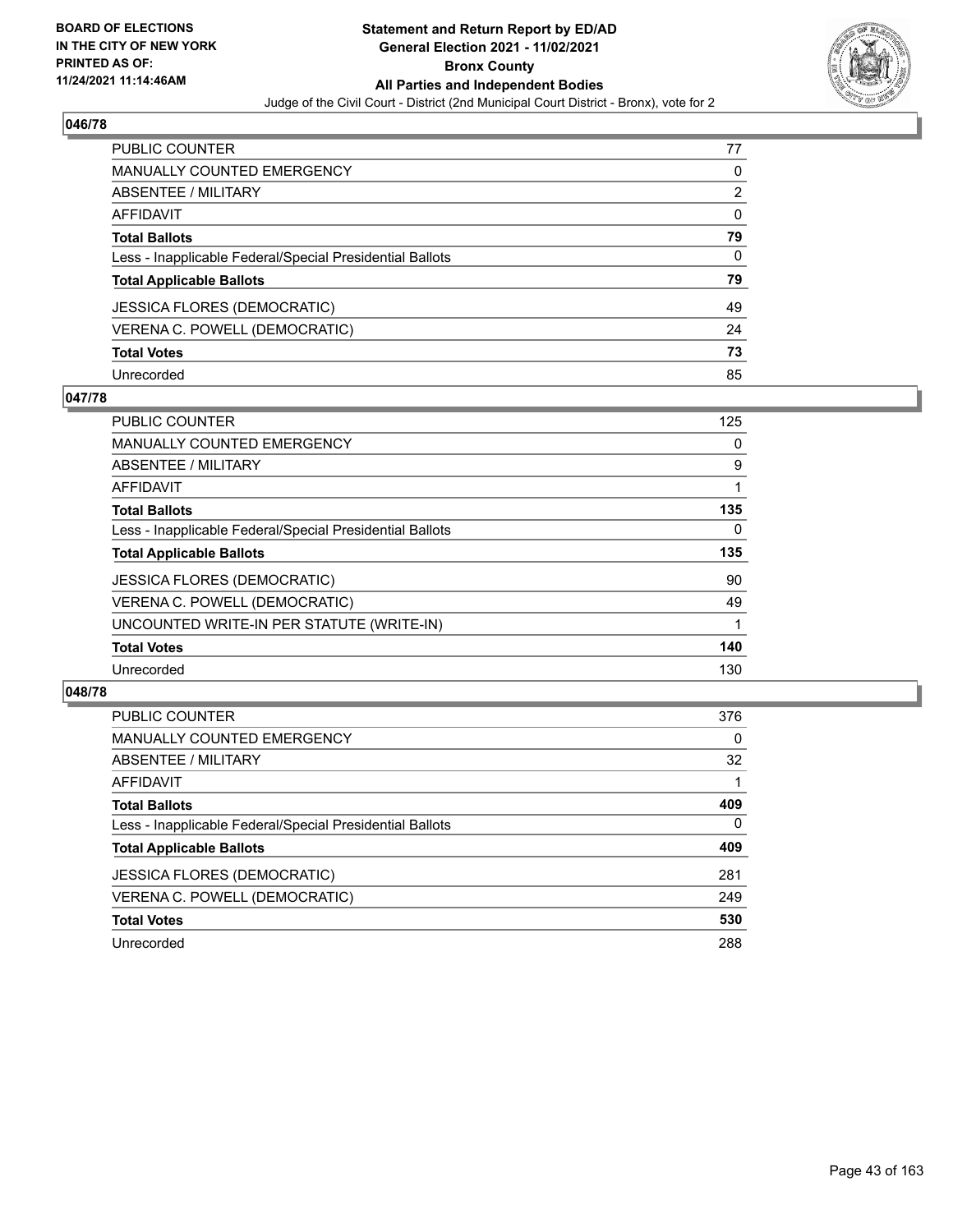BOARD OF ELECTIONS
IN THE CITY OF NEW YORK
PRINTED AS OF:
11/24/2021 11:14:46AM

# Statement and Return Report by ED/AD
## General Election 2021 - 11/02/2021
## Bronx County
## All Parties and Independent Bodies
Judge of the Civil Court - District (2nd Municipal Court District - Bronx), vote for 2

### 046/78

| | |
|---|---|
| PUBLIC COUNTER | 77 |
| MANUALLY COUNTED EMERGENCY | 0 |
| ABSENTEE / MILITARY | 2 |
| AFFIDAVIT | 0 |
| **Total Ballots** | **79** |
| Less - Inapplicable Federal/Special Presidential Ballots | 0 |
| **Total Applicable Ballots** | **79** |
| JESSICA FLORES (DEMOCRATIC) | 49 |
| VERENA C. POWELL (DEMOCRATIC) | 24 |
| **Total Votes** | **73** |
| Unrecorded | 85 |

### 047/78

| | |
|---|---|
| PUBLIC COUNTER | 125 |
| MANUALLY COUNTED EMERGENCY | 0 |
| ABSENTEE / MILITARY | 9 |
| AFFIDAVIT | 1 |
| **Total Ballots** | **135** |
| Less - Inapplicable Federal/Special Presidential Ballots | 0 |
| **Total Applicable Ballots** | **135** |
| JESSICA FLORES (DEMOCRATIC) | 90 |
| VERENA C. POWELL (DEMOCRATIC) | 49 |
| UNCOUNTED WRITE-IN PER STATUTE (WRITE-IN) | 1 |
| **Total Votes** | **140** |
| Unrecorded | 130 |

### 048/78

| | |
|---|---|
| PUBLIC COUNTER | 376 |
| MANUALLY COUNTED EMERGENCY | 0 |
| ABSENTEE / MILITARY | 32 |
| AFFIDAVIT | 1 |
| **Total Ballots** | **409** |
| Less - Inapplicable Federal/Special Presidential Ballots | 0 |
| **Total Applicable Ballots** | **409** |
| JESSICA FLORES (DEMOCRATIC) | 281 |
| VERENA C. POWELL (DEMOCRATIC) | 249 |
| **Total Votes** | **530** |
| Unrecorded | 288 |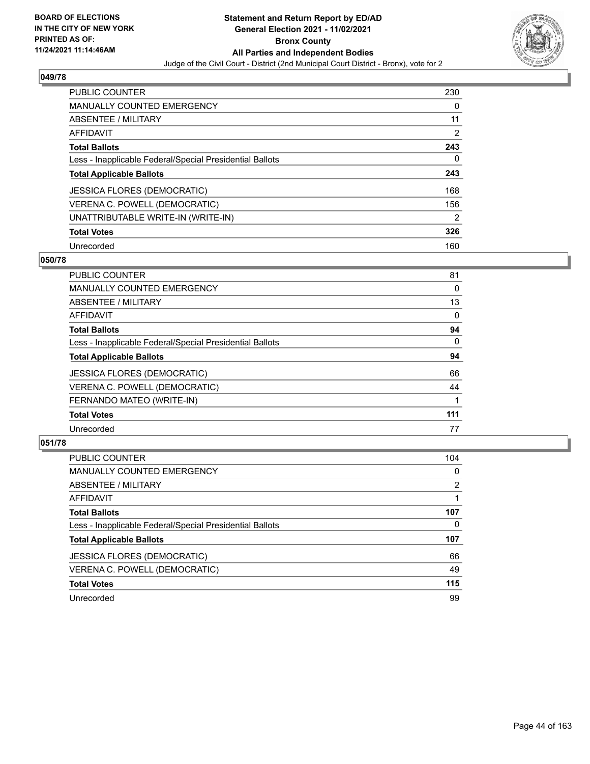**Statement and Return Report by ED/AD**
**General Election 2021 - 11/02/2021**
**Bronx County**
**All Parties and Independent Bodies**
Judge of the Civil Court - District (2nd Municipal Court District - Bronx), vote for 2

BOARD OF ELECTIONS IN THE CITY OF NEW YORK PRINTED AS OF: 11/24/2021 11:14:46AM

### 049/78

| | |
|---|---|
| PUBLIC COUNTER | 230 |
| MANUALLY COUNTED EMERGENCY | 0 |
| ABSENTEE / MILITARY | 11 |
| AFFIDAVIT | 2 |
| **Total Ballots** | **243** |
| Less - Inapplicable Federal/Special Presidential Ballots | 0 |
| **Total Applicable Ballots** | **243** |
| JESSICA FLORES (DEMOCRATIC) | 168 |
| VERENA C. POWELL (DEMOCRATIC) | 156 |
| UNATTRIBUTABLE WRITE-IN (WRITE-IN) | 2 |
| **Total Votes** | **326** |
| Unrecorded | 160 |

### 050/78

| | |
|---|---|
| PUBLIC COUNTER | 81 |
| MANUALLY COUNTED EMERGENCY | 0 |
| ABSENTEE / MILITARY | 13 |
| AFFIDAVIT | 0 |
| **Total Ballots** | **94** |
| Less - Inapplicable Federal/Special Presidential Ballots | 0 |
| **Total Applicable Ballots** | **94** |
| JESSICA FLORES (DEMOCRATIC) | 66 |
| VERENA C. POWELL (DEMOCRATIC) | 44 |
| FERNANDO MATEO (WRITE-IN) | 1 |
| **Total Votes** | **111** |
| Unrecorded | 77 |

### 051/78

| | |
|---|---|
| PUBLIC COUNTER | 104 |
| MANUALLY COUNTED EMERGENCY | 0 |
| ABSENTEE / MILITARY | 2 |
| AFFIDAVIT | 1 |
| **Total Ballots** | **107** |
| Less - Inapplicable Federal/Special Presidential Ballots | 0 |
| **Total Applicable Ballots** | **107** |
| JESSICA FLORES (DEMOCRATIC) | 66 |
| VERENA C. POWELL (DEMOCRATIC) | 49 |
| **Total Votes** | **115** |
| Unrecorded | 99 |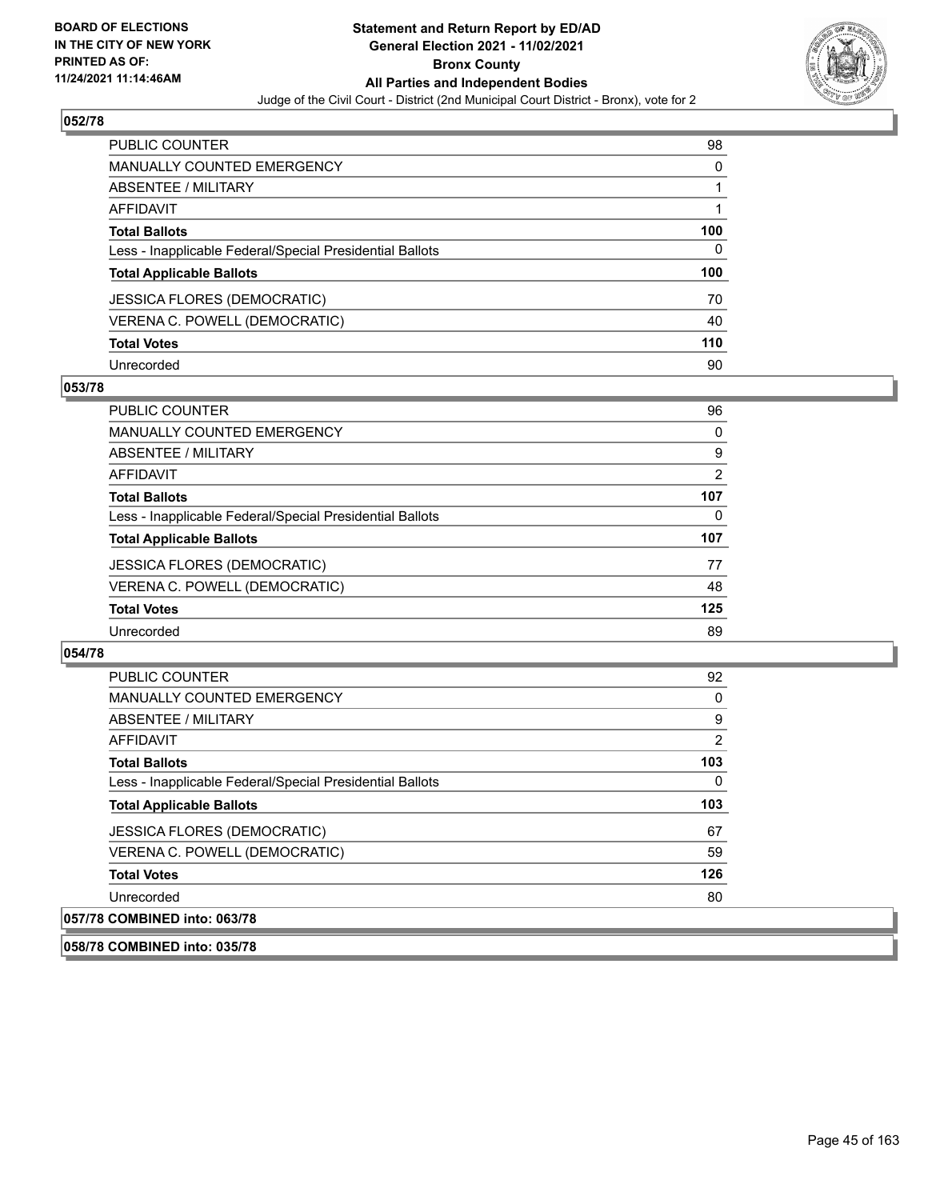## 052/78

| | |
|---|---|
| PUBLIC COUNTER | 98 |
| MANUALLY COUNTED EMERGENCY | 0 |
| ABSENTEE / MILITARY | 1 |
| AFFIDAVIT | 1 |
| **Total Ballots** | **100** |
| Less - Inapplicable Federal/Special Presidential Ballots | 0 |
| **Total Applicable Ballots** | **100** |
| JESSICA FLORES (DEMOCRATIC) | 70 |
| VERENA C. POWELL (DEMOCRATIC) | 40 |
| **Total Votes** | **110** |
| Unrecorded | 90 |

## 053/78

| | |
|---|---|
| PUBLIC COUNTER | 96 |
| MANUALLY COUNTED EMERGENCY | 0 |
| ABSENTEE / MILITARY | 9 |
| AFFIDAVIT | 2 |
| **Total Ballots** | **107** |
| Less - Inapplicable Federal/Special Presidential Ballots | 0 |
| **Total Applicable Ballots** | **107** |
| JESSICA FLORES (DEMOCRATIC) | 77 |
| VERENA C. POWELL (DEMOCRATIC) | 48 |
| **Total Votes** | **125** |
| Unrecorded | 89 |

## 054/78

| | |
|---|---|
| PUBLIC COUNTER | 92 |
| MANUALLY COUNTED EMERGENCY | 0 |
| ABSENTEE / MILITARY | 9 |
| AFFIDAVIT | 2 |
| **Total Ballots** | **103** |
| Less - Inapplicable Federal/Special Presidential Ballots | 0 |
| **Total Applicable Ballots** | **103** |
| JESSICA FLORES (DEMOCRATIC) | 67 |
| VERENA C. POWELL (DEMOCRATIC) | 59 |
| **Total Votes** | **126** |
| Unrecorded | 80 |

## 057/78 COMBINED into: 063/78

## 058/78 COMBINED into: 035/78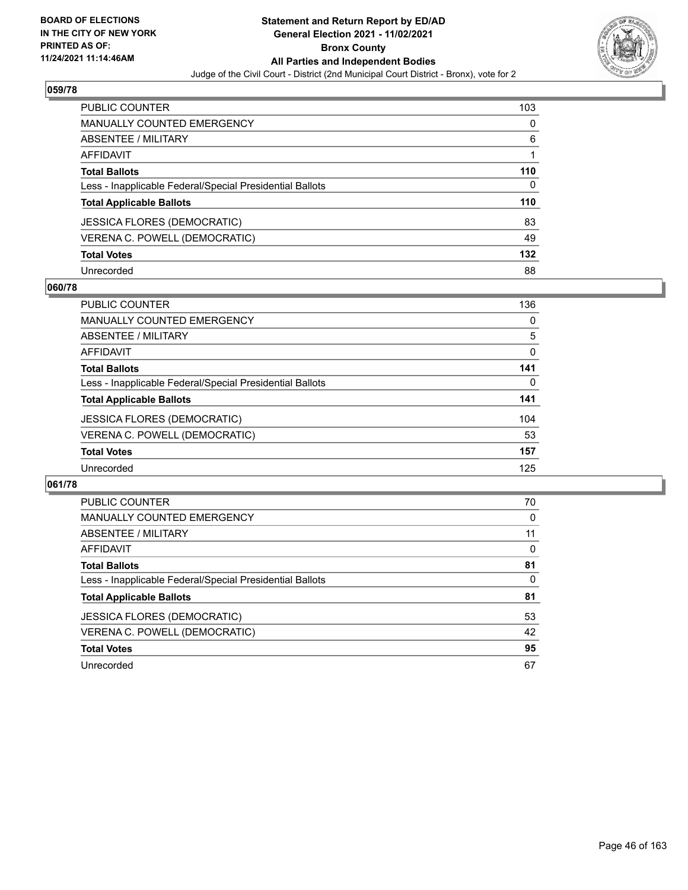## 059/78

| | |
|---|---|
| PUBLIC COUNTER | 103 |
| MANUALLY COUNTED EMERGENCY | 0 |
| ABSENTEE / MILITARY | 6 |
| AFFIDAVIT | 1 |
| **Total Ballots** | **110** |
| Less - Inapplicable Federal/Special Presidential Ballots | 0 |
| **Total Applicable Ballots** | **110** |
| JESSICA FLORES (DEMOCRATIC) | 83 |
| VERENA C. POWELL (DEMOCRATIC) | 49 |
| **Total Votes** | **132** |
| Unrecorded | 88 |

## 060/78

| | |
|---|---|
| PUBLIC COUNTER | 136 |
| MANUALLY COUNTED EMERGENCY | 0 |
| ABSENTEE / MILITARY | 5 |
| AFFIDAVIT | 0 |
| **Total Ballots** | **141** |
| Less - Inapplicable Federal/Special Presidential Ballots | 0 |
| **Total Applicable Ballots** | **141** |
| JESSICA FLORES (DEMOCRATIC) | 104 |
| VERENA C. POWELL (DEMOCRATIC) | 53 |
| **Total Votes** | **157** |
| Unrecorded | 125 |

## 061/78

| | |
|---|---|
| PUBLIC COUNTER | 70 |
| MANUALLY COUNTED EMERGENCY | 0 |
| ABSENTEE / MILITARY | 11 |
| AFFIDAVIT | 0 |
| **Total Ballots** | **81** |
| Less - Inapplicable Federal/Special Presidential Ballots | 0 |
| **Total Applicable Ballots** | **81** |
| JESSICA FLORES (DEMOCRATIC) | 53 |
| VERENA C. POWELL (DEMOCRATIC) | 42 |
| **Total Votes** | **95** |
| Unrecorded | 67 |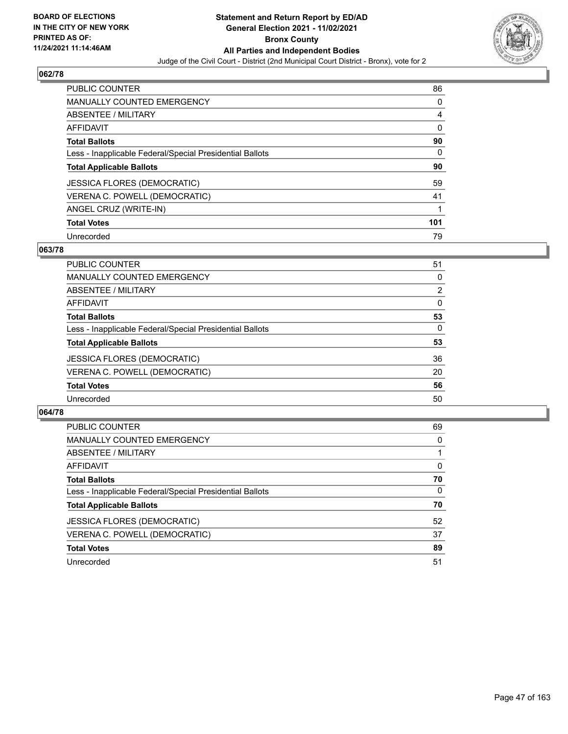## 062/78

| | |
|---|---|
| PUBLIC COUNTER | 86 |
| MANUALLY COUNTED EMERGENCY | 0 |
| ABSENTEE / MILITARY | 4 |
| AFFIDAVIT | 0 |
| **Total Ballots** | **90** |
| Less - Inapplicable Federal/Special Presidential Ballots | 0 |
| **Total Applicable Ballots** | **90** |
| JESSICA FLORES (DEMOCRATIC) | 59 |
| VERENA C. POWELL (DEMOCRATIC) | 41 |
| ANGEL CRUZ (WRITE-IN) | 1 |
| **Total Votes** | **101** |
| Unrecorded | 79 |

## 063/78

| | |
|---|---|
| PUBLIC COUNTER | 51 |
| MANUALLY COUNTED EMERGENCY | 0 |
| ABSENTEE / MILITARY | 2 |
| AFFIDAVIT | 0 |
| **Total Ballots** | **53** |
| Less - Inapplicable Federal/Special Presidential Ballots | 0 |
| **Total Applicable Ballots** | **53** |
| JESSICA FLORES (DEMOCRATIC) | 36 |
| VERENA C. POWELL (DEMOCRATIC) | 20 |
| **Total Votes** | **56** |
| Unrecorded | 50 |

## 064/78

| | |
|---|---|
| PUBLIC COUNTER | 69 |
| MANUALLY COUNTED EMERGENCY | 0 |
| ABSENTEE / MILITARY | 1 |
| AFFIDAVIT | 0 |
| **Total Ballots** | **70** |
| Less - Inapplicable Federal/Special Presidential Ballots | 0 |
| **Total Applicable Ballots** | **70** |
| JESSICA FLORES (DEMOCRATIC) | 52 |
| VERENA C. POWELL (DEMOCRATIC) | 37 |
| **Total Votes** | **89** |
| Unrecorded | 51 |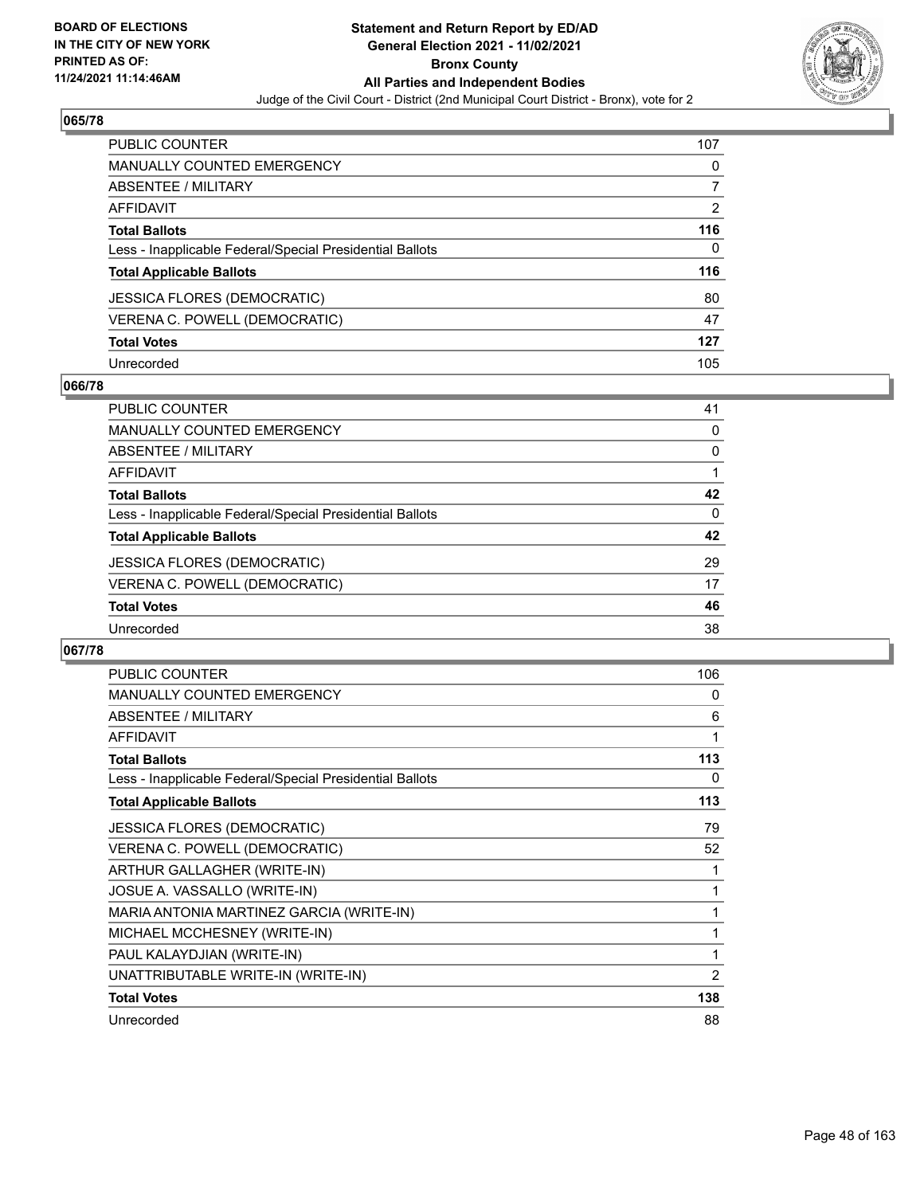## 065/78

| | |
|---|---|
| PUBLIC COUNTER | 107 |
| MANUALLY COUNTED EMERGENCY | 0 |
| ABSENTEE / MILITARY | 7 |
| AFFIDAVIT | 2 |
| **Total Ballots** | **116** |
| Less - Inapplicable Federal/Special Presidential Ballots | 0 |
| **Total Applicable Ballots** | **116** |
| JESSICA FLORES (DEMOCRATIC) | 80 |
| VERENA C. POWELL (DEMOCRATIC) | 47 |
| **Total Votes** | **127** |
| Unrecorded | 105 |

## 066/78

| | |
|---|---|
| PUBLIC COUNTER | 41 |
| MANUALLY COUNTED EMERGENCY | 0 |
| ABSENTEE / MILITARY | 0 |
| AFFIDAVIT | 1 |
| **Total Ballots** | **42** |
| Less - Inapplicable Federal/Special Presidential Ballots | 0 |
| **Total Applicable Ballots** | **42** |
| JESSICA FLORES (DEMOCRATIC) | 29 |
| VERENA C. POWELL (DEMOCRATIC) | 17 |
| **Total Votes** | **46** |
| Unrecorded | 38 |

## 067/78

| | |
|---|---|
| PUBLIC COUNTER | 106 |
| MANUALLY COUNTED EMERGENCY | 0 |
| ABSENTEE / MILITARY | 6 |
| AFFIDAVIT | 1 |
| **Total Ballots** | **113** |
| Less - Inapplicable Federal/Special Presidential Ballots | 0 |
| **Total Applicable Ballots** | **113** |
| JESSICA FLORES (DEMOCRATIC) | 79 |
| VERENA C. POWELL (DEMOCRATIC) | 52 |
| ARTHUR GALLAGHER (WRITE-IN) | 1 |
| JOSUE A. VASSALLO (WRITE-IN) | 1 |
| MARIA ANTONIA MARTINEZ GARCIA (WRITE-IN) | 1 |
| MICHAEL MCCHESNEY (WRITE-IN) | 1 |
| PAUL KALAYDJIAN (WRITE-IN) | 1 |
| UNATTRIBUTABLE WRITE-IN (WRITE-IN) | 2 |
| **Total Votes** | **138** |
| Unrecorded | 88 |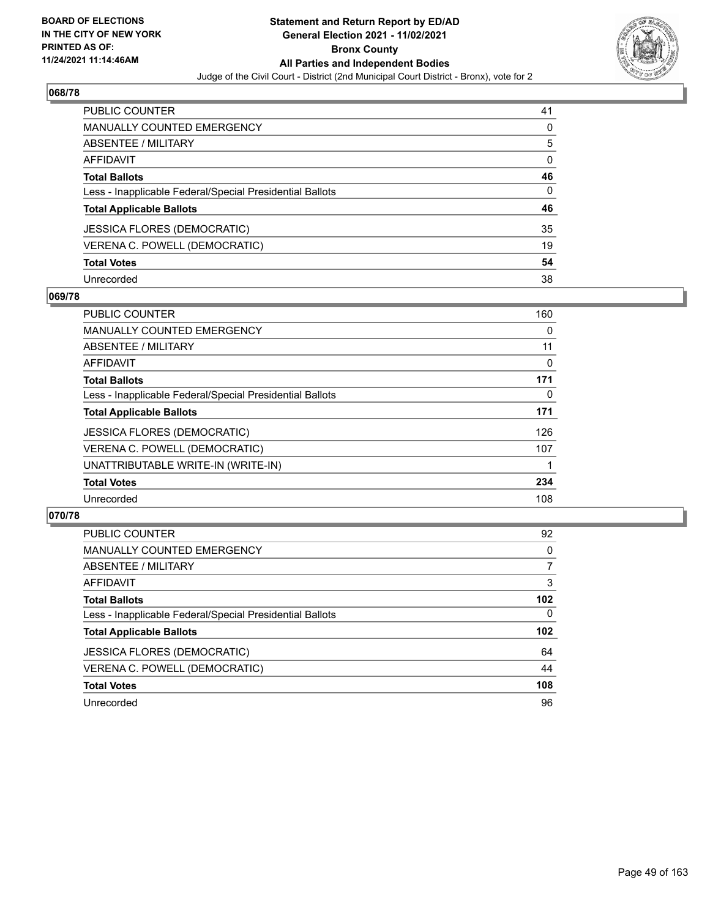**Statement and Return Report by ED/AD**
**General Election 2021 - 11/02/2021**
**Bronx County**
**All Parties and Independent Bodies**
Judge of the Civil Court - District (2nd Municipal Court District - Bronx), vote for 2

BOARD OF ELECTIONS
IN THE CITY OF NEW YORK
PRINTED AS OF:
11/24/2021 11:14:46AM

## 068/78

| | |
|---|---|
| PUBLIC COUNTER | 41 |
| MANUALLY COUNTED EMERGENCY | 0 |
| ABSENTEE / MILITARY | 5 |
| AFFIDAVIT | 0 |
| **Total Ballots** | **46** |
| Less - Inapplicable Federal/Special Presidential Ballots | 0 |
| **Total Applicable Ballots** | **46** |
| JESSICA FLORES (DEMOCRATIC) | 35 |
| VERENA C. POWELL (DEMOCRATIC) | 19 |
| **Total Votes** | **54** |
| Unrecorded | 38 |

## 069/78

| | |
|---|---|
| PUBLIC COUNTER | 160 |
| MANUALLY COUNTED EMERGENCY | 0 |
| ABSENTEE / MILITARY | 11 |
| AFFIDAVIT | 0 |
| **Total Ballots** | **171** |
| Less - Inapplicable Federal/Special Presidential Ballots | 0 |
| **Total Applicable Ballots** | **171** |
| JESSICA FLORES (DEMOCRATIC) | 126 |
| VERENA C. POWELL (DEMOCRATIC) | 107 |
| UNATTRIBUTABLE WRITE-IN (WRITE-IN) | 1 |
| **Total Votes** | **234** |
| Unrecorded | 108 |

## 070/78

| | |
|---|---|
| PUBLIC COUNTER | 92 |
| MANUALLY COUNTED EMERGENCY | 0 |
| ABSENTEE / MILITARY | 7 |
| AFFIDAVIT | 3 |
| **Total Ballots** | **102** |
| Less - Inapplicable Federal/Special Presidential Ballots | 0 |
| **Total Applicable Ballots** | **102** |
| JESSICA FLORES (DEMOCRATIC) | 64 |
| VERENA C. POWELL (DEMOCRATIC) | 44 |
| **Total Votes** | **108** |
| Unrecorded | 96 |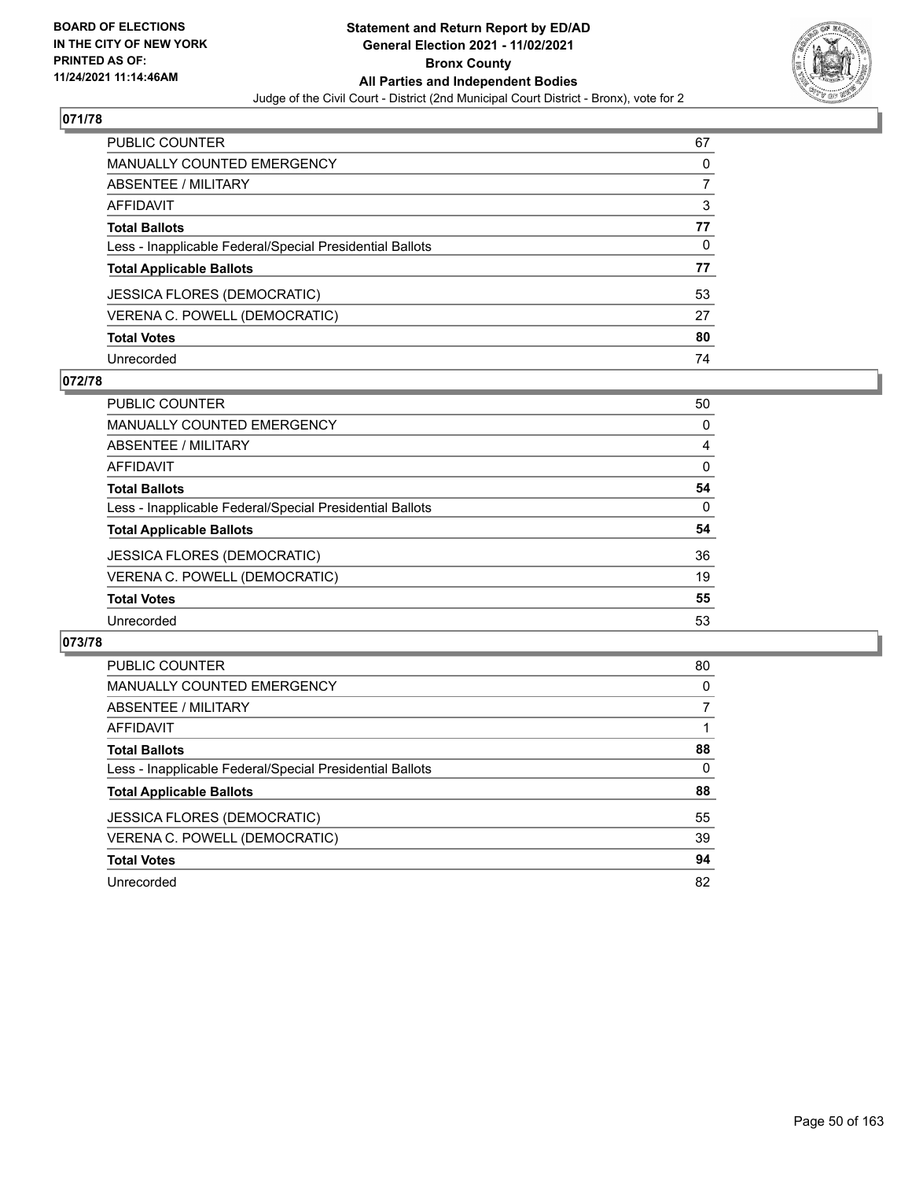BOARD OF ELECTIONS
IN THE CITY OF NEW YORK
PRINTED AS OF:
11/24/2021 11:14:46AM

**Statement and Return Report by ED/AD**
**General Election 2021 - 11/02/2021**
**Bronx County**
**All Parties and Independent Bodies**
Judge of the Civil Court - District (2nd Municipal Court District - Bronx), vote for 2

## 071/78

| | |
|---|---|
| PUBLIC COUNTER | 67 |
| MANUALLY COUNTED EMERGENCY | 0 |
| ABSENTEE / MILITARY | 7 |
| AFFIDAVIT | 3 |
| **Total Ballots** | **77** |
| Less - Inapplicable Federal/Special Presidential Ballots | 0 |
| **Total Applicable Ballots** | **77** |
| JESSICA FLORES (DEMOCRATIC) | 53 |
| VERENA C. POWELL (DEMOCRATIC) | 27 |
| **Total Votes** | **80** |
| Unrecorded | 74 |

## 072/78

| | |
|---|---|
| PUBLIC COUNTER | 50 |
| MANUALLY COUNTED EMERGENCY | 0 |
| ABSENTEE / MILITARY | 4 |
| AFFIDAVIT | 0 |
| **Total Ballots** | **54** |
| Less - Inapplicable Federal/Special Presidential Ballots | 0 |
| **Total Applicable Ballots** | **54** |
| JESSICA FLORES (DEMOCRATIC) | 36 |
| VERENA C. POWELL (DEMOCRATIC) | 19 |
| **Total Votes** | **55** |
| Unrecorded | 53 |

## 073/78

| | |
|---|---|
| PUBLIC COUNTER | 80 |
| MANUALLY COUNTED EMERGENCY | 0 |
| ABSENTEE / MILITARY | 7 |
| AFFIDAVIT | 1 |
| **Total Ballots** | **88** |
| Less - Inapplicable Federal/Special Presidential Ballots | 0 |
| **Total Applicable Ballots** | **88** |
| JESSICA FLORES (DEMOCRATIC) | 55 |
| VERENA C. POWELL (DEMOCRATIC) | 39 |
| **Total Votes** | **94** |
| Unrecorded | 82 |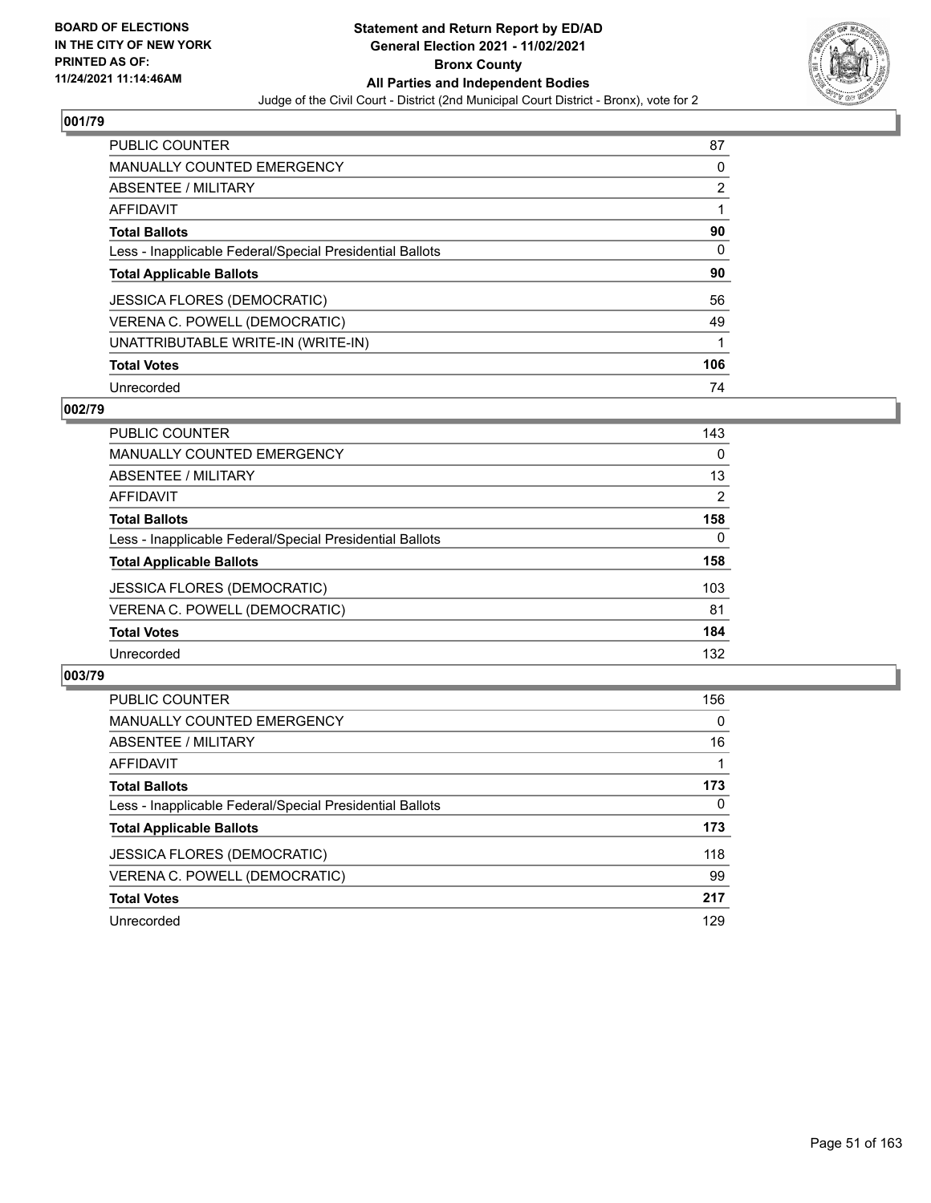BOARD OF ELECTIONS
IN THE CITY OF NEW YORK
PRINTED AS OF:
11/24/2021 11:14:46AM

**Statement and Return Report by ED/AD**
**General Election 2021 - 11/02/2021**
**Bronx County**
**All Parties and Independent Bodies**
Judge of the Civil Court - District (2nd Municipal Court District - Bronx), vote for 2

## 001/79

| | |
|---|---|
| PUBLIC COUNTER | 87 |
| MANUALLY COUNTED EMERGENCY | 0 |
| ABSENTEE / MILITARY | 2 |
| AFFIDAVIT | 1 |
| **Total Ballots** | **90** |
| Less - Inapplicable Federal/Special Presidential Ballots | 0 |
| **Total Applicable Ballots** | **90** |
| JESSICA FLORES (DEMOCRATIC) | 56 |
| VERENA C. POWELL (DEMOCRATIC) | 49 |
| UNATTRIBUTABLE WRITE-IN (WRITE-IN) | 1 |
| **Total Votes** | **106** |
| Unrecorded | 74 |

## 002/79

| | |
|---|---|
| PUBLIC COUNTER | 143 |
| MANUALLY COUNTED EMERGENCY | 0 |
| ABSENTEE / MILITARY | 13 |
| AFFIDAVIT | 2 |
| **Total Ballots** | **158** |
| Less - Inapplicable Federal/Special Presidential Ballots | 0 |
| **Total Applicable Ballots** | **158** |
| JESSICA FLORES (DEMOCRATIC) | 103 |
| VERENA C. POWELL (DEMOCRATIC) | 81 |
| **Total Votes** | **184** |
| Unrecorded | 132 |

## 003/79

| | |
|---|---|
| PUBLIC COUNTER | 156 |
| MANUALLY COUNTED EMERGENCY | 0 |
| ABSENTEE / MILITARY | 16 |
| AFFIDAVIT | 1 |
| **Total Ballots** | **173** |
| Less - Inapplicable Federal/Special Presidential Ballots | 0 |
| **Total Applicable Ballots** | **173** |
| JESSICA FLORES (DEMOCRATIC) | 118 |
| VERENA C. POWELL (DEMOCRATIC) | 99 |
| **Total Votes** | **217** |
| Unrecorded | 129 |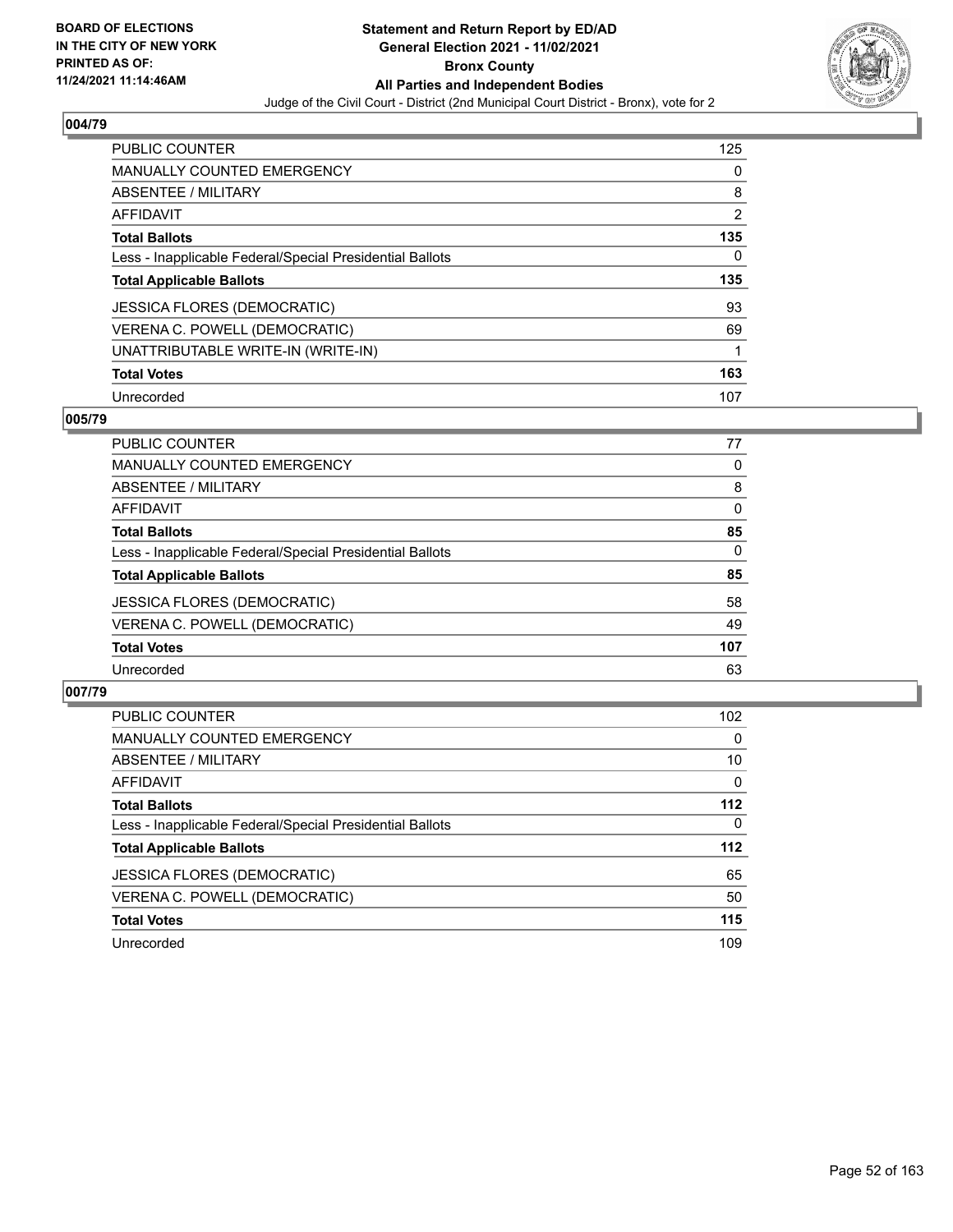## 004/79

| | |
|---|---|
| PUBLIC COUNTER | 125 |
| MANUALLY COUNTED EMERGENCY | 0 |
| ABSENTEE / MILITARY | 8 |
| AFFIDAVIT | 2 |
| **Total Ballots** | **135** |
| Less - Inapplicable Federal/Special Presidential Ballots | 0 |
| **Total Applicable Ballots** | **135** |
| JESSICA FLORES (DEMOCRATIC) | 93 |
| VERENA C. POWELL (DEMOCRATIC) | 69 |
| UNATTRIBUTABLE WRITE-IN (WRITE-IN) | 1 |
| **Total Votes** | **163** |
| Unrecorded | 107 |

## 005/79

| | |
|---|---|
| PUBLIC COUNTER | 77 |
| MANUALLY COUNTED EMERGENCY | 0 |
| ABSENTEE / MILITARY | 8 |
| AFFIDAVIT | 0 |
| **Total Ballots** | **85** |
| Less - Inapplicable Federal/Special Presidential Ballots | 0 |
| **Total Applicable Ballots** | **85** |
| JESSICA FLORES (DEMOCRATIC) | 58 |
| VERENA C. POWELL (DEMOCRATIC) | 49 |
| **Total Votes** | **107** |
| Unrecorded | 63 |

## 007/79

| | |
|---|---|
| PUBLIC COUNTER | 102 |
| MANUALLY COUNTED EMERGENCY | 0 |
| ABSENTEE / MILITARY | 10 |
| AFFIDAVIT | 0 |
| **Total Ballots** | **112** |
| Less - Inapplicable Federal/Special Presidential Ballots | 0 |
| **Total Applicable Ballots** | **112** |
| JESSICA FLORES (DEMOCRATIC) | 65 |
| VERENA C. POWELL (DEMOCRATIC) | 50 |
| **Total Votes** | **115** |
| Unrecorded | 109 |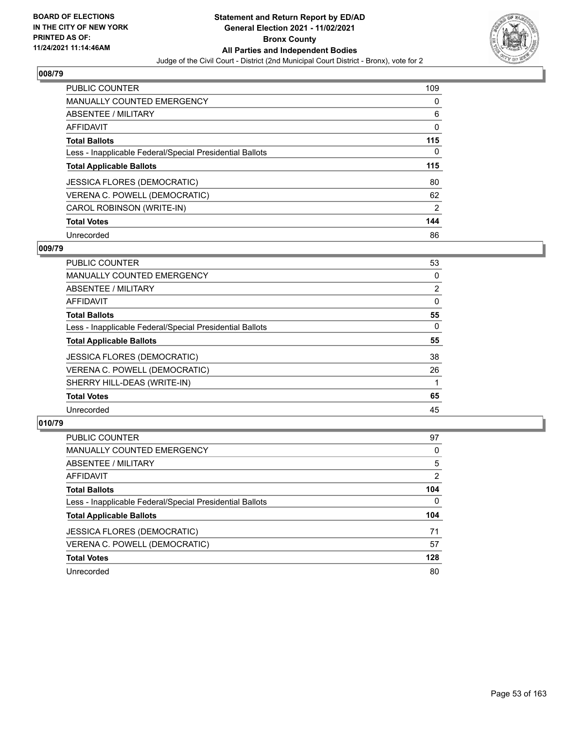## 008/79

| | |
|---|---|
| PUBLIC COUNTER | 109 |
| MANUALLY COUNTED EMERGENCY | 0 |
| ABSENTEE / MILITARY | 6 |
| AFFIDAVIT | 0 |
| **Total Ballots** | **115** |
| Less - Inapplicable Federal/Special Presidential Ballots | 0 |
| **Total Applicable Ballots** | **115** |
| JESSICA FLORES (DEMOCRATIC) | 80 |
| VERENA C. POWELL (DEMOCRATIC) | 62 |
| CAROL ROBINSON (WRITE-IN) | 2 |
| **Total Votes** | **144** |
| Unrecorded | 86 |

## 009/79

| | |
|---|---|
| PUBLIC COUNTER | 53 |
| MANUALLY COUNTED EMERGENCY | 0 |
| ABSENTEE / MILITARY | 2 |
| AFFIDAVIT | 0 |
| **Total Ballots** | **55** |
| Less - Inapplicable Federal/Special Presidential Ballots | 0 |
| **Total Applicable Ballots** | **55** |
| JESSICA FLORES (DEMOCRATIC) | 38 |
| VERENA C. POWELL (DEMOCRATIC) | 26 |
| SHERRY HILL-DEAS (WRITE-IN) | 1 |
| **Total Votes** | **65** |
| Unrecorded | 45 |

## 010/79

| | |
|---|---|
| PUBLIC COUNTER | 97 |
| MANUALLY COUNTED EMERGENCY | 0 |
| ABSENTEE / MILITARY | 5 |
| AFFIDAVIT | 2 |
| **Total Ballots** | **104** |
| Less - Inapplicable Federal/Special Presidential Ballots | 0 |
| **Total Applicable Ballots** | **104** |
| JESSICA FLORES (DEMOCRATIC) | 71 |
| VERENA C. POWELL (DEMOCRATIC) | 57 |
| **Total Votes** | **128** |
| Unrecorded | 80 |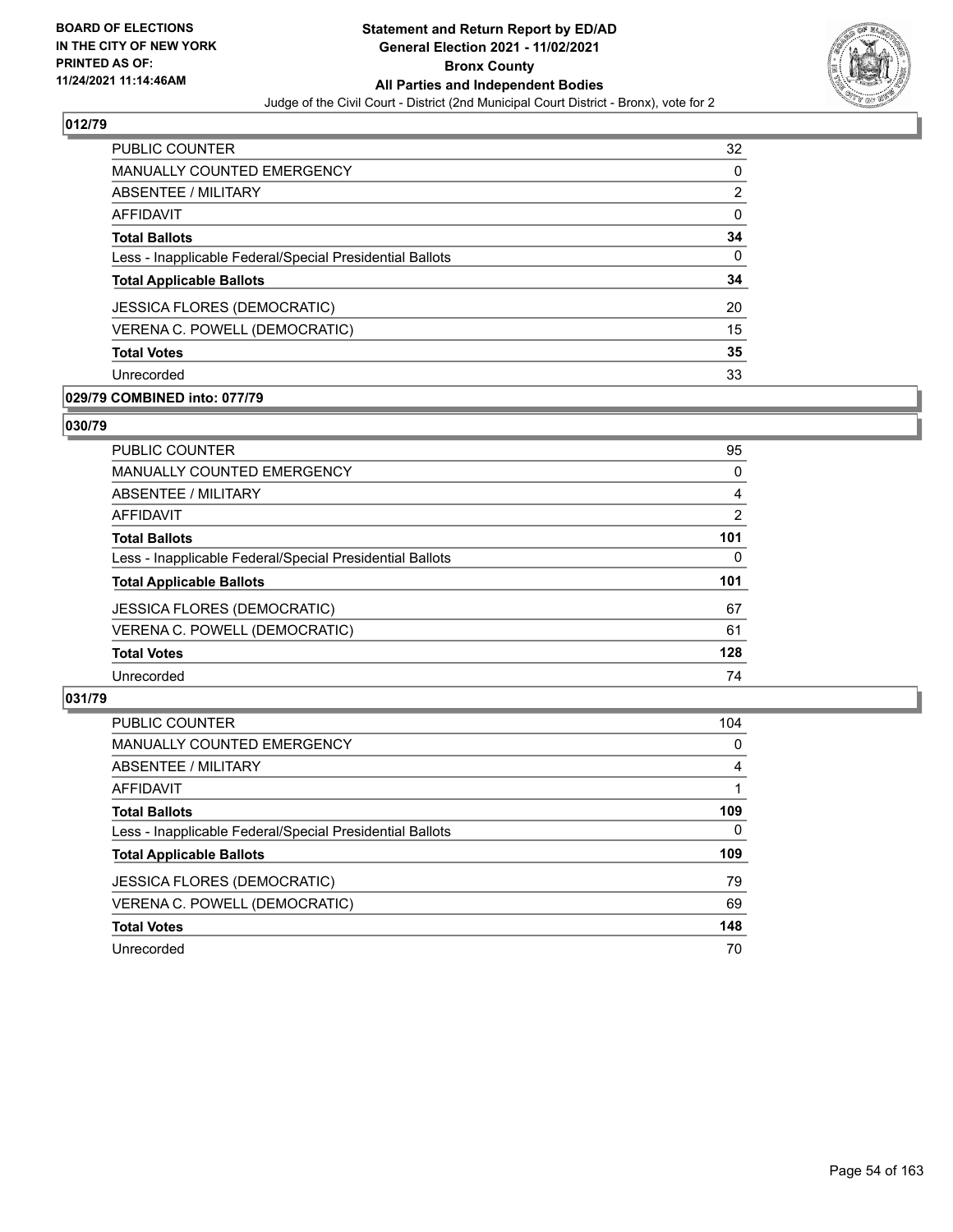## 012/79

| | |
|---|---|
| PUBLIC COUNTER | 32 |
| MANUALLY COUNTED EMERGENCY | 0 |
| ABSENTEE / MILITARY | 2 |
| AFFIDAVIT | 0 |
| **Total Ballots** | **34** |
| Less - Inapplicable Federal/Special Presidential Ballots | 0 |
| **Total Applicable Ballots** | **34** |
| JESSICA FLORES (DEMOCRATIC) | 20 |
| VERENA C. POWELL (DEMOCRATIC) | 15 |
| **Total Votes** | **35** |
| Unrecorded | 33 |

## 029/79 COMBINED into: 077/79

## 030/79

| | |
|---|---|
| PUBLIC COUNTER | 95 |
| MANUALLY COUNTED EMERGENCY | 0 |
| ABSENTEE / MILITARY | 4 |
| AFFIDAVIT | 2 |
| **Total Ballots** | **101** |
| Less - Inapplicable Federal/Special Presidential Ballots | 0 |
| **Total Applicable Ballots** | **101** |
| JESSICA FLORES (DEMOCRATIC) | 67 |
| VERENA C. POWELL (DEMOCRATIC) | 61 |
| **Total Votes** | **128** |
| Unrecorded | 74 |

## 031/79

| | |
|---|---|
| PUBLIC COUNTER | 104 |
| MANUALLY COUNTED EMERGENCY | 0 |
| ABSENTEE / MILITARY | 4 |
| AFFIDAVIT | 1 |
| **Total Ballots** | **109** |
| Less - Inapplicable Federal/Special Presidential Ballots | 0 |
| **Total Applicable Ballots** | **109** |
| JESSICA FLORES (DEMOCRATIC) | 79 |
| VERENA C. POWELL (DEMOCRATIC) | 69 |
| **Total Votes** | **148** |
| Unrecorded | 70 |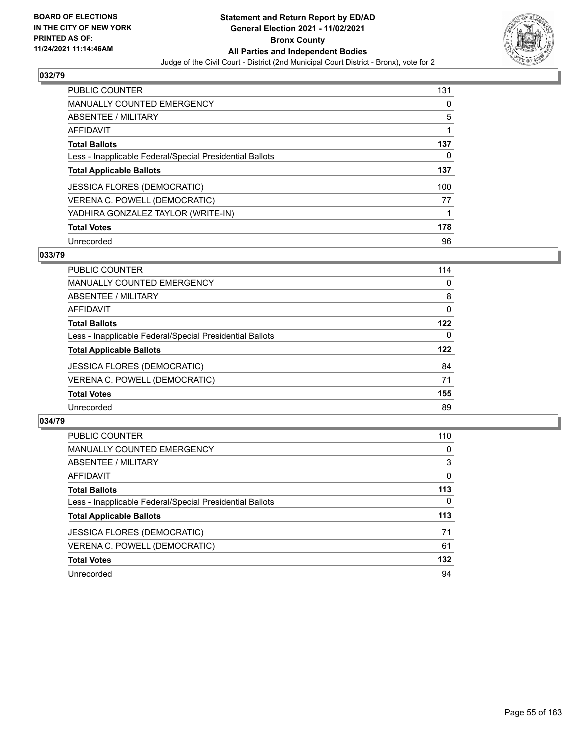BOARD OF ELECTIONS
IN THE CITY OF NEW YORK
PRINTED AS OF:
11/24/2021 11:14:46AM

# Statement and Return Report by ED/AD
## General Election 2021 - 11/02/2021
## Bronx County
## All Parties and Independent Bodies
Judge of the Civil Court - District (2nd Municipal Court District - Bronx), vote for 2

### 032/79

| | |
|---|---|
| PUBLIC COUNTER | 131 |
| MANUALLY COUNTED EMERGENCY | 0 |
| ABSENTEE / MILITARY | 5 |
| AFFIDAVIT | 1 |
| **Total Ballots** | **137** |
| Less - Inapplicable Federal/Special Presidential Ballots | 0 |
| **Total Applicable Ballots** | **137** |
| JESSICA FLORES (DEMOCRATIC) | 100 |
| VERENA C. POWELL (DEMOCRATIC) | 77 |
| YADHIRA GONZALEZ TAYLOR (WRITE-IN) | 1 |
| **Total Votes** | **178** |
| Unrecorded | 96 |

### 033/79

| | |
|---|---|
| PUBLIC COUNTER | 114 |
| MANUALLY COUNTED EMERGENCY | 0 |
| ABSENTEE / MILITARY | 8 |
| AFFIDAVIT | 0 |
| **Total Ballots** | **122** |
| Less - Inapplicable Federal/Special Presidential Ballots | 0 |
| **Total Applicable Ballots** | **122** |
| JESSICA FLORES (DEMOCRATIC) | 84 |
| VERENA C. POWELL (DEMOCRATIC) | 71 |
| **Total Votes** | **155** |
| Unrecorded | 89 |

### 034/79

| | |
|---|---|
| PUBLIC COUNTER | 110 |
| MANUALLY COUNTED EMERGENCY | 0 |
| ABSENTEE / MILITARY | 3 |
| AFFIDAVIT | 0 |
| **Total Ballots** | **113** |
| Less - Inapplicable Federal/Special Presidential Ballots | 0 |
| **Total Applicable Ballots** | **113** |
| JESSICA FLORES (DEMOCRATIC) | 71 |
| VERENA C. POWELL (DEMOCRATIC) | 61 |
| **Total Votes** | **132** |
| Unrecorded | 94 |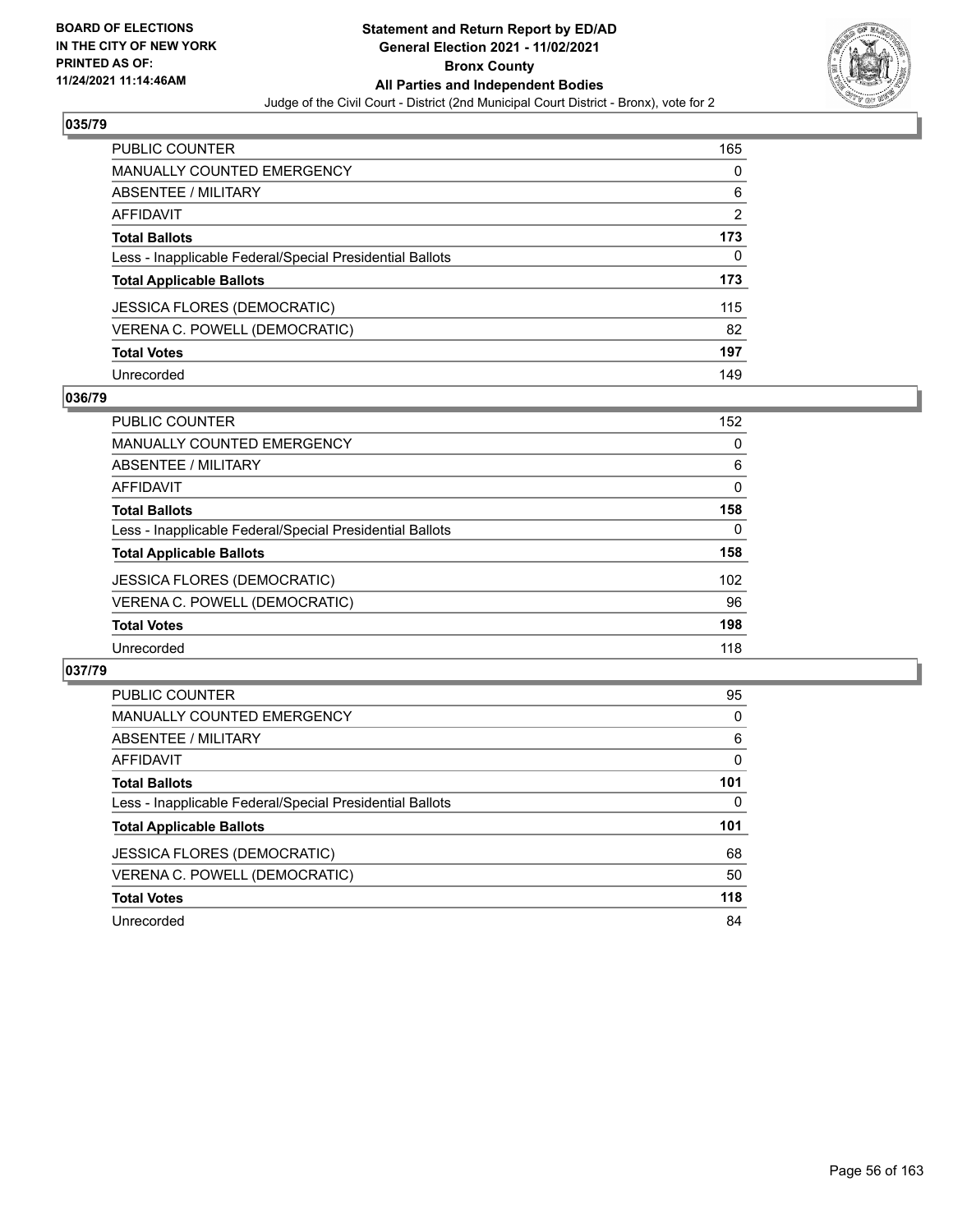Statement and Return Report by ED/AD
General Election 2021 - 11/02/2021
Bronx County
All Parties and Independent Bodies
Judge of the Civil Court - District (2nd Municipal Court District - Bronx), vote for 2

BOARD OF ELECTIONS
IN THE CITY OF NEW YORK
PRINTED AS OF:
11/24/2021 11:14:46AM

## 035/79

| | |
|---|---|
| PUBLIC COUNTER | 165 |
| MANUALLY COUNTED EMERGENCY | 0 |
| ABSENTEE / MILITARY | 6 |
| AFFIDAVIT | 2 |
| **Total Ballots** | **173** |
| Less - Inapplicable Federal/Special Presidential Ballots | 0 |
| **Total Applicable Ballots** | **173** |
| JESSICA FLORES (DEMOCRATIC) | 115 |
| VERENA C. POWELL (DEMOCRATIC) | 82 |
| **Total Votes** | **197** |
| Unrecorded | 149 |

## 036/79

| | |
|---|---|
| PUBLIC COUNTER | 152 |
| MANUALLY COUNTED EMERGENCY | 0 |
| ABSENTEE / MILITARY | 6 |
| AFFIDAVIT | 0 |
| **Total Ballots** | **158** |
| Less - Inapplicable Federal/Special Presidential Ballots | 0 |
| **Total Applicable Ballots** | **158** |
| JESSICA FLORES (DEMOCRATIC) | 102 |
| VERENA C. POWELL (DEMOCRATIC) | 96 |
| **Total Votes** | **198** |
| Unrecorded | 118 |

## 037/79

| | |
|---|---|
| PUBLIC COUNTER | 95 |
| MANUALLY COUNTED EMERGENCY | 0 |
| ABSENTEE / MILITARY | 6 |
| AFFIDAVIT | 0 |
| **Total Ballots** | **101** |
| Less - Inapplicable Federal/Special Presidential Ballots | 0 |
| **Total Applicable Ballots** | **101** |
| JESSICA FLORES (DEMOCRATIC) | 68 |
| VERENA C. POWELL (DEMOCRATIC) | 50 |
| **Total Votes** | **118** |
| Unrecorded | 84 |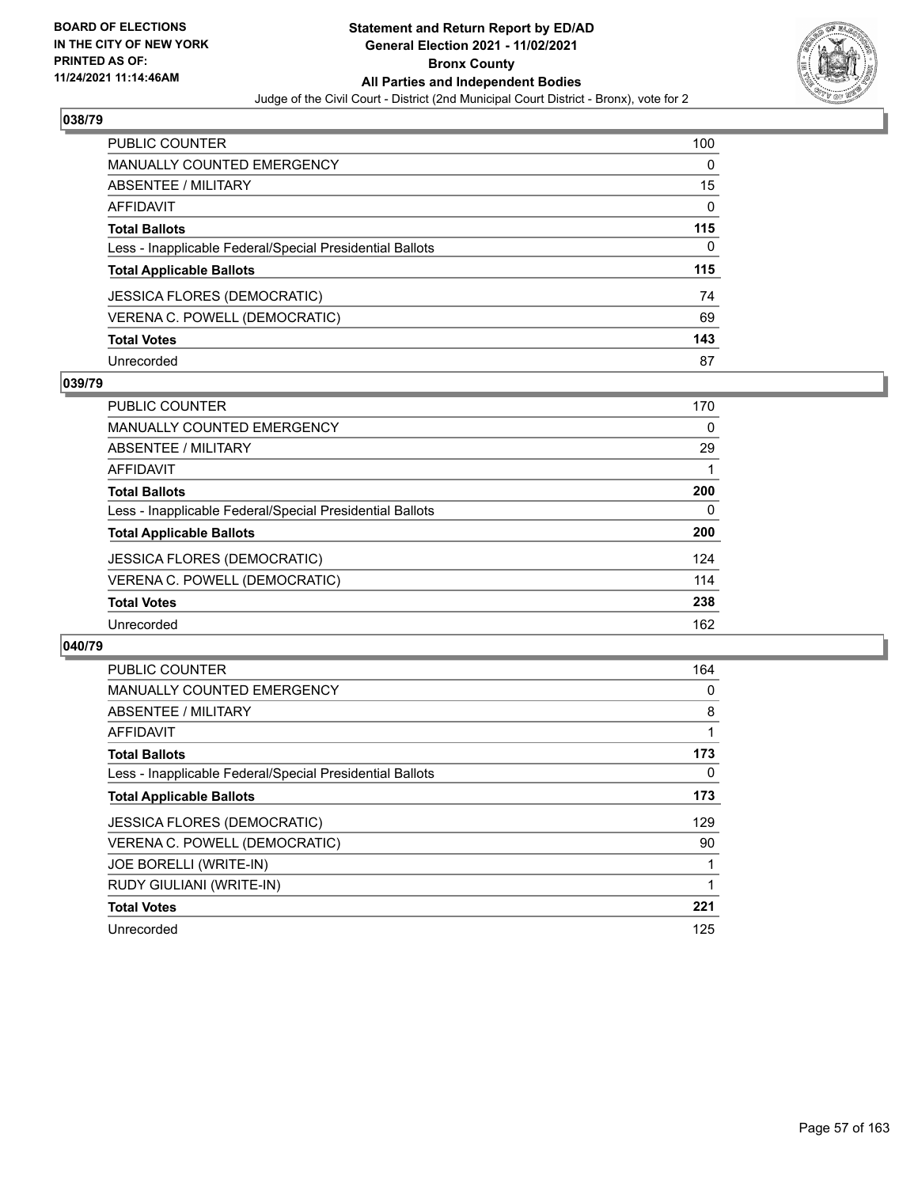**BOARD OF ELECTIONS IN THE CITY OF NEW YORK PRINTED AS OF: 11/24/2021 11:14:46AM**

# Statement and Return Report by ED/AD
## General Election 2021 - 11/02/2021
## Bronx County
## All Parties and Independent Bodies
### Judge of the Civil Court - District (2nd Municipal Court District - Bronx), vote for 2

## 038/79

| | |
|---|---|
| PUBLIC COUNTER | 100 |
| MANUALLY COUNTED EMERGENCY | 0 |
| ABSENTEE / MILITARY | 15 |
| AFFIDAVIT | 0 |
| **Total Ballots** | **115** |
| Less - Inapplicable Federal/Special Presidential Ballots | 0 |
| **Total Applicable Ballots** | **115** |
| JESSICA FLORES (DEMOCRATIC) | 74 |
| VERENA C. POWELL (DEMOCRATIC) | 69 |
| **Total Votes** | **143** |
| Unrecorded | 87 |

## 039/79

| | |
|---|---|
| PUBLIC COUNTER | 170 |
| MANUALLY COUNTED EMERGENCY | 0 |
| ABSENTEE / MILITARY | 29 |
| AFFIDAVIT | 1 |
| **Total Ballots** | **200** |
| Less - Inapplicable Federal/Special Presidential Ballots | 0 |
| **Total Applicable Ballots** | **200** |
| JESSICA FLORES (DEMOCRATIC) | 124 |
| VERENA C. POWELL (DEMOCRATIC) | 114 |
| **Total Votes** | **238** |
| Unrecorded | 162 |

## 040/79

| | |
|---|---|
| PUBLIC COUNTER | 164 |
| MANUALLY COUNTED EMERGENCY | 0 |
| ABSENTEE / MILITARY | 8 |
| AFFIDAVIT | 1 |
| **Total Ballots** | **173** |
| Less - Inapplicable Federal/Special Presidential Ballots | 0 |
| **Total Applicable Ballots** | **173** |
| JESSICA FLORES (DEMOCRATIC) | 129 |
| VERENA C. POWELL (DEMOCRATIC) | 90 |
| JOE BORELLI (WRITE-IN) | 1 |
| RUDY GIULIANI (WRITE-IN) | 1 |
| **Total Votes** | **221** |
| Unrecorded | 125 |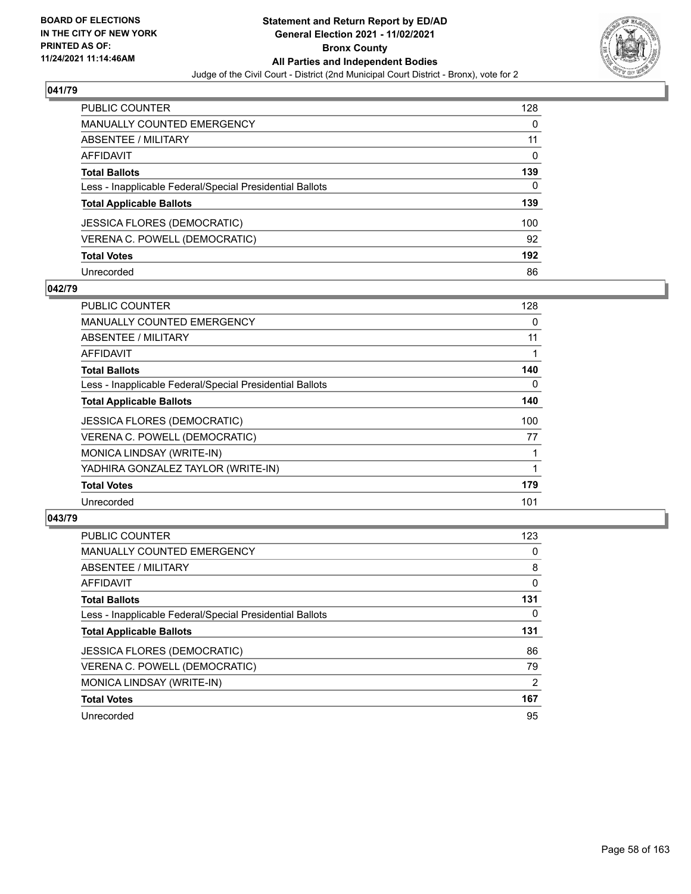**BOARD OF ELECTIONS IN THE CITY OF NEW YORK PRINTED AS OF: 11/24/2021 11:14:46AM**

# Statement and Return Report by ED/AD
## General Election 2021 - 11/02/2021
## Bronx County
## All Parties and Independent Bodies
### Judge of the Civil Court - District (2nd Municipal Court District - Bronx), vote for 2

### 041/79

| | |
|---|---|
| PUBLIC COUNTER | 128 |
| MANUALLY COUNTED EMERGENCY | 0 |
| ABSENTEE / MILITARY | 11 |
| AFFIDAVIT | 0 |
| **Total Ballots** | **139** |
| Less - Inapplicable Federal/Special Presidential Ballots | 0 |
| **Total Applicable Ballots** | **139** |
| JESSICA FLORES (DEMOCRATIC) | 100 |
| VERENA C. POWELL (DEMOCRATIC) | 92 |
| **Total Votes** | **192** |
| Unrecorded | 86 |

### 042/79

| | |
|---|---|
| PUBLIC COUNTER | 128 |
| MANUALLY COUNTED EMERGENCY | 0 |
| ABSENTEE / MILITARY | 11 |
| AFFIDAVIT | 1 |
| **Total Ballots** | **140** |
| Less - Inapplicable Federal/Special Presidential Ballots | 0 |
| **Total Applicable Ballots** | **140** |
| JESSICA FLORES (DEMOCRATIC) | 100 |
| VERENA C. POWELL (DEMOCRATIC) | 77 |
| MONICA LINDSAY (WRITE-IN) | 1 |
| YADHIRA GONZALEZ TAYLOR (WRITE-IN) | 1 |
| **Total Votes** | **179** |
| Unrecorded | 101 |

### 043/79

| | |
|---|---|
| PUBLIC COUNTER | 123 |
| MANUALLY COUNTED EMERGENCY | 0 |
| ABSENTEE / MILITARY | 8 |
| AFFIDAVIT | 0 |
| **Total Ballots** | **131** |
| Less - Inapplicable Federal/Special Presidential Ballots | 0 |
| **Total Applicable Ballots** | **131** |
| JESSICA FLORES (DEMOCRATIC) | 86 |
| VERENA C. POWELL (DEMOCRATIC) | 79 |
| MONICA LINDSAY (WRITE-IN) | 2 |
| **Total Votes** | **167** |
| Unrecorded | 95 |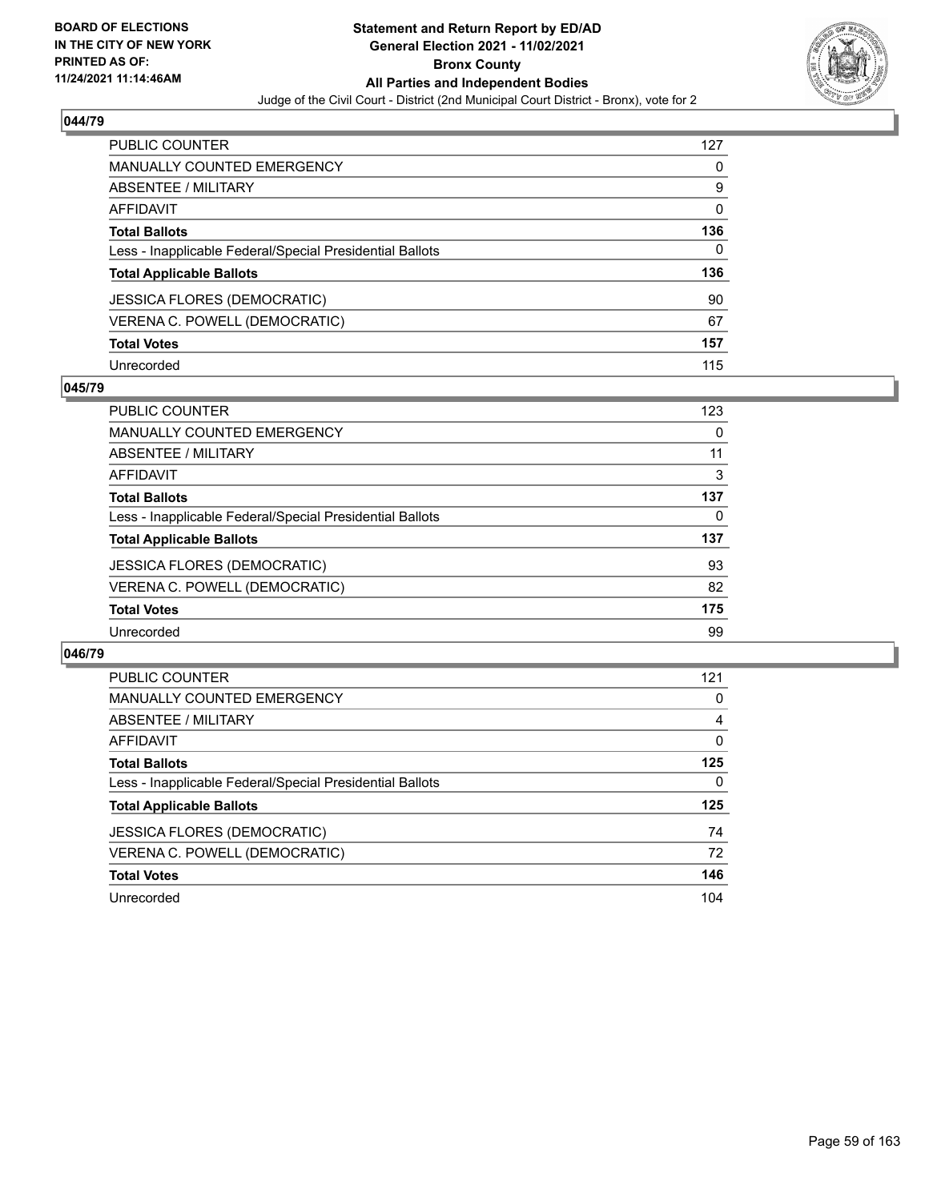## 044/79

| | |
|---|---|
| PUBLIC COUNTER | 127 |
| MANUALLY COUNTED EMERGENCY | 0 |
| ABSENTEE / MILITARY | 9 |
| AFFIDAVIT | 0 |
| **Total Ballots** | **136** |
| Less - Inapplicable Federal/Special Presidential Ballots | 0 |
| **Total Applicable Ballots** | **136** |
| JESSICA FLORES (DEMOCRATIC) | 90 |
| VERENA C. POWELL (DEMOCRATIC) | 67 |
| **Total Votes** | **157** |
| Unrecorded | 115 |

## 045/79

| | |
|---|---|
| PUBLIC COUNTER | 123 |
| MANUALLY COUNTED EMERGENCY | 0 |
| ABSENTEE / MILITARY | 11 |
| AFFIDAVIT | 3 |
| **Total Ballots** | **137** |
| Less - Inapplicable Federal/Special Presidential Ballots | 0 |
| **Total Applicable Ballots** | **137** |
| JESSICA FLORES (DEMOCRATIC) | 93 |
| VERENA C. POWELL (DEMOCRATIC) | 82 |
| **Total Votes** | **175** |
| Unrecorded | 99 |

## 046/79

| | |
|---|---|
| PUBLIC COUNTER | 121 |
| MANUALLY COUNTED EMERGENCY | 0 |
| ABSENTEE / MILITARY | 4 |
| AFFIDAVIT | 0 |
| **Total Ballots** | **125** |
| Less - Inapplicable Federal/Special Presidential Ballots | 0 |
| **Total Applicable Ballots** | **125** |
| JESSICA FLORES (DEMOCRATIC) | 74 |
| VERENA C. POWELL (DEMOCRATIC) | 72 |
| **Total Votes** | **146** |
| Unrecorded | 104 |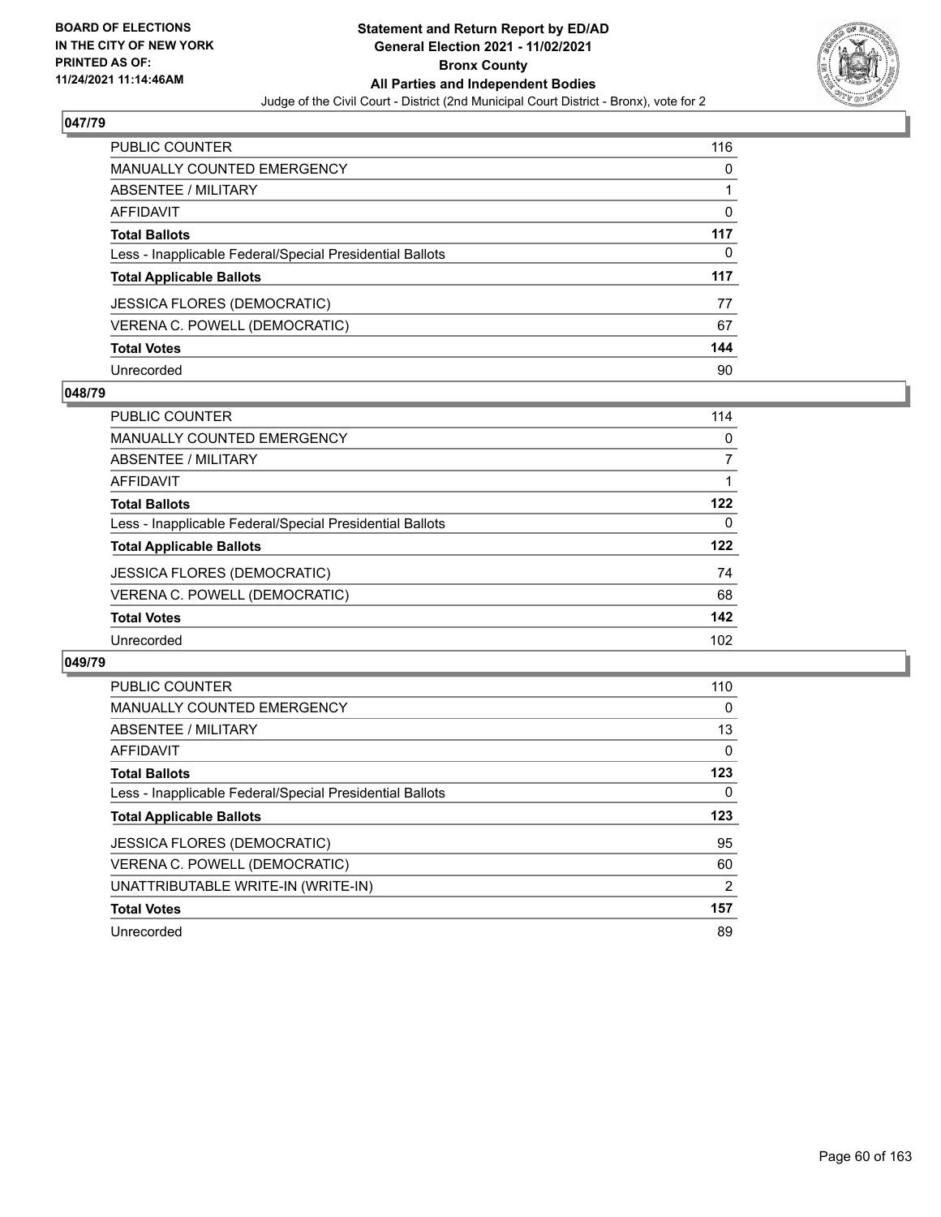## 047/79

| | |
|---|---|
| PUBLIC COUNTER | 116 |
| MANUALLY COUNTED EMERGENCY | 0 |
| ABSENTEE / MILITARY | 1 |
| AFFIDAVIT | 0 |
| **Total Ballots** | **117** |
| Less - Inapplicable Federal/Special Presidential Ballots | 0 |
| **Total Applicable Ballots** | **117** |
| JESSICA FLORES (DEMOCRATIC) | 77 |
| VERENA C. POWELL (DEMOCRATIC) | 67 |
| **Total Votes** | **144** |
| Unrecorded | 90 |

## 048/79

| | |
|---|---|
| PUBLIC COUNTER | 114 |
| MANUALLY COUNTED EMERGENCY | 0 |
| ABSENTEE / MILITARY | 7 |
| AFFIDAVIT | 1 |
| **Total Ballots** | **122** |
| Less - Inapplicable Federal/Special Presidential Ballots | 0 |
| **Total Applicable Ballots** | **122** |
| JESSICA FLORES (DEMOCRATIC) | 74 |
| VERENA C. POWELL (DEMOCRATIC) | 68 |
| **Total Votes** | **142** |
| Unrecorded | 102 |

## 049/79

| | |
|---|---|
| PUBLIC COUNTER | 110 |
| MANUALLY COUNTED EMERGENCY | 0 |
| ABSENTEE / MILITARY | 13 |
| AFFIDAVIT | 0 |
| **Total Ballots** | **123** |
| Less - Inapplicable Federal/Special Presidential Ballots | 0 |
| **Total Applicable Ballots** | **123** |
| JESSICA FLORES (DEMOCRATIC) | 95 |
| VERENA C. POWELL (DEMOCRATIC) | 60 |
| UNATTRIBUTABLE WRITE-IN (WRITE-IN) | 2 |
| **Total Votes** | **157** |
| Unrecorded | 89 |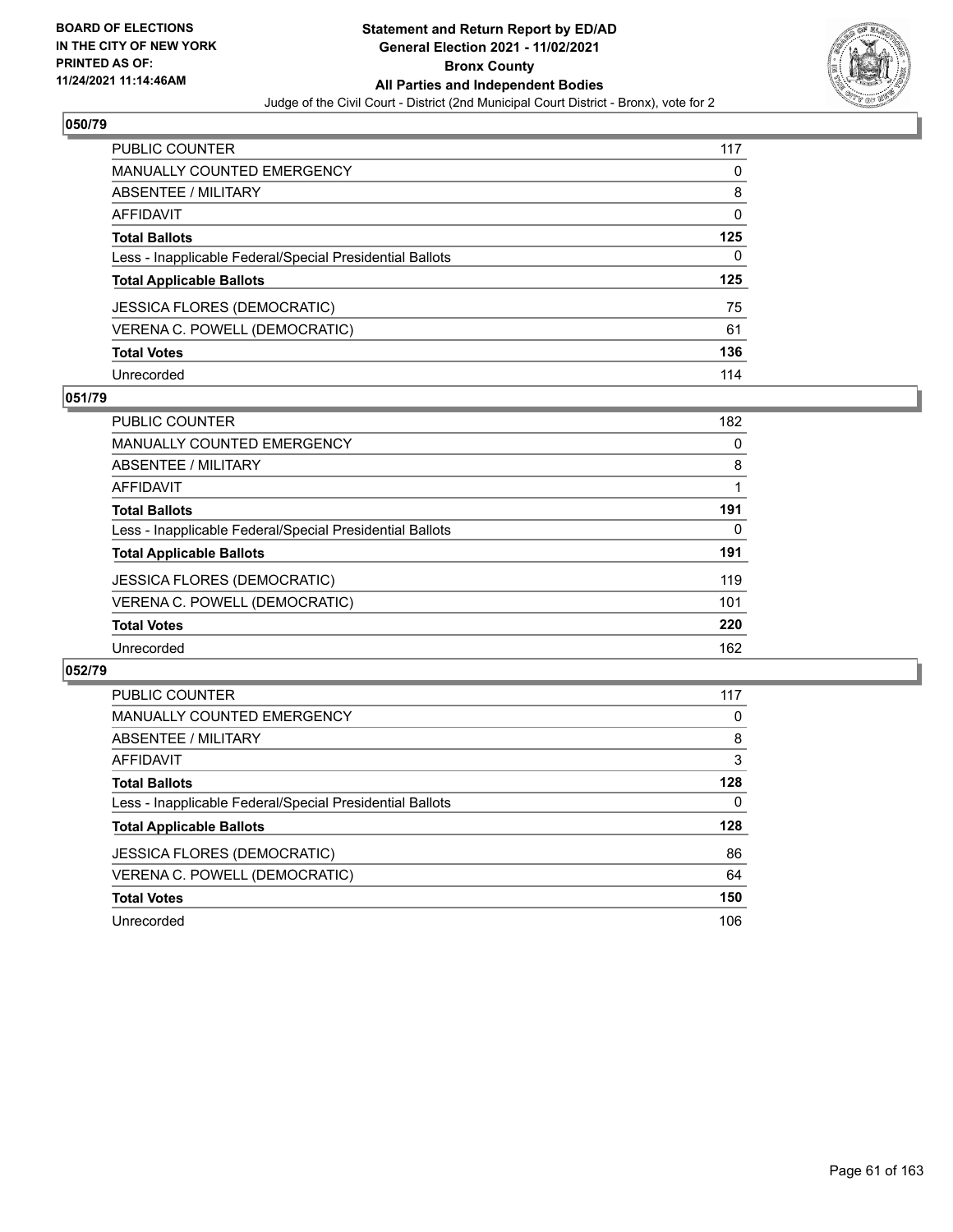BOARD OF ELECTIONS
IN THE CITY OF NEW YORK
PRINTED AS OF:
11/24/2021 11:14:46AM

**Statement and Return Report by ED/AD**
**General Election 2021 - 11/02/2021**
**Bronx County**
**All Parties and Independent Bodies**
Judge of the Civil Court - District (2nd Municipal Court District - Bronx), vote for 2

## 050/79

| | |
|---|---|
| PUBLIC COUNTER | 117 |
| MANUALLY COUNTED EMERGENCY | 0 |
| ABSENTEE / MILITARY | 8 |
| AFFIDAVIT | 0 |
| **Total Ballots** | **125** |
| Less - Inapplicable Federal/Special Presidential Ballots | 0 |
| **Total Applicable Ballots** | **125** |
| JESSICA FLORES (DEMOCRATIC) | 75 |
| VERENA C. POWELL (DEMOCRATIC) | 61 |
| **Total Votes** | **136** |
| Unrecorded | 114 |

## 051/79

| | |
|---|---|
| PUBLIC COUNTER | 182 |
| MANUALLY COUNTED EMERGENCY | 0 |
| ABSENTEE / MILITARY | 8 |
| AFFIDAVIT | 1 |
| **Total Ballots** | **191** |
| Less - Inapplicable Federal/Special Presidential Ballots | 0 |
| **Total Applicable Ballots** | **191** |
| JESSICA FLORES (DEMOCRATIC) | 119 |
| VERENA C. POWELL (DEMOCRATIC) | 101 |
| **Total Votes** | **220** |
| Unrecorded | 162 |

## 052/79

| | |
|---|---|
| PUBLIC COUNTER | 117 |
| MANUALLY COUNTED EMERGENCY | 0 |
| ABSENTEE / MILITARY | 8 |
| AFFIDAVIT | 3 |
| **Total Ballots** | **128** |
| Less - Inapplicable Federal/Special Presidential Ballots | 0 |
| **Total Applicable Ballots** | **128** |
| JESSICA FLORES (DEMOCRATIC) | 86 |
| VERENA C. POWELL (DEMOCRATIC) | 64 |
| **Total Votes** | **150** |
| Unrecorded | 106 |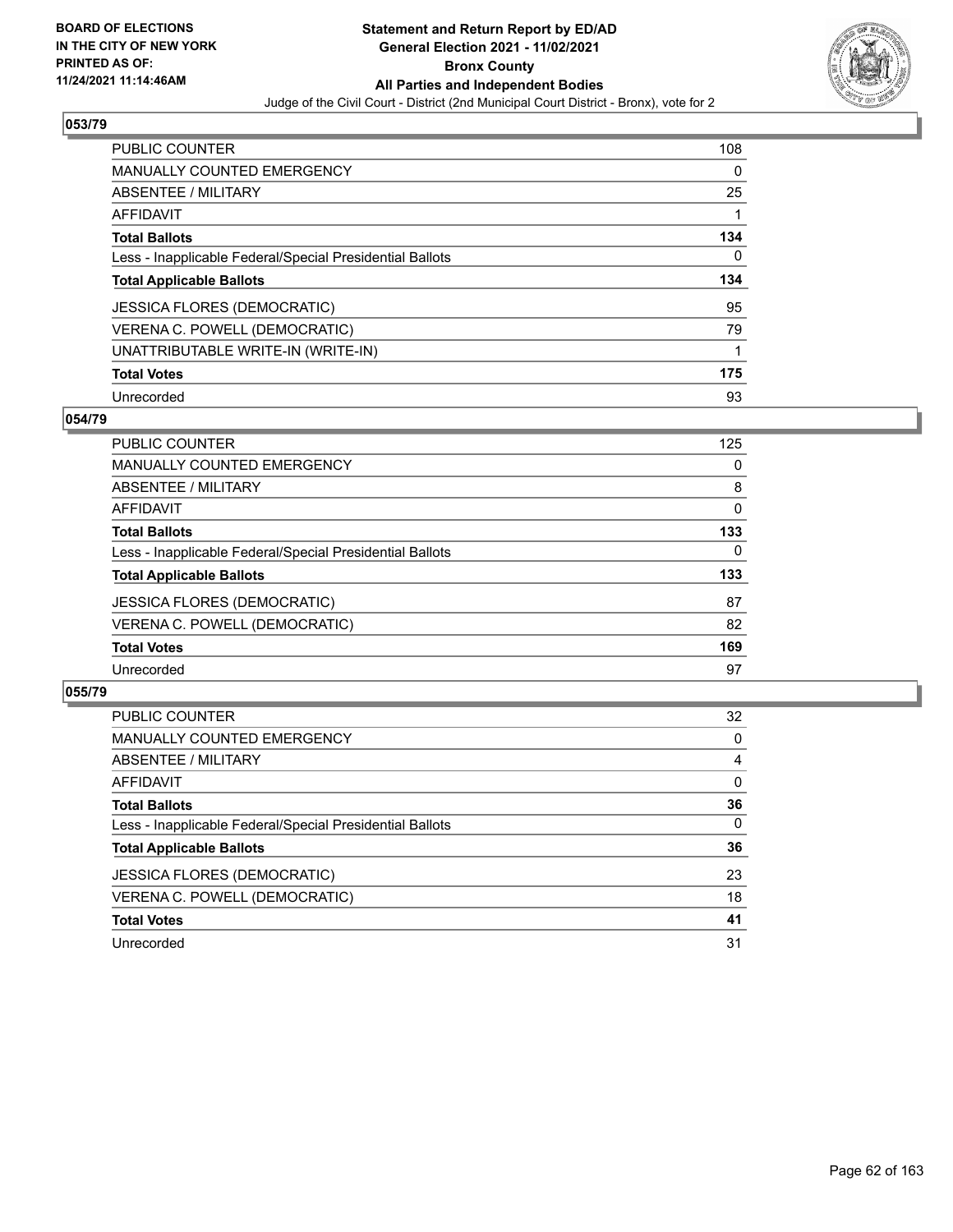## 053/79

| | |
|---|---|
| PUBLIC COUNTER | 108 |
| MANUALLY COUNTED EMERGENCY | 0 |
| ABSENTEE / MILITARY | 25 |
| AFFIDAVIT | 1 |
| **Total Ballots** | **134** |
| Less - Inapplicable Federal/Special Presidential Ballots | 0 |
| **Total Applicable Ballots** | **134** |
| JESSICA FLORES (DEMOCRATIC) | 95 |
| VERENA C. POWELL (DEMOCRATIC) | 79 |
| UNATTRIBUTABLE WRITE-IN (WRITE-IN) | 1 |
| **Total Votes** | **175** |
| Unrecorded | 93 |

## 054/79

| | |
|---|---|
| PUBLIC COUNTER | 125 |
| MANUALLY COUNTED EMERGENCY | 0 |
| ABSENTEE / MILITARY | 8 |
| AFFIDAVIT | 0 |
| **Total Ballots** | **133** |
| Less - Inapplicable Federal/Special Presidential Ballots | 0 |
| **Total Applicable Ballots** | **133** |
| JESSICA FLORES (DEMOCRATIC) | 87 |
| VERENA C. POWELL (DEMOCRATIC) | 82 |
| **Total Votes** | **169** |
| Unrecorded | 97 |

## 055/79

| | |
|---|---|
| PUBLIC COUNTER | 32 |
| MANUALLY COUNTED EMERGENCY | 0 |
| ABSENTEE / MILITARY | 4 |
| AFFIDAVIT | 0 |
| **Total Ballots** | **36** |
| Less - Inapplicable Federal/Special Presidential Ballots | 0 |
| **Total Applicable Ballots** | **36** |
| JESSICA FLORES (DEMOCRATIC) | 23 |
| VERENA C. POWELL (DEMOCRATIC) | 18 |
| **Total Votes** | **41** |
| Unrecorded | 31 |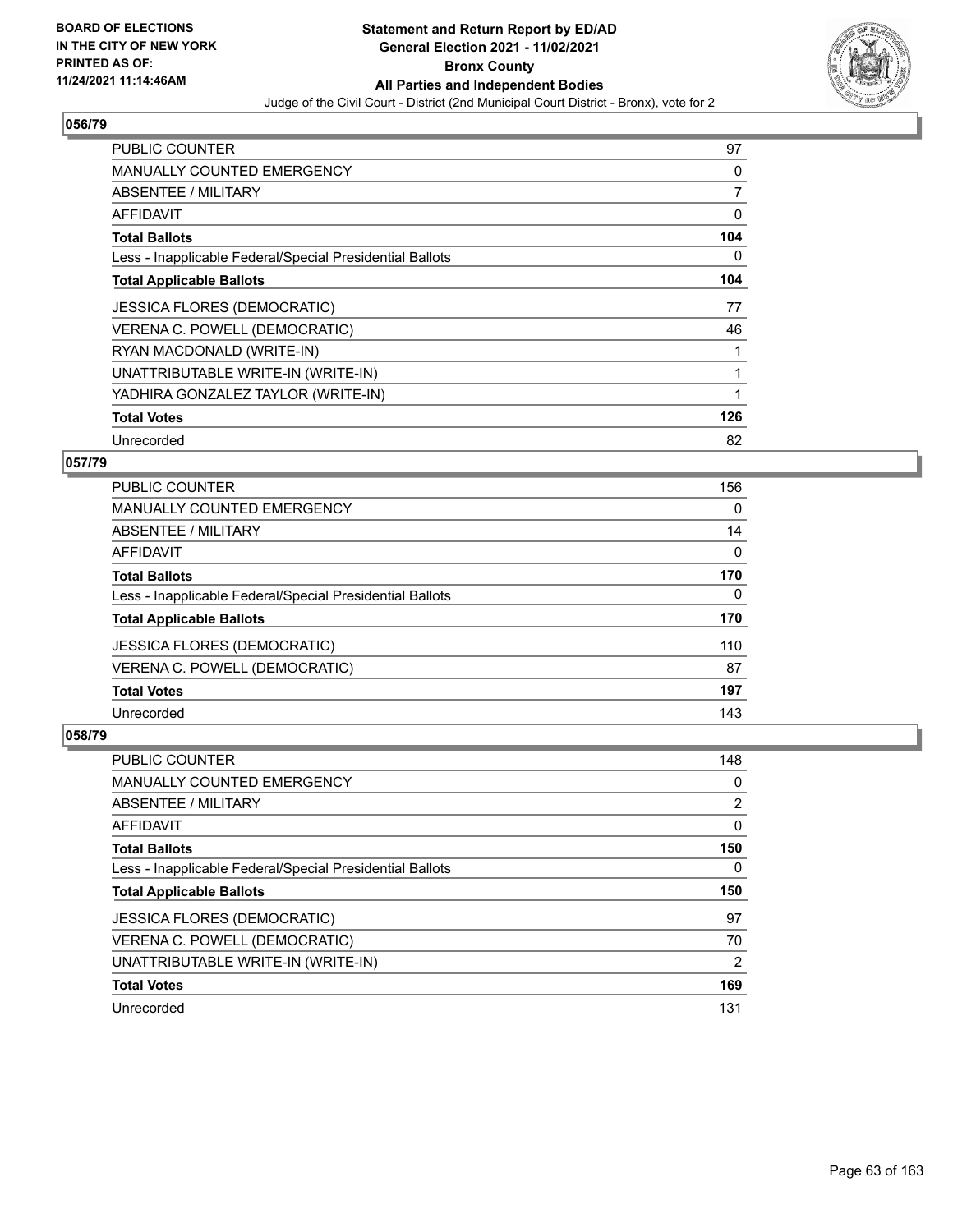BOARD OF ELECTIONS
IN THE CITY OF NEW YORK
PRINTED AS OF:
11/24/2021 11:14:46AM

# Statement and Return Report by ED/AD
## General Election 2021 - 11/02/2021
## Bronx County
## All Parties and Independent Bodies
Judge of the Civil Court - District (2nd Municipal Court District - Bronx), vote for 2

### 056/79

| | |
|---|---|
| PUBLIC COUNTER | 97 |
| MANUALLY COUNTED EMERGENCY | 0 |
| ABSENTEE / MILITARY | 7 |
| AFFIDAVIT | 0 |
| **Total Ballots** | **104** |
| Less - Inapplicable Federal/Special Presidential Ballots | 0 |
| **Total Applicable Ballots** | **104** |
| JESSICA FLORES (DEMOCRATIC) | 77 |
| VERENA C. POWELL (DEMOCRATIC) | 46 |
| RYAN MACDONALD (WRITE-IN) | 1 |
| UNATTRIBUTABLE WRITE-IN (WRITE-IN) | 1 |
| YADHIRA GONZALEZ TAYLOR (WRITE-IN) | 1 |
| **Total Votes** | **126** |
| Unrecorded | 82 |

### 057/79

| | |
|---|---|
| PUBLIC COUNTER | 156 |
| MANUALLY COUNTED EMERGENCY | 0 |
| ABSENTEE / MILITARY | 14 |
| AFFIDAVIT | 0 |
| **Total Ballots** | **170** |
| Less - Inapplicable Federal/Special Presidential Ballots | 0 |
| **Total Applicable Ballots** | **170** |
| JESSICA FLORES (DEMOCRATIC) | 110 |
| VERENA C. POWELL (DEMOCRATIC) | 87 |
| **Total Votes** | **197** |
| Unrecorded | 143 |

### 058/79

| | |
|---|---|
| PUBLIC COUNTER | 148 |
| MANUALLY COUNTED EMERGENCY | 0 |
| ABSENTEE / MILITARY | 2 |
| AFFIDAVIT | 0 |
| **Total Ballots** | **150** |
| Less - Inapplicable Federal/Special Presidential Ballots | 0 |
| **Total Applicable Ballots** | **150** |
| JESSICA FLORES (DEMOCRATIC) | 97 |
| VERENA C. POWELL (DEMOCRATIC) | 70 |
| UNATTRIBUTABLE WRITE-IN (WRITE-IN) | 2 |
| **Total Votes** | **169** |
| Unrecorded | 131 |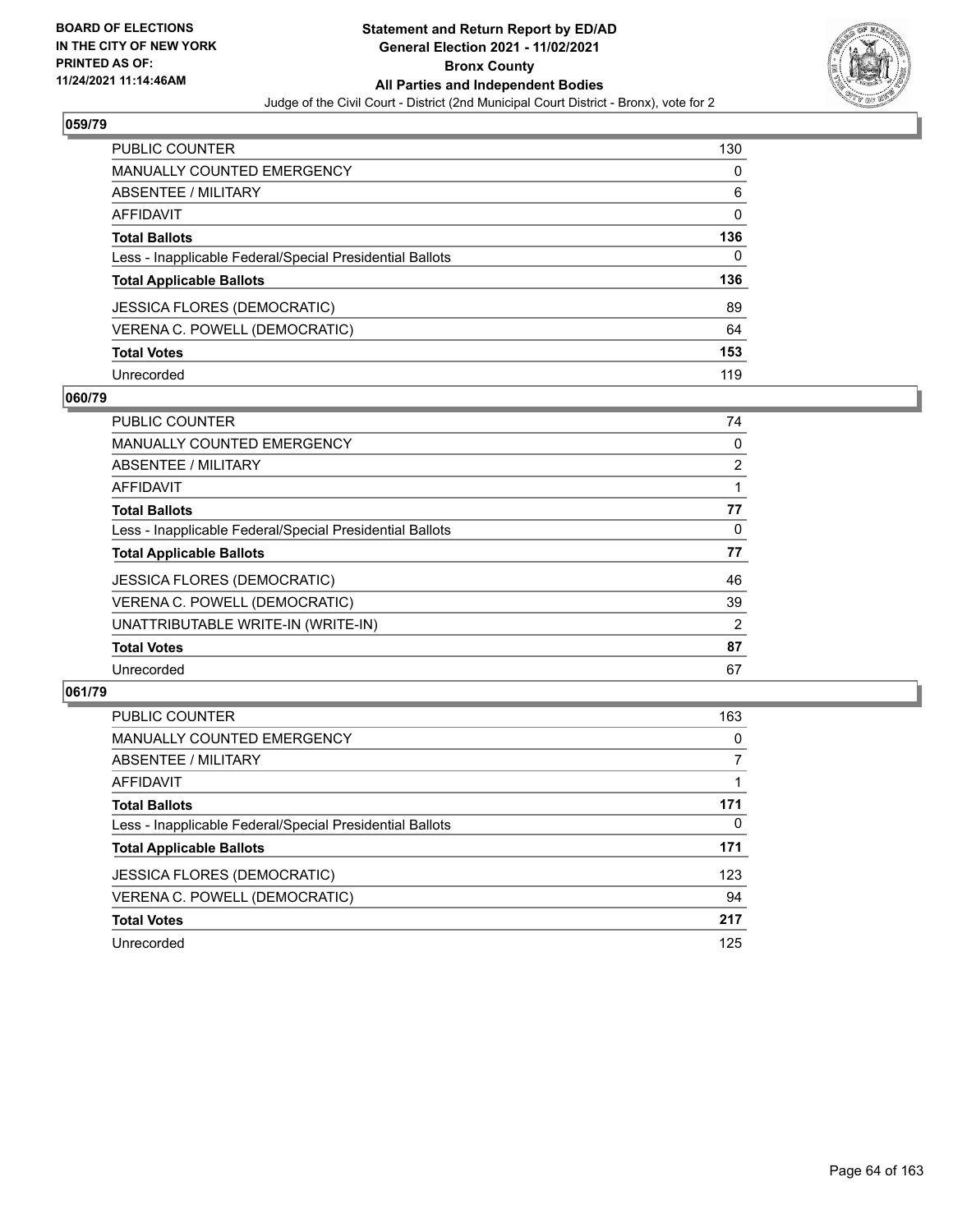## 059/79

| | |
|---|---|
| PUBLIC COUNTER | 130 |
| MANUALLY COUNTED EMERGENCY | 0 |
| ABSENTEE / MILITARY | 6 |
| AFFIDAVIT | 0 |
| **Total Ballots** | **136** |
| Less - Inapplicable Federal/Special Presidential Ballots | 0 |
| **Total Applicable Ballots** | **136** |
| JESSICA FLORES (DEMOCRATIC) | 89 |
| VERENA C. POWELL (DEMOCRATIC) | 64 |
| **Total Votes** | **153** |
| Unrecorded | 119 |

## 060/79

| | |
|---|---|
| PUBLIC COUNTER | 74 |
| MANUALLY COUNTED EMERGENCY | 0 |
| ABSENTEE / MILITARY | 2 |
| AFFIDAVIT | 1 |
| **Total Ballots** | **77** |
| Less - Inapplicable Federal/Special Presidential Ballots | 0 |
| **Total Applicable Ballots** | **77** |
| JESSICA FLORES (DEMOCRATIC) | 46 |
| VERENA C. POWELL (DEMOCRATIC) | 39 |
| UNATTRIBUTABLE WRITE-IN (WRITE-IN) | 2 |
| **Total Votes** | **87** |
| Unrecorded | 67 |

## 061/79

| | |
|---|---|
| PUBLIC COUNTER | 163 |
| MANUALLY COUNTED EMERGENCY | 0 |
| ABSENTEE / MILITARY | 7 |
| AFFIDAVIT | 1 |
| **Total Ballots** | **171** |
| Less - Inapplicable Federal/Special Presidential Ballots | 0 |
| **Total Applicable Ballots** | **171** |
| JESSICA FLORES (DEMOCRATIC) | 123 |
| VERENA C. POWELL (DEMOCRATIC) | 94 |
| **Total Votes** | **217** |
| Unrecorded | 125 |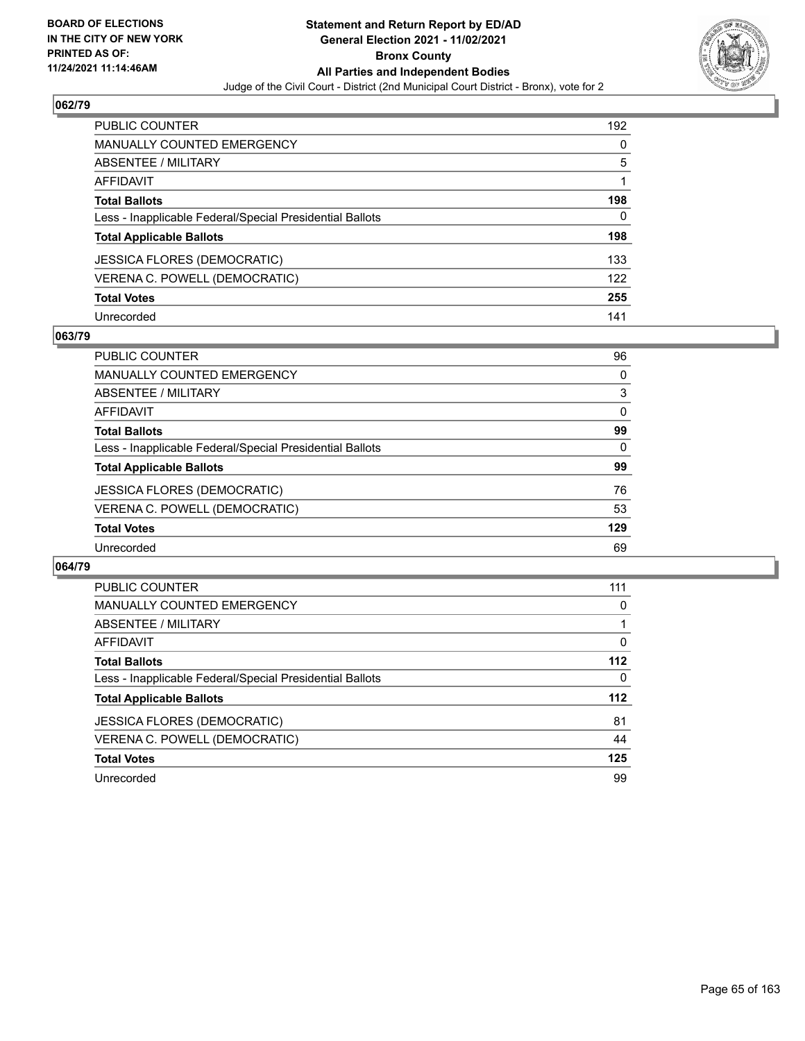BOARD OF ELECTIONS
IN THE CITY OF NEW YORK
PRINTED AS OF:
11/24/2021 11:14:46AM

**Statement and Return Report by ED/AD**
**General Election 2021 - 11/02/2021**
**Bronx County**
**All Parties and Independent Bodies**
Judge of the Civil Court - District (2nd Municipal Court District - Bronx), vote for 2

## 062/79

| | |
|---|---|
| PUBLIC COUNTER | 192 |
| MANUALLY COUNTED EMERGENCY | 0 |
| ABSENTEE / MILITARY | 5 |
| AFFIDAVIT | 1 |
| **Total Ballots** | **198** |
| Less - Inapplicable Federal/Special Presidential Ballots | 0 |
| **Total Applicable Ballots** | **198** |
| JESSICA FLORES (DEMOCRATIC) | 133 |
| VERENA C. POWELL (DEMOCRATIC) | 122 |
| **Total Votes** | **255** |
| Unrecorded | 141 |

## 063/79

| | |
|---|---|
| PUBLIC COUNTER | 96 |
| MANUALLY COUNTED EMERGENCY | 0 |
| ABSENTEE / MILITARY | 3 |
| AFFIDAVIT | 0 |
| **Total Ballots** | **99** |
| Less - Inapplicable Federal/Special Presidential Ballots | 0 |
| **Total Applicable Ballots** | **99** |
| JESSICA FLORES (DEMOCRATIC) | 76 |
| VERENA C. POWELL (DEMOCRATIC) | 53 |
| **Total Votes** | **129** |
| Unrecorded | 69 |

## 064/79

| | |
|---|---|
| PUBLIC COUNTER | 111 |
| MANUALLY COUNTED EMERGENCY | 0 |
| ABSENTEE / MILITARY | 1 |
| AFFIDAVIT | 0 |
| **Total Ballots** | **112** |
| Less - Inapplicable Federal/Special Presidential Ballots | 0 |
| **Total Applicable Ballots** | **112** |
| JESSICA FLORES (DEMOCRATIC) | 81 |
| VERENA C. POWELL (DEMOCRATIC) | 44 |
| **Total Votes** | **125** |
| Unrecorded | 99 |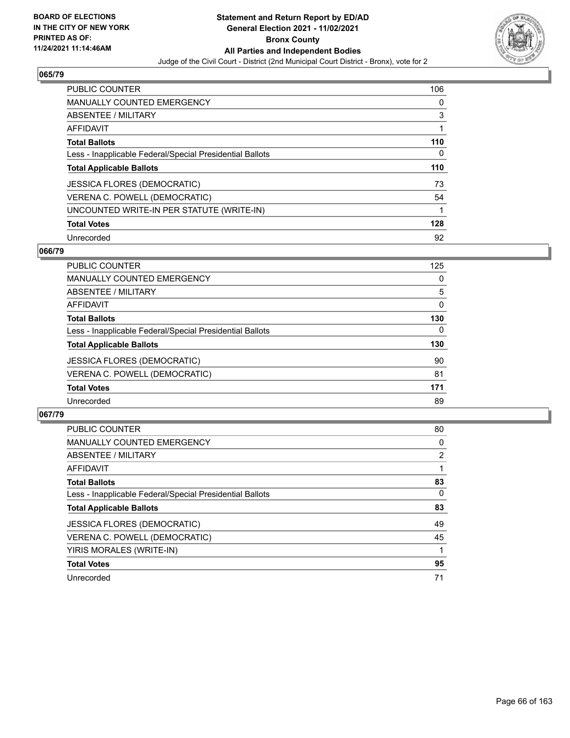## 065/79

| | |
|---|---|
| PUBLIC COUNTER | 106 |
| MANUALLY COUNTED EMERGENCY | 0 |
| ABSENTEE / MILITARY | 3 |
| AFFIDAVIT | 1 |
| **Total Ballots** | **110** |
| Less - Inapplicable Federal/Special Presidential Ballots | 0 |
| **Total Applicable Ballots** | **110** |
| JESSICA FLORES (DEMOCRATIC) | 73 |
| VERENA C. POWELL (DEMOCRATIC) | 54 |
| UNCOUNTED WRITE-IN PER STATUTE (WRITE-IN) | 1 |
| **Total Votes** | **128** |
| Unrecorded | 92 |

## 066/79

| | |
|---|---|
| PUBLIC COUNTER | 125 |
| MANUALLY COUNTED EMERGENCY | 0 |
| ABSENTEE / MILITARY | 5 |
| AFFIDAVIT | 0 |
| **Total Ballots** | **130** |
| Less - Inapplicable Federal/Special Presidential Ballots | 0 |
| **Total Applicable Ballots** | **130** |
| JESSICA FLORES (DEMOCRATIC) | 90 |
| VERENA C. POWELL (DEMOCRATIC) | 81 |
| **Total Votes** | **171** |
| Unrecorded | 89 |

## 067/79

| | |
|---|---|
| PUBLIC COUNTER | 80 |
| MANUALLY COUNTED EMERGENCY | 0 |
| ABSENTEE / MILITARY | 2 |
| AFFIDAVIT | 1 |
| **Total Ballots** | **83** |
| Less - Inapplicable Federal/Special Presidential Ballots | 0 |
| **Total Applicable Ballots** | **83** |
| JESSICA FLORES (DEMOCRATIC) | 49 |
| VERENA C. POWELL (DEMOCRATIC) | 45 |
| YIRIS MORALES (WRITE-IN) | 1 |
| **Total Votes** | **95** |
| Unrecorded | 71 |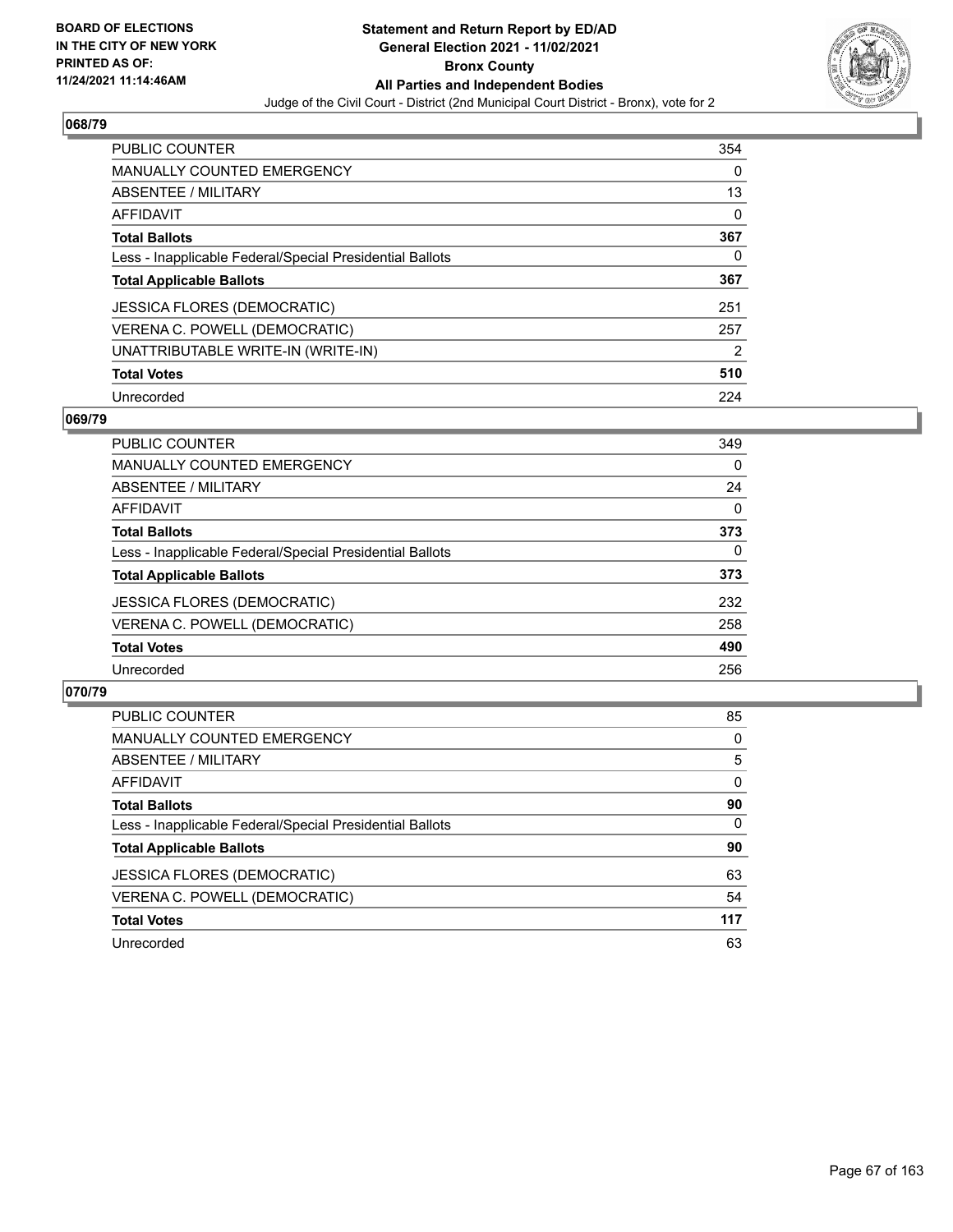## 068/79

| | |
|---|---|
| PUBLIC COUNTER | 354 |
| MANUALLY COUNTED EMERGENCY | 0 |
| ABSENTEE / MILITARY | 13 |
| AFFIDAVIT | 0 |
| **Total Ballots** | **367** |
| Less - Inapplicable Federal/Special Presidential Ballots | 0 |
| **Total Applicable Ballots** | **367** |
| JESSICA FLORES (DEMOCRATIC) | 251 |
| VERENA C. POWELL (DEMOCRATIC) | 257 |
| UNATTRIBUTABLE WRITE-IN (WRITE-IN) | 2 |
| **Total Votes** | **510** |
| Unrecorded | 224 |

## 069/79

| | |
|---|---|
| PUBLIC COUNTER | 349 |
| MANUALLY COUNTED EMERGENCY | 0 |
| ABSENTEE / MILITARY | 24 |
| AFFIDAVIT | 0 |
| **Total Ballots** | **373** |
| Less - Inapplicable Federal/Special Presidential Ballots | 0 |
| **Total Applicable Ballots** | **373** |
| JESSICA FLORES (DEMOCRATIC) | 232 |
| VERENA C. POWELL (DEMOCRATIC) | 258 |
| **Total Votes** | **490** |
| Unrecorded | 256 |

## 070/79

| | |
|---|---|
| PUBLIC COUNTER | 85 |
| MANUALLY COUNTED EMERGENCY | 0 |
| ABSENTEE / MILITARY | 5 |
| AFFIDAVIT | 0 |
| **Total Ballots** | **90** |
| Less - Inapplicable Federal/Special Presidential Ballots | 0 |
| **Total Applicable Ballots** | **90** |
| JESSICA FLORES (DEMOCRATIC) | 63 |
| VERENA C. POWELL (DEMOCRATIC) | 54 |
| **Total Votes** | **117** |
| Unrecorded | 63 |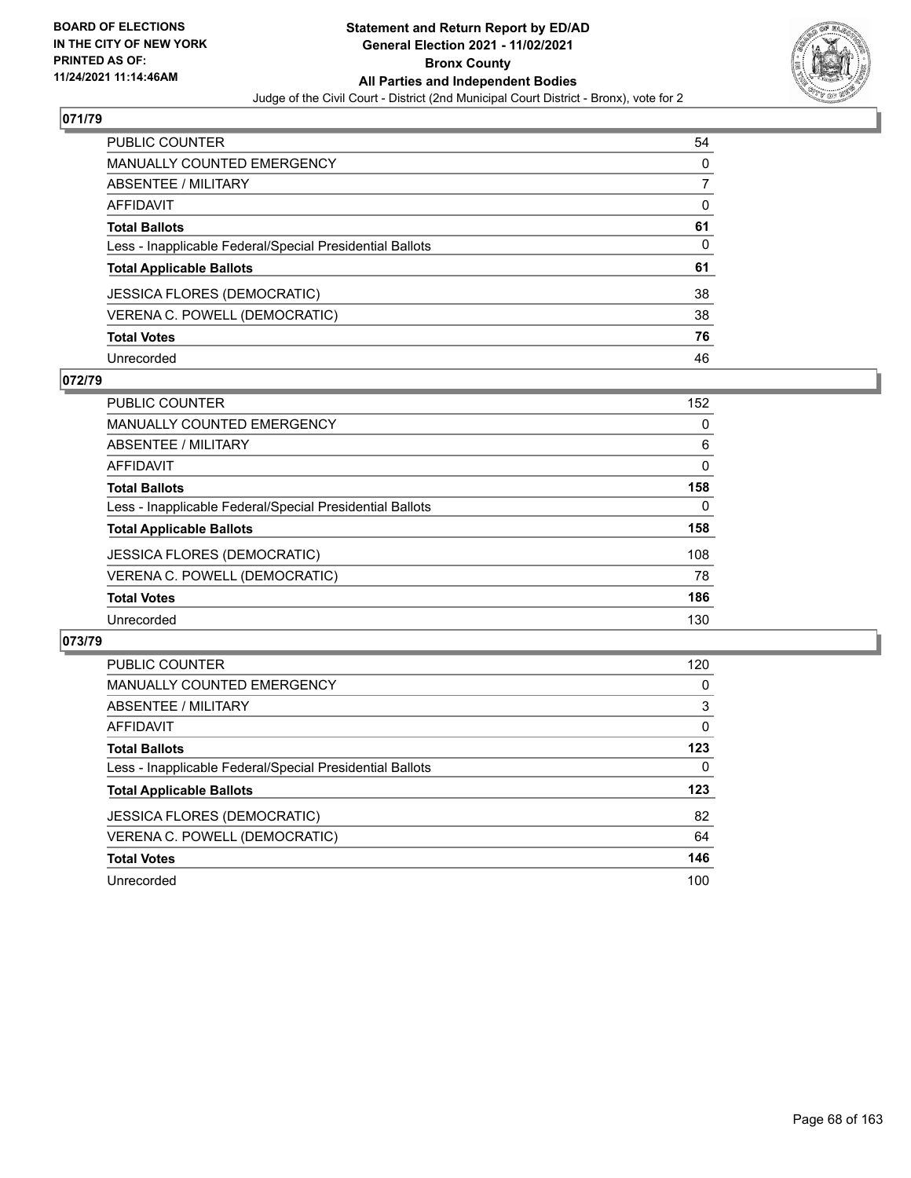**Statement and Return Report by ED/AD**
**General Election 2021 - 11/02/2021**
**Bronx County**
**All Parties and Independent Bodies**
Judge of the Civil Court - District (2nd Municipal Court District - Bronx), vote for 2

BOARD OF ELECTIONS IN THE CITY OF NEW YORK PRINTED AS OF: 11/24/2021 11:14:46AM

## 071/79

| | |
|---|---|
| PUBLIC COUNTER | 54 |
| MANUALLY COUNTED EMERGENCY | 0 |
| ABSENTEE / MILITARY | 7 |
| AFFIDAVIT | 0 |
| **Total Ballots** | **61** |
| Less - Inapplicable Federal/Special Presidential Ballots | 0 |
| **Total Applicable Ballots** | **61** |
| JESSICA FLORES (DEMOCRATIC) | 38 |
| VERENA C. POWELL (DEMOCRATIC) | 38 |
| **Total Votes** | **76** |
| Unrecorded | 46 |

## 072/79

| | |
|---|---|
| PUBLIC COUNTER | 152 |
| MANUALLY COUNTED EMERGENCY | 0 |
| ABSENTEE / MILITARY | 6 |
| AFFIDAVIT | 0 |
| **Total Ballots** | **158** |
| Less - Inapplicable Federal/Special Presidential Ballots | 0 |
| **Total Applicable Ballots** | **158** |
| JESSICA FLORES (DEMOCRATIC) | 108 |
| VERENA C. POWELL (DEMOCRATIC) | 78 |
| **Total Votes** | **186** |
| Unrecorded | 130 |

## 073/79

| | |
|---|---|
| PUBLIC COUNTER | 120 |
| MANUALLY COUNTED EMERGENCY | 0 |
| ABSENTEE / MILITARY | 3 |
| AFFIDAVIT | 0 |
| **Total Ballots** | **123** |
| Less - Inapplicable Federal/Special Presidential Ballots | 0 |
| **Total Applicable Ballots** | **123** |
| JESSICA FLORES (DEMOCRATIC) | 82 |
| VERENA C. POWELL (DEMOCRATIC) | 64 |
| **Total Votes** | **146** |
| Unrecorded | 100 |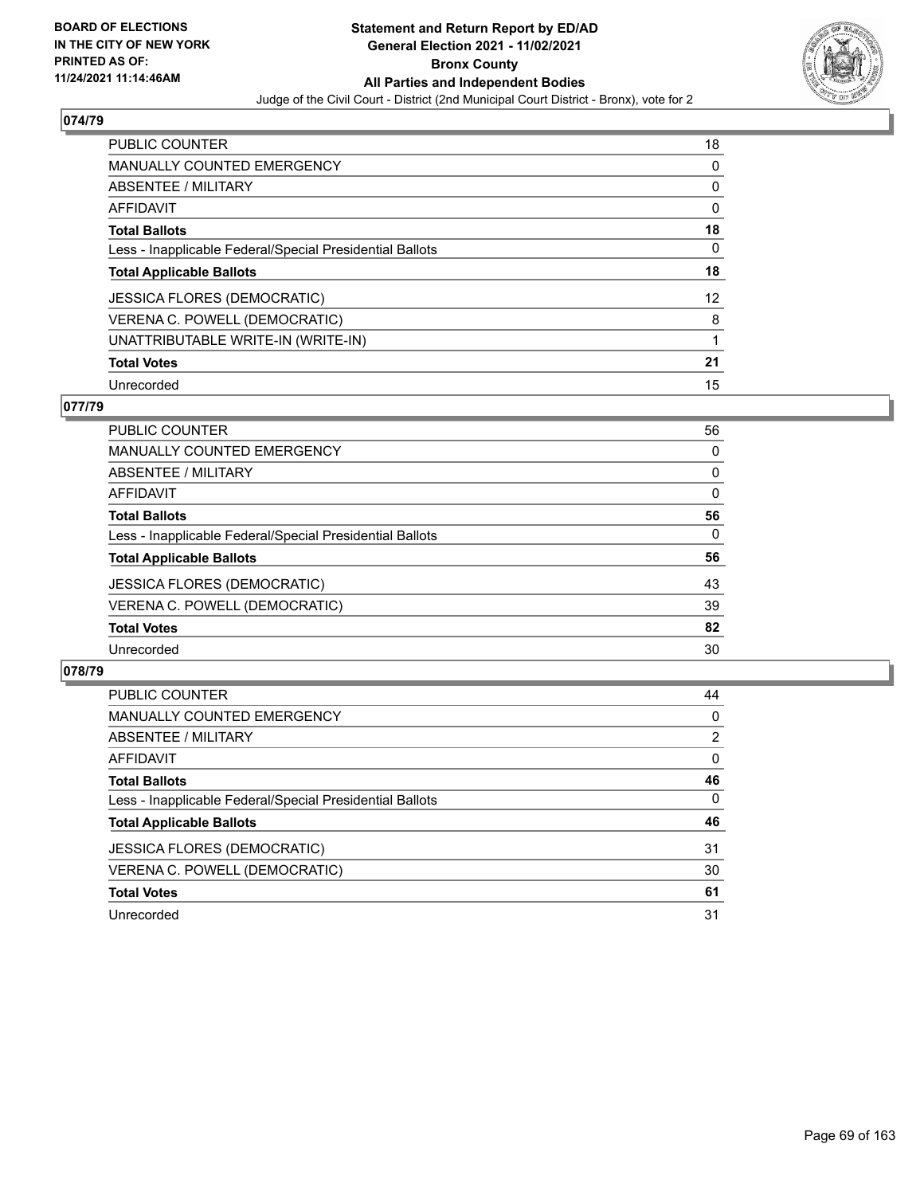**BOARD OF ELECTIONS IN THE CITY OF NEW YORK PRINTED AS OF: 11/24/2021 11:14:46AM**

**Statement and Return Report by ED/AD General Election 2021 - 11/02/2021 Bronx County All Parties and Independent Bodies**

Judge of the Civil Court - District (2nd Municipal Court District - Bronx), vote for 2

## 074/79

| | |
|---|---|
| PUBLIC COUNTER | 18 |
| MANUALLY COUNTED EMERGENCY | 0 |
| ABSENTEE / MILITARY | 0 |
| AFFIDAVIT | 0 |
| **Total Ballots** | **18** |
| Less - Inapplicable Federal/Special Presidential Ballots | 0 |
| **Total Applicable Ballots** | **18** |
| JESSICA FLORES (DEMOCRATIC) | 12 |
| VERENA C. POWELL (DEMOCRATIC) | 8 |
| UNATTRIBUTABLE WRITE-IN (WRITE-IN) | 1 |
| **Total Votes** | **21** |
| Unrecorded | 15 |

## 077/79

| | |
|---|---|
| PUBLIC COUNTER | 56 |
| MANUALLY COUNTED EMERGENCY | 0 |
| ABSENTEE / MILITARY | 0 |
| AFFIDAVIT | 0 |
| **Total Ballots** | **56** |
| Less - Inapplicable Federal/Special Presidential Ballots | 0 |
| **Total Applicable Ballots** | **56** |
| JESSICA FLORES (DEMOCRATIC) | 43 |
| VERENA C. POWELL (DEMOCRATIC) | 39 |
| **Total Votes** | **82** |
| Unrecorded | 30 |

## 078/79

| | |
|---|---|
| PUBLIC COUNTER | 44 |
| MANUALLY COUNTED EMERGENCY | 0 |
| ABSENTEE / MILITARY | 2 |
| AFFIDAVIT | 0 |
| **Total Ballots** | **46** |
| Less - Inapplicable Federal/Special Presidential Ballots | 0 |
| **Total Applicable Ballots** | **46** |
| JESSICA FLORES (DEMOCRATIC) | 31 |
| VERENA C. POWELL (DEMOCRATIC) | 30 |
| **Total Votes** | **61** |
| Unrecorded | 31 |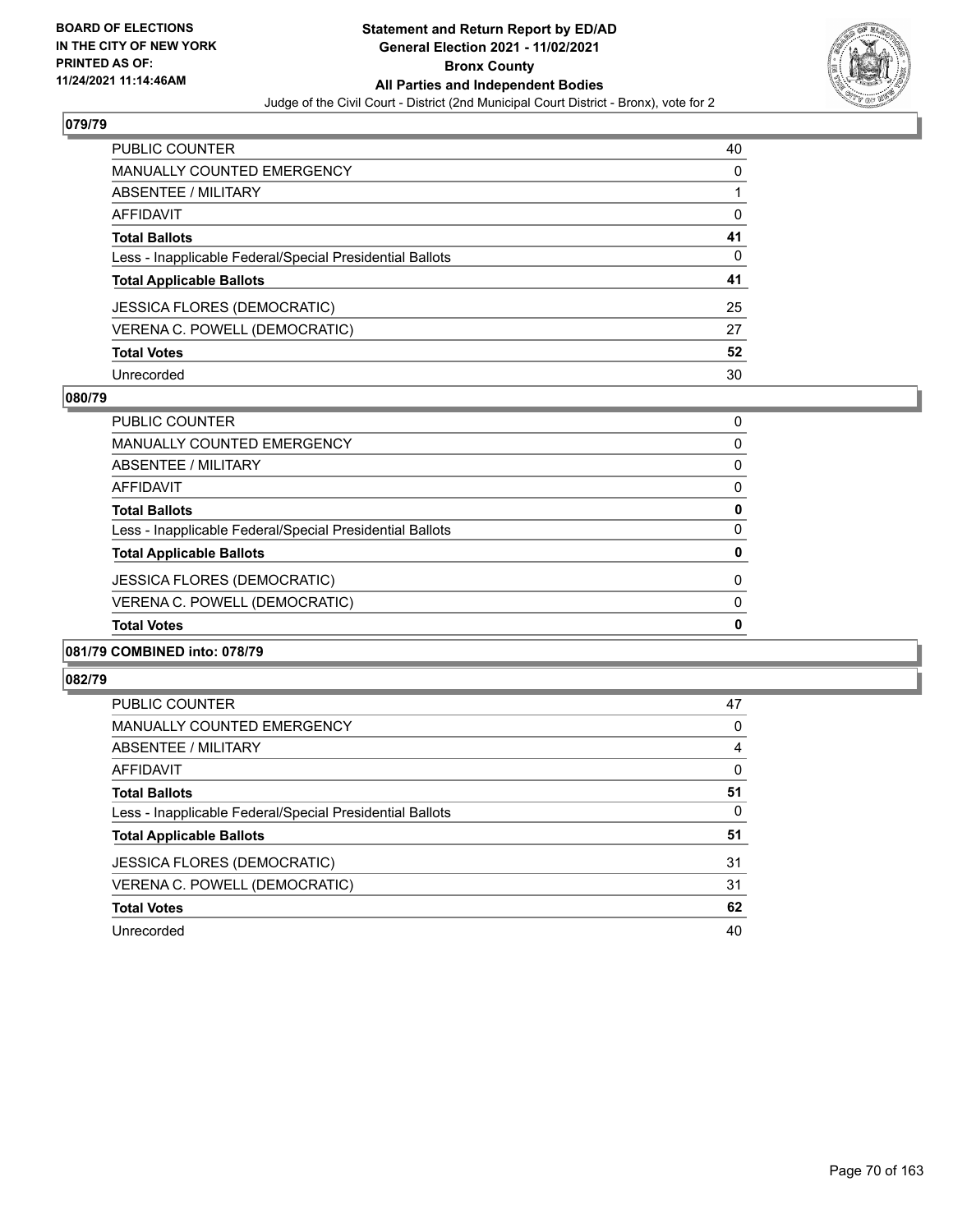**BOARD OF ELECTIONS IN THE CITY OF NEW YORK PRINTED AS OF: 11/24/2021 11:14:46AM**

**Statement and Return Report by ED/AD General Election 2021 - 11/02/2021 Bronx County All Parties and Independent Bodies**

Judge of the Civil Court - District (2nd Municipal Court District - Bronx), vote for 2

## 079/79

| | |
|---|---|
| PUBLIC COUNTER | 40 |
| MANUALLY COUNTED EMERGENCY | 0 |
| ABSENTEE / MILITARY | 1 |
| AFFIDAVIT | 0 |
| **Total Ballots** | **41** |
| Less - Inapplicable Federal/Special Presidential Ballots | 0 |
| **Total Applicable Ballots** | **41** |
| JESSICA FLORES (DEMOCRATIC) | 25 |
| VERENA C. POWELL (DEMOCRATIC) | 27 |
| **Total Votes** | **52** |
| Unrecorded | 30 |

## 080/79

| | |
|---|---|
| PUBLIC COUNTER | 0 |
| MANUALLY COUNTED EMERGENCY | 0 |
| ABSENTEE / MILITARY | 0 |
| AFFIDAVIT | 0 |
| **Total Ballots** | **0** |
| Less - Inapplicable Federal/Special Presidential Ballots | 0 |
| **Total Applicable Ballots** | **0** |
| JESSICA FLORES (DEMOCRATIC) | 0 |
| VERENA C. POWELL (DEMOCRATIC) | 0 |
| **Total Votes** | **0** |

## 081/79 COMBINED into: 078/79

## 082/79

| | |
|---|---|
| PUBLIC COUNTER | 47 |
| MANUALLY COUNTED EMERGENCY | 0 |
| ABSENTEE / MILITARY | 4 |
| AFFIDAVIT | 0 |
| **Total Ballots** | **51** |
| Less - Inapplicable Federal/Special Presidential Ballots | 0 |
| **Total Applicable Ballots** | **51** |
| JESSICA FLORES (DEMOCRATIC) | 31 |
| VERENA C. POWELL (DEMOCRATIC) | 31 |
| **Total Votes** | **62** |
| Unrecorded | 40 |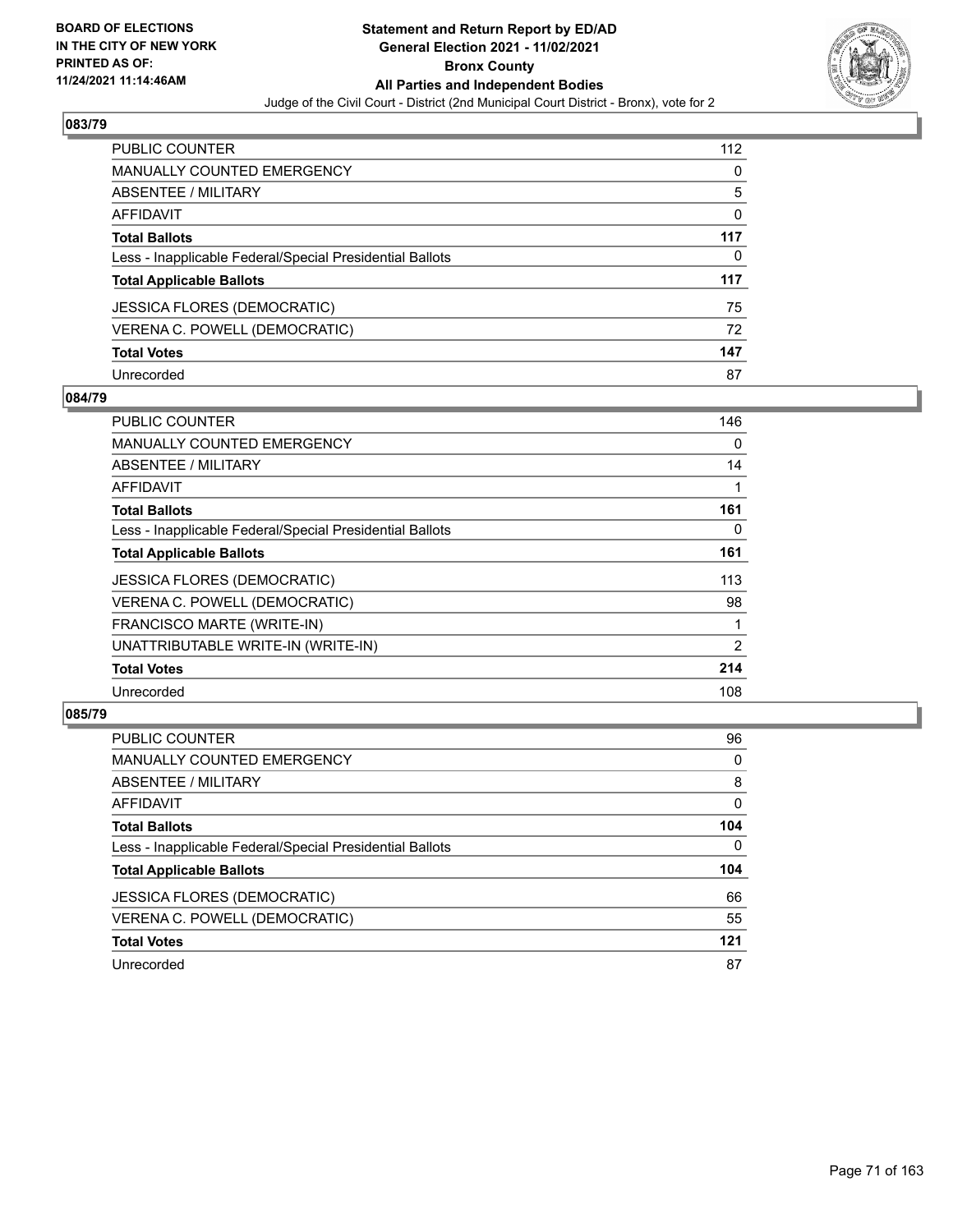BOARD OF ELECTIONS
IN THE CITY OF NEW YORK
PRINTED AS OF:
11/24/2021 11:14:46AM

# Statement and Return Report by ED/AD
## General Election 2021 - 11/02/2021
## Bronx County
## All Parties and Independent Bodies
Judge of the Civil Court - District (2nd Municipal Court District - Bronx), vote for 2

### 083/79

| | |
|---|---|
| PUBLIC COUNTER | 112 |
| MANUALLY COUNTED EMERGENCY | 0 |
| ABSENTEE / MILITARY | 5 |
| AFFIDAVIT | 0 |
| **Total Ballots** | **117** |
| Less - Inapplicable Federal/Special Presidential Ballots | 0 |
| **Total Applicable Ballots** | **117** |
| JESSICA FLORES (DEMOCRATIC) | 75 |
| VERENA C. POWELL (DEMOCRATIC) | 72 |
| **Total Votes** | **147** |
| Unrecorded | 87 |

### 084/79

| | |
|---|---|
| PUBLIC COUNTER | 146 |
| MANUALLY COUNTED EMERGENCY | 0 |
| ABSENTEE / MILITARY | 14 |
| AFFIDAVIT | 1 |
| **Total Ballots** | **161** |
| Less - Inapplicable Federal/Special Presidential Ballots | 0 |
| **Total Applicable Ballots** | **161** |
| JESSICA FLORES (DEMOCRATIC) | 113 |
| VERENA C. POWELL (DEMOCRATIC) | 98 |
| FRANCISCO MARTE (WRITE-IN) | 1 |
| UNATTRIBUTABLE WRITE-IN (WRITE-IN) | 2 |
| **Total Votes** | **214** |
| Unrecorded | 108 |

### 085/79

| | |
|---|---|
| PUBLIC COUNTER | 96 |
| MANUALLY COUNTED EMERGENCY | 0 |
| ABSENTEE / MILITARY | 8 |
| AFFIDAVIT | 0 |
| **Total Ballots** | **104** |
| Less - Inapplicable Federal/Special Presidential Ballots | 0 |
| **Total Applicable Ballots** | **104** |
| JESSICA FLORES (DEMOCRATIC) | 66 |
| VERENA C. POWELL (DEMOCRATIC) | 55 |
| **Total Votes** | **121** |
| Unrecorded | 87 |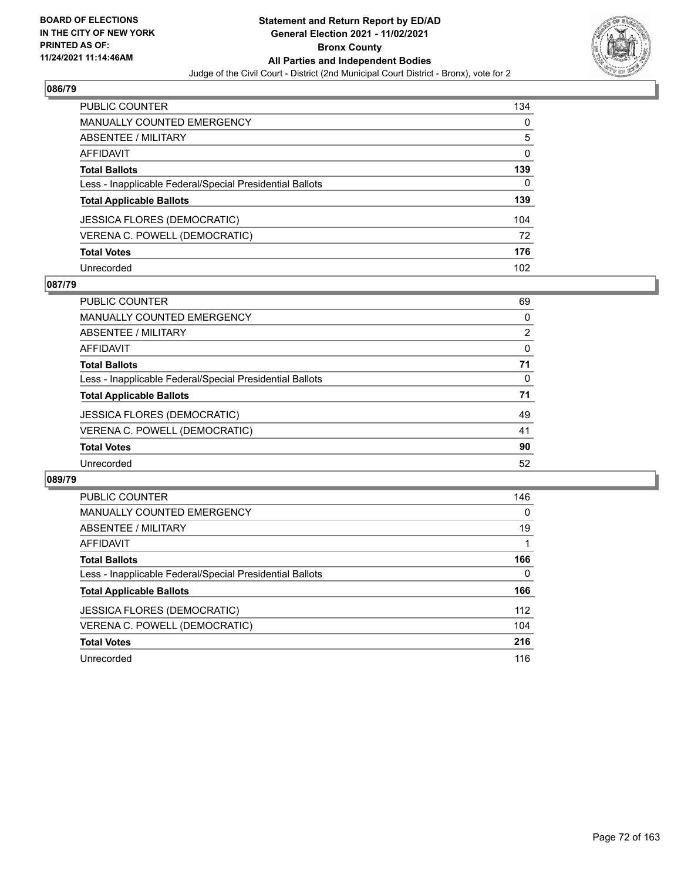## 086/79

| | |
|---|---|
| PUBLIC COUNTER | 134 |
| MANUALLY COUNTED EMERGENCY | 0 |
| ABSENTEE / MILITARY | 5 |
| AFFIDAVIT | 0 |
| **Total Ballots** | **139** |
| Less - Inapplicable Federal/Special Presidential Ballots | 0 |
| **Total Applicable Ballots** | **139** |
| JESSICA FLORES (DEMOCRATIC) | 104 |
| VERENA C. POWELL (DEMOCRATIC) | 72 |
| **Total Votes** | **176** |
| Unrecorded | 102 |

## 087/79

| | |
|---|---|
| PUBLIC COUNTER | 69 |
| MANUALLY COUNTED EMERGENCY | 0 |
| ABSENTEE / MILITARY | 2 |
| AFFIDAVIT | 0 |
| **Total Ballots** | **71** |
| Less - Inapplicable Federal/Special Presidential Ballots | 0 |
| **Total Applicable Ballots** | **71** |
| JESSICA FLORES (DEMOCRATIC) | 49 |
| VERENA C. POWELL (DEMOCRATIC) | 41 |
| **Total Votes** | **90** |
| Unrecorded | 52 |

## 089/79

| | |
|---|---|
| PUBLIC COUNTER | 146 |
| MANUALLY COUNTED EMERGENCY | 0 |
| ABSENTEE / MILITARY | 19 |
| AFFIDAVIT | 1 |
| **Total Ballots** | **166** |
| Less - Inapplicable Federal/Special Presidential Ballots | 0 |
| **Total Applicable Ballots** | **166** |
| JESSICA FLORES (DEMOCRATIC) | 112 |
| VERENA C. POWELL (DEMOCRATIC) | 104 |
| **Total Votes** | **216** |
| Unrecorded | 116 |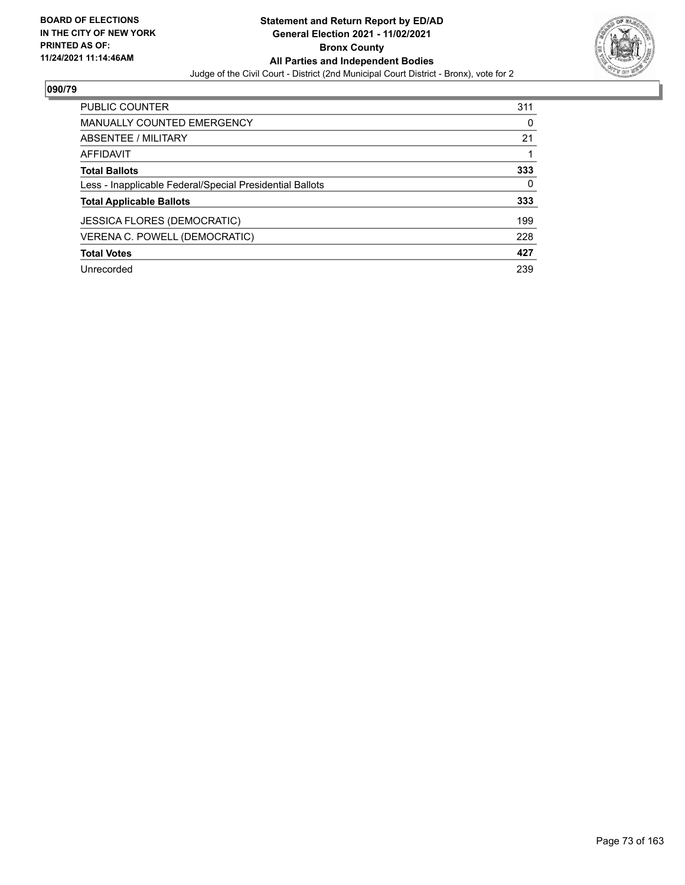BOARD OF ELECTIONS
IN THE CITY OF NEW YORK
PRINTED AS OF:
11/24/2021 11:14:46AM

**Statement and Return Report by ED/AD**
**General Election 2021 - 11/02/2021**
**Bronx County**
**All Parties and Independent Bodies**
Judge of the Civil Court - District (2nd Municipal Court District - Bronx), vote for 2

## 090/79

| | |
|---|---|
| PUBLIC COUNTER | 311 |
| MANUALLY COUNTED EMERGENCY | 0 |
| ABSENTEE / MILITARY | 21 |
| AFFIDAVIT | 1 |
| **Total Ballots** | **333** |
| Less - Inapplicable Federal/Special Presidential Ballots | 0 |
| **Total Applicable Ballots** | **333** |
| JESSICA FLORES (DEMOCRATIC) | 199 |
| VERENA C. POWELL (DEMOCRATIC) | 228 |
| **Total Votes** | **427** |
| Unrecorded | 239 |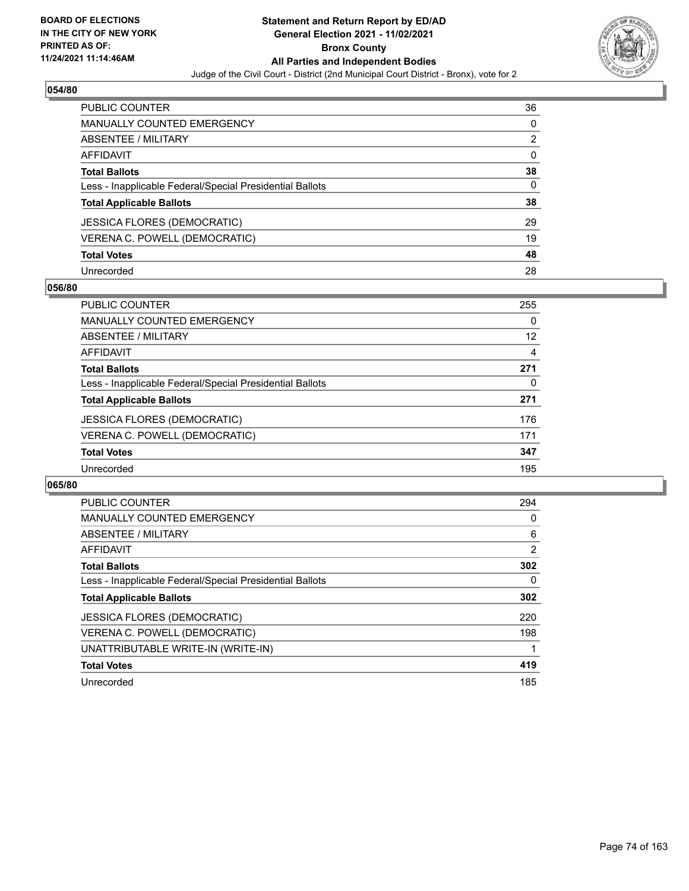**Statement and Return Report by ED/AD**
**General Election 2021 - 11/02/2021**
**Bronx County**
**All Parties and Independent Bodies**
Judge of the Civil Court - District (2nd Municipal Court District - Bronx), vote for 2

BOARD OF ELECTIONS IN THE CITY OF NEW YORK PRINTED AS OF: 11/24/2021 11:14:46AM

### 054/80

| | |
|---|---|
| PUBLIC COUNTER | 36 |
| MANUALLY COUNTED EMERGENCY | 0 |
| ABSENTEE / MILITARY | 2 |
| AFFIDAVIT | 0 |
| **Total Ballots** | **38** |
| Less - Inapplicable Federal/Special Presidential Ballots | 0 |
| **Total Applicable Ballots** | **38** |
| JESSICA FLORES (DEMOCRATIC) | 29 |
| VERENA C. POWELL (DEMOCRATIC) | 19 |
| **Total Votes** | **48** |
| Unrecorded | 28 |

### 056/80

| | |
|---|---|
| PUBLIC COUNTER | 255 |
| MANUALLY COUNTED EMERGENCY | 0 |
| ABSENTEE / MILITARY | 12 |
| AFFIDAVIT | 4 |
| **Total Ballots** | **271** |
| Less - Inapplicable Federal/Special Presidential Ballots | 0 |
| **Total Applicable Ballots** | **271** |
| JESSICA FLORES (DEMOCRATIC) | 176 |
| VERENA C. POWELL (DEMOCRATIC) | 171 |
| **Total Votes** | **347** |
| Unrecorded | 195 |

### 065/80

| | |
|---|---|
| PUBLIC COUNTER | 294 |
| MANUALLY COUNTED EMERGENCY | 0 |
| ABSENTEE / MILITARY | 6 |
| AFFIDAVIT | 2 |
| **Total Ballots** | **302** |
| Less - Inapplicable Federal/Special Presidential Ballots | 0 |
| **Total Applicable Ballots** | **302** |
| JESSICA FLORES (DEMOCRATIC) | 220 |
| VERENA C. POWELL (DEMOCRATIC) | 198 |
| UNATTRIBUTABLE WRITE-IN (WRITE-IN) | 1 |
| **Total Votes** | **419** |
| Unrecorded | 185 |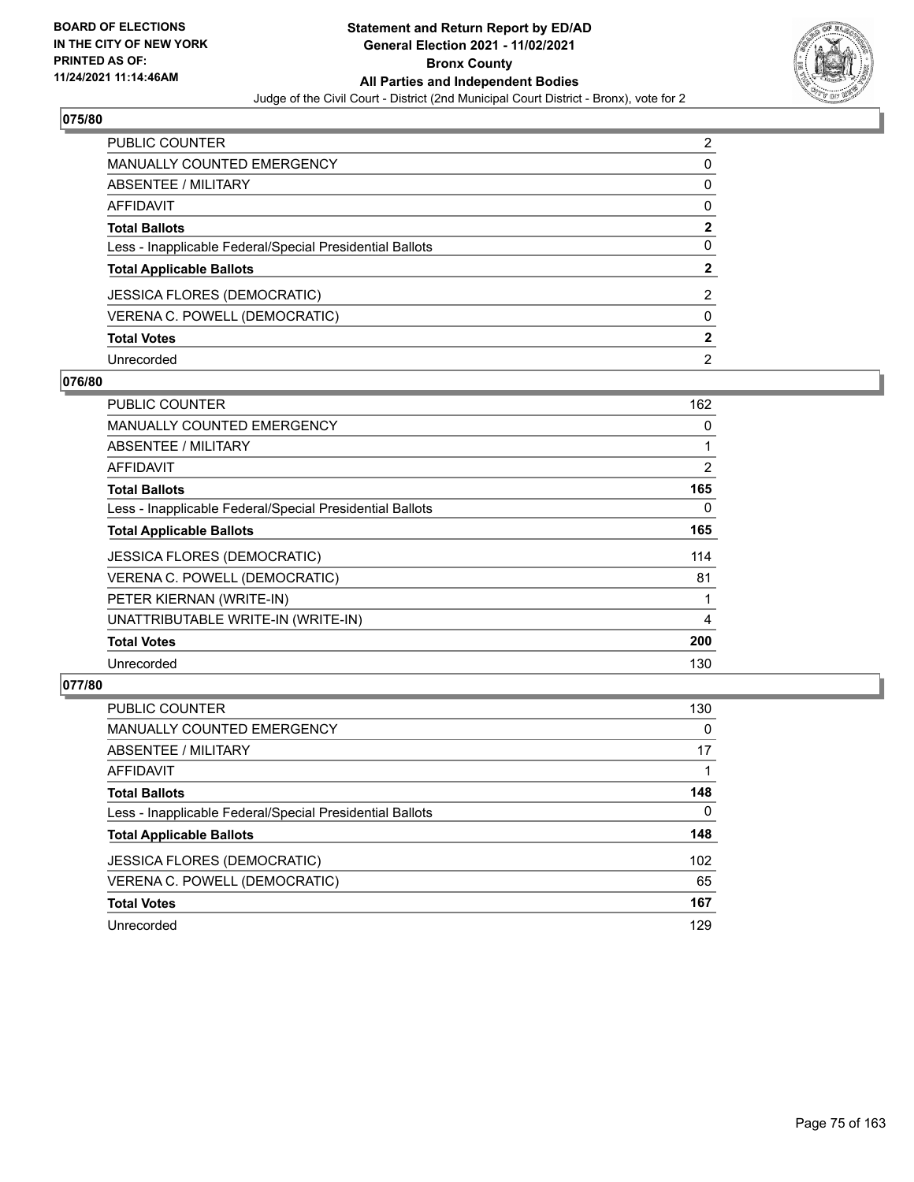**BOARD OF ELECTIONS IN THE CITY OF NEW YORK PRINTED AS OF: 11/24/2021 11:14:46AM**

# Statement and Return Report by ED/AD
## General Election 2021 - 11/02/2021
## Bronx County
## All Parties and Independent Bodies
### Judge of the Civil Court - District (2nd Municipal Court District - Bronx), vote for 2

### 075/80

| | |
|---|---|
| PUBLIC COUNTER | 2 |
| MANUALLY COUNTED EMERGENCY | 0 |
| ABSENTEE / MILITARY | 0 |
| AFFIDAVIT | 0 |
| **Total Ballots** | **2** |
| Less - Inapplicable Federal/Special Presidential Ballots | 0 |
| **Total Applicable Ballots** | **2** |
| JESSICA FLORES (DEMOCRATIC) | 2 |
| VERENA C. POWELL (DEMOCRATIC) | 0 |
| **Total Votes** | **2** |
| Unrecorded | 2 |

### 076/80

| | |
|---|---|
| PUBLIC COUNTER | 162 |
| MANUALLY COUNTED EMERGENCY | 0 |
| ABSENTEE / MILITARY | 1 |
| AFFIDAVIT | 2 |
| **Total Ballots** | **165** |
| Less - Inapplicable Federal/Special Presidential Ballots | 0 |
| **Total Applicable Ballots** | **165** |
| JESSICA FLORES (DEMOCRATIC) | 114 |
| VERENA C. POWELL (DEMOCRATIC) | 81 |
| PETER KIERNAN (WRITE-IN) | 1 |
| UNATTRIBUTABLE WRITE-IN (WRITE-IN) | 4 |
| **Total Votes** | **200** |
| Unrecorded | 130 |

### 077/80

| | |
|---|---|
| PUBLIC COUNTER | 130 |
| MANUALLY COUNTED EMERGENCY | 0 |
| ABSENTEE / MILITARY | 17 |
| AFFIDAVIT | 1 |
| **Total Ballots** | **148** |
| Less - Inapplicable Federal/Special Presidential Ballots | 0 |
| **Total Applicable Ballots** | **148** |
| JESSICA FLORES (DEMOCRATIC) | 102 |
| VERENA C. POWELL (DEMOCRATIC) | 65 |
| **Total Votes** | **167** |
| Unrecorded | 129 |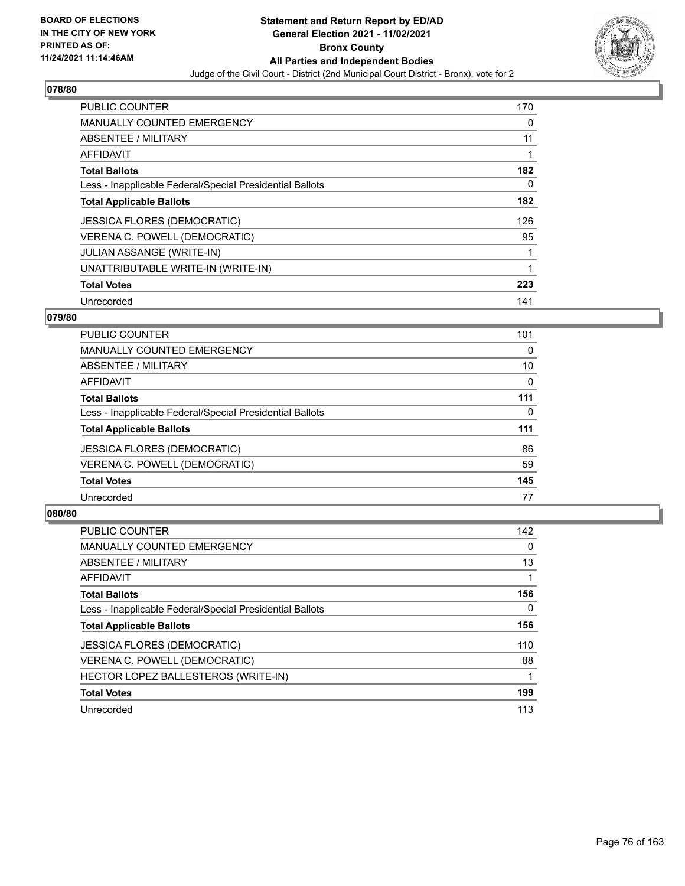**BOARD OF ELECTIONS IN THE CITY OF NEW YORK PRINTED AS OF: 11/24/2021 11:14:46AM**

# Statement and Return Report by ED/AD General Election 2021 - 11/02/2021 Bronx County All Parties and Independent Bodies

Judge of the Civil Court - District (2nd Municipal Court District - Bronx), vote for 2

## 078/80

| | |
|---|---|
| PUBLIC COUNTER | 170 |
| MANUALLY COUNTED EMERGENCY | 0 |
| ABSENTEE / MILITARY | 11 |
| AFFIDAVIT | 1 |
| **Total Ballots** | **182** |
| Less - Inapplicable Federal/Special Presidential Ballots | 0 |
| **Total Applicable Ballots** | **182** |
| JESSICA FLORES (DEMOCRATIC) | 126 |
| VERENA C. POWELL (DEMOCRATIC) | 95 |
| JULIAN ASSANGE (WRITE-IN) | 1 |
| UNATTRIBUTABLE WRITE-IN (WRITE-IN) | 1 |
| **Total Votes** | **223** |
| Unrecorded | 141 |

## 079/80

| | |
|---|---|
| PUBLIC COUNTER | 101 |
| MANUALLY COUNTED EMERGENCY | 0 |
| ABSENTEE / MILITARY | 10 |
| AFFIDAVIT | 0 |
| **Total Ballots** | **111** |
| Less - Inapplicable Federal/Special Presidential Ballots | 0 |
| **Total Applicable Ballots** | **111** |
| JESSICA FLORES (DEMOCRATIC) | 86 |
| VERENA C. POWELL (DEMOCRATIC) | 59 |
| **Total Votes** | **145** |
| Unrecorded | 77 |

## 080/80

| | |
|---|---|
| PUBLIC COUNTER | 142 |
| MANUALLY COUNTED EMERGENCY | 0 |
| ABSENTEE / MILITARY | 13 |
| AFFIDAVIT | 1 |
| **Total Ballots** | **156** |
| Less - Inapplicable Federal/Special Presidential Ballots | 0 |
| **Total Applicable Ballots** | **156** |
| JESSICA FLORES (DEMOCRATIC) | 110 |
| VERENA C. POWELL (DEMOCRATIC) | 88 |
| HECTOR LOPEZ BALLESTEROS (WRITE-IN) | 1 |
| **Total Votes** | **199** |
| Unrecorded | 113 |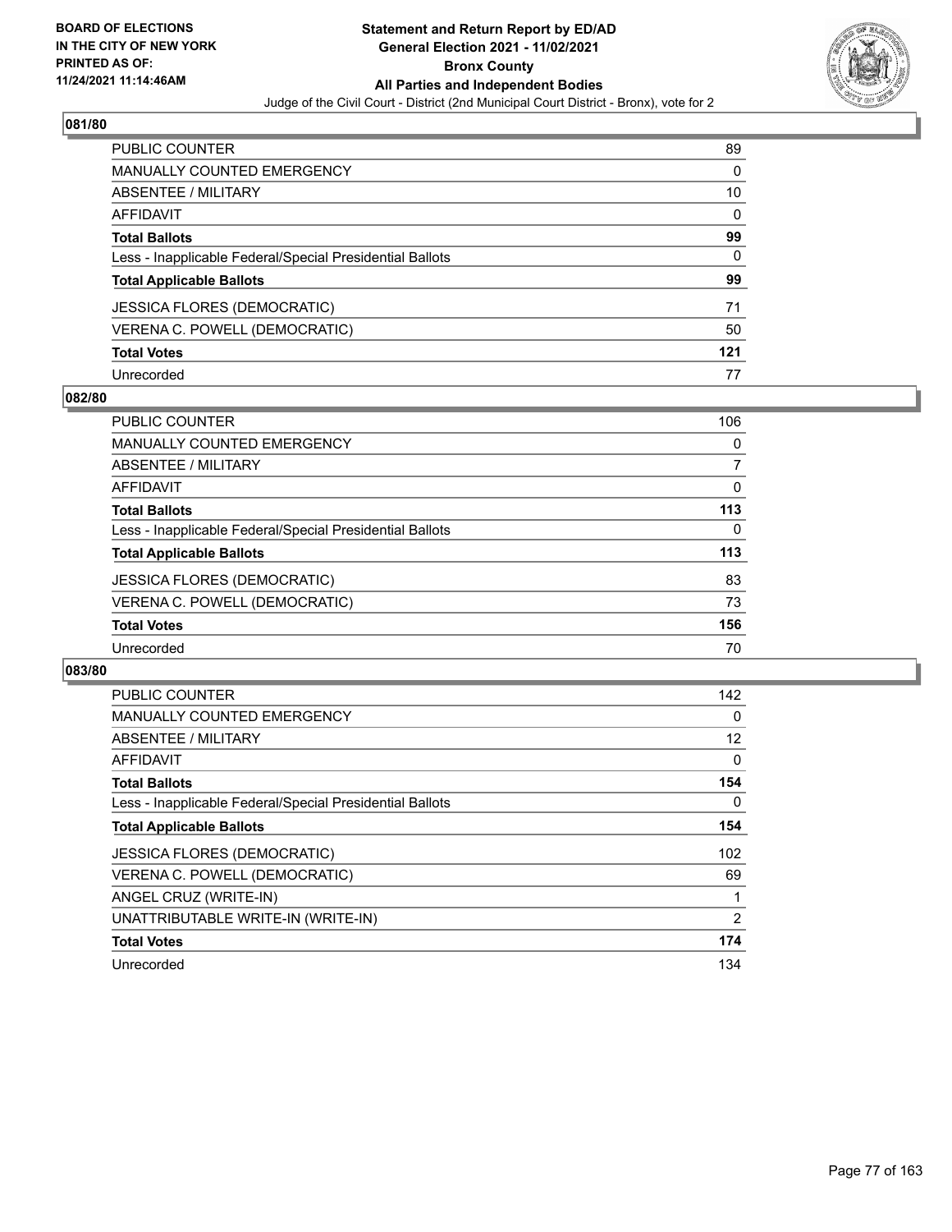## 081/80

| | |
|---|---|
| PUBLIC COUNTER | 89 |
| MANUALLY COUNTED EMERGENCY | 0 |
| ABSENTEE / MILITARY | 10 |
| AFFIDAVIT | 0 |
| **Total Ballots** | **99** |
| Less - Inapplicable Federal/Special Presidential Ballots | 0 |
| **Total Applicable Ballots** | **99** |
| JESSICA FLORES (DEMOCRATIC) | 71 |
| VERENA C. POWELL (DEMOCRATIC) | 50 |
| **Total Votes** | **121** |
| Unrecorded | 77 |

## 082/80

| | |
|---|---|
| PUBLIC COUNTER | 106 |
| MANUALLY COUNTED EMERGENCY | 0 |
| ABSENTEE / MILITARY | 7 |
| AFFIDAVIT | 0 |
| **Total Ballots** | **113** |
| Less - Inapplicable Federal/Special Presidential Ballots | 0 |
| **Total Applicable Ballots** | **113** |
| JESSICA FLORES (DEMOCRATIC) | 83 |
| VERENA C. POWELL (DEMOCRATIC) | 73 |
| **Total Votes** | **156** |
| Unrecorded | 70 |

## 083/80

| | |
|---|---|
| PUBLIC COUNTER | 142 |
| MANUALLY COUNTED EMERGENCY | 0 |
| ABSENTEE / MILITARY | 12 |
| AFFIDAVIT | 0 |
| **Total Ballots** | **154** |
| Less - Inapplicable Federal/Special Presidential Ballots | 0 |
| **Total Applicable Ballots** | **154** |
| JESSICA FLORES (DEMOCRATIC) | 102 |
| VERENA C. POWELL (DEMOCRATIC) | 69 |
| ANGEL CRUZ (WRITE-IN) | 1 |
| UNATTRIBUTABLE WRITE-IN (WRITE-IN) | 2 |
| **Total Votes** | **174** |
| Unrecorded | 134 |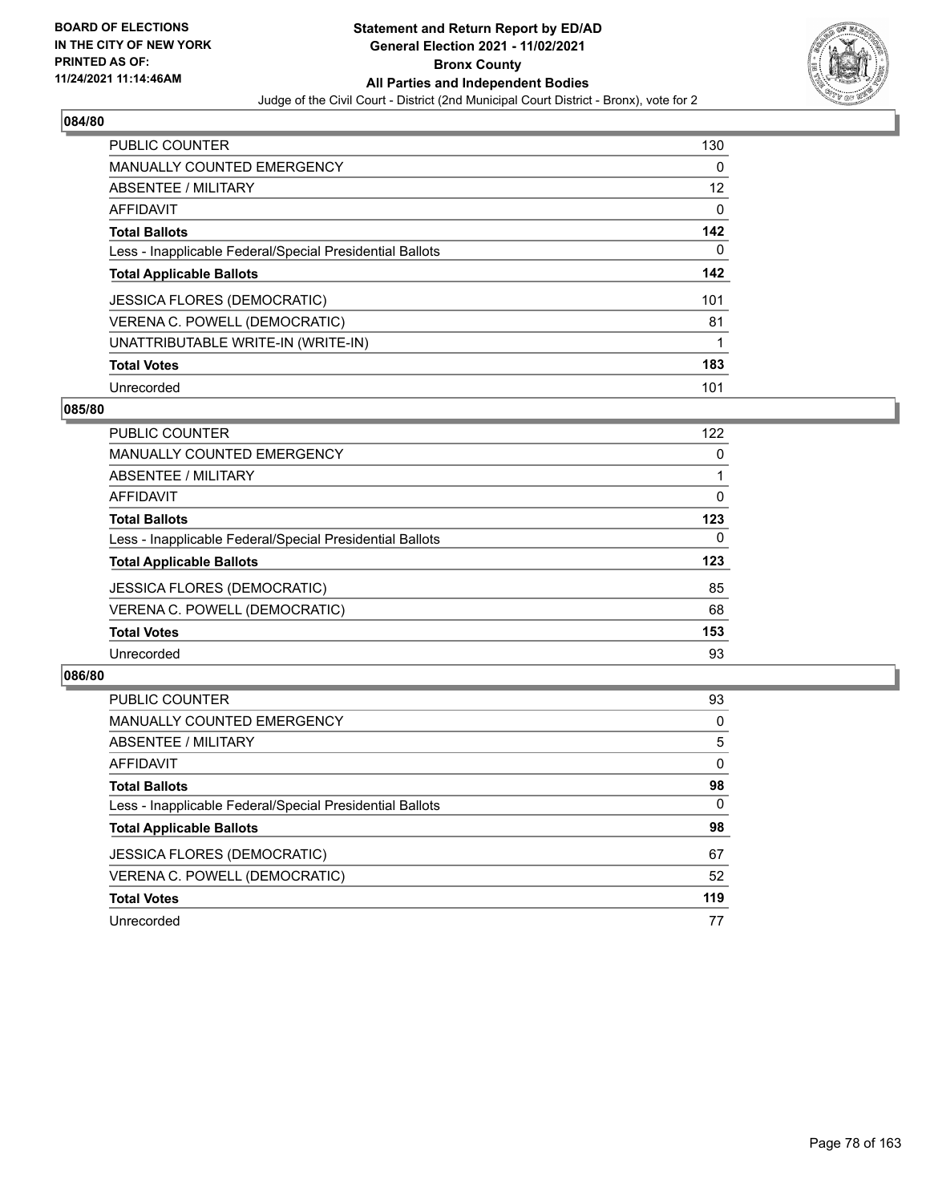BOARD OF ELECTIONS
IN THE CITY OF NEW YORK
PRINTED AS OF:
11/24/2021 11:14:46AM

**Statement and Return Report by ED/AD**
**General Election 2021 - 11/02/2021**
**Bronx County**
**All Parties and Independent Bodies**
Judge of the Civil Court - District (2nd Municipal Court District - Bronx), vote for 2

## 084/80

| | |
|---|---|
| PUBLIC COUNTER | 130 |
| MANUALLY COUNTED EMERGENCY | 0 |
| ABSENTEE / MILITARY | 12 |
| AFFIDAVIT | 0 |
| **Total Ballots** | **142** |
| Less - Inapplicable Federal/Special Presidential Ballots | 0 |
| **Total Applicable Ballots** | **142** |
| JESSICA FLORES (DEMOCRATIC) | 101 |
| VERENA C. POWELL (DEMOCRATIC) | 81 |
| UNATTRIBUTABLE WRITE-IN (WRITE-IN) | 1 |
| **Total Votes** | **183** |
| Unrecorded | 101 |

## 085/80

| | |
|---|---|
| PUBLIC COUNTER | 122 |
| MANUALLY COUNTED EMERGENCY | 0 |
| ABSENTEE / MILITARY | 1 |
| AFFIDAVIT | 0 |
| **Total Ballots** | **123** |
| Less - Inapplicable Federal/Special Presidential Ballots | 0 |
| **Total Applicable Ballots** | **123** |
| JESSICA FLORES (DEMOCRATIC) | 85 |
| VERENA C. POWELL (DEMOCRATIC) | 68 |
| **Total Votes** | **153** |
| Unrecorded | 93 |

## 086/80

| | |
|---|---|
| PUBLIC COUNTER | 93 |
| MANUALLY COUNTED EMERGENCY | 0 |
| ABSENTEE / MILITARY | 5 |
| AFFIDAVIT | 0 |
| **Total Ballots** | **98** |
| Less - Inapplicable Federal/Special Presidential Ballots | 0 |
| **Total Applicable Ballots** | **98** |
| JESSICA FLORES (DEMOCRATIC) | 67 |
| VERENA C. POWELL (DEMOCRATIC) | 52 |
| **Total Votes** | **119** |
| Unrecorded | 77 |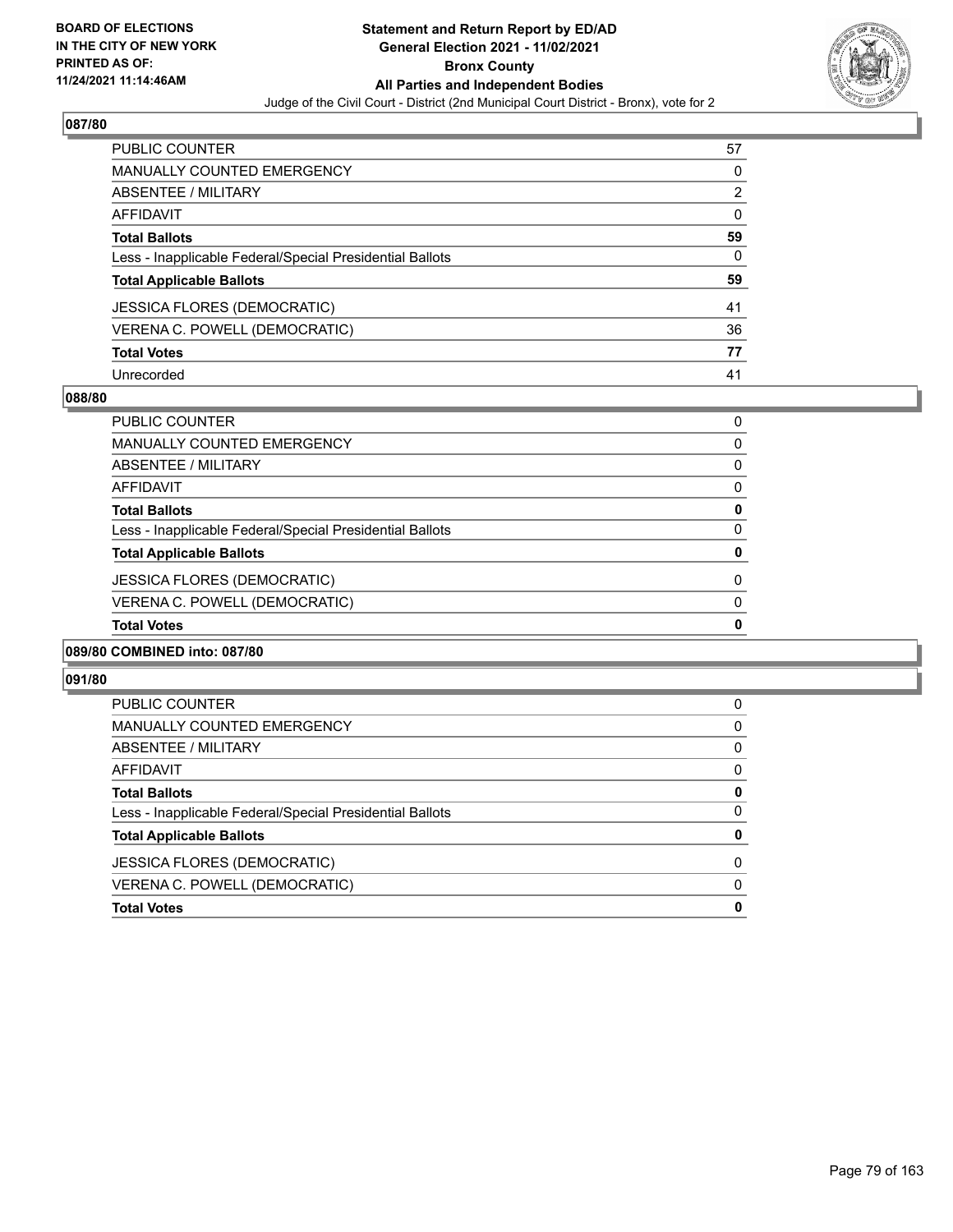**BOARD OF ELECTIONS IN THE CITY OF NEW YORK PRINTED AS OF: 11/24/2021 11:14:46AM**

# Statement and Return Report by ED/AD
## General Election 2021 - 11/02/2021
## Bronx County
## All Parties and Independent Bodies
### Judge of the Civil Court - District (2nd Municipal Court District - Bronx), vote for 2

## 087/80

| | |
|---|---|
| PUBLIC COUNTER | 57 |
| MANUALLY COUNTED EMERGENCY | 0 |
| ABSENTEE / MILITARY | 2 |
| AFFIDAVIT | 0 |
| **Total Ballots** | **59** |
| Less - Inapplicable Federal/Special Presidential Ballots | 0 |
| **Total Applicable Ballots** | **59** |
| JESSICA FLORES (DEMOCRATIC) | 41 |
| VERENA C. POWELL (DEMOCRATIC) | 36 |
| **Total Votes** | **77** |
| Unrecorded | 41 |

## 088/80

| | |
|---|---|
| PUBLIC COUNTER | 0 |
| MANUALLY COUNTED EMERGENCY | 0 |
| ABSENTEE / MILITARY | 0 |
| AFFIDAVIT | 0 |
| **Total Ballots** | **0** |
| Less - Inapplicable Federal/Special Presidential Ballots | 0 |
| **Total Applicable Ballots** | **0** |
| JESSICA FLORES (DEMOCRATIC) | 0 |
| VERENA C. POWELL (DEMOCRATIC) | 0 |
| **Total Votes** | **0** |

## 089/80 COMBINED into: 087/80

## 091/80

| | |
|---|---|
| PUBLIC COUNTER | 0 |
| MANUALLY COUNTED EMERGENCY | 0 |
| ABSENTEE / MILITARY | 0 |
| AFFIDAVIT | 0 |
| **Total Ballots** | **0** |
| Less - Inapplicable Federal/Special Presidential Ballots | 0 |
| **Total Applicable Ballots** | **0** |
| JESSICA FLORES (DEMOCRATIC) | 0 |
| VERENA C. POWELL (DEMOCRATIC) | 0 |
| **Total Votes** | **0** |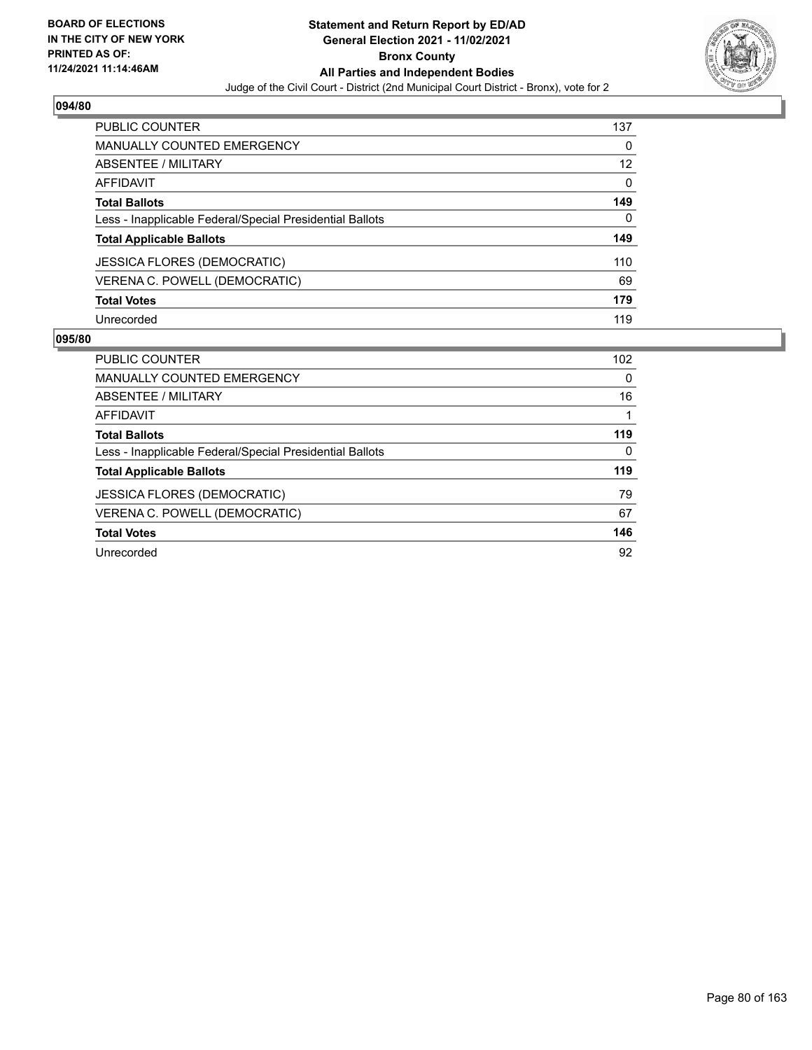**BOARD OF ELECTIONS IN THE CITY OF NEW YORK PRINTED AS OF: 11/24/2021 11:14:46AM**

# Statement and Return Report by ED/AD
## General Election 2021 - 11/02/2021
## Bronx County
## All Parties and Independent Bodies
Judge of the Civil Court - District (2nd Municipal Court District - Bronx), vote for 2

### 094/80

| | |
|---|---|
| PUBLIC COUNTER | 137 |
| MANUALLY COUNTED EMERGENCY | 0 |
| ABSENTEE / MILITARY | 12 |
| AFFIDAVIT | 0 |
| **Total Ballots** | **149** |
| Less - Inapplicable Federal/Special Presidential Ballots | 0 |
| **Total Applicable Ballots** | **149** |
| JESSICA FLORES (DEMOCRATIC) | 110 |
| VERENA C. POWELL (DEMOCRATIC) | 69 |
| **Total Votes** | **179** |
| Unrecorded | 119 |

### 095/80

| | |
|---|---|
| PUBLIC COUNTER | 102 |
| MANUALLY COUNTED EMERGENCY | 0 |
| ABSENTEE / MILITARY | 16 |
| AFFIDAVIT | 1 |
| **Total Ballots** | **119** |
| Less - Inapplicable Federal/Special Presidential Ballots | 0 |
| **Total Applicable Ballots** | **119** |
| JESSICA FLORES (DEMOCRATIC) | 79 |
| VERENA C. POWELL (DEMOCRATIC) | 67 |
| **Total Votes** | **146** |
| Unrecorded | 92 |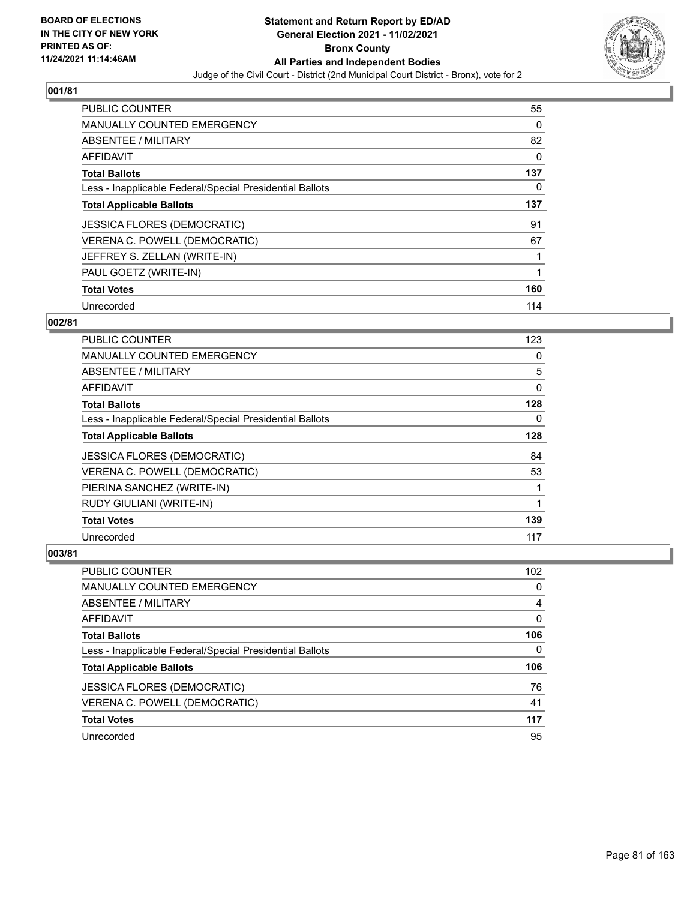BOARD OF ELECTIONS
IN THE CITY OF NEW YORK
PRINTED AS OF:
11/24/2021 11:14:46AM

**Statement and Return Report by ED/AD**
**General Election 2021 - 11/02/2021**
**Bronx County**
**All Parties and Independent Bodies**
Judge of the Civil Court - District (2nd Municipal Court District - Bronx), vote for 2

### 001/81

| | |
|---|---|
| PUBLIC COUNTER | 55 |
| MANUALLY COUNTED EMERGENCY | 0 |
| ABSENTEE / MILITARY | 82 |
| AFFIDAVIT | 0 |
| **Total Ballots** | **137** |
| Less - Inapplicable Federal/Special Presidential Ballots | 0 |
| **Total Applicable Ballots** | **137** |
| JESSICA FLORES (DEMOCRATIC) | 91 |
| VERENA C. POWELL (DEMOCRATIC) | 67 |
| JEFFREY S. ZELLAN (WRITE-IN) | 1 |
| PAUL GOETZ (WRITE-IN) | 1 |
| **Total Votes** | **160** |
| Unrecorded | 114 |

### 002/81

| | |
|---|---|
| PUBLIC COUNTER | 123 |
| MANUALLY COUNTED EMERGENCY | 0 |
| ABSENTEE / MILITARY | 5 |
| AFFIDAVIT | 0 |
| **Total Ballots** | **128** |
| Less - Inapplicable Federal/Special Presidential Ballots | 0 |
| **Total Applicable Ballots** | **128** |
| JESSICA FLORES (DEMOCRATIC) | 84 |
| VERENA C. POWELL (DEMOCRATIC) | 53 |
| PIERINA SANCHEZ (WRITE-IN) | 1 |
| RUDY GIULIANI (WRITE-IN) | 1 |
| **Total Votes** | **139** |
| Unrecorded | 117 |

### 003/81

| | |
|---|---|
| PUBLIC COUNTER | 102 |
| MANUALLY COUNTED EMERGENCY | 0 |
| ABSENTEE / MILITARY | 4 |
| AFFIDAVIT | 0 |
| **Total Ballots** | **106** |
| Less - Inapplicable Federal/Special Presidential Ballots | 0 |
| **Total Applicable Ballots** | **106** |
| JESSICA FLORES (DEMOCRATIC) | 76 |
| VERENA C. POWELL (DEMOCRATIC) | 41 |
| **Total Votes** | **117** |
| Unrecorded | 95 |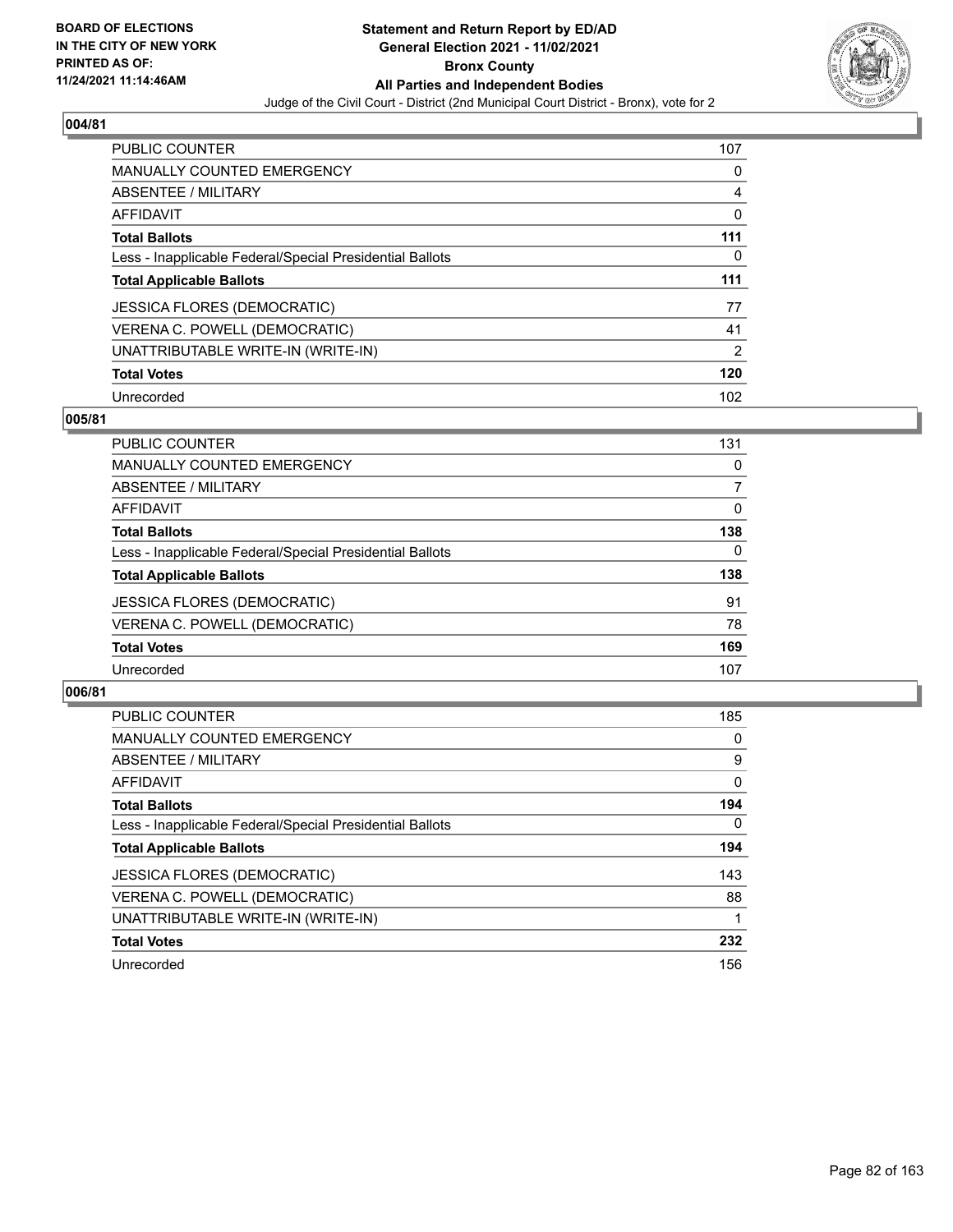## 004/81

| | |
|---|---|
| PUBLIC COUNTER | 107 |
| MANUALLY COUNTED EMERGENCY | 0 |
| ABSENTEE / MILITARY | 4 |
| AFFIDAVIT | 0 |
| **Total Ballots** | **111** |
| Less - Inapplicable Federal/Special Presidential Ballots | 0 |
| **Total Applicable Ballots** | **111** |
| JESSICA FLORES (DEMOCRATIC) | 77 |
| VERENA C. POWELL (DEMOCRATIC) | 41 |
| UNATTRIBUTABLE WRITE-IN (WRITE-IN) | 2 |
| **Total Votes** | **120** |
| Unrecorded | 102 |

## 005/81

| | |
|---|---|
| PUBLIC COUNTER | 131 |
| MANUALLY COUNTED EMERGENCY | 0 |
| ABSENTEE / MILITARY | 7 |
| AFFIDAVIT | 0 |
| **Total Ballots** | **138** |
| Less - Inapplicable Federal/Special Presidential Ballots | 0 |
| **Total Applicable Ballots** | **138** |
| JESSICA FLORES (DEMOCRATIC) | 91 |
| VERENA C. POWELL (DEMOCRATIC) | 78 |
| **Total Votes** | **169** |
| Unrecorded | 107 |

## 006/81

| | |
|---|---|
| PUBLIC COUNTER | 185 |
| MANUALLY COUNTED EMERGENCY | 0 |
| ABSENTEE / MILITARY | 9 |
| AFFIDAVIT | 0 |
| **Total Ballots** | **194** |
| Less - Inapplicable Federal/Special Presidential Ballots | 0 |
| **Total Applicable Ballots** | **194** |
| JESSICA FLORES (DEMOCRATIC) | 143 |
| VERENA C. POWELL (DEMOCRATIC) | 88 |
| UNATTRIBUTABLE WRITE-IN (WRITE-IN) | 1 |
| **Total Votes** | **232** |
| Unrecorded | 156 |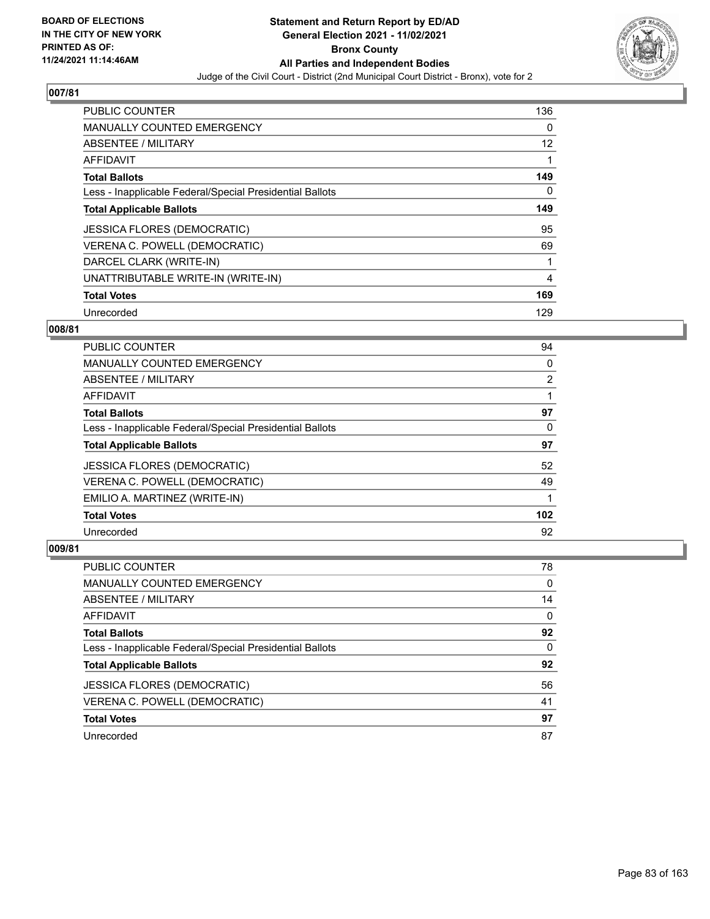BOARD OF ELECTIONS
IN THE CITY OF NEW YORK
PRINTED AS OF:
11/24/2021 11:14:46AM

**Statement and Return Report by ED/AD**
**General Election 2021 - 11/02/2021**
**Bronx County**
**All Parties and Independent Bodies**
Judge of the Civil Court - District (2nd Municipal Court District - Bronx), vote for 2

## 007/81

| | |
|---|---|
| PUBLIC COUNTER | 136 |
| MANUALLY COUNTED EMERGENCY | 0 |
| ABSENTEE / MILITARY | 12 |
| AFFIDAVIT | 1 |
| **Total Ballots** | **149** |
| Less - Inapplicable Federal/Special Presidential Ballots | 0 |
| **Total Applicable Ballots** | **149** |
| JESSICA FLORES (DEMOCRATIC) | 95 |
| VERENA C. POWELL (DEMOCRATIC) | 69 |
| DARCEL CLARK (WRITE-IN) | 1 |
| UNATTRIBUTABLE WRITE-IN (WRITE-IN) | 4 |
| **Total Votes** | **169** |
| Unrecorded | 129 |

## 008/81

| | |
|---|---|
| PUBLIC COUNTER | 94 |
| MANUALLY COUNTED EMERGENCY | 0 |
| ABSENTEE / MILITARY | 2 |
| AFFIDAVIT | 1 |
| **Total Ballots** | **97** |
| Less - Inapplicable Federal/Special Presidential Ballots | 0 |
| **Total Applicable Ballots** | **97** |
| JESSICA FLORES (DEMOCRATIC) | 52 |
| VERENA C. POWELL (DEMOCRATIC) | 49 |
| EMILIO A. MARTINEZ (WRITE-IN) | 1 |
| **Total Votes** | **102** |
| Unrecorded | 92 |

## 009/81

| | |
|---|---|
| PUBLIC COUNTER | 78 |
| MANUALLY COUNTED EMERGENCY | 0 |
| ABSENTEE / MILITARY | 14 |
| AFFIDAVIT | 0 |
| **Total Ballots** | **92** |
| Less - Inapplicable Federal/Special Presidential Ballots | 0 |
| **Total Applicable Ballots** | **92** |
| JESSICA FLORES (DEMOCRATIC) | 56 |
| VERENA C. POWELL (DEMOCRATIC) | 41 |
| **Total Votes** | **97** |
| Unrecorded | 87 |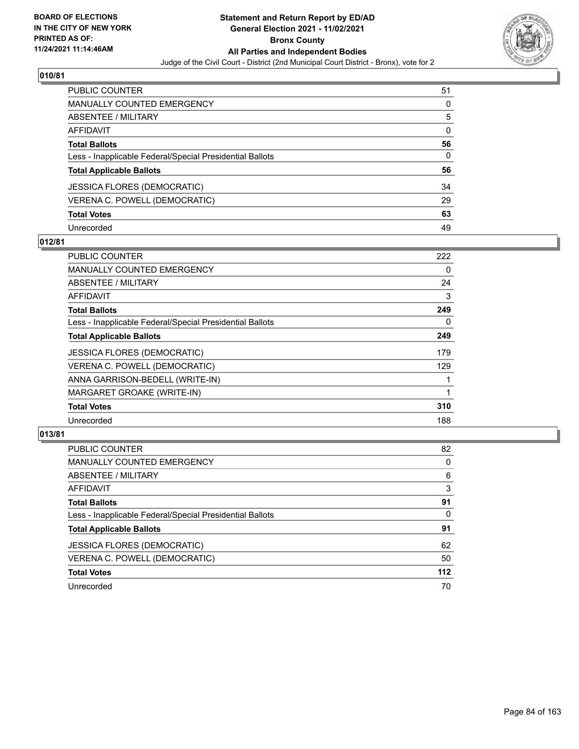## 010/81

| | |
|---|---|
| PUBLIC COUNTER | 51 |
| MANUALLY COUNTED EMERGENCY | 0 |
| ABSENTEE / MILITARY | 5 |
| AFFIDAVIT | 0 |
| **Total Ballots** | **56** |
| Less - Inapplicable Federal/Special Presidential Ballots | 0 |
| **Total Applicable Ballots** | **56** |
| JESSICA FLORES (DEMOCRATIC) | 34 |
| VERENA C. POWELL (DEMOCRATIC) | 29 |
| **Total Votes** | **63** |
| Unrecorded | 49 |

## 012/81

| | |
|---|---|
| PUBLIC COUNTER | 222 |
| MANUALLY COUNTED EMERGENCY | 0 |
| ABSENTEE / MILITARY | 24 |
| AFFIDAVIT | 3 |
| **Total Ballots** | **249** |
| Less - Inapplicable Federal/Special Presidential Ballots | 0 |
| **Total Applicable Ballots** | **249** |
| JESSICA FLORES (DEMOCRATIC) | 179 |
| VERENA C. POWELL (DEMOCRATIC) | 129 |
| ANNA GARRISON-BEDELL (WRITE-IN) | 1 |
| MARGARET GROAKE (WRITE-IN) | 1 |
| **Total Votes** | **310** |
| Unrecorded | 188 |

## 013/81

| | |
|---|---|
| PUBLIC COUNTER | 82 |
| MANUALLY COUNTED EMERGENCY | 0 |
| ABSENTEE / MILITARY | 6 |
| AFFIDAVIT | 3 |
| **Total Ballots** | **91** |
| Less - Inapplicable Federal/Special Presidential Ballots | 0 |
| **Total Applicable Ballots** | **91** |
| JESSICA FLORES (DEMOCRATIC) | 62 |
| VERENA C. POWELL (DEMOCRATIC) | 50 |
| **Total Votes** | **112** |
| Unrecorded | 70 |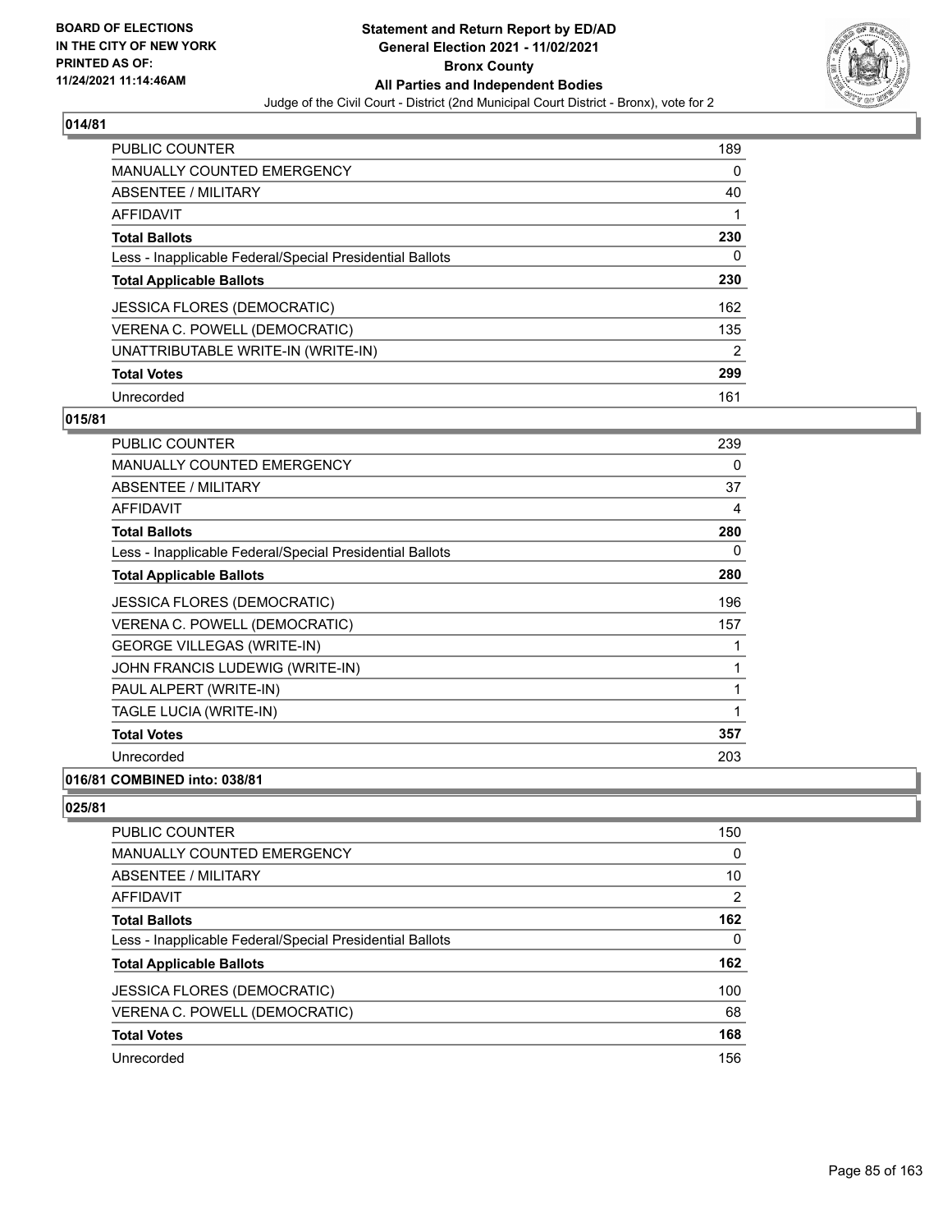## 014/81

| | |
|---|---|
| PUBLIC COUNTER | 189 |
| MANUALLY COUNTED EMERGENCY | 0 |
| ABSENTEE / MILITARY | 40 |
| AFFIDAVIT | 1 |
| **Total Ballots** | **230** |
| Less - Inapplicable Federal/Special Presidential Ballots | 0 |
| **Total Applicable Ballots** | **230** |
| JESSICA FLORES (DEMOCRATIC) | 162 |
| VERENA C. POWELL (DEMOCRATIC) | 135 |
| UNATTRIBUTABLE WRITE-IN (WRITE-IN) | 2 |
| **Total Votes** | **299** |
| Unrecorded | 161 |

## 015/81

| | |
|---|---|
| PUBLIC COUNTER | 239 |
| MANUALLY COUNTED EMERGENCY | 0 |
| ABSENTEE / MILITARY | 37 |
| AFFIDAVIT | 4 |
| **Total Ballots** | **280** |
| Less - Inapplicable Federal/Special Presidential Ballots | 0 |
| **Total Applicable Ballots** | **280** |
| JESSICA FLORES (DEMOCRATIC) | 196 |
| VERENA C. POWELL (DEMOCRATIC) | 157 |
| GEORGE VILLEGAS (WRITE-IN) | 1 |
| JOHN FRANCIS LUDEWIG (WRITE-IN) | 1 |
| PAUL ALPERT (WRITE-IN) | 1 |
| TAGLE LUCIA (WRITE-IN) | 1 |
| **Total Votes** | **357** |
| Unrecorded | 203 |

## 016/81 COMBINED into: 038/81

## 025/81

| | |
|---|---|
| PUBLIC COUNTER | 150 |
| MANUALLY COUNTED EMERGENCY | 0 |
| ABSENTEE / MILITARY | 10 |
| AFFIDAVIT | 2 |
| **Total Ballots** | **162** |
| Less - Inapplicable Federal/Special Presidential Ballots | 0 |
| **Total Applicable Ballots** | **162** |
| JESSICA FLORES (DEMOCRATIC) | 100 |
| VERENA C. POWELL (DEMOCRATIC) | 68 |
| **Total Votes** | **168** |
| Unrecorded | 156 |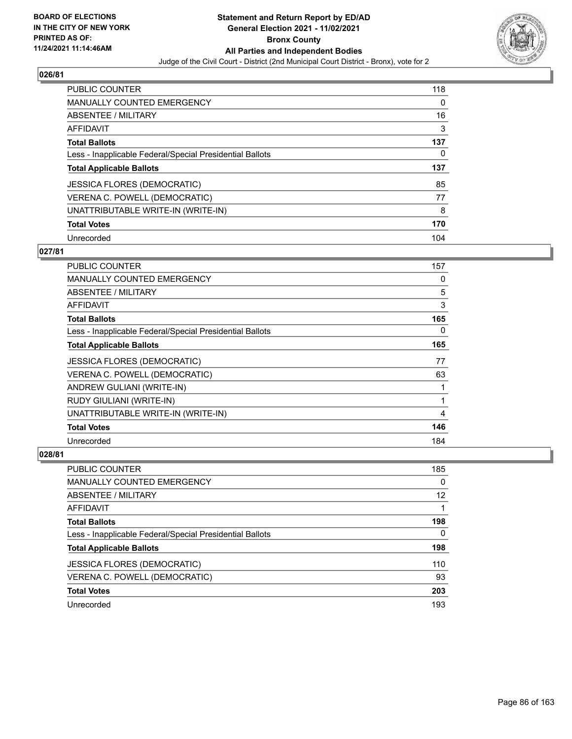## 026/81

| | |
|---|---|
| PUBLIC COUNTER | 118 |
| MANUALLY COUNTED EMERGENCY | 0 |
| ABSENTEE / MILITARY | 16 |
| AFFIDAVIT | 3 |
| **Total Ballots** | **137** |
| Less - Inapplicable Federal/Special Presidential Ballots | 0 |
| **Total Applicable Ballots** | **137** |
| JESSICA FLORES (DEMOCRATIC) | 85 |
| VERENA C. POWELL (DEMOCRATIC) | 77 |
| UNATTRIBUTABLE WRITE-IN (WRITE-IN) | 8 |
| **Total Votes** | **170** |
| Unrecorded | 104 |

## 027/81

| | |
|---|---|
| PUBLIC COUNTER | 157 |
| MANUALLY COUNTED EMERGENCY | 0 |
| ABSENTEE / MILITARY | 5 |
| AFFIDAVIT | 3 |
| **Total Ballots** | **165** |
| Less - Inapplicable Federal/Special Presidential Ballots | 0 |
| **Total Applicable Ballots** | **165** |
| JESSICA FLORES (DEMOCRATIC) | 77 |
| VERENA C. POWELL (DEMOCRATIC) | 63 |
| ANDREW GULIANI (WRITE-IN) | 1 |
| RUDY GIULIANI (WRITE-IN) | 1 |
| UNATTRIBUTABLE WRITE-IN (WRITE-IN) | 4 |
| **Total Votes** | **146** |
| Unrecorded | 184 |

## 028/81

| | |
|---|---|
| PUBLIC COUNTER | 185 |
| MANUALLY COUNTED EMERGENCY | 0 |
| ABSENTEE / MILITARY | 12 |
| AFFIDAVIT | 1 |
| **Total Ballots** | **198** |
| Less - Inapplicable Federal/Special Presidential Ballots | 0 |
| **Total Applicable Ballots** | **198** |
| JESSICA FLORES (DEMOCRATIC) | 110 |
| VERENA C. POWELL (DEMOCRATIC) | 93 |
| **Total Votes** | **203** |
| Unrecorded | 193 |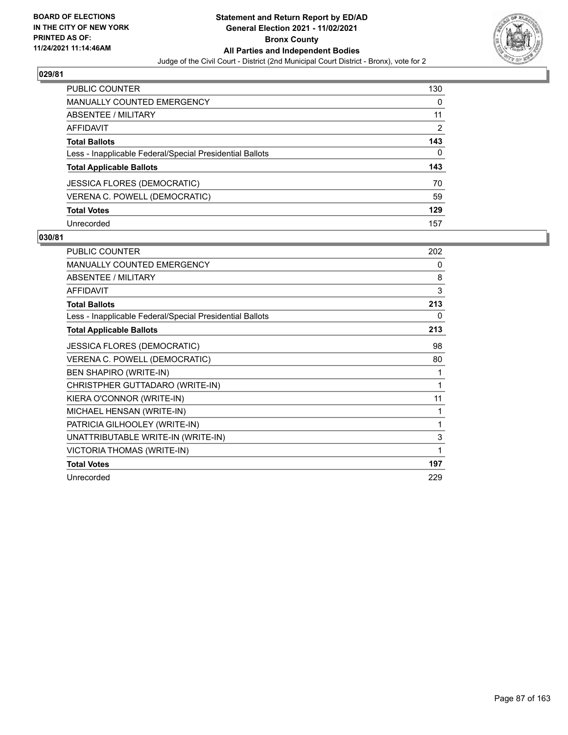# Statement and Return Report by ED/AD
## General Election 2021 - 11/02/2021
## Bronx County
## All Parties and Independent Bodies

BOARD OF ELECTIONS IN THE CITY OF NEW YORK PRINTED AS OF: 11/24/2021 11:14:46AM

Judge of the Civil Court - District (2nd Municipal Court District - Bronx), vote for 2

### 029/81

| | |
|---|---|
| PUBLIC COUNTER | 130 |
| MANUALLY COUNTED EMERGENCY | 0 |
| ABSENTEE / MILITARY | 11 |
| AFFIDAVIT | 2 |
| **Total Ballots** | **143** |
| Less - Inapplicable Federal/Special Presidential Ballots | 0 |
| **Total Applicable Ballots** | **143** |
| JESSICA FLORES (DEMOCRATIC) | 70 |
| VERENA C. POWELL (DEMOCRATIC) | 59 |
| **Total Votes** | **129** |
| Unrecorded | 157 |

### 030/81

| | |
|---|---|
| PUBLIC COUNTER | 202 |
| MANUALLY COUNTED EMERGENCY | 0 |
| ABSENTEE / MILITARY | 8 |
| AFFIDAVIT | 3 |
| **Total Ballots** | **213** |
| Less - Inapplicable Federal/Special Presidential Ballots | 0 |
| **Total Applicable Ballots** | **213** |
| JESSICA FLORES (DEMOCRATIC) | 98 |
| VERENA C. POWELL (DEMOCRATIC) | 80 |
| BEN SHAPIRO (WRITE-IN) | 1 |
| CHRISTPHER GUTTADARO (WRITE-IN) | 1 |
| KIERA O'CONNOR (WRITE-IN) | 11 |
| MICHAEL HENSAN (WRITE-IN) | 1 |
| PATRICIA GILHOOLEY (WRITE-IN) | 1 |
| UNATTRIBUTABLE WRITE-IN (WRITE-IN) | 3 |
| VICTORIA THOMAS (WRITE-IN) | 1 |
| **Total Votes** | **197** |
| Unrecorded | 229 |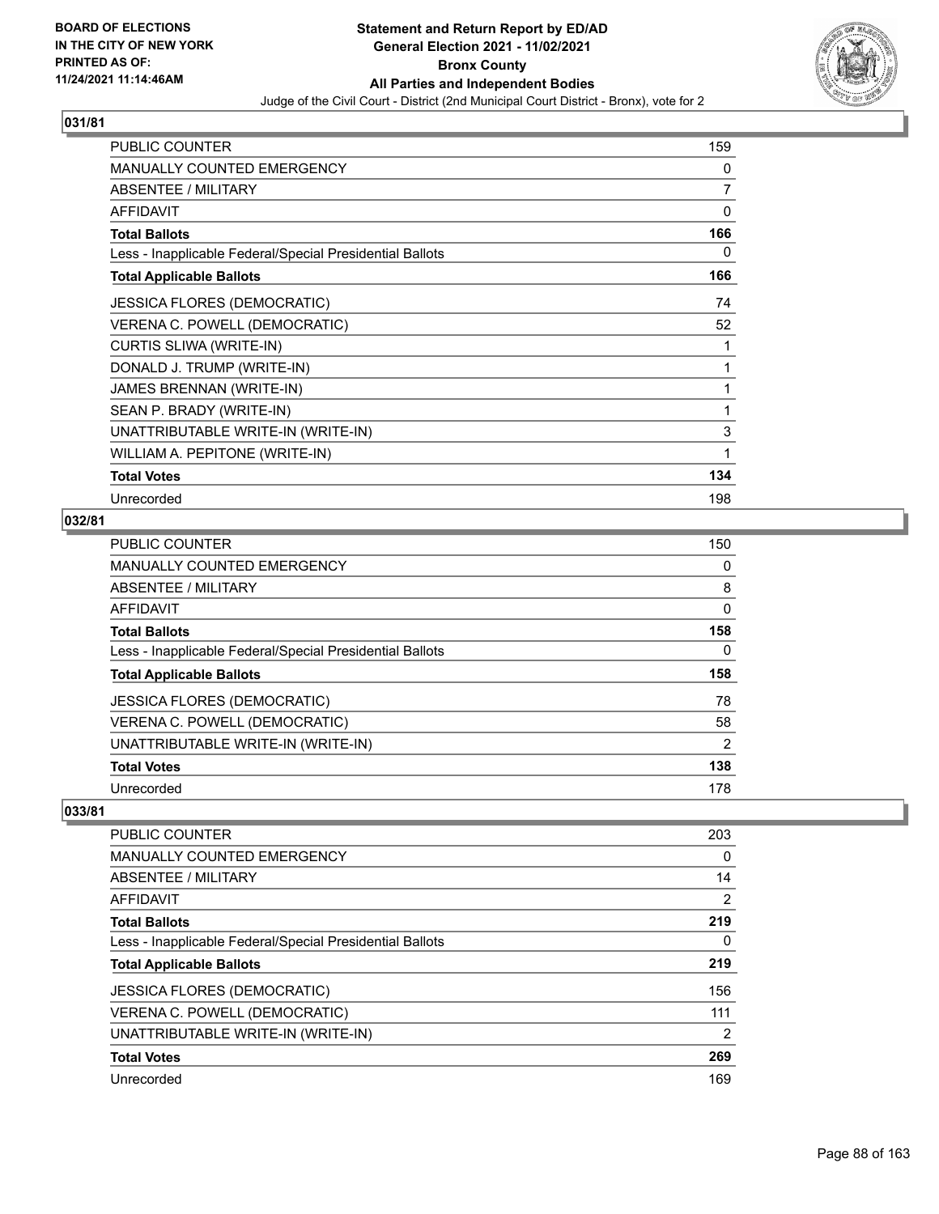# Statement and Return Report by ED/AD
## General Election 2021 - 11/02/2021
## Bronx County
## All Parties and Independent Bodies
### Judge of the Civil Court - District (2nd Municipal Court District - Bronx), vote for 2

BOARD OF ELECTIONS IN THE CITY OF NEW YORK PRINTED AS OF: 11/24/2021 11:14:46AM

### 031/81

| | |
|---|---|
| PUBLIC COUNTER | 159 |
| MANUALLY COUNTED EMERGENCY | 0 |
| ABSENTEE / MILITARY | 7 |
| AFFIDAVIT | 0 |
| **Total Ballots** | **166** |
| Less - Inapplicable Federal/Special Presidential Ballots | 0 |
| **Total Applicable Ballots** | **166** |
| JESSICA FLORES (DEMOCRATIC) | 74 |
| VERENA C. POWELL (DEMOCRATIC) | 52 |
| CURTIS SLIWA (WRITE-IN) | 1 |
| DONALD J. TRUMP (WRITE-IN) | 1 |
| JAMES BRENNAN (WRITE-IN) | 1 |
| SEAN P. BRADY (WRITE-IN) | 1 |
| UNATTRIBUTABLE WRITE-IN (WRITE-IN) | 3 |
| WILLIAM A. PEPITONE (WRITE-IN) | 1 |
| **Total Votes** | **134** |
| Unrecorded | 198 |

### 032/81

| | |
|---|---|
| PUBLIC COUNTER | 150 |
| MANUALLY COUNTED EMERGENCY | 0 |
| ABSENTEE / MILITARY | 8 |
| AFFIDAVIT | 0 |
| **Total Ballots** | **158** |
| Less - Inapplicable Federal/Special Presidential Ballots | 0 |
| **Total Applicable Ballots** | **158** |
| JESSICA FLORES (DEMOCRATIC) | 78 |
| VERENA C. POWELL (DEMOCRATIC) | 58 |
| UNATTRIBUTABLE WRITE-IN (WRITE-IN) | 2 |
| **Total Votes** | **138** |
| Unrecorded | 178 |

### 033/81

| | |
|---|---|
| PUBLIC COUNTER | 203 |
| MANUALLY COUNTED EMERGENCY | 0 |
| ABSENTEE / MILITARY | 14 |
| AFFIDAVIT | 2 |
| **Total Ballots** | **219** |
| Less - Inapplicable Federal/Special Presidential Ballots | 0 |
| **Total Applicable Ballots** | **219** |
| JESSICA FLORES (DEMOCRATIC) | 156 |
| VERENA C. POWELL (DEMOCRATIC) | 111 |
| UNATTRIBUTABLE WRITE-IN (WRITE-IN) | 2 |
| **Total Votes** | **269** |
| Unrecorded | 169 |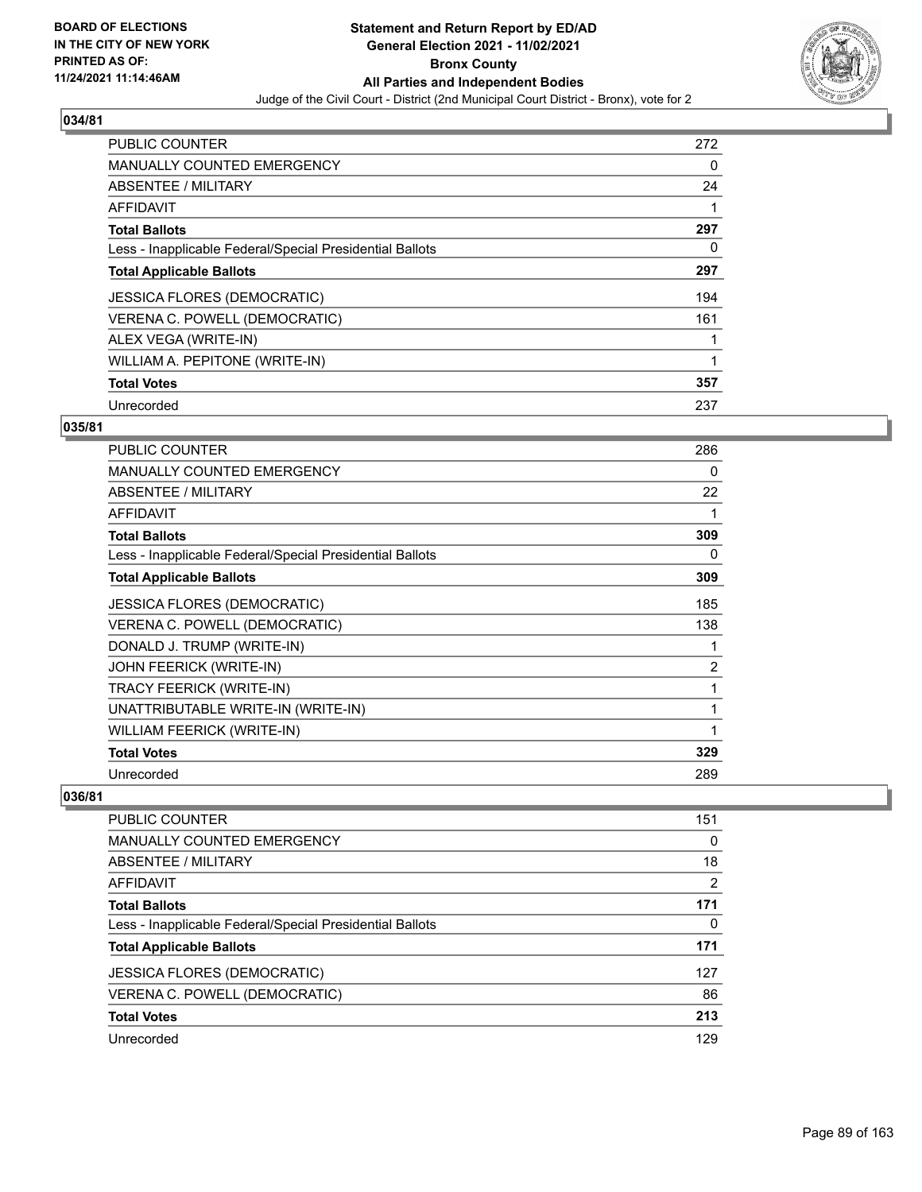### 034/81

| | |
|---|---|
| PUBLIC COUNTER | 272 |
| MANUALLY COUNTED EMERGENCY | 0 |
| ABSENTEE / MILITARY | 24 |
| AFFIDAVIT | 1 |
| **Total Ballots** | **297** |
| Less - Inapplicable Federal/Special Presidential Ballots | 0 |
| **Total Applicable Ballots** | **297** |
| JESSICA FLORES (DEMOCRATIC) | 194 |
| VERENA C. POWELL (DEMOCRATIC) | 161 |
| ALEX VEGA (WRITE-IN) | 1 |
| WILLIAM A. PEPITONE (WRITE-IN) | 1 |
| **Total Votes** | **357** |
| Unrecorded | 237 |

### 035/81

| | |
|---|---|
| PUBLIC COUNTER | 286 |
| MANUALLY COUNTED EMERGENCY | 0 |
| ABSENTEE / MILITARY | 22 |
| AFFIDAVIT | 1 |
| **Total Ballots** | **309** |
| Less - Inapplicable Federal/Special Presidential Ballots | 0 |
| **Total Applicable Ballots** | **309** |
| JESSICA FLORES (DEMOCRATIC) | 185 |
| VERENA C. POWELL (DEMOCRATIC) | 138 |
| DONALD J. TRUMP (WRITE-IN) | 1 |
| JOHN FEERICK (WRITE-IN) | 2 |
| TRACY FEERICK (WRITE-IN) | 1 |
| UNATTRIBUTABLE WRITE-IN (WRITE-IN) | 1 |
| WILLIAM FEERICK (WRITE-IN) | 1 |
| **Total Votes** | **329** |
| Unrecorded | 289 |

### 036/81

| | |
|---|---|
| PUBLIC COUNTER | 151 |
| MANUALLY COUNTED EMERGENCY | 0 |
| ABSENTEE / MILITARY | 18 |
| AFFIDAVIT | 2 |
| **Total Ballots** | **171** |
| Less - Inapplicable Federal/Special Presidential Ballots | 0 |
| **Total Applicable Ballots** | **171** |
| JESSICA FLORES (DEMOCRATIC) | 127 |
| VERENA C. POWELL (DEMOCRATIC) | 86 |
| **Total Votes** | **213** |
| Unrecorded | 129 |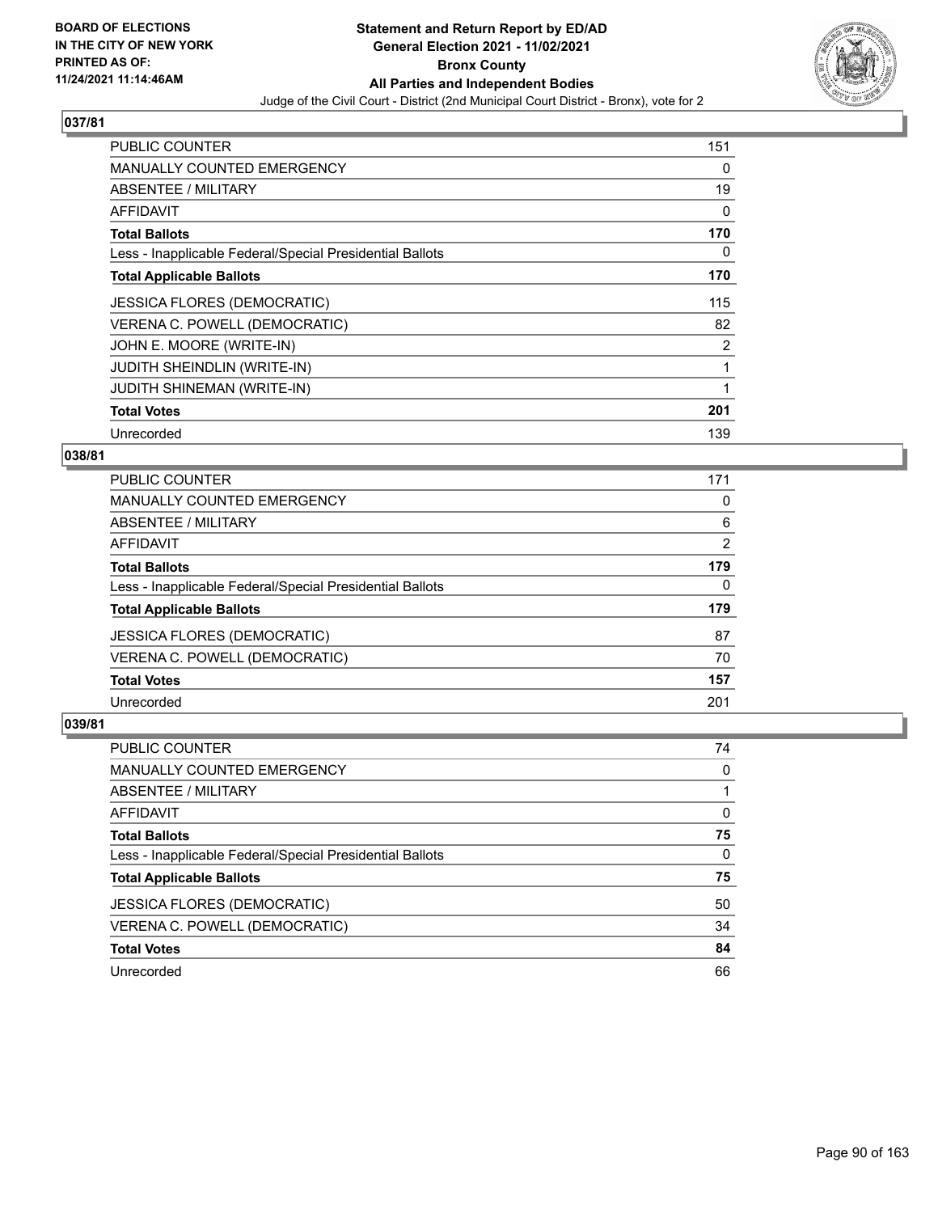## 037/81

| | |
|---|---|
| PUBLIC COUNTER | 151 |
| MANUALLY COUNTED EMERGENCY | 0 |
| ABSENTEE / MILITARY | 19 |
| AFFIDAVIT | 0 |
| **Total Ballots** | **170** |
| Less - Inapplicable Federal/Special Presidential Ballots | 0 |
| **Total Applicable Ballots** | **170** |
| JESSICA FLORES (DEMOCRATIC) | 115 |
| VERENA C. POWELL (DEMOCRATIC) | 82 |
| JOHN E. MOORE (WRITE-IN) | 2 |
| JUDITH SHEINDLIN (WRITE-IN) | 1 |
| JUDITH SHINEMAN (WRITE-IN) | 1 |
| **Total Votes** | **201** |
| Unrecorded | 139 |

## 038/81

| | |
|---|---|
| PUBLIC COUNTER | 171 |
| MANUALLY COUNTED EMERGENCY | 0 |
| ABSENTEE / MILITARY | 6 |
| AFFIDAVIT | 2 |
| **Total Ballots** | **179** |
| Less - Inapplicable Federal/Special Presidential Ballots | 0 |
| **Total Applicable Ballots** | **179** |
| JESSICA FLORES (DEMOCRATIC) | 87 |
| VERENA C. POWELL (DEMOCRATIC) | 70 |
| **Total Votes** | **157** |
| Unrecorded | 201 |

## 039/81

| | |
|---|---|
| PUBLIC COUNTER | 74 |
| MANUALLY COUNTED EMERGENCY | 0 |
| ABSENTEE / MILITARY | 1 |
| AFFIDAVIT | 0 |
| **Total Ballots** | **75** |
| Less - Inapplicable Federal/Special Presidential Ballots | 0 |
| **Total Applicable Ballots** | **75** |
| JESSICA FLORES (DEMOCRATIC) | 50 |
| VERENA C. POWELL (DEMOCRATIC) | 34 |
| **Total Votes** | **84** |
| Unrecorded | 66 |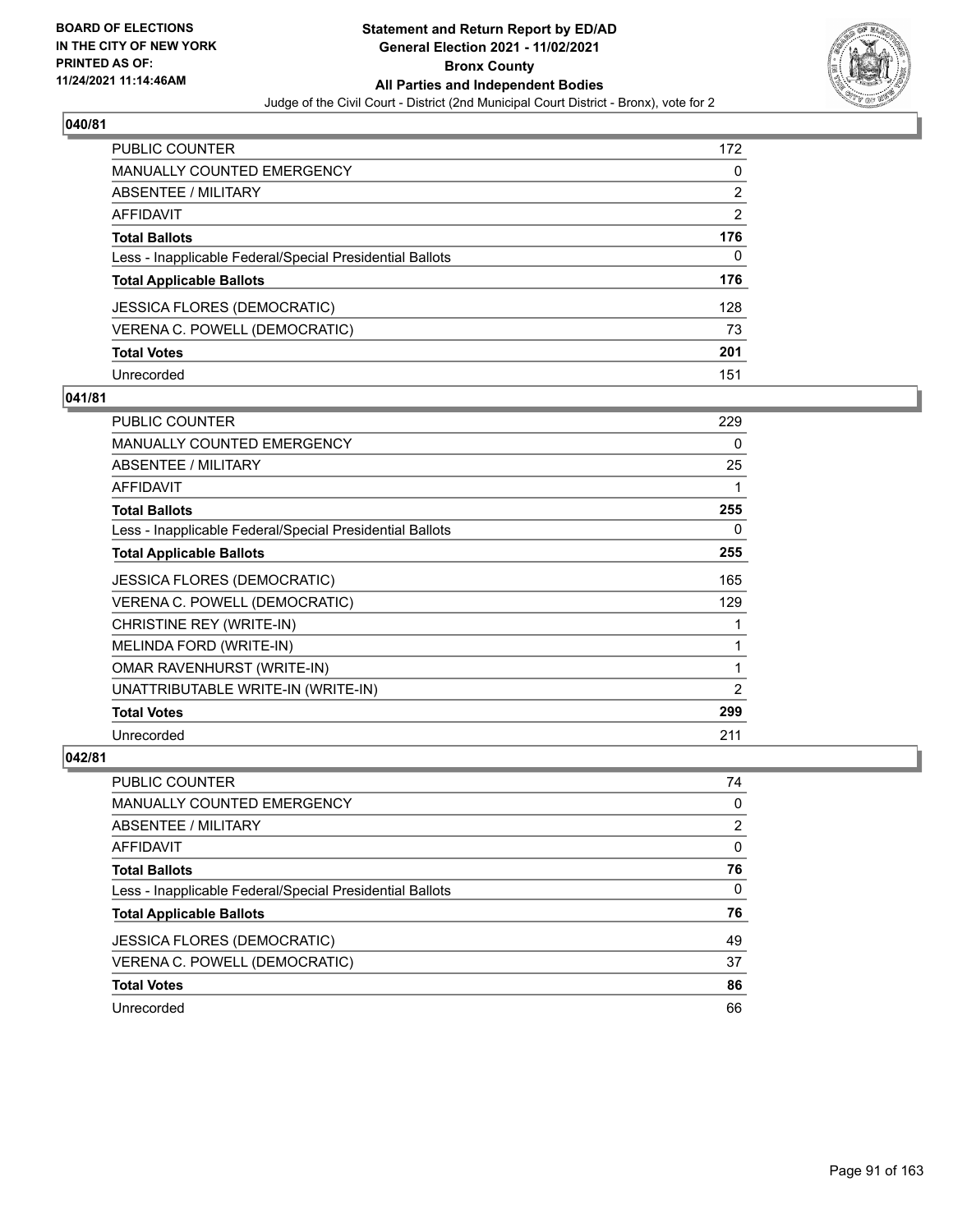**BOARD OF ELECTIONS IN THE CITY OF NEW YORK PRINTED AS OF: 11/24/2021 11:14:46AM**

# Statement and Return Report by ED/AD
## General Election 2021 - 11/02/2021
## Bronx County
## All Parties and Independent Bodies
### Judge of the Civil Court - District (2nd Municipal Court District - Bronx), vote for 2

### 040/81

| | |
|---|---|
| PUBLIC COUNTER | 172 |
| MANUALLY COUNTED EMERGENCY | 0 |
| ABSENTEE / MILITARY | 2 |
| AFFIDAVIT | 2 |
| **Total Ballots** | **176** |
| Less - Inapplicable Federal/Special Presidential Ballots | 0 |
| **Total Applicable Ballots** | **176** |
| JESSICA FLORES (DEMOCRATIC) | 128 |
| VERENA C. POWELL (DEMOCRATIC) | 73 |
| **Total Votes** | **201** |
| Unrecorded | 151 |

### 041/81

| | |
|---|---|
| PUBLIC COUNTER | 229 |
| MANUALLY COUNTED EMERGENCY | 0 |
| ABSENTEE / MILITARY | 25 |
| AFFIDAVIT | 1 |
| **Total Ballots** | **255** |
| Less - Inapplicable Federal/Special Presidential Ballots | 0 |
| **Total Applicable Ballots** | **255** |
| JESSICA FLORES (DEMOCRATIC) | 165 |
| VERENA C. POWELL (DEMOCRATIC) | 129 |
| CHRISTINE REY (WRITE-IN) | 1 |
| MELINDA FORD (WRITE-IN) | 1 |
| OMAR RAVENHURST (WRITE-IN) | 1 |
| UNATTRIBUTABLE WRITE-IN (WRITE-IN) | 2 |
| **Total Votes** | **299** |
| Unrecorded | 211 |

### 042/81

| | |
|---|---|
| PUBLIC COUNTER | 74 |
| MANUALLY COUNTED EMERGENCY | 0 |
| ABSENTEE / MILITARY | 2 |
| AFFIDAVIT | 0 |
| **Total Ballots** | **76** |
| Less - Inapplicable Federal/Special Presidential Ballots | 0 |
| **Total Applicable Ballots** | **76** |
| JESSICA FLORES (DEMOCRATIC) | 49 |
| VERENA C. POWELL (DEMOCRATIC) | 37 |
| **Total Votes** | **86** |
| Unrecorded | 66 |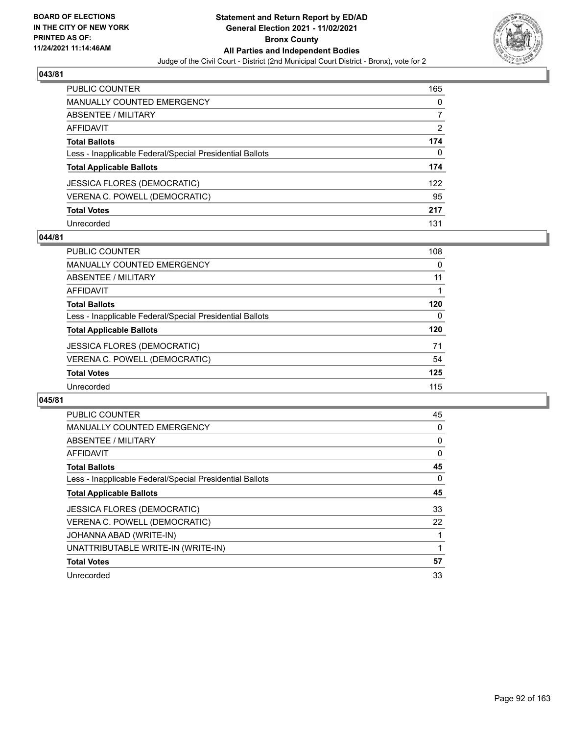BOARD OF ELECTIONS
IN THE CITY OF NEW YORK
PRINTED AS OF:
11/24/2021 11:14:46AM

# Statement and Return Report by ED/AD
## General Election 2021 - 11/02/2021
## Bronx County
## All Parties and Independent Bodies
Judge of the Civil Court - District (2nd Municipal Court District - Bronx), vote for 2

### 043/81

| | |
|---|---|
| PUBLIC COUNTER | 165 |
| MANUALLY COUNTED EMERGENCY | 0 |
| ABSENTEE / MILITARY | 7 |
| AFFIDAVIT | 2 |
| **Total Ballots** | **174** |
| Less - Inapplicable Federal/Special Presidential Ballots | 0 |
| **Total Applicable Ballots** | **174** |
| JESSICA FLORES (DEMOCRATIC) | 122 |
| VERENA C. POWELL (DEMOCRATIC) | 95 |
| **Total Votes** | **217** |
| Unrecorded | 131 |

### 044/81

| | |
|---|---|
| PUBLIC COUNTER | 108 |
| MANUALLY COUNTED EMERGENCY | 0 |
| ABSENTEE / MILITARY | 11 |
| AFFIDAVIT | 1 |
| **Total Ballots** | **120** |
| Less - Inapplicable Federal/Special Presidential Ballots | 0 |
| **Total Applicable Ballots** | **120** |
| JESSICA FLORES (DEMOCRATIC) | 71 |
| VERENA C. POWELL (DEMOCRATIC) | 54 |
| **Total Votes** | **125** |
| Unrecorded | 115 |

### 045/81

| | |
|---|---|
| PUBLIC COUNTER | 45 |
| MANUALLY COUNTED EMERGENCY | 0 |
| ABSENTEE / MILITARY | 0 |
| AFFIDAVIT | 0 |
| **Total Ballots** | **45** |
| Less - Inapplicable Federal/Special Presidential Ballots | 0 |
| **Total Applicable Ballots** | **45** |
| JESSICA FLORES (DEMOCRATIC) | 33 |
| VERENA C. POWELL (DEMOCRATIC) | 22 |
| JOHANNA ABAD (WRITE-IN) | 1 |
| UNATTRIBUTABLE WRITE-IN (WRITE-IN) | 1 |
| **Total Votes** | **57** |
| Unrecorded | 33 |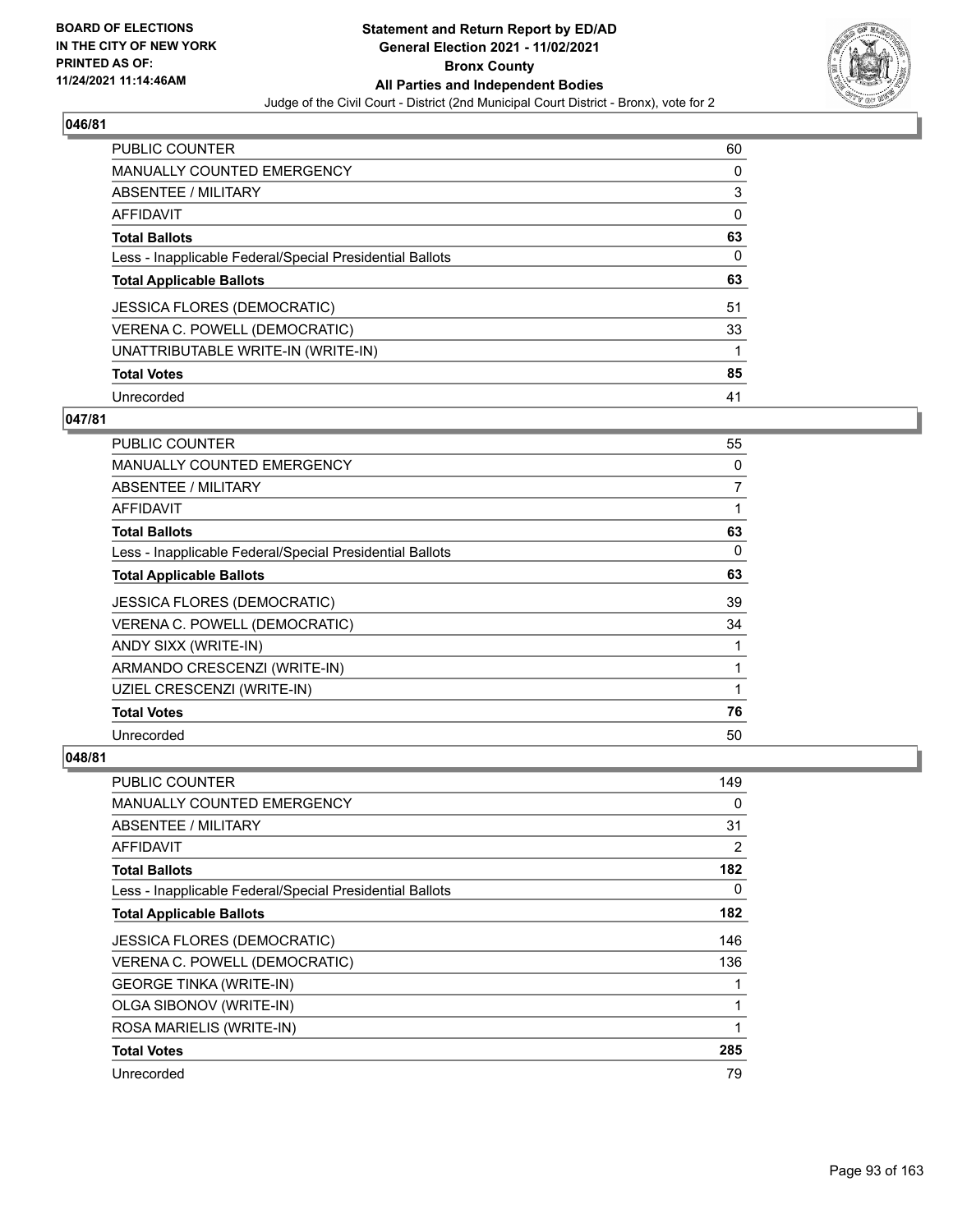## 046/81

| | |
|---|---|
| PUBLIC COUNTER | 60 |
| MANUALLY COUNTED EMERGENCY | 0 |
| ABSENTEE / MILITARY | 3 |
| AFFIDAVIT | 0 |
| **Total Ballots** | **63** |
| Less - Inapplicable Federal/Special Presidential Ballots | 0 |
| **Total Applicable Ballots** | **63** |
| JESSICA FLORES (DEMOCRATIC) | 51 |
| VERENA C. POWELL (DEMOCRATIC) | 33 |
| UNATTRIBUTABLE WRITE-IN (WRITE-IN) | 1 |
| **Total Votes** | **85** |
| Unrecorded | 41 |

## 047/81

| | |
|---|---|
| PUBLIC COUNTER | 55 |
| MANUALLY COUNTED EMERGENCY | 0 |
| ABSENTEE / MILITARY | 7 |
| AFFIDAVIT | 1 |
| **Total Ballots** | **63** |
| Less - Inapplicable Federal/Special Presidential Ballots | 0 |
| **Total Applicable Ballots** | **63** |
| JESSICA FLORES (DEMOCRATIC) | 39 |
| VERENA C. POWELL (DEMOCRATIC) | 34 |
| ANDY SIXX (WRITE-IN) | 1 |
| ARMANDO CRESCENZI (WRITE-IN) | 1 |
| UZIEL CRESCENZI (WRITE-IN) | 1 |
| **Total Votes** | **76** |
| Unrecorded | 50 |

## 048/81

| | |
|---|---|
| PUBLIC COUNTER | 149 |
| MANUALLY COUNTED EMERGENCY | 0 |
| ABSENTEE / MILITARY | 31 |
| AFFIDAVIT | 2 |
| **Total Ballots** | **182** |
| Less - Inapplicable Federal/Special Presidential Ballots | 0 |
| **Total Applicable Ballots** | **182** |
| JESSICA FLORES (DEMOCRATIC) | 146 |
| VERENA C. POWELL (DEMOCRATIC) | 136 |
| GEORGE TINKA (WRITE-IN) | 1 |
| OLGA SIBONOV (WRITE-IN) | 1 |
| ROSA MARIELIS (WRITE-IN) | 1 |
| **Total Votes** | **285** |
| Unrecorded | 79 |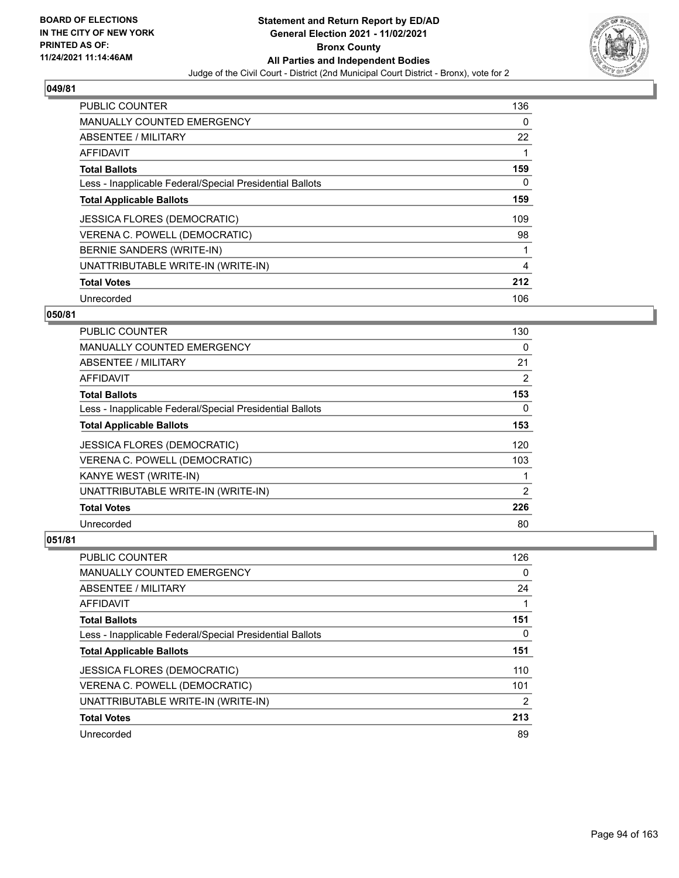## 049/81

| | |
|---|---|
| PUBLIC COUNTER | 136 |
| MANUALLY COUNTED EMERGENCY | 0 |
| ABSENTEE / MILITARY | 22 |
| AFFIDAVIT | 1 |
| **Total Ballots** | **159** |
| Less - Inapplicable Federal/Special Presidential Ballots | 0 |
| **Total Applicable Ballots** | **159** |
| JESSICA FLORES (DEMOCRATIC) | 109 |
| VERENA C. POWELL (DEMOCRATIC) | 98 |
| BERNIE SANDERS (WRITE-IN) | 1 |
| UNATTRIBUTABLE WRITE-IN (WRITE-IN) | 4 |
| **Total Votes** | **212** |
| Unrecorded | 106 |

## 050/81

| | |
|---|---|
| PUBLIC COUNTER | 130 |
| MANUALLY COUNTED EMERGENCY | 0 |
| ABSENTEE / MILITARY | 21 |
| AFFIDAVIT | 2 |
| **Total Ballots** | **153** |
| Less - Inapplicable Federal/Special Presidential Ballots | 0 |
| **Total Applicable Ballots** | **153** |
| JESSICA FLORES (DEMOCRATIC) | 120 |
| VERENA C. POWELL (DEMOCRATIC) | 103 |
| KANYE WEST (WRITE-IN) | 1 |
| UNATTRIBUTABLE WRITE-IN (WRITE-IN) | 2 |
| **Total Votes** | **226** |
| Unrecorded | 80 |

## 051/81

| | |
|---|---|
| PUBLIC COUNTER | 126 |
| MANUALLY COUNTED EMERGENCY | 0 |
| ABSENTEE / MILITARY | 24 |
| AFFIDAVIT | 1 |
| **Total Ballots** | **151** |
| Less - Inapplicable Federal/Special Presidential Ballots | 0 |
| **Total Applicable Ballots** | **151** |
| JESSICA FLORES (DEMOCRATIC) | 110 |
| VERENA C. POWELL (DEMOCRATIC) | 101 |
| UNATTRIBUTABLE WRITE-IN (WRITE-IN) | 2 |
| **Total Votes** | **213** |
| Unrecorded | 89 |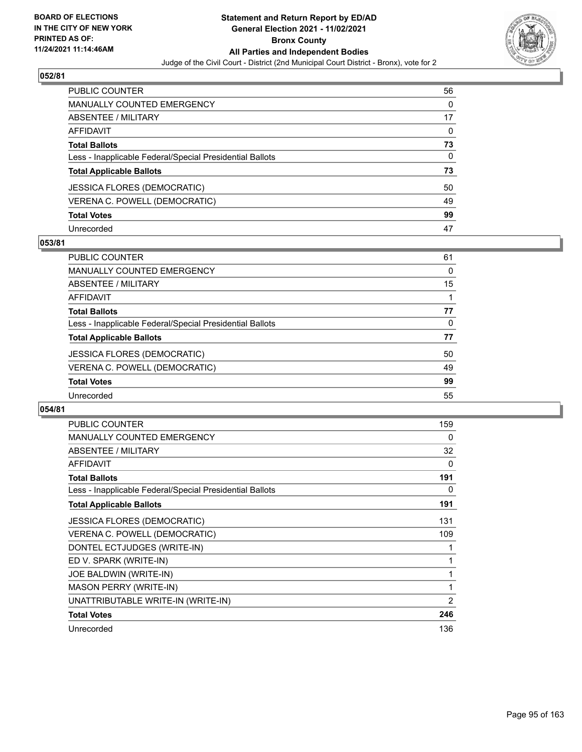BOARD OF ELECTIONS
IN THE CITY OF NEW YORK
PRINTED AS OF:
11/24/2021 11:14:46AM

# Statement and Return Report by ED/AD
## General Election 2021 - 11/02/2021
## Bronx County
## All Parties and Independent Bodies
Judge of the Civil Court - District (2nd Municipal Court District - Bronx), vote for 2

### 052/81

| | |
|---|---|
| PUBLIC COUNTER | 56 |
| MANUALLY COUNTED EMERGENCY | 0 |
| ABSENTEE / MILITARY | 17 |
| AFFIDAVIT | 0 |
| **Total Ballots** | **73** |
| Less - Inapplicable Federal/Special Presidential Ballots | 0 |
| **Total Applicable Ballots** | **73** |
| JESSICA FLORES (DEMOCRATIC) | 50 |
| VERENA C. POWELL (DEMOCRATIC) | 49 |
| **Total Votes** | **99** |
| Unrecorded | 47 |

### 053/81

| | |
|---|---|
| PUBLIC COUNTER | 61 |
| MANUALLY COUNTED EMERGENCY | 0 |
| ABSENTEE / MILITARY | 15 |
| AFFIDAVIT | 1 |
| **Total Ballots** | **77** |
| Less - Inapplicable Federal/Special Presidential Ballots | 0 |
| **Total Applicable Ballots** | **77** |
| JESSICA FLORES (DEMOCRATIC) | 50 |
| VERENA C. POWELL (DEMOCRATIC) | 49 |
| **Total Votes** | **99** |
| Unrecorded | 55 |

### 054/81

| | |
|---|---|
| PUBLIC COUNTER | 159 |
| MANUALLY COUNTED EMERGENCY | 0 |
| ABSENTEE / MILITARY | 32 |
| AFFIDAVIT | 0 |
| **Total Ballots** | **191** |
| Less - Inapplicable Federal/Special Presidential Ballots | 0 |
| **Total Applicable Ballots** | **191** |
| JESSICA FLORES (DEMOCRATIC) | 131 |
| VERENA C. POWELL (DEMOCRATIC) | 109 |
| DONTEL ECTJUDGES (WRITE-IN) | 1 |
| ED V. SPARK (WRITE-IN) | 1 |
| JOE BALDWIN (WRITE-IN) | 1 |
| MASON PERRY (WRITE-IN) | 1 |
| UNATTRIBUTABLE WRITE-IN (WRITE-IN) | 2 |
| **Total Votes** | **246** |
| Unrecorded | 136 |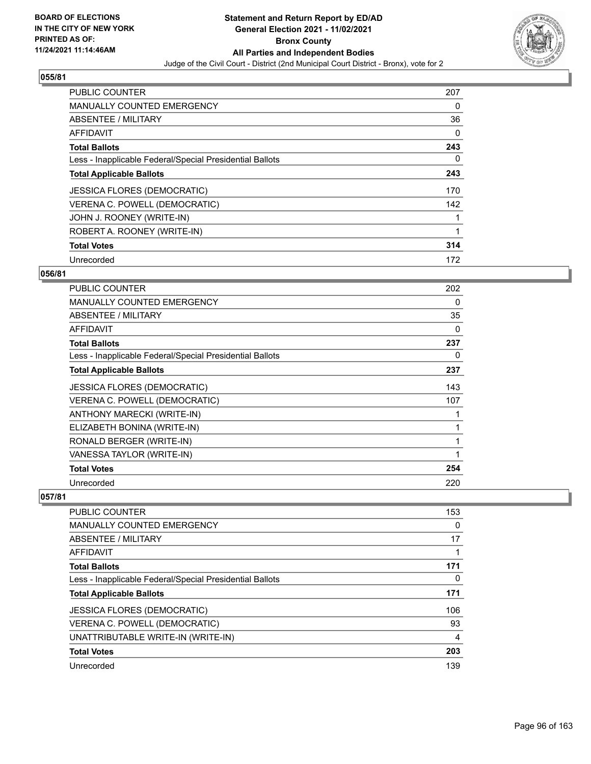## 055/81

| | |
|---|---|
| PUBLIC COUNTER | 207 |
| MANUALLY COUNTED EMERGENCY | 0 |
| ABSENTEE / MILITARY | 36 |
| AFFIDAVIT | 0 |
| **Total Ballots** | **243** |
| Less - Inapplicable Federal/Special Presidential Ballots | 0 |
| **Total Applicable Ballots** | **243** |
| JESSICA FLORES (DEMOCRATIC) | 170 |
| VERENA C. POWELL (DEMOCRATIC) | 142 |
| JOHN J. ROONEY (WRITE-IN) | 1 |
| ROBERT A. ROONEY (WRITE-IN) | 1 |
| **Total Votes** | **314** |
| Unrecorded | 172 |

## 056/81

| | |
|---|---|
| PUBLIC COUNTER | 202 |
| MANUALLY COUNTED EMERGENCY | 0 |
| ABSENTEE / MILITARY | 35 |
| AFFIDAVIT | 0 |
| **Total Ballots** | **237** |
| Less - Inapplicable Federal/Special Presidential Ballots | 0 |
| **Total Applicable Ballots** | **237** |
| JESSICA FLORES (DEMOCRATIC) | 143 |
| VERENA C. POWELL (DEMOCRATIC) | 107 |
| ANTHONY MARECKI (WRITE-IN) | 1 |
| ELIZABETH BONINA (WRITE-IN) | 1 |
| RONALD BERGER (WRITE-IN) | 1 |
| VANESSA TAYLOR (WRITE-IN) | 1 |
| **Total Votes** | **254** |
| Unrecorded | 220 |

## 057/81

| | |
|---|---|
| PUBLIC COUNTER | 153 |
| MANUALLY COUNTED EMERGENCY | 0 |
| ABSENTEE / MILITARY | 17 |
| AFFIDAVIT | 1 |
| **Total Ballots** | **171** |
| Less - Inapplicable Federal/Special Presidential Ballots | 0 |
| **Total Applicable Ballots** | **171** |
| JESSICA FLORES (DEMOCRATIC) | 106 |
| VERENA C. POWELL (DEMOCRATIC) | 93 |
| UNATTRIBUTABLE WRITE-IN (WRITE-IN) | 4 |
| **Total Votes** | **203** |
| Unrecorded | 139 |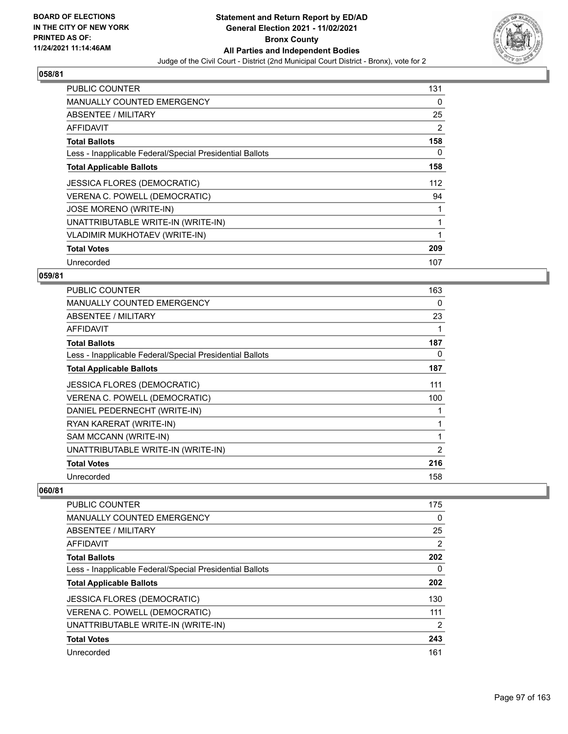## 058/81

| | |
|---|---|
| PUBLIC COUNTER | 131 |
| MANUALLY COUNTED EMERGENCY | 0 |
| ABSENTEE / MILITARY | 25 |
| AFFIDAVIT | 2 |
| **Total Ballots** | **158** |
| Less - Inapplicable Federal/Special Presidential Ballots | 0 |
| **Total Applicable Ballots** | **158** |
| JESSICA FLORES (DEMOCRATIC) | 112 |
| VERENA C. POWELL (DEMOCRATIC) | 94 |
| JOSE MORENO (WRITE-IN) | 1 |
| UNATTRIBUTABLE WRITE-IN (WRITE-IN) | 1 |
| VLADIMIR MUKHOTAEV (WRITE-IN) | 1 |
| **Total Votes** | **209** |
| Unrecorded | 107 |

## 059/81

| | |
|---|---|
| PUBLIC COUNTER | 163 |
| MANUALLY COUNTED EMERGENCY | 0 |
| ABSENTEE / MILITARY | 23 |
| AFFIDAVIT | 1 |
| **Total Ballots** | **187** |
| Less - Inapplicable Federal/Special Presidential Ballots | 0 |
| **Total Applicable Ballots** | **187** |
| JESSICA FLORES (DEMOCRATIC) | 111 |
| VERENA C. POWELL (DEMOCRATIC) | 100 |
| DANIEL PEDERNECHT (WRITE-IN) | 1 |
| RYAN KARERAT (WRITE-IN) | 1 |
| SAM MCCANN (WRITE-IN) | 1 |
| UNATTRIBUTABLE WRITE-IN (WRITE-IN) | 2 |
| **Total Votes** | **216** |
| Unrecorded | 158 |

## 060/81

| | |
|---|---|
| PUBLIC COUNTER | 175 |
| MANUALLY COUNTED EMERGENCY | 0 |
| ABSENTEE / MILITARY | 25 |
| AFFIDAVIT | 2 |
| **Total Ballots** | **202** |
| Less - Inapplicable Federal/Special Presidential Ballots | 0 |
| **Total Applicable Ballots** | **202** |
| JESSICA FLORES (DEMOCRATIC) | 130 |
| VERENA C. POWELL (DEMOCRATIC) | 111 |
| UNATTRIBUTABLE WRITE-IN (WRITE-IN) | 2 |
| **Total Votes** | **243** |
| Unrecorded | 161 |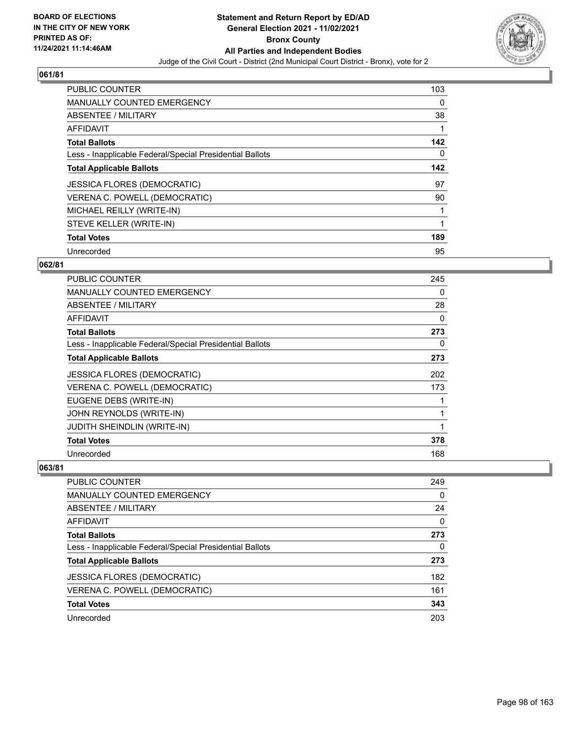BOARD OF ELECTIONS
IN THE CITY OF NEW YORK
PRINTED AS OF:
11/24/2021 11:14:46AM

# Statement and Return Report by ED/AD
## General Election 2021 - 11/02/2021
## Bronx County
## All Parties and Independent Bodies
Judge of the Civil Court - District (2nd Municipal Court District - Bronx), vote for 2

### 061/81

| | |
|---|---|
| PUBLIC COUNTER | 103 |
| MANUALLY COUNTED EMERGENCY | 0 |
| ABSENTEE / MILITARY | 38 |
| AFFIDAVIT | 1 |
| **Total Ballots** | **142** |
| Less - Inapplicable Federal/Special Presidential Ballots | 0 |
| **Total Applicable Ballots** | **142** |
| JESSICA FLORES (DEMOCRATIC) | 97 |
| VERENA C. POWELL (DEMOCRATIC) | 90 |
| MICHAEL REILLY (WRITE-IN) | 1 |
| STEVE KELLER (WRITE-IN) | 1 |
| **Total Votes** | **189** |
| Unrecorded | 95 |

### 062/81

| | |
|---|---|
| PUBLIC COUNTER | 245 |
| MANUALLY COUNTED EMERGENCY | 0 |
| ABSENTEE / MILITARY | 28 |
| AFFIDAVIT | 0 |
| **Total Ballots** | **273** |
| Less - Inapplicable Federal/Special Presidential Ballots | 0 |
| **Total Applicable Ballots** | **273** |
| JESSICA FLORES (DEMOCRATIC) | 202 |
| VERENA C. POWELL (DEMOCRATIC) | 173 |
| EUGENE DEBS (WRITE-IN) | 1 |
| JOHN REYNOLDS (WRITE-IN) | 1 |
| JUDITH SHEINDLIN (WRITE-IN) | 1 |
| **Total Votes** | **378** |
| Unrecorded | 168 |

### 063/81

| | |
|---|---|
| PUBLIC COUNTER | 249 |
| MANUALLY COUNTED EMERGENCY | 0 |
| ABSENTEE / MILITARY | 24 |
| AFFIDAVIT | 0 |
| **Total Ballots** | **273** |
| Less - Inapplicable Federal/Special Presidential Ballots | 0 |
| **Total Applicable Ballots** | **273** |
| JESSICA FLORES (DEMOCRATIC) | 182 |
| VERENA C. POWELL (DEMOCRATIC) | 161 |
| **Total Votes** | **343** |
| Unrecorded | 203 |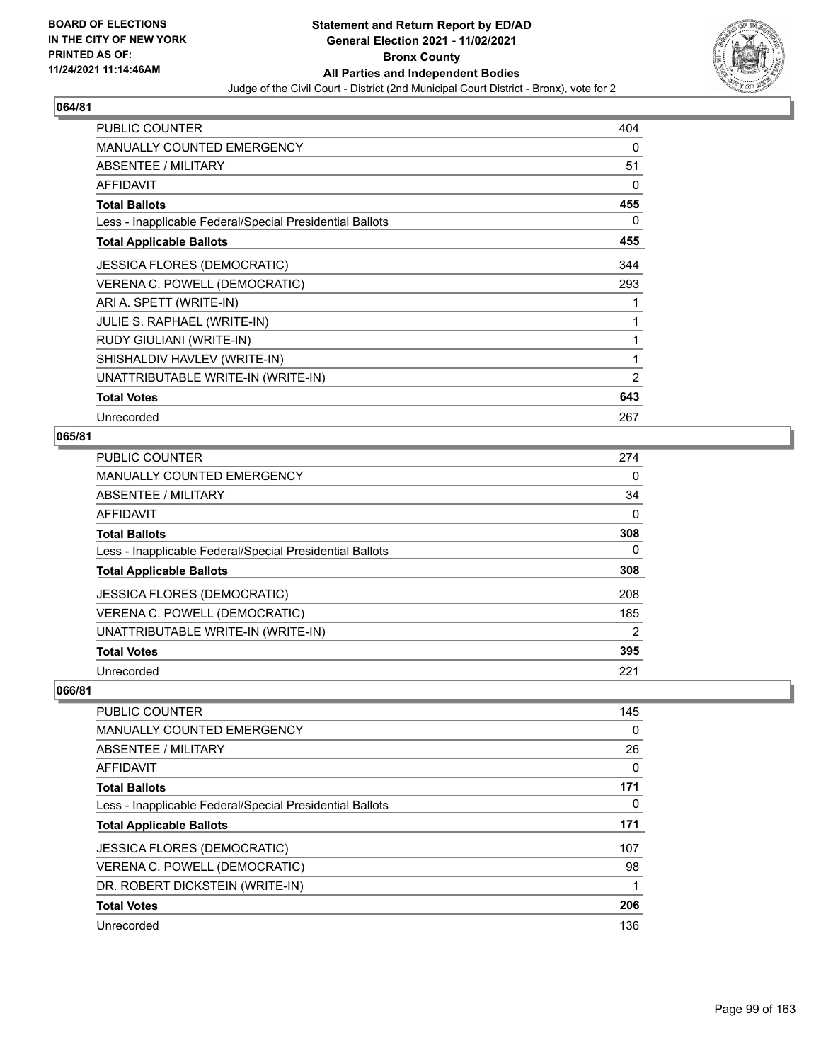**Statement and Return Report by ED/AD**
**General Election 2021 - 11/02/2021**
**Bronx County**
**All Parties and Independent Bodies**
Judge of the Civil Court - District (2nd Municipal Court District - Bronx), vote for 2

BOARD OF ELECTIONS
IN THE CITY OF NEW YORK
PRINTED AS OF:
11/24/2021 11:14:46AM

## 064/81

| | |
|---|---|
| PUBLIC COUNTER | 404 |
| MANUALLY COUNTED EMERGENCY | 0 |
| ABSENTEE / MILITARY | 51 |
| AFFIDAVIT | 0 |
| **Total Ballots** | **455** |
| Less - Inapplicable Federal/Special Presidential Ballots | 0 |
| **Total Applicable Ballots** | **455** |
| JESSICA FLORES (DEMOCRATIC) | 344 |
| VERENA C. POWELL (DEMOCRATIC) | 293 |
| ARI A. SPETT (WRITE-IN) | 1 |
| JULIE S. RAPHAEL (WRITE-IN) | 1 |
| RUDY GIULIANI (WRITE-IN) | 1 |
| SHISHALDIV HAVLEV (WRITE-IN) | 1 |
| UNATTRIBUTABLE WRITE-IN (WRITE-IN) | 2 |
| **Total Votes** | **643** |
| Unrecorded | 267 |

## 065/81

| | |
|---|---|
| PUBLIC COUNTER | 274 |
| MANUALLY COUNTED EMERGENCY | 0 |
| ABSENTEE / MILITARY | 34 |
| AFFIDAVIT | 0 |
| **Total Ballots** | **308** |
| Less - Inapplicable Federal/Special Presidential Ballots | 0 |
| **Total Applicable Ballots** | **308** |
| JESSICA FLORES (DEMOCRATIC) | 208 |
| VERENA C. POWELL (DEMOCRATIC) | 185 |
| UNATTRIBUTABLE WRITE-IN (WRITE-IN) | 2 |
| **Total Votes** | **395** |
| Unrecorded | 221 |

## 066/81

| | |
|---|---|
| PUBLIC COUNTER | 145 |
| MANUALLY COUNTED EMERGENCY | 0 |
| ABSENTEE / MILITARY | 26 |
| AFFIDAVIT | 0 |
| **Total Ballots** | **171** |
| Less - Inapplicable Federal/Special Presidential Ballots | 0 |
| **Total Applicable Ballots** | **171** |
| JESSICA FLORES (DEMOCRATIC) | 107 |
| VERENA C. POWELL (DEMOCRATIC) | 98 |
| DR. ROBERT DICKSTEIN (WRITE-IN) | 1 |
| **Total Votes** | **206** |
| Unrecorded | 136 |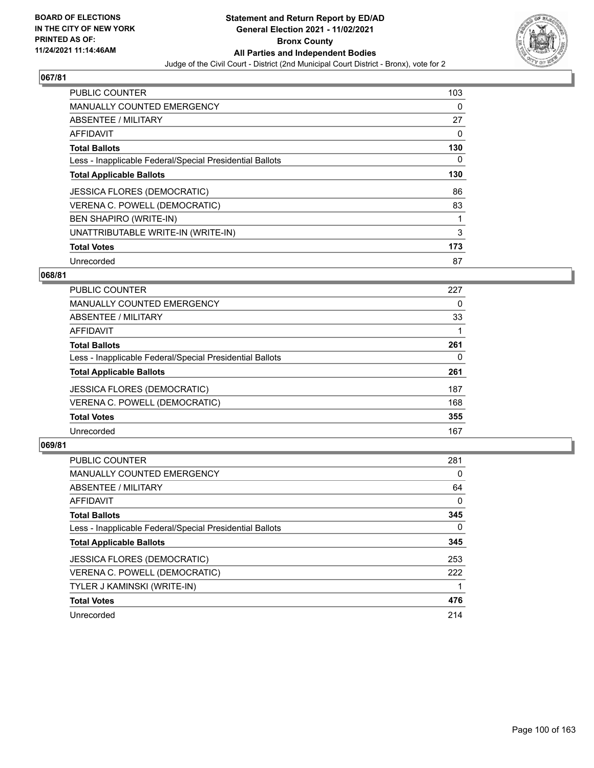BOARD OF ELECTIONS
IN THE CITY OF NEW YORK
PRINTED AS OF:
11/24/2021 11:14:46AM

**Statement and Return Report by ED/AD**
**General Election 2021 - 11/02/2021**
**Bronx County**
**All Parties and Independent Bodies**
Judge of the Civil Court - District (2nd Municipal Court District - Bronx), vote for 2

### 067/81

| | |
|---|---|
| PUBLIC COUNTER | 103 |
| MANUALLY COUNTED EMERGENCY | 0 |
| ABSENTEE / MILITARY | 27 |
| AFFIDAVIT | 0 |
| **Total Ballots** | **130** |
| Less - Inapplicable Federal/Special Presidential Ballots | 0 |
| **Total Applicable Ballots** | **130** |
| JESSICA FLORES (DEMOCRATIC) | 86 |
| VERENA C. POWELL (DEMOCRATIC) | 83 |
| BEN SHAPIRO (WRITE-IN) | 1 |
| UNATTRIBUTABLE WRITE-IN (WRITE-IN) | 3 |
| **Total Votes** | **173** |
| Unrecorded | 87 |

### 068/81

| | |
|---|---|
| PUBLIC COUNTER | 227 |
| MANUALLY COUNTED EMERGENCY | 0 |
| ABSENTEE / MILITARY | 33 |
| AFFIDAVIT | 1 |
| **Total Ballots** | **261** |
| Less - Inapplicable Federal/Special Presidential Ballots | 0 |
| **Total Applicable Ballots** | **261** |
| JESSICA FLORES (DEMOCRATIC) | 187 |
| VERENA C. POWELL (DEMOCRATIC) | 168 |
| **Total Votes** | **355** |
| Unrecorded | 167 |

### 069/81

| | |
|---|---|
| PUBLIC COUNTER | 281 |
| MANUALLY COUNTED EMERGENCY | 0 |
| ABSENTEE / MILITARY | 64 |
| AFFIDAVIT | 0 |
| **Total Ballots** | **345** |
| Less - Inapplicable Federal/Special Presidential Ballots | 0 |
| **Total Applicable Ballots** | **345** |
| JESSICA FLORES (DEMOCRATIC) | 253 |
| VERENA C. POWELL (DEMOCRATIC) | 222 |
| TYLER J KAMINSKI (WRITE-IN) | 1 |
| **Total Votes** | **476** |
| Unrecorded | 214 |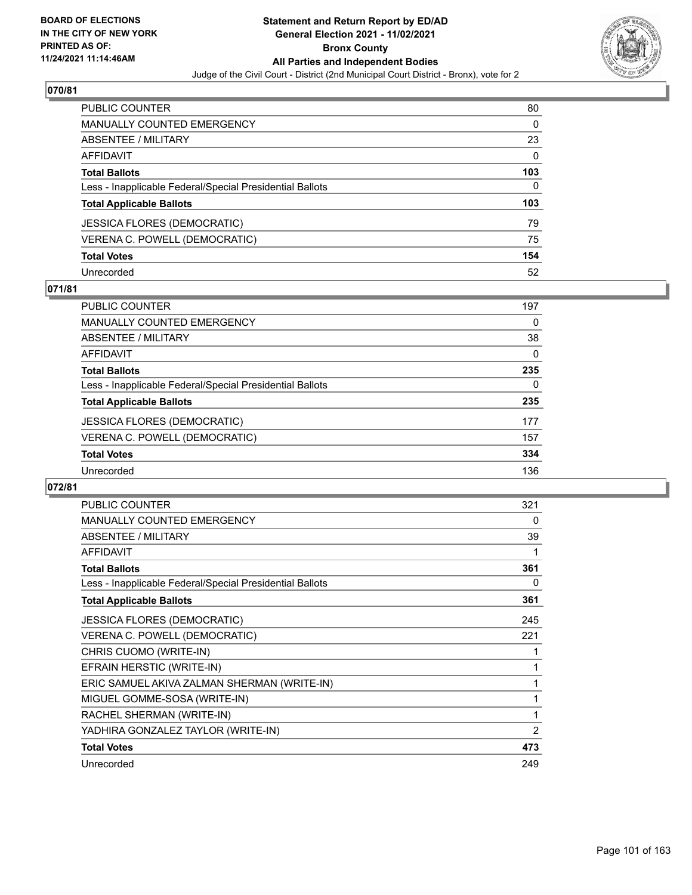## 070/81

| | |
|---|---|
| PUBLIC COUNTER | 80 |
| MANUALLY COUNTED EMERGENCY | 0 |
| ABSENTEE / MILITARY | 23 |
| AFFIDAVIT | 0 |
| **Total Ballots** | **103** |
| Less - Inapplicable Federal/Special Presidential Ballots | 0 |
| **Total Applicable Ballots** | **103** |
| JESSICA FLORES (DEMOCRATIC) | 79 |
| VERENA C. POWELL (DEMOCRATIC) | 75 |
| **Total Votes** | **154** |
| Unrecorded | 52 |

## 071/81

| | |
|---|---|
| PUBLIC COUNTER | 197 |
| MANUALLY COUNTED EMERGENCY | 0 |
| ABSENTEE / MILITARY | 38 |
| AFFIDAVIT | 0 |
| **Total Ballots** | **235** |
| Less - Inapplicable Federal/Special Presidential Ballots | 0 |
| **Total Applicable Ballots** | **235** |
| JESSICA FLORES (DEMOCRATIC) | 177 |
| VERENA C. POWELL (DEMOCRATIC) | 157 |
| **Total Votes** | **334** |
| Unrecorded | 136 |

## 072/81

| | |
|---|---|
| PUBLIC COUNTER | 321 |
| MANUALLY COUNTED EMERGENCY | 0 |
| ABSENTEE / MILITARY | 39 |
| AFFIDAVIT | 1 |
| **Total Ballots** | **361** |
| Less - Inapplicable Federal/Special Presidential Ballots | 0 |
| **Total Applicable Ballots** | **361** |
| JESSICA FLORES (DEMOCRATIC) | 245 |
| VERENA C. POWELL (DEMOCRATIC) | 221 |
| CHRIS CUOMO (WRITE-IN) | 1 |
| EFRAIN HERSTIC (WRITE-IN) | 1 |
| ERIC SAMUEL AKIVA ZALMAN SHERMAN (WRITE-IN) | 1 |
| MIGUEL GOMME-SOSA (WRITE-IN) | 1 |
| RACHEL SHERMAN (WRITE-IN) | 1 |
| YADHIRA GONZALEZ TAYLOR (WRITE-IN) | 2 |
| **Total Votes** | **473** |
| Unrecorded | 249 |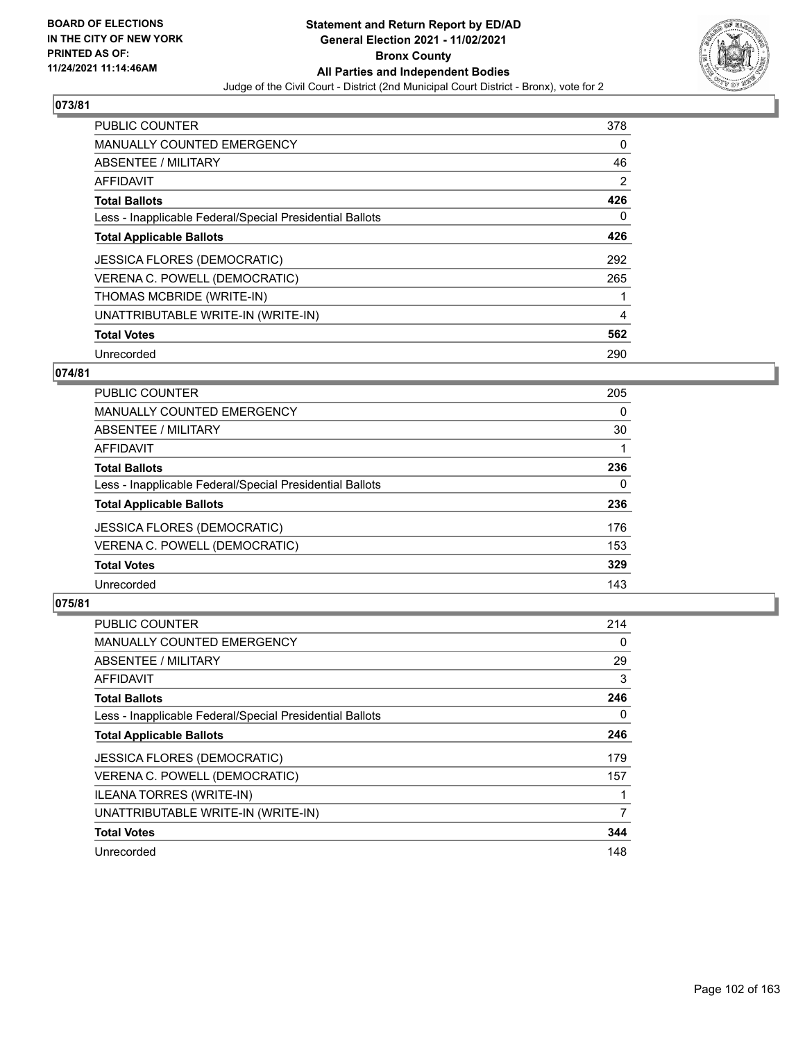## 073/81

| | |
|---|---|
| PUBLIC COUNTER | 378 |
| MANUALLY COUNTED EMERGENCY | 0 |
| ABSENTEE / MILITARY | 46 |
| AFFIDAVIT | 2 |
| **Total Ballots** | **426** |
| Less - Inapplicable Federal/Special Presidential Ballots | 0 |
| **Total Applicable Ballots** | **426** |
| JESSICA FLORES (DEMOCRATIC) | 292 |
| VERENA C. POWELL (DEMOCRATIC) | 265 |
| THOMAS MCBRIDE (WRITE-IN) | 1 |
| UNATTRIBUTABLE WRITE-IN (WRITE-IN) | 4 |
| **Total Votes** | **562** |
| Unrecorded | 290 |

## 074/81

| | |
|---|---|
| PUBLIC COUNTER | 205 |
| MANUALLY COUNTED EMERGENCY | 0 |
| ABSENTEE / MILITARY | 30 |
| AFFIDAVIT | 1 |
| **Total Ballots** | **236** |
| Less - Inapplicable Federal/Special Presidential Ballots | 0 |
| **Total Applicable Ballots** | **236** |
| JESSICA FLORES (DEMOCRATIC) | 176 |
| VERENA C. POWELL (DEMOCRATIC) | 153 |
| **Total Votes** | **329** |
| Unrecorded | 143 |

## 075/81

| | |
|---|---|
| PUBLIC COUNTER | 214 |
| MANUALLY COUNTED EMERGENCY | 0 |
| ABSENTEE / MILITARY | 29 |
| AFFIDAVIT | 3 |
| **Total Ballots** | **246** |
| Less - Inapplicable Federal/Special Presidential Ballots | 0 |
| **Total Applicable Ballots** | **246** |
| JESSICA FLORES (DEMOCRATIC) | 179 |
| VERENA C. POWELL (DEMOCRATIC) | 157 |
| ILEANA TORRES (WRITE-IN) | 1 |
| UNATTRIBUTABLE WRITE-IN (WRITE-IN) | 7 |
| **Total Votes** | **344** |
| Unrecorded | 148 |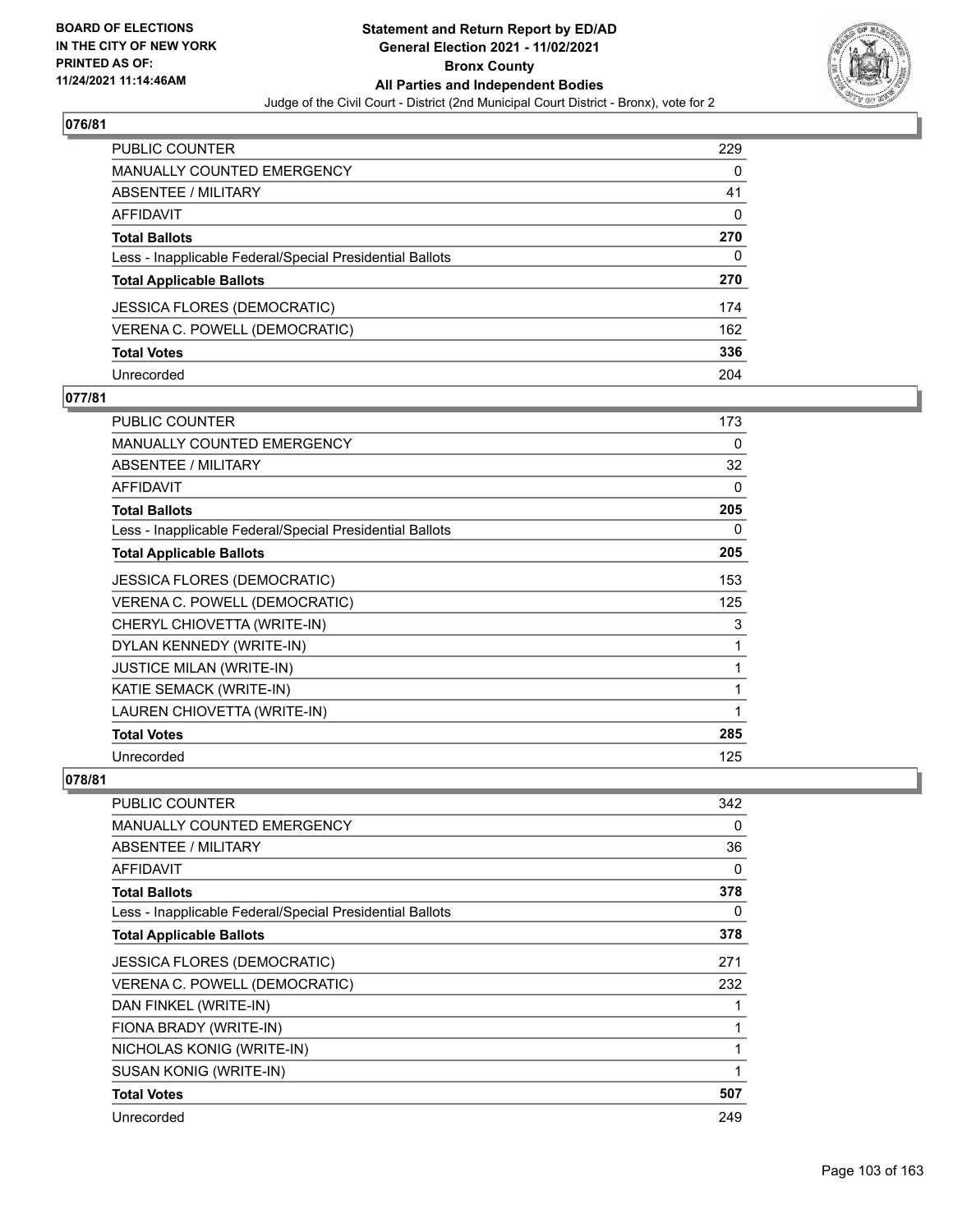## 076/81

| | |
|---|---|
| PUBLIC COUNTER | 229 |
| MANUALLY COUNTED EMERGENCY | 0 |
| ABSENTEE / MILITARY | 41 |
| AFFIDAVIT | 0 |
| **Total Ballots** | **270** |
| Less - Inapplicable Federal/Special Presidential Ballots | 0 |
| **Total Applicable Ballots** | **270** |
| JESSICA FLORES (DEMOCRATIC) | 174 |
| VERENA C. POWELL (DEMOCRATIC) | 162 |
| **Total Votes** | **336** |
| Unrecorded | 204 |

## 077/81

| | |
|---|---|
| PUBLIC COUNTER | 173 |
| MANUALLY COUNTED EMERGENCY | 0 |
| ABSENTEE / MILITARY | 32 |
| AFFIDAVIT | 0 |
| **Total Ballots** | **205** |
| Less - Inapplicable Federal/Special Presidential Ballots | 0 |
| **Total Applicable Ballots** | **205** |
| JESSICA FLORES (DEMOCRATIC) | 153 |
| VERENA C. POWELL (DEMOCRATIC) | 125 |
| CHERYL CHIOVETTA (WRITE-IN) | 3 |
| DYLAN KENNEDY (WRITE-IN) | 1 |
| JUSTICE MILAN (WRITE-IN) | 1 |
| KATIE SEMACK (WRITE-IN) | 1 |
| LAUREN CHIOVETTA (WRITE-IN) | 1 |
| **Total Votes** | **285** |
| Unrecorded | 125 |

## 078/81

| | |
|---|---|
| PUBLIC COUNTER | 342 |
| MANUALLY COUNTED EMERGENCY | 0 |
| ABSENTEE / MILITARY | 36 |
| AFFIDAVIT | 0 |
| **Total Ballots** | **378** |
| Less - Inapplicable Federal/Special Presidential Ballots | 0 |
| **Total Applicable Ballots** | **378** |
| JESSICA FLORES (DEMOCRATIC) | 271 |
| VERENA C. POWELL (DEMOCRATIC) | 232 |
| DAN FINKEL (WRITE-IN) | 1 |
| FIONA BRADY (WRITE-IN) | 1 |
| NICHOLAS KONIG (WRITE-IN) | 1 |
| SUSAN KONIG (WRITE-IN) | 1 |
| **Total Votes** | **507** |
| Unrecorded | 249 |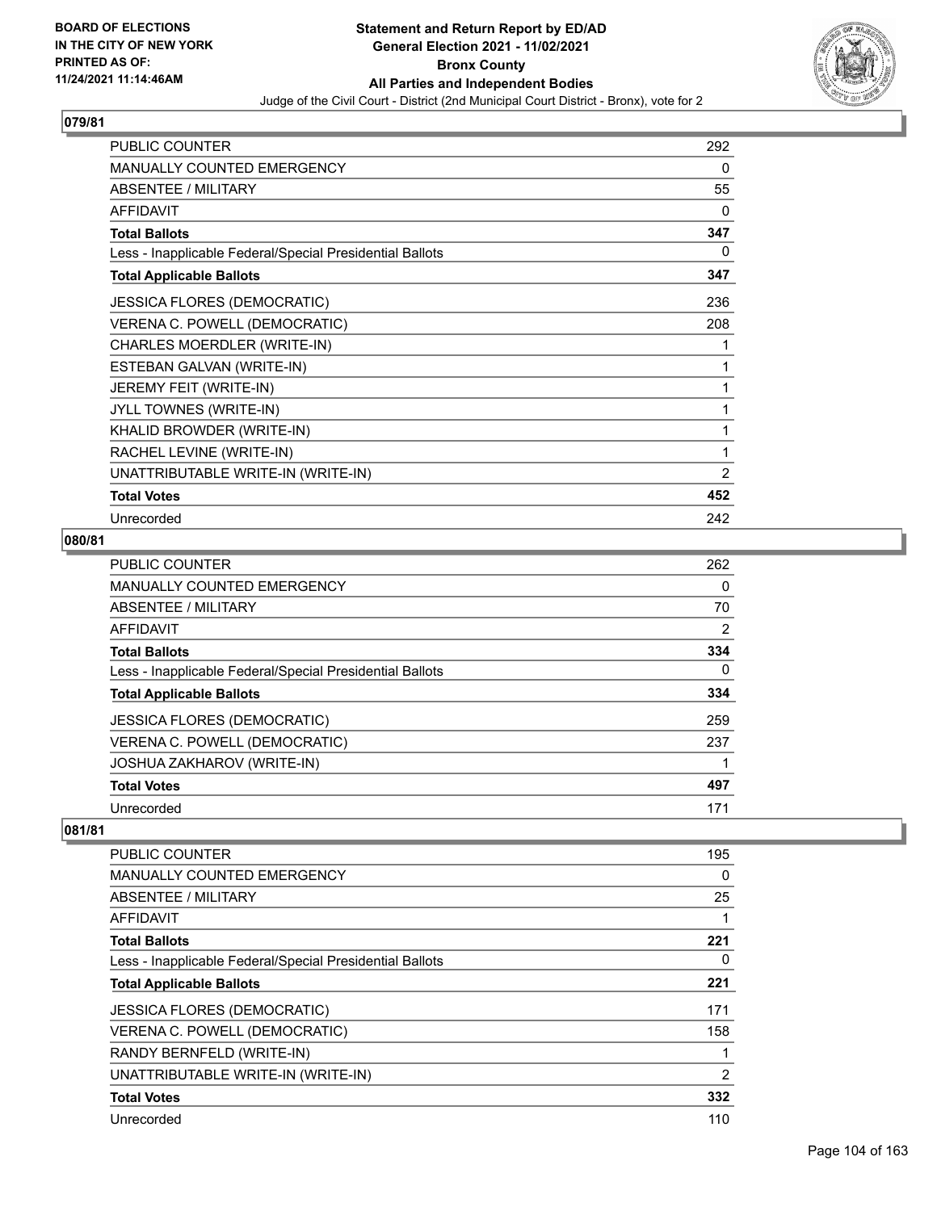# Statement and Return Report by ED/AD
## General Election 2021 - 11/02/2021
## Bronx County
## All Parties and Independent Bodies
Judge of the Civil Court - District (2nd Municipal Court District - Bronx), vote for 2

BOARD OF ELECTIONS IN THE CITY OF NEW YORK PRINTED AS OF: 11/24/2021 11:14:46AM

### 079/81

| | |
|---|---|
| PUBLIC COUNTER | 292 |
| MANUALLY COUNTED EMERGENCY | 0 |
| ABSENTEE / MILITARY | 55 |
| AFFIDAVIT | 0 |
| **Total Ballots** | **347** |
| Less - Inapplicable Federal/Special Presidential Ballots | 0 |
| **Total Applicable Ballots** | **347** |
| JESSICA FLORES (DEMOCRATIC) | 236 |
| VERENA C. POWELL (DEMOCRATIC) | 208 |
| CHARLES MOERDLER (WRITE-IN) | 1 |
| ESTEBAN GALVAN (WRITE-IN) | 1 |
| JEREMY FEIT (WRITE-IN) | 1 |
| JYLL TOWNES (WRITE-IN) | 1 |
| KHALID BROWDER (WRITE-IN) | 1 |
| RACHEL LEVINE (WRITE-IN) | 1 |
| UNATTRIBUTABLE WRITE-IN (WRITE-IN) | 2 |
| **Total Votes** | **452** |
| Unrecorded | 242 |

### 080/81

| | |
|---|---|
| PUBLIC COUNTER | 262 |
| MANUALLY COUNTED EMERGENCY | 0 |
| ABSENTEE / MILITARY | 70 |
| AFFIDAVIT | 2 |
| **Total Ballots** | **334** |
| Less - Inapplicable Federal/Special Presidential Ballots | 0 |
| **Total Applicable Ballots** | **334** |
| JESSICA FLORES (DEMOCRATIC) | 259 |
| VERENA C. POWELL (DEMOCRATIC) | 237 |
| JOSHUA ZAKHAROV (WRITE-IN) | 1 |
| **Total Votes** | **497** |
| Unrecorded | 171 |

### 081/81

| | |
|---|---|
| PUBLIC COUNTER | 195 |
| MANUALLY COUNTED EMERGENCY | 0 |
| ABSENTEE / MILITARY | 25 |
| AFFIDAVIT | 1 |
| **Total Ballots** | **221** |
| Less - Inapplicable Federal/Special Presidential Ballots | 0 |
| **Total Applicable Ballots** | **221** |
| JESSICA FLORES (DEMOCRATIC) | 171 |
| VERENA C. POWELL (DEMOCRATIC) | 158 |
| RANDY BERNFELD (WRITE-IN) | 1 |
| UNATTRIBUTABLE WRITE-IN (WRITE-IN) | 2 |
| **Total Votes** | **332** |
| Unrecorded | 110 |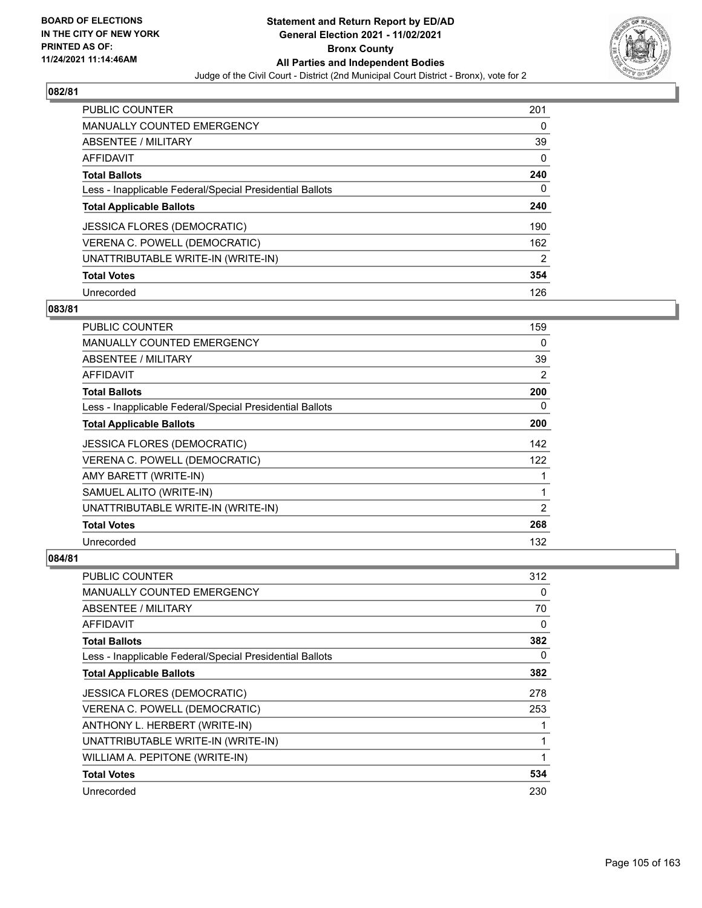**Statement and Return Report by ED/AD**
**General Election 2021 - 11/02/2021**
**Bronx County**
**All Parties and Independent Bodies**
Judge of the Civil Court - District (2nd Municipal Court District - Bronx), vote for 2

BOARD OF ELECTIONS IN THE CITY OF NEW YORK PRINTED AS OF: 11/24/2021 11:14:46AM

### 082/81

| | |
|---|---|
| PUBLIC COUNTER | 201 |
| MANUALLY COUNTED EMERGENCY | 0 |
| ABSENTEE / MILITARY | 39 |
| AFFIDAVIT | 0 |
| **Total Ballots** | **240** |
| Less - Inapplicable Federal/Special Presidential Ballots | 0 |
| **Total Applicable Ballots** | **240** |
| JESSICA FLORES (DEMOCRATIC) | 190 |
| VERENA C. POWELL (DEMOCRATIC) | 162 |
| UNATTRIBUTABLE WRITE-IN (WRITE-IN) | 2 |
| **Total Votes** | **354** |
| Unrecorded | 126 |

### 083/81

| | |
|---|---|
| PUBLIC COUNTER | 159 |
| MANUALLY COUNTED EMERGENCY | 0 |
| ABSENTEE / MILITARY | 39 |
| AFFIDAVIT | 2 |
| **Total Ballots** | **200** |
| Less - Inapplicable Federal/Special Presidential Ballots | 0 |
| **Total Applicable Ballots** | **200** |
| JESSICA FLORES (DEMOCRATIC) | 142 |
| VERENA C. POWELL (DEMOCRATIC) | 122 |
| AMY BARETT (WRITE-IN) | 1 |
| SAMUEL ALITO (WRITE-IN) | 1 |
| UNATTRIBUTABLE WRITE-IN (WRITE-IN) | 2 |
| **Total Votes** | **268** |
| Unrecorded | 132 |

### 084/81

| | |
|---|---|
| PUBLIC COUNTER | 312 |
| MANUALLY COUNTED EMERGENCY | 0 |
| ABSENTEE / MILITARY | 70 |
| AFFIDAVIT | 0 |
| **Total Ballots** | **382** |
| Less - Inapplicable Federal/Special Presidential Ballots | 0 |
| **Total Applicable Ballots** | **382** |
| JESSICA FLORES (DEMOCRATIC) | 278 |
| VERENA C. POWELL (DEMOCRATIC) | 253 |
| ANTHONY L. HERBERT (WRITE-IN) | 1 |
| UNATTRIBUTABLE WRITE-IN (WRITE-IN) | 1 |
| WILLIAM A. PEPITONE (WRITE-IN) | 1 |
| **Total Votes** | **534** |
| Unrecorded | 230 |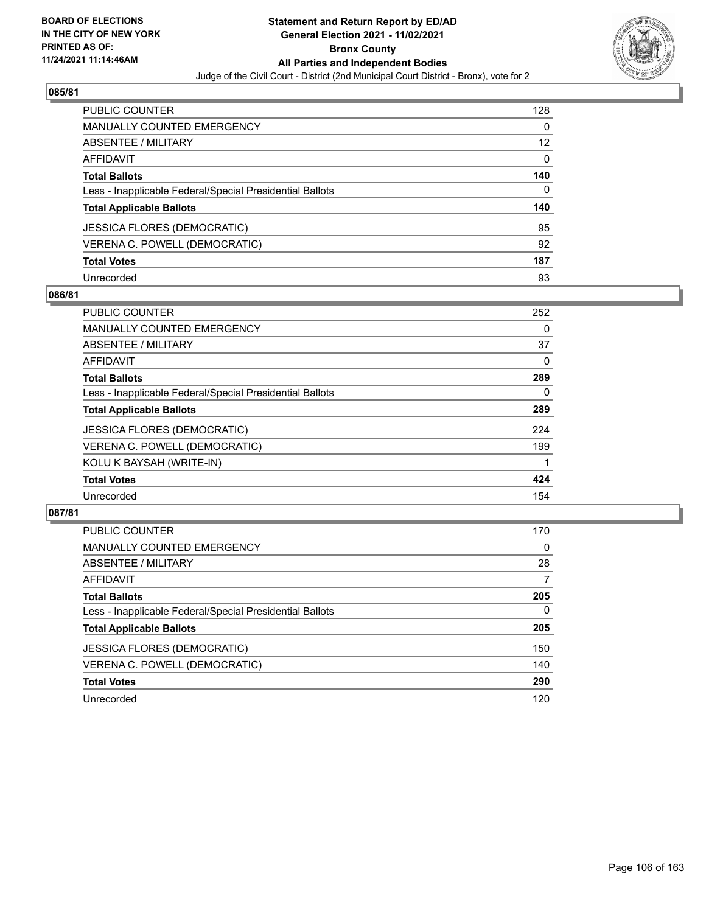## 085/81

| | |
|---|---|
| PUBLIC COUNTER | 128 |
| MANUALLY COUNTED EMERGENCY | 0 |
| ABSENTEE / MILITARY | 12 |
| AFFIDAVIT | 0 |
| **Total Ballots** | **140** |
| Less - Inapplicable Federal/Special Presidential Ballots | 0 |
| **Total Applicable Ballots** | **140** |
| JESSICA FLORES (DEMOCRATIC) | 95 |
| VERENA C. POWELL (DEMOCRATIC) | 92 |
| **Total Votes** | **187** |
| Unrecorded | 93 |

## 086/81

| | |
|---|---|
| PUBLIC COUNTER | 252 |
| MANUALLY COUNTED EMERGENCY | 0 |
| ABSENTEE / MILITARY | 37 |
| AFFIDAVIT | 0 |
| **Total Ballots** | **289** |
| Less - Inapplicable Federal/Special Presidential Ballots | 0 |
| **Total Applicable Ballots** | **289** |
| JESSICA FLORES (DEMOCRATIC) | 224 |
| VERENA C. POWELL (DEMOCRATIC) | 199 |
| KOLU K BAYSAH (WRITE-IN) | 1 |
| **Total Votes** | **424** |
| Unrecorded | 154 |

## 087/81

| | |
|---|---|
| PUBLIC COUNTER | 170 |
| MANUALLY COUNTED EMERGENCY | 0 |
| ABSENTEE / MILITARY | 28 |
| AFFIDAVIT | 7 |
| **Total Ballots** | **205** |
| Less - Inapplicable Federal/Special Presidential Ballots | 0 |
| **Total Applicable Ballots** | **205** |
| JESSICA FLORES (DEMOCRATIC) | 150 |
| VERENA C. POWELL (DEMOCRATIC) | 140 |
| **Total Votes** | **290** |
| Unrecorded | 120 |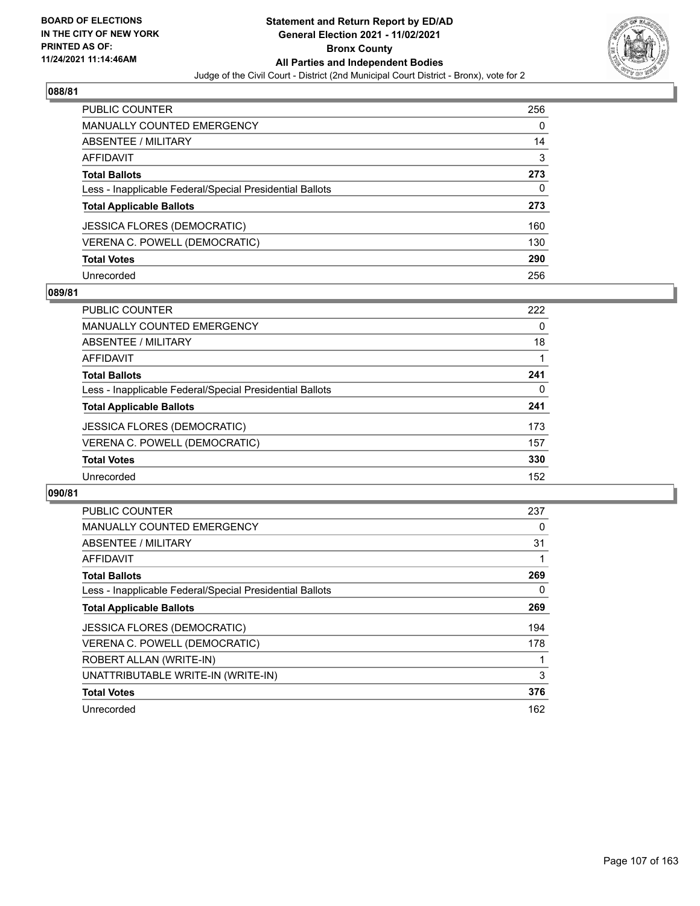## 088/81

| | |
|---|---|
| PUBLIC COUNTER | 256 |
| MANUALLY COUNTED EMERGENCY | 0 |
| ABSENTEE / MILITARY | 14 |
| AFFIDAVIT | 3 |
| **Total Ballots** | **273** |
| Less - Inapplicable Federal/Special Presidential Ballots | 0 |
| **Total Applicable Ballots** | **273** |
| JESSICA FLORES (DEMOCRATIC) | 160 |
| VERENA C. POWELL (DEMOCRATIC) | 130 |
| **Total Votes** | **290** |
| Unrecorded | 256 |

## 089/81

| | |
|---|---|
| PUBLIC COUNTER | 222 |
| MANUALLY COUNTED EMERGENCY | 0 |
| ABSENTEE / MILITARY | 18 |
| AFFIDAVIT | 1 |
| **Total Ballots** | **241** |
| Less - Inapplicable Federal/Special Presidential Ballots | 0 |
| **Total Applicable Ballots** | **241** |
| JESSICA FLORES (DEMOCRATIC) | 173 |
| VERENA C. POWELL (DEMOCRATIC) | 157 |
| **Total Votes** | **330** |
| Unrecorded | 152 |

## 090/81

| | |
|---|---|
| PUBLIC COUNTER | 237 |
| MANUALLY COUNTED EMERGENCY | 0 |
| ABSENTEE / MILITARY | 31 |
| AFFIDAVIT | 1 |
| **Total Ballots** | **269** |
| Less - Inapplicable Federal/Special Presidential Ballots | 0 |
| **Total Applicable Ballots** | **269** |
| JESSICA FLORES (DEMOCRATIC) | 194 |
| VERENA C. POWELL (DEMOCRATIC) | 178 |
| ROBERT ALLAN (WRITE-IN) | 1 |
| UNATTRIBUTABLE WRITE-IN (WRITE-IN) | 3 |
| **Total Votes** | **376** |
| Unrecorded | 162 |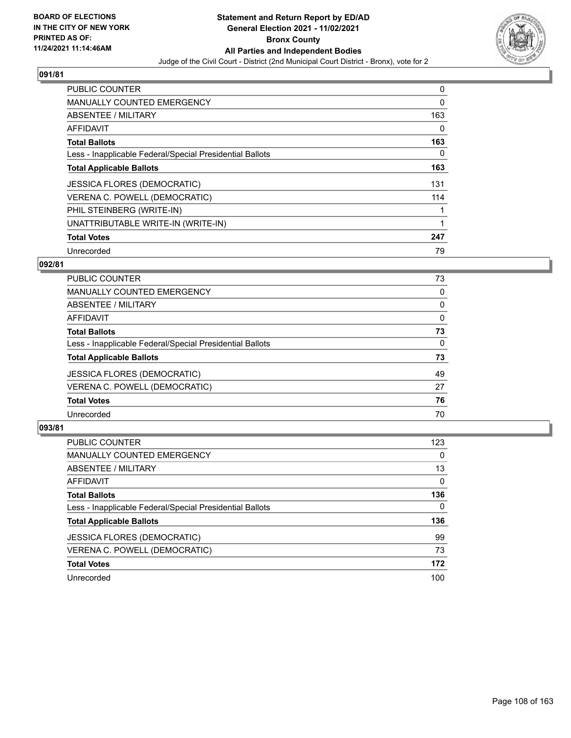**BOARD OF ELECTIONS IN THE CITY OF NEW YORK PRINTED AS OF: 11/24/2021 11:14:46AM**

# Statement and Return Report by ED/AD
## General Election 2021 - 11/02/2021
## Bronx County
## All Parties and Independent Bodies
### Judge of the Civil Court - District (2nd Municipal Court District - Bronx), vote for 2

### 091/81

| | |
|---|---|
| PUBLIC COUNTER | 0 |
| MANUALLY COUNTED EMERGENCY | 0 |
| ABSENTEE / MILITARY | 163 |
| AFFIDAVIT | 0 |
| **Total Ballots** | **163** |
| Less - Inapplicable Federal/Special Presidential Ballots | 0 |
| **Total Applicable Ballots** | **163** |
| JESSICA FLORES (DEMOCRATIC) | 131 |
| VERENA C. POWELL (DEMOCRATIC) | 114 |
| PHIL STEINBERG (WRITE-IN) | 1 |
| UNATTRIBUTABLE WRITE-IN (WRITE-IN) | 1 |
| **Total Votes** | **247** |
| Unrecorded | 79 |

### 092/81

| | |
|---|---|
| PUBLIC COUNTER | 73 |
| MANUALLY COUNTED EMERGENCY | 0 |
| ABSENTEE / MILITARY | 0 |
| AFFIDAVIT | 0 |
| **Total Ballots** | **73** |
| Less - Inapplicable Federal/Special Presidential Ballots | 0 |
| **Total Applicable Ballots** | **73** |
| JESSICA FLORES (DEMOCRATIC) | 49 |
| VERENA C. POWELL (DEMOCRATIC) | 27 |
| **Total Votes** | **76** |
| Unrecorded | 70 |

### 093/81

| | |
|---|---|
| PUBLIC COUNTER | 123 |
| MANUALLY COUNTED EMERGENCY | 0 |
| ABSENTEE / MILITARY | 13 |
| AFFIDAVIT | 0 |
| **Total Ballots** | **136** |
| Less - Inapplicable Federal/Special Presidential Ballots | 0 |
| **Total Applicable Ballots** | **136** |
| JESSICA FLORES (DEMOCRATIC) | 99 |
| VERENA C. POWELL (DEMOCRATIC) | 73 |
| **Total Votes** | **172** |
| Unrecorded | 100 |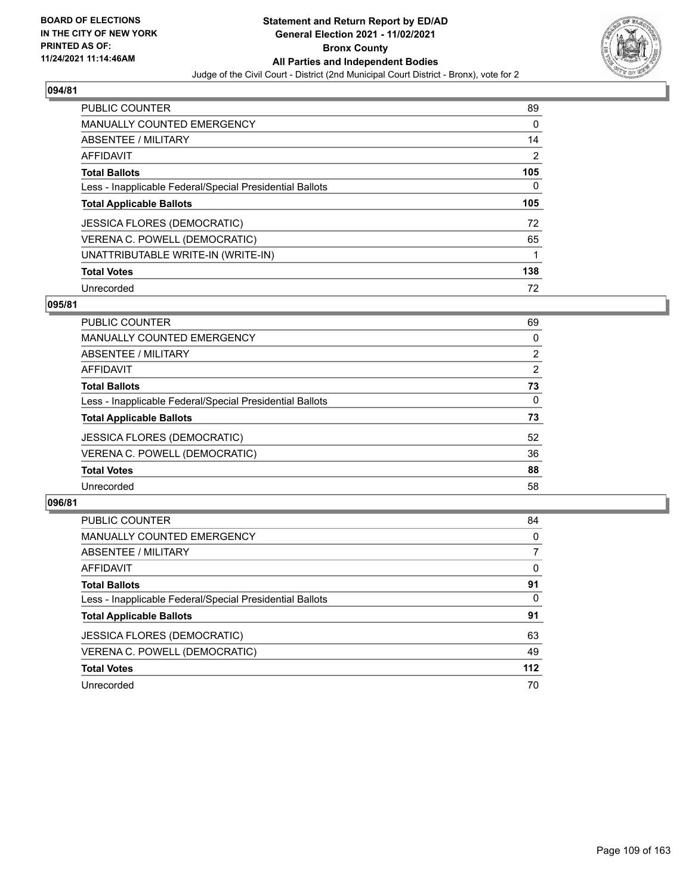## 094/81

| | |
|---|---|
| PUBLIC COUNTER | 89 |
| MANUALLY COUNTED EMERGENCY | 0 |
| ABSENTEE / MILITARY | 14 |
| AFFIDAVIT | 2 |
| **Total Ballots** | **105** |
| Less - Inapplicable Federal/Special Presidential Ballots | 0 |
| **Total Applicable Ballots** | **105** |
| JESSICA FLORES (DEMOCRATIC) | 72 |
| VERENA C. POWELL (DEMOCRATIC) | 65 |
| UNATTRIBUTABLE WRITE-IN (WRITE-IN) | 1 |
| **Total Votes** | **138** |
| Unrecorded | 72 |

## 095/81

| | |
|---|---|
| PUBLIC COUNTER | 69 |
| MANUALLY COUNTED EMERGENCY | 0 |
| ABSENTEE / MILITARY | 2 |
| AFFIDAVIT | 2 |
| **Total Ballots** | **73** |
| Less - Inapplicable Federal/Special Presidential Ballots | 0 |
| **Total Applicable Ballots** | **73** |
| JESSICA FLORES (DEMOCRATIC) | 52 |
| VERENA C. POWELL (DEMOCRATIC) | 36 |
| **Total Votes** | **88** |
| Unrecorded | 58 |

## 096/81

| | |
|---|---|
| PUBLIC COUNTER | 84 |
| MANUALLY COUNTED EMERGENCY | 0 |
| ABSENTEE / MILITARY | 7 |
| AFFIDAVIT | 0 |
| **Total Ballots** | **91** |
| Less - Inapplicable Federal/Special Presidential Ballots | 0 |
| **Total Applicable Ballots** | **91** |
| JESSICA FLORES (DEMOCRATIC) | 63 |
| VERENA C. POWELL (DEMOCRATIC) | 49 |
| **Total Votes** | **112** |
| Unrecorded | 70 |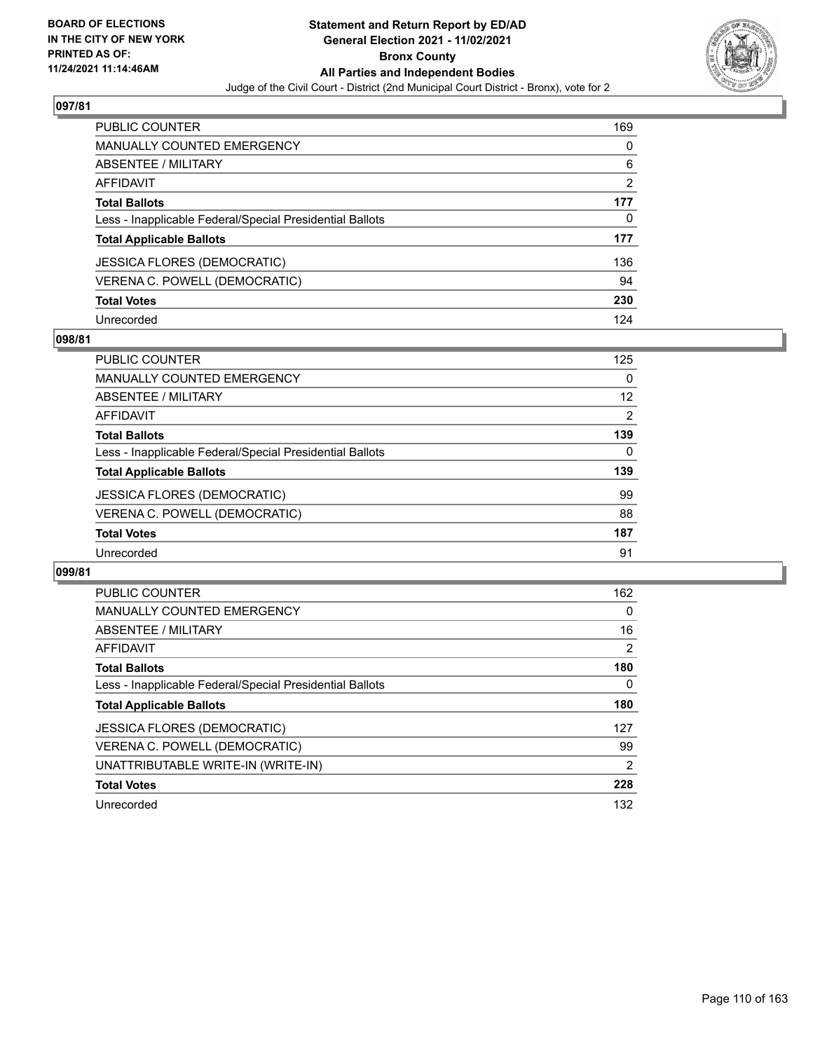## 097/81

| | |
|---|---|
| PUBLIC COUNTER | 169 |
| MANUALLY COUNTED EMERGENCY | 0 |
| ABSENTEE / MILITARY | 6 |
| AFFIDAVIT | 2 |
| **Total Ballots** | **177** |
| Less - Inapplicable Federal/Special Presidential Ballots | 0 |
| **Total Applicable Ballots** | **177** |
| JESSICA FLORES (DEMOCRATIC) | 136 |
| VERENA C. POWELL (DEMOCRATIC) | 94 |
| **Total Votes** | **230** |
| Unrecorded | 124 |

## 098/81

| | |
|---|---|
| PUBLIC COUNTER | 125 |
| MANUALLY COUNTED EMERGENCY | 0 |
| ABSENTEE / MILITARY | 12 |
| AFFIDAVIT | 2 |
| **Total Ballots** | **139** |
| Less - Inapplicable Federal/Special Presidential Ballots | 0 |
| **Total Applicable Ballots** | **139** |
| JESSICA FLORES (DEMOCRATIC) | 99 |
| VERENA C. POWELL (DEMOCRATIC) | 88 |
| **Total Votes** | **187** |
| Unrecorded | 91 |

## 099/81

| | |
|---|---|
| PUBLIC COUNTER | 162 |
| MANUALLY COUNTED EMERGENCY | 0 |
| ABSENTEE / MILITARY | 16 |
| AFFIDAVIT | 2 |
| **Total Ballots** | **180** |
| Less - Inapplicable Federal/Special Presidential Ballots | 0 |
| **Total Applicable Ballots** | **180** |
| JESSICA FLORES (DEMOCRATIC) | 127 |
| VERENA C. POWELL (DEMOCRATIC) | 99 |
| UNATTRIBUTABLE WRITE-IN (WRITE-IN) | 2 |
| **Total Votes** | **228** |
| Unrecorded | 132 |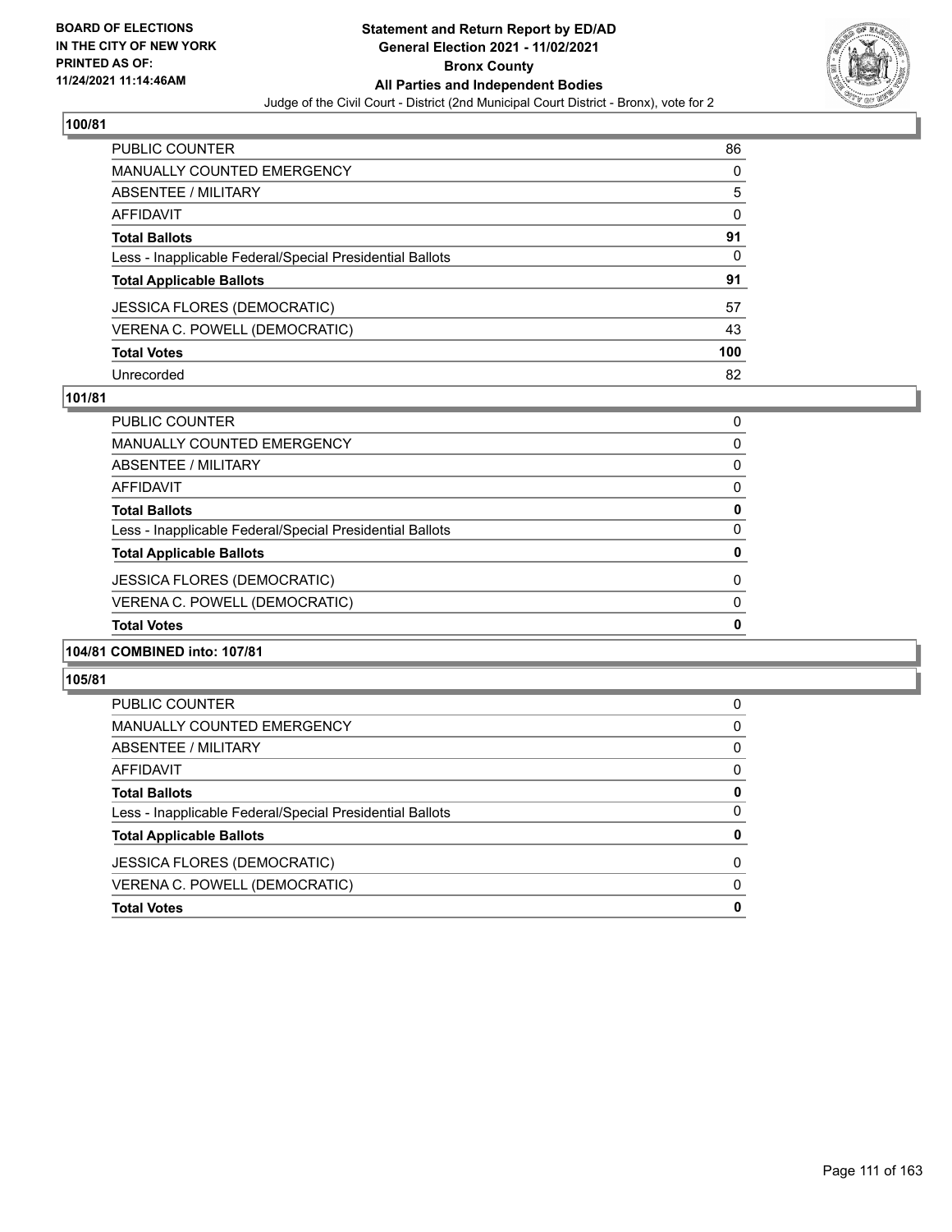**BOARD OF ELECTIONS IN THE CITY OF NEW YORK PRINTED AS OF: 11/24/2021 11:14:46AM**

# Statement and Return Report by ED/AD
## General Election 2021 - 11/02/2021
## Bronx County
## All Parties and Independent Bodies
Judge of the Civil Court - District (2nd Municipal Court District - Bronx), vote for 2

### 100/81

| | |
|---|---|
| PUBLIC COUNTER | 86 |
| MANUALLY COUNTED EMERGENCY | 0 |
| ABSENTEE / MILITARY | 5 |
| AFFIDAVIT | 0 |
| **Total Ballots** | **91** |
| Less - Inapplicable Federal/Special Presidential Ballots | 0 |
| **Total Applicable Ballots** | **91** |
| JESSICA FLORES (DEMOCRATIC) | 57 |
| VERENA C. POWELL (DEMOCRATIC) | 43 |
| **Total Votes** | **100** |
| Unrecorded | 82 |

### 101/81

| | |
|---|---|
| PUBLIC COUNTER | 0 |
| MANUALLY COUNTED EMERGENCY | 0 |
| ABSENTEE / MILITARY | 0 |
| AFFIDAVIT | 0 |
| **Total Ballots** | **0** |
| Less - Inapplicable Federal/Special Presidential Ballots | 0 |
| **Total Applicable Ballots** | **0** |
| JESSICA FLORES (DEMOCRATIC) | 0 |
| VERENA C. POWELL (DEMOCRATIC) | 0 |
| **Total Votes** | **0** |

### 104/81 COMBINED into: 107/81

### 105/81

| | |
|---|---|
| PUBLIC COUNTER | 0 |
| MANUALLY COUNTED EMERGENCY | 0 |
| ABSENTEE / MILITARY | 0 |
| AFFIDAVIT | 0 |
| **Total Ballots** | **0** |
| Less - Inapplicable Federal/Special Presidential Ballots | 0 |
| **Total Applicable Ballots** | **0** |
| JESSICA FLORES (DEMOCRATIC) | 0 |
| VERENA C. POWELL (DEMOCRATIC) | 0 |
| **Total Votes** | **0** |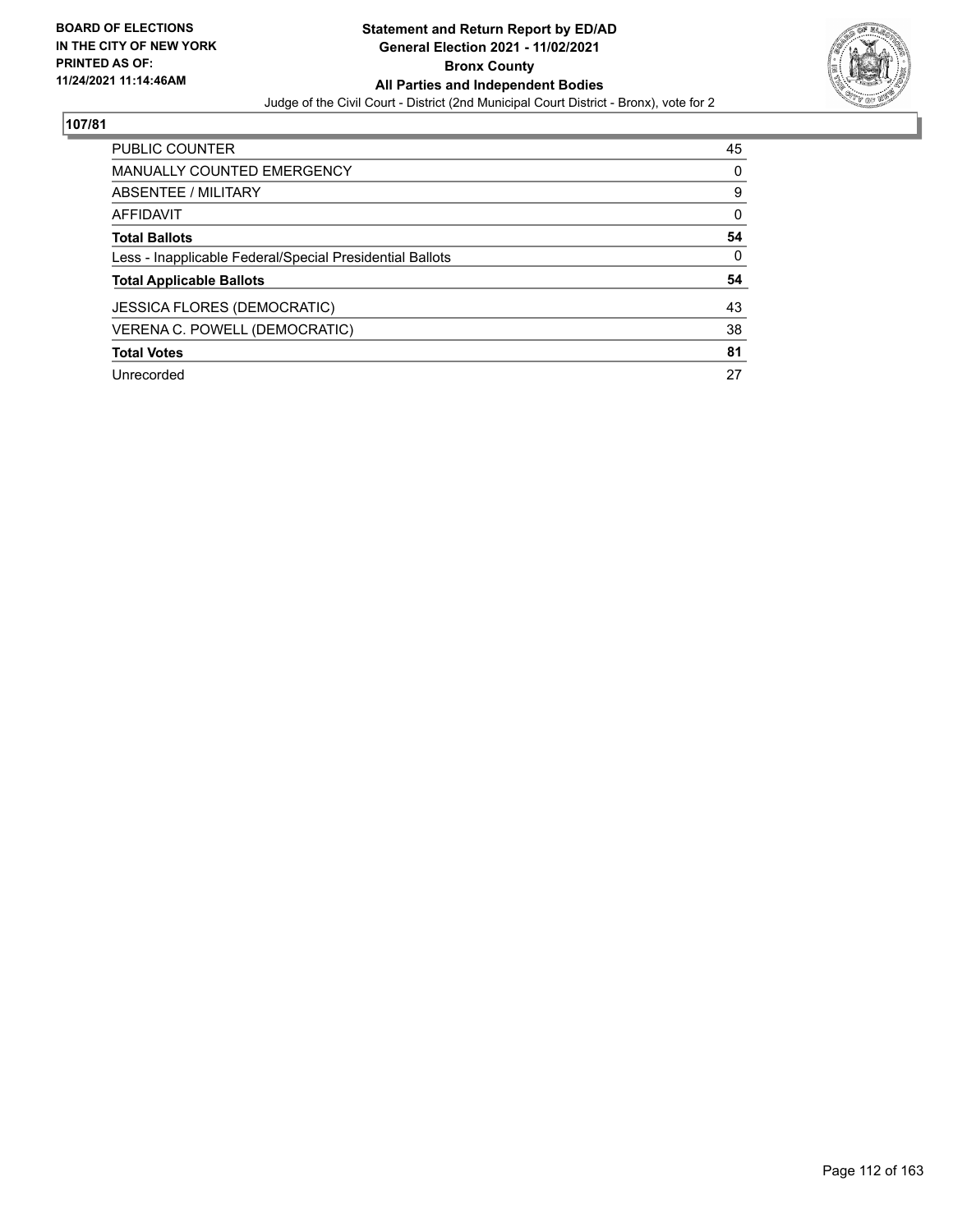**BOARD OF ELECTIONS IN THE CITY OF NEW YORK PRINTED AS OF: 11/24/2021 11:14:46AM**

**Statement and Return Report by ED/AD General Election 2021 - 11/02/2021 Bronx County All Parties and Independent Bodies**

Judge of the Civil Court - District (2nd Municipal Court District - Bronx), vote for 2

## 107/81

| | |
|---|---|
| PUBLIC COUNTER | 45 |
| MANUALLY COUNTED EMERGENCY | 0 |
| ABSENTEE / MILITARY | 9 |
| AFFIDAVIT | 0 |
| **Total Ballots** | **54** |
| Less - Inapplicable Federal/Special Presidential Ballots | 0 |
| **Total Applicable Ballots** | **54** |
| JESSICA FLORES (DEMOCRATIC) | 43 |
| VERENA C. POWELL (DEMOCRATIC) | 38 |
| **Total Votes** | **81** |
| Unrecorded | 27 |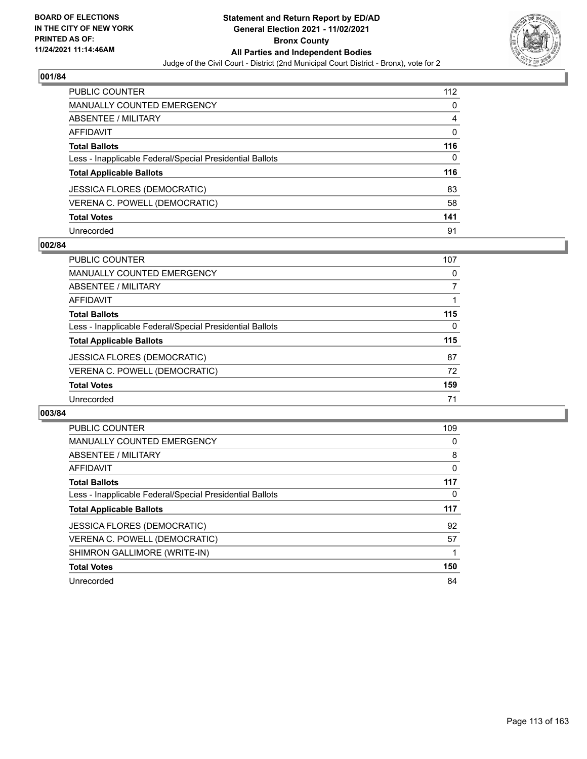**BOARD OF ELECTIONS IN THE CITY OF NEW YORK PRINTED AS OF: 11/24/2021 11:14:46AM**

# Statement and Return Report by ED/AD
## General Election 2021 - 11/02/2021
## Bronx County
## All Parties and Independent Bodies

Judge of the Civil Court - District (2nd Municipal Court District - Bronx), vote for 2

### 001/84

| | |
|---|---|
| PUBLIC COUNTER | 112 |
| MANUALLY COUNTED EMERGENCY | 0 |
| ABSENTEE / MILITARY | 4 |
| AFFIDAVIT | 0 |
| **Total Ballots** | **116** |
| Less - Inapplicable Federal/Special Presidential Ballots | 0 |
| **Total Applicable Ballots** | **116** |
| JESSICA FLORES (DEMOCRATIC) | 83 |
| VERENA C. POWELL (DEMOCRATIC) | 58 |
| **Total Votes** | **141** |
| Unrecorded | 91 |

### 002/84

| | |
|---|---|
| PUBLIC COUNTER | 107 |
| MANUALLY COUNTED EMERGENCY | 0 |
| ABSENTEE / MILITARY | 7 |
| AFFIDAVIT | 1 |
| **Total Ballots** | **115** |
| Less - Inapplicable Federal/Special Presidential Ballots | 0 |
| **Total Applicable Ballots** | **115** |
| JESSICA FLORES (DEMOCRATIC) | 87 |
| VERENA C. POWELL (DEMOCRATIC) | 72 |
| **Total Votes** | **159** |
| Unrecorded | 71 |

### 003/84

| | |
|---|---|
| PUBLIC COUNTER | 109 |
| MANUALLY COUNTED EMERGENCY | 0 |
| ABSENTEE / MILITARY | 8 |
| AFFIDAVIT | 0 |
| **Total Ballots** | **117** |
| Less - Inapplicable Federal/Special Presidential Ballots | 0 |
| **Total Applicable Ballots** | **117** |
| JESSICA FLORES (DEMOCRATIC) | 92 |
| VERENA C. POWELL (DEMOCRATIC) | 57 |
| SHIMRON GALLIMORE (WRITE-IN) | 1 |
| **Total Votes** | **150** |
| Unrecorded | 84 |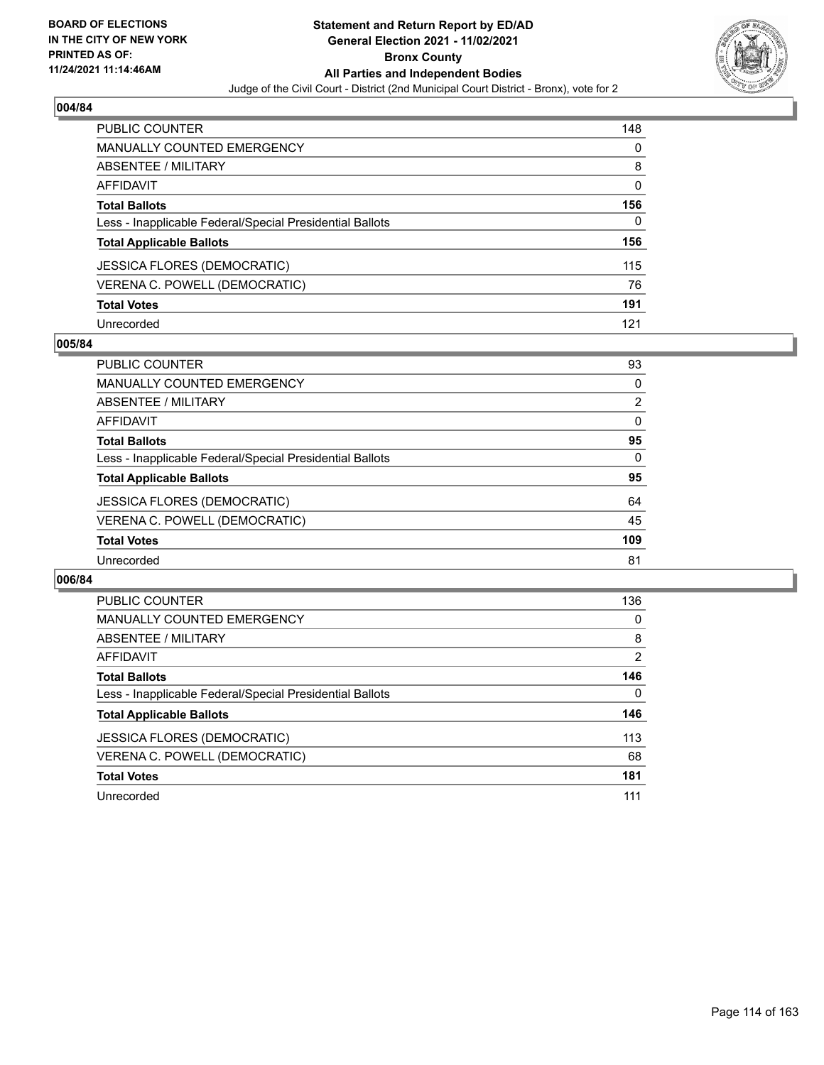## 004/84

| | |
|---|---|
| PUBLIC COUNTER | 148 |
| MANUALLY COUNTED EMERGENCY | 0 |
| ABSENTEE / MILITARY | 8 |
| AFFIDAVIT | 0 |
| **Total Ballots** | **156** |
| Less - Inapplicable Federal/Special Presidential Ballots | 0 |
| **Total Applicable Ballots** | **156** |
| JESSICA FLORES (DEMOCRATIC) | 115 |
| VERENA C. POWELL (DEMOCRATIC) | 76 |
| **Total Votes** | **191** |
| Unrecorded | 121 |

## 005/84

| | |
|---|---|
| PUBLIC COUNTER | 93 |
| MANUALLY COUNTED EMERGENCY | 0 |
| ABSENTEE / MILITARY | 2 |
| AFFIDAVIT | 0 |
| **Total Ballots** | **95** |
| Less - Inapplicable Federal/Special Presidential Ballots | 0 |
| **Total Applicable Ballots** | **95** |
| JESSICA FLORES (DEMOCRATIC) | 64 |
| VERENA C. POWELL (DEMOCRATIC) | 45 |
| **Total Votes** | **109** |
| Unrecorded | 81 |

## 006/84

| | |
|---|---|
| PUBLIC COUNTER | 136 |
| MANUALLY COUNTED EMERGENCY | 0 |
| ABSENTEE / MILITARY | 8 |
| AFFIDAVIT | 2 |
| **Total Ballots** | **146** |
| Less - Inapplicable Federal/Special Presidential Ballots | 0 |
| **Total Applicable Ballots** | **146** |
| JESSICA FLORES (DEMOCRATIC) | 113 |
| VERENA C. POWELL (DEMOCRATIC) | 68 |
| **Total Votes** | **181** |
| Unrecorded | 111 |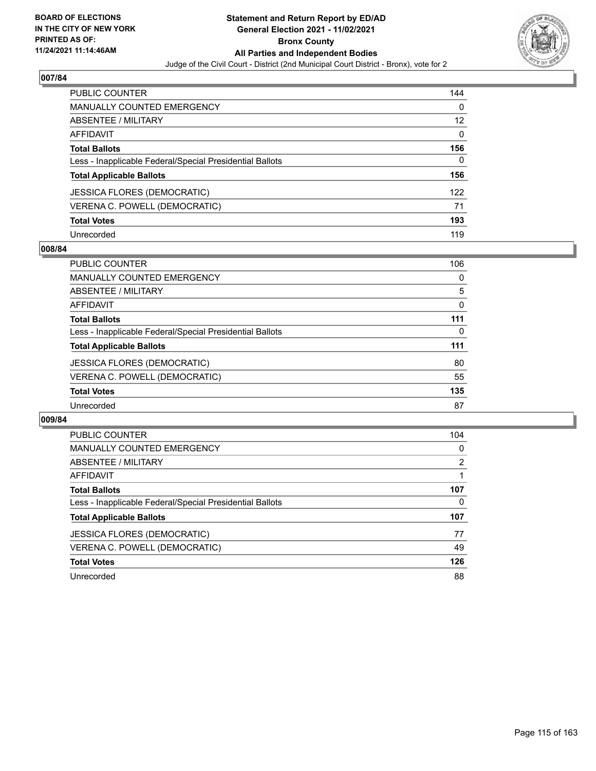## 007/84

| | |
|---|---|
| PUBLIC COUNTER | 144 |
| MANUALLY COUNTED EMERGENCY | 0 |
| ABSENTEE / MILITARY | 12 |
| AFFIDAVIT | 0 |
| **Total Ballots** | **156** |
| Less - Inapplicable Federal/Special Presidential Ballots | 0 |
| **Total Applicable Ballots** | **156** |
| JESSICA FLORES (DEMOCRATIC) | 122 |
| VERENA C. POWELL (DEMOCRATIC) | 71 |
| **Total Votes** | **193** |
| Unrecorded | 119 |

## 008/84

| | |
|---|---|
| PUBLIC COUNTER | 106 |
| MANUALLY COUNTED EMERGENCY | 0 |
| ABSENTEE / MILITARY | 5 |
| AFFIDAVIT | 0 |
| **Total Ballots** | **111** |
| Less - Inapplicable Federal/Special Presidential Ballots | 0 |
| **Total Applicable Ballots** | **111** |
| JESSICA FLORES (DEMOCRATIC) | 80 |
| VERENA C. POWELL (DEMOCRATIC) | 55 |
| **Total Votes** | **135** |
| Unrecorded | 87 |

## 009/84

| | |
|---|---|
| PUBLIC COUNTER | 104 |
| MANUALLY COUNTED EMERGENCY | 0 |
| ABSENTEE / MILITARY | 2 |
| AFFIDAVIT | 1 |
| **Total Ballots** | **107** |
| Less - Inapplicable Federal/Special Presidential Ballots | 0 |
| **Total Applicable Ballots** | **107** |
| JESSICA FLORES (DEMOCRATIC) | 77 |
| VERENA C. POWELL (DEMOCRATIC) | 49 |
| **Total Votes** | **126** |
| Unrecorded | 88 |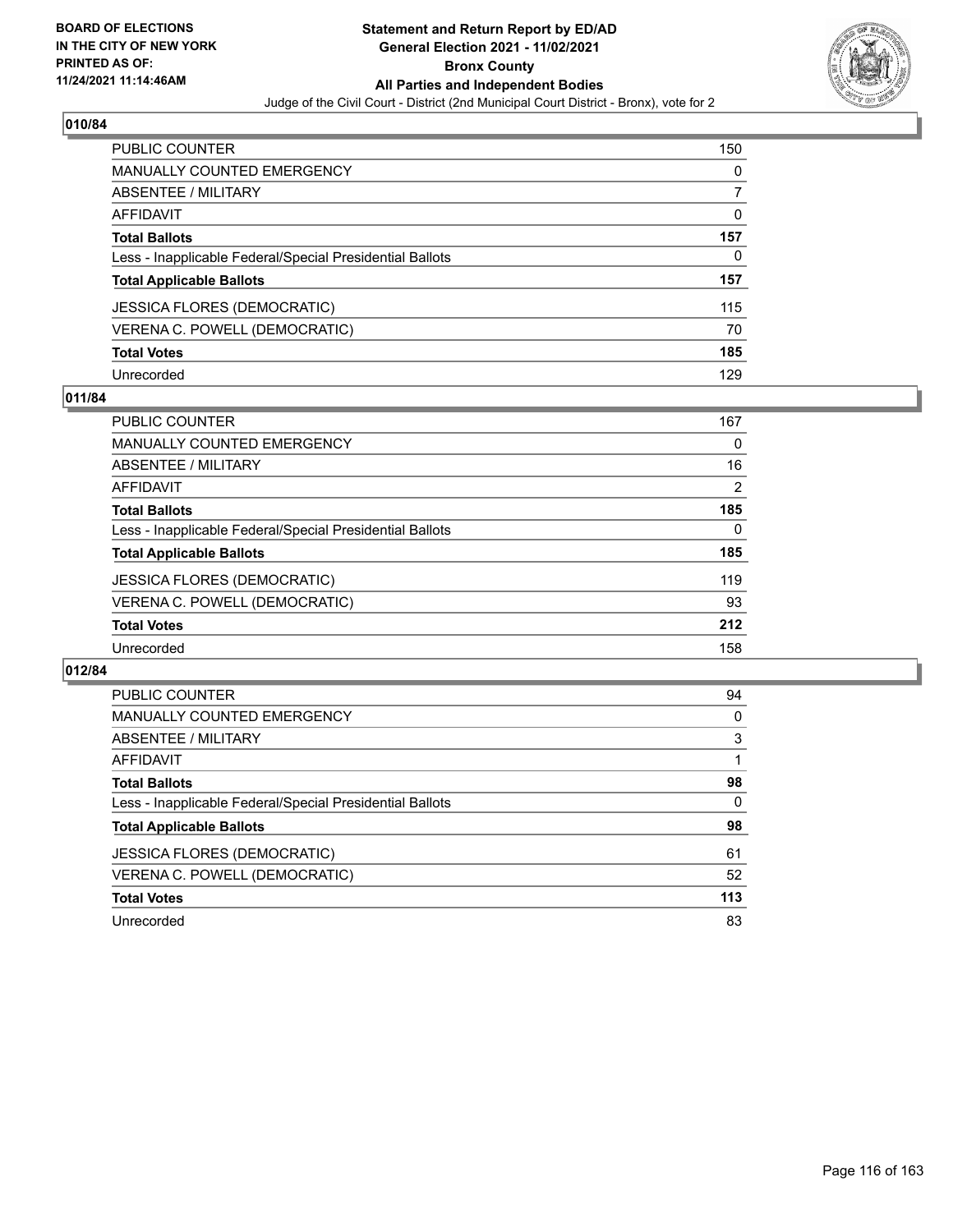**BOARD OF ELECTIONS IN THE CITY OF NEW YORK PRINTED AS OF: 11/24/2021 11:14:46AM**

# Statement and Return Report by ED/AD
## General Election 2021 - 11/02/2021
## Bronx County
## All Parties and Independent Bodies
### Judge of the Civil Court - District (2nd Municipal Court District - Bronx), vote for 2

### 010/84

| | |
|---|---|
| PUBLIC COUNTER | 150 |
| MANUALLY COUNTED EMERGENCY | 0 |
| ABSENTEE / MILITARY | 7 |
| AFFIDAVIT | 0 |
| **Total Ballots** | **157** |
| Less - Inapplicable Federal/Special Presidential Ballots | 0 |
| **Total Applicable Ballots** | **157** |
| JESSICA FLORES (DEMOCRATIC) | 115 |
| VERENA C. POWELL (DEMOCRATIC) | 70 |
| **Total Votes** | **185** |
| Unrecorded | 129 |

### 011/84

| | |
|---|---|
| PUBLIC COUNTER | 167 |
| MANUALLY COUNTED EMERGENCY | 0 |
| ABSENTEE / MILITARY | 16 |
| AFFIDAVIT | 2 |
| **Total Ballots** | **185** |
| Less - Inapplicable Federal/Special Presidential Ballots | 0 |
| **Total Applicable Ballots** | **185** |
| JESSICA FLORES (DEMOCRATIC) | 119 |
| VERENA C. POWELL (DEMOCRATIC) | 93 |
| **Total Votes** | **212** |
| Unrecorded | 158 |

### 012/84

| | |
|---|---|
| PUBLIC COUNTER | 94 |
| MANUALLY COUNTED EMERGENCY | 0 |
| ABSENTEE / MILITARY | 3 |
| AFFIDAVIT | 1 |
| **Total Ballots** | **98** |
| Less - Inapplicable Federal/Special Presidential Ballots | 0 |
| **Total Applicable Ballots** | **98** |
| JESSICA FLORES (DEMOCRATIC) | 61 |
| VERENA C. POWELL (DEMOCRATIC) | 52 |
| **Total Votes** | **113** |
| Unrecorded | 83 |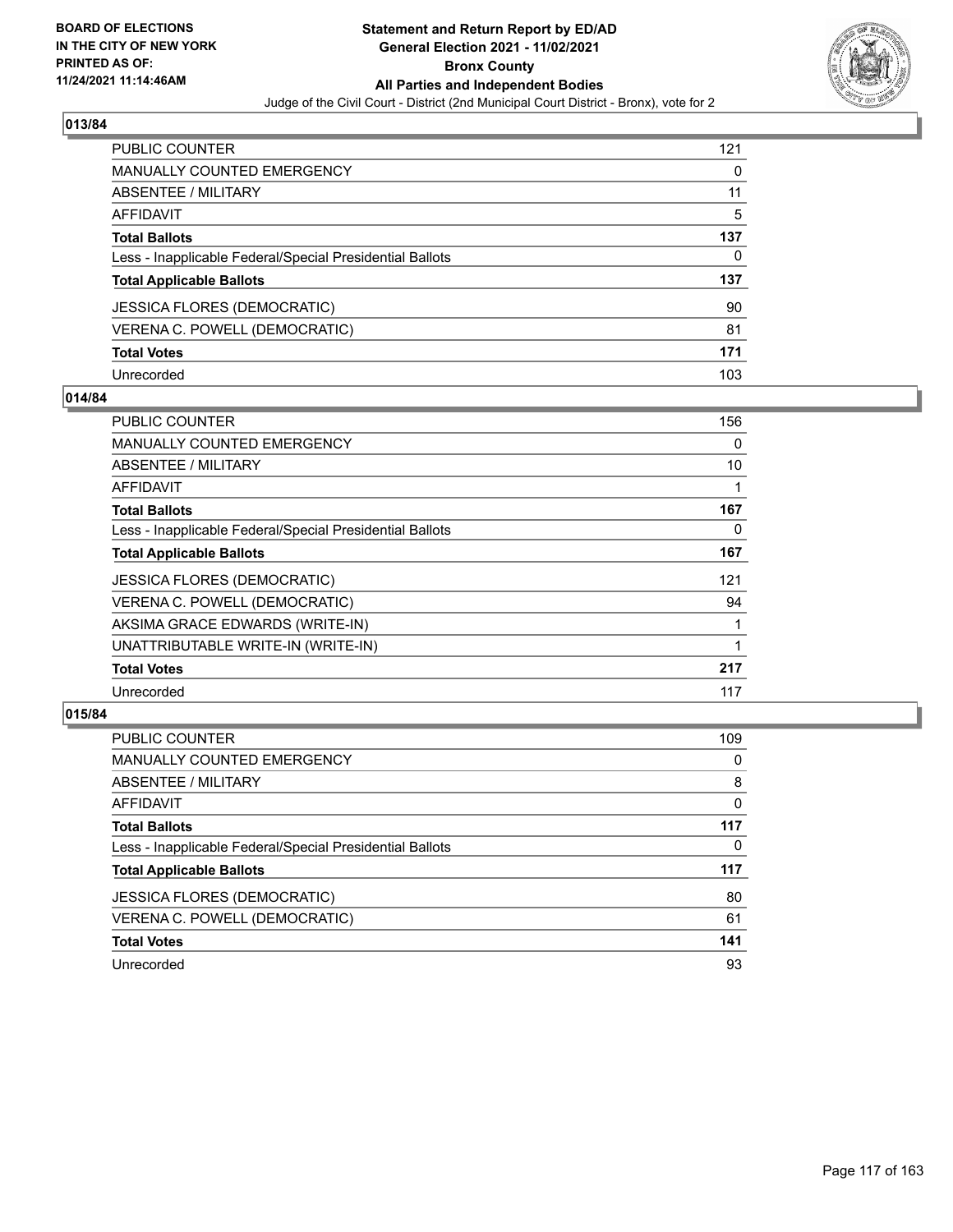**BOARD OF ELECTIONS IN THE CITY OF NEW YORK PRINTED AS OF: 11/24/2021 11:14:46AM**

# Statement and Return Report by ED/AD
## General Election 2021 - 11/02/2021
## Bronx County
## All Parties and Independent Bodies

Judge of the Civil Court - District (2nd Municipal Court District - Bronx), vote for 2

### 013/84

| | |
|---|---|
| PUBLIC COUNTER | 121 |
| MANUALLY COUNTED EMERGENCY | 0 |
| ABSENTEE / MILITARY | 11 |
| AFFIDAVIT | 5 |
| **Total Ballots** | **137** |
| Less - Inapplicable Federal/Special Presidential Ballots | 0 |
| **Total Applicable Ballots** | **137** |
| JESSICA FLORES (DEMOCRATIC) | 90 |
| VERENA C. POWELL (DEMOCRATIC) | 81 |
| **Total Votes** | **171** |
| Unrecorded | 103 |

### 014/84

| | |
|---|---|
| PUBLIC COUNTER | 156 |
| MANUALLY COUNTED EMERGENCY | 0 |
| ABSENTEE / MILITARY | 10 |
| AFFIDAVIT | 1 |
| **Total Ballots** | **167** |
| Less - Inapplicable Federal/Special Presidential Ballots | 0 |
| **Total Applicable Ballots** | **167** |
| JESSICA FLORES (DEMOCRATIC) | 121 |
| VERENA C. POWELL (DEMOCRATIC) | 94 |
| AKSIMA GRACE EDWARDS (WRITE-IN) | 1 |
| UNATTRIBUTABLE WRITE-IN (WRITE-IN) | 1 |
| **Total Votes** | **217** |
| Unrecorded | 117 |

### 015/84

| | |
|---|---|
| PUBLIC COUNTER | 109 |
| MANUALLY COUNTED EMERGENCY | 0 |
| ABSENTEE / MILITARY | 8 |
| AFFIDAVIT | 0 |
| **Total Ballots** | **117** |
| Less - Inapplicable Federal/Special Presidential Ballots | 0 |
| **Total Applicable Ballots** | **117** |
| JESSICA FLORES (DEMOCRATIC) | 80 |
| VERENA C. POWELL (DEMOCRATIC) | 61 |
| **Total Votes** | **141** |
| Unrecorded | 93 |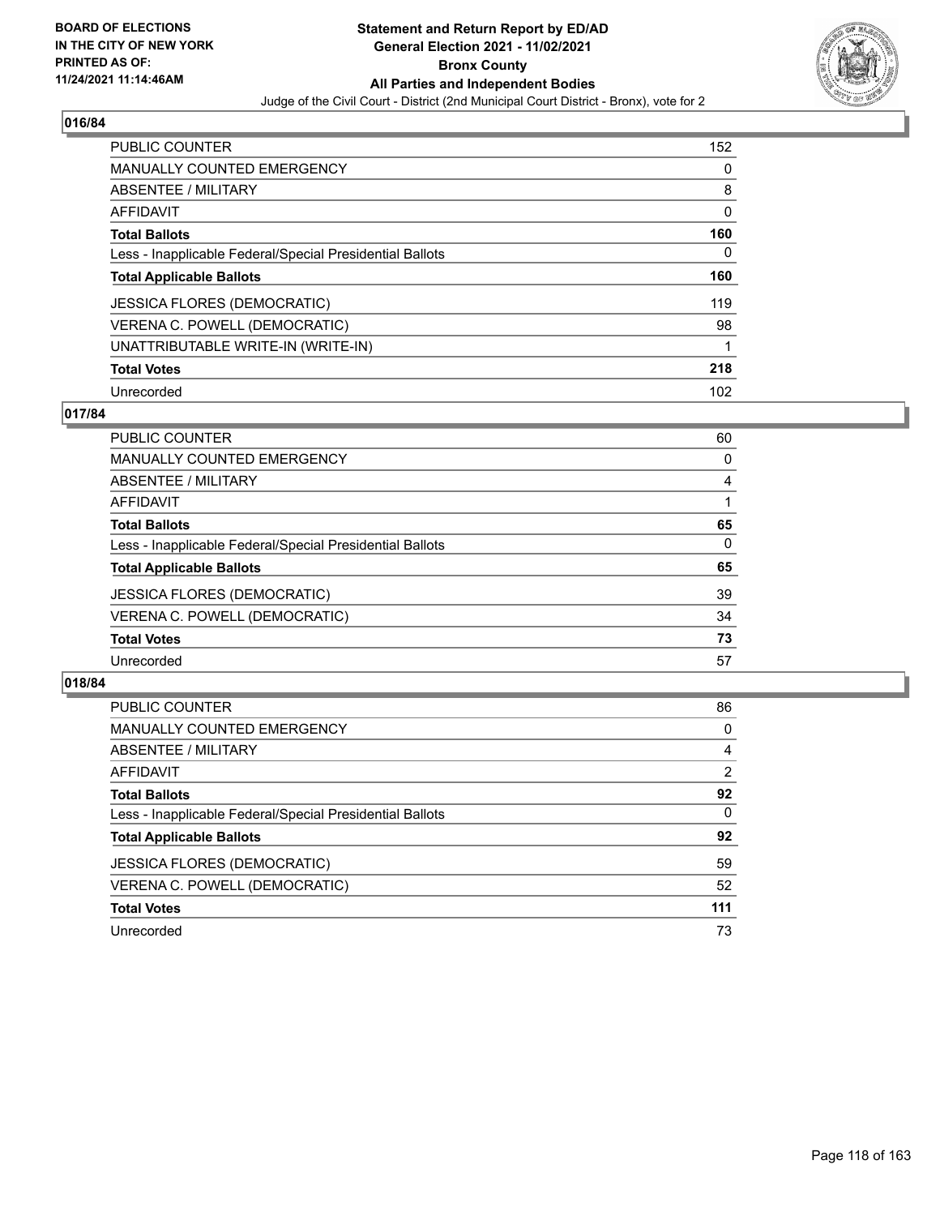## 016/84

| | |
|---|---|
| PUBLIC COUNTER | 152 |
| MANUALLY COUNTED EMERGENCY | 0 |
| ABSENTEE / MILITARY | 8 |
| AFFIDAVIT | 0 |
| **Total Ballots** | **160** |
| Less - Inapplicable Federal/Special Presidential Ballots | 0 |
| **Total Applicable Ballots** | **160** |
| JESSICA FLORES (DEMOCRATIC) | 119 |
| VERENA C. POWELL (DEMOCRATIC) | 98 |
| UNATTRIBUTABLE WRITE-IN (WRITE-IN) | 1 |
| **Total Votes** | **218** |
| Unrecorded | 102 |

## 017/84

| | |
|---|---|
| PUBLIC COUNTER | 60 |
| MANUALLY COUNTED EMERGENCY | 0 |
| ABSENTEE / MILITARY | 4 |
| AFFIDAVIT | 1 |
| **Total Ballots** | **65** |
| Less - Inapplicable Federal/Special Presidential Ballots | 0 |
| **Total Applicable Ballots** | **65** |
| JESSICA FLORES (DEMOCRATIC) | 39 |
| VERENA C. POWELL (DEMOCRATIC) | 34 |
| **Total Votes** | **73** |
| Unrecorded | 57 |

## 018/84

| | |
|---|---|
| PUBLIC COUNTER | 86 |
| MANUALLY COUNTED EMERGENCY | 0 |
| ABSENTEE / MILITARY | 4 |
| AFFIDAVIT | 2 |
| **Total Ballots** | **92** |
| Less - Inapplicable Federal/Special Presidential Ballots | 0 |
| **Total Applicable Ballots** | **92** |
| JESSICA FLORES (DEMOCRATIC) | 59 |
| VERENA C. POWELL (DEMOCRATIC) | 52 |
| **Total Votes** | **111** |
| Unrecorded | 73 |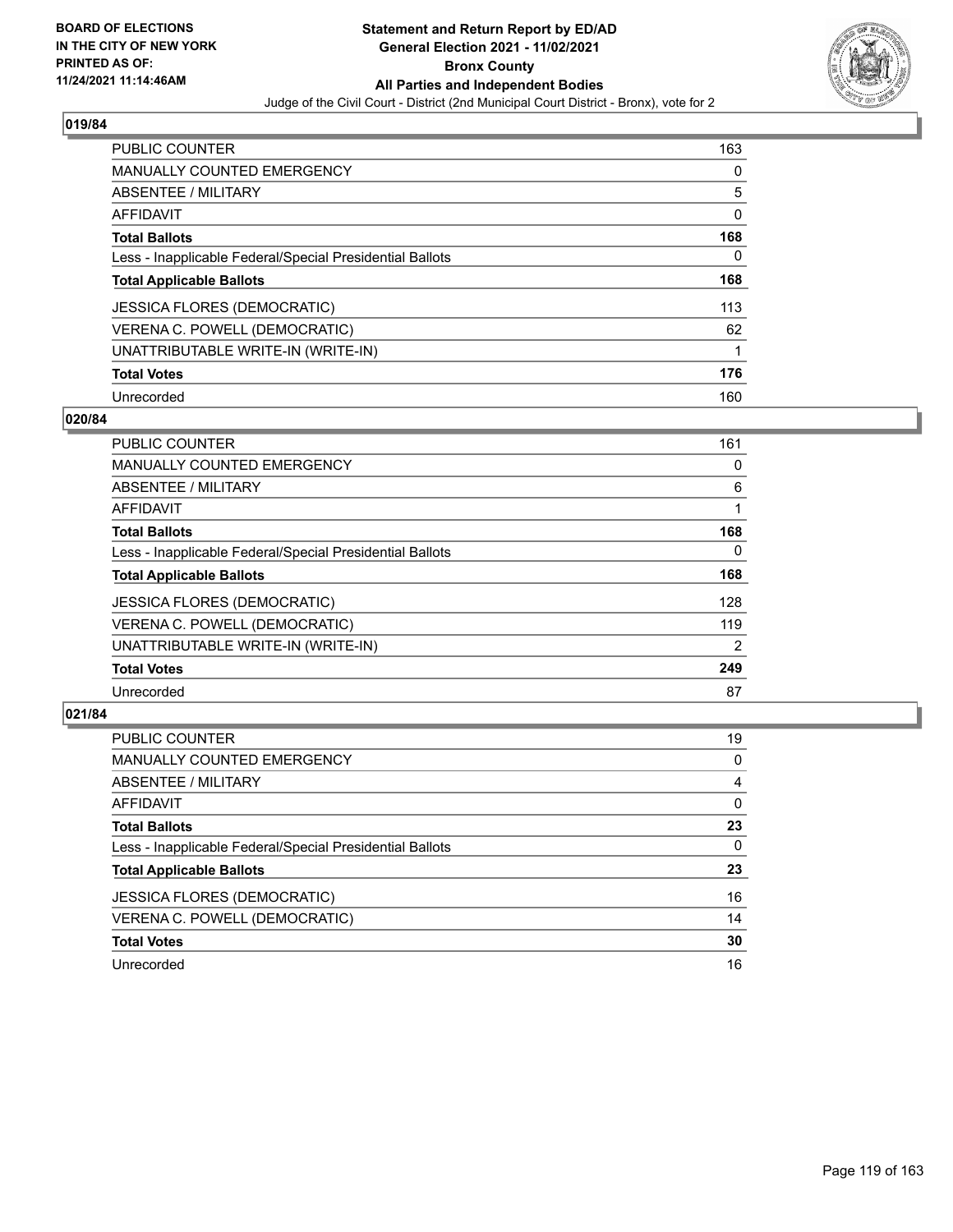**BOARD OF ELECTIONS IN THE CITY OF NEW YORK PRINTED AS OF: 11/24/2021 11:14:46AM**

# Statement and Return Report by ED/AD
## General Election 2021 - 11/02/2021
## Bronx County
## All Parties and Independent Bodies
### Judge of the Civil Court - District (2nd Municipal Court District - Bronx), vote for 2

### 019/84

| | |
|---|---|
| PUBLIC COUNTER | 163 |
| MANUALLY COUNTED EMERGENCY | 0 |
| ABSENTEE / MILITARY | 5 |
| AFFIDAVIT | 0 |
| **Total Ballots** | **168** |
| Less - Inapplicable Federal/Special Presidential Ballots | 0 |
| **Total Applicable Ballots** | **168** |
| JESSICA FLORES (DEMOCRATIC) | 113 |
| VERENA C. POWELL (DEMOCRATIC) | 62 |
| UNATTRIBUTABLE WRITE-IN (WRITE-IN) | 1 |
| **Total Votes** | **176** |
| Unrecorded | 160 |

### 020/84

| | |
|---|---|
| PUBLIC COUNTER | 161 |
| MANUALLY COUNTED EMERGENCY | 0 |
| ABSENTEE / MILITARY | 6 |
| AFFIDAVIT | 1 |
| **Total Ballots** | **168** |
| Less - Inapplicable Federal/Special Presidential Ballots | 0 |
| **Total Applicable Ballots** | **168** |
| JESSICA FLORES (DEMOCRATIC) | 128 |
| VERENA C. POWELL (DEMOCRATIC) | 119 |
| UNATTRIBUTABLE WRITE-IN (WRITE-IN) | 2 |
| **Total Votes** | **249** |
| Unrecorded | 87 |

### 021/84

| | |
|---|---|
| PUBLIC COUNTER | 19 |
| MANUALLY COUNTED EMERGENCY | 0 |
| ABSENTEE / MILITARY | 4 |
| AFFIDAVIT | 0 |
| **Total Ballots** | **23** |
| Less - Inapplicable Federal/Special Presidential Ballots | 0 |
| **Total Applicable Ballots** | **23** |
| JESSICA FLORES (DEMOCRATIC) | 16 |
| VERENA C. POWELL (DEMOCRATIC) | 14 |
| **Total Votes** | **30** |
| Unrecorded | 16 |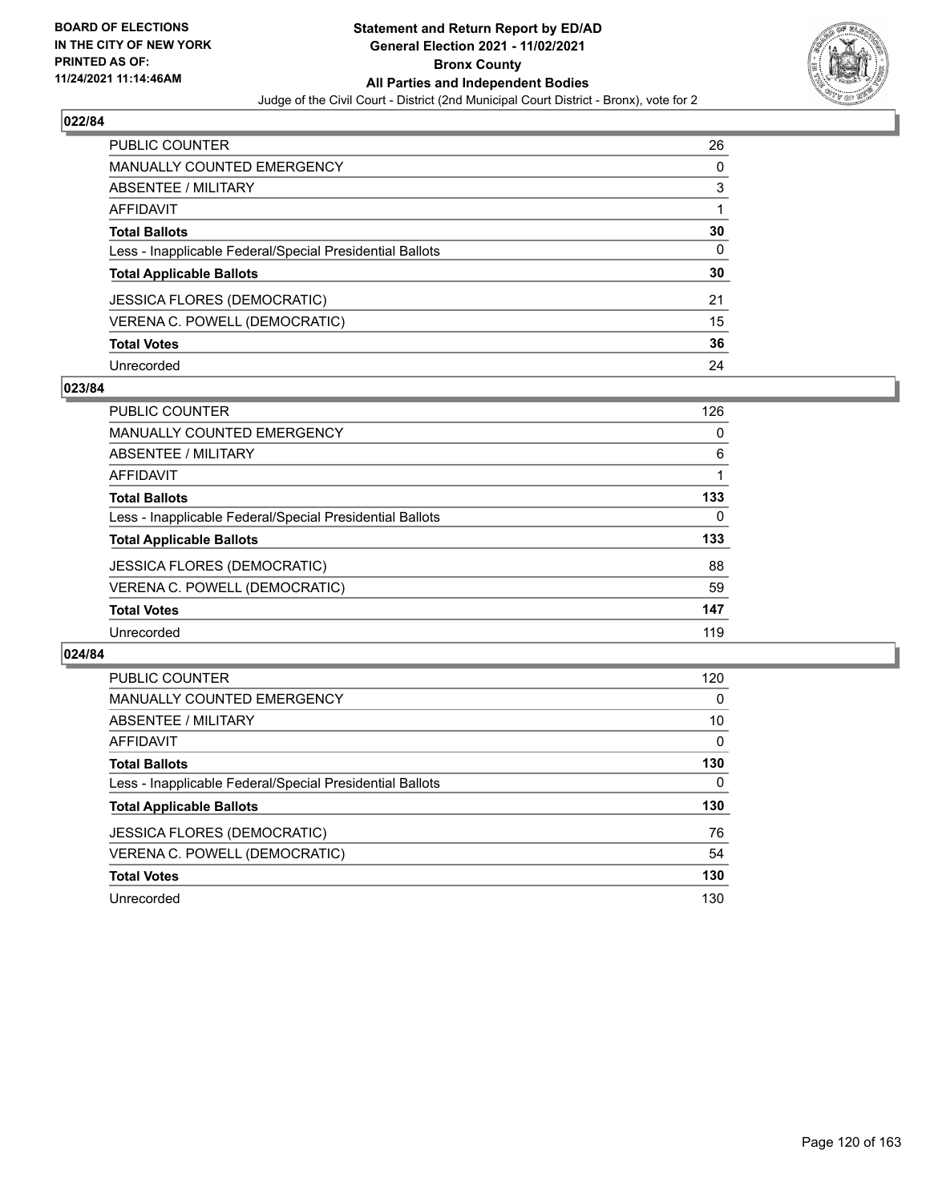BOARD OF ELECTIONS
IN THE CITY OF NEW YORK
PRINTED AS OF:
11/24/2021 11:14:46AM

# Statement and Return Report by ED/AD
## General Election 2021 - 11/02/2021
## Bronx County
## All Parties and Independent Bodies
Judge of the Civil Court - District (2nd Municipal Court District - Bronx), vote for 2

### 022/84

| | |
|---|---|
| PUBLIC COUNTER | 26 |
| MANUALLY COUNTED EMERGENCY | 0 |
| ABSENTEE / MILITARY | 3 |
| AFFIDAVIT | 1 |
| **Total Ballots** | **30** |
| Less - Inapplicable Federal/Special Presidential Ballots | 0 |
| **Total Applicable Ballots** | **30** |
| JESSICA FLORES (DEMOCRATIC) | 21 |
| VERENA C. POWELL (DEMOCRATIC) | 15 |
| **Total Votes** | **36** |
| Unrecorded | 24 |

### 023/84

| | |
|---|---|
| PUBLIC COUNTER | 126 |
| MANUALLY COUNTED EMERGENCY | 0 |
| ABSENTEE / MILITARY | 6 |
| AFFIDAVIT | 1 |
| **Total Ballots** | **133** |
| Less - Inapplicable Federal/Special Presidential Ballots | 0 |
| **Total Applicable Ballots** | **133** |
| JESSICA FLORES (DEMOCRATIC) | 88 |
| VERENA C. POWELL (DEMOCRATIC) | 59 |
| **Total Votes** | **147** |
| Unrecorded | 119 |

### 024/84

| | |
|---|---|
| PUBLIC COUNTER | 120 |
| MANUALLY COUNTED EMERGENCY | 0 |
| ABSENTEE / MILITARY | 10 |
| AFFIDAVIT | 0 |
| **Total Ballots** | **130** |
| Less - Inapplicable Federal/Special Presidential Ballots | 0 |
| **Total Applicable Ballots** | **130** |
| JESSICA FLORES (DEMOCRATIC) | 76 |
| VERENA C. POWELL (DEMOCRATIC) | 54 |
| **Total Votes** | **130** |
| Unrecorded | 130 |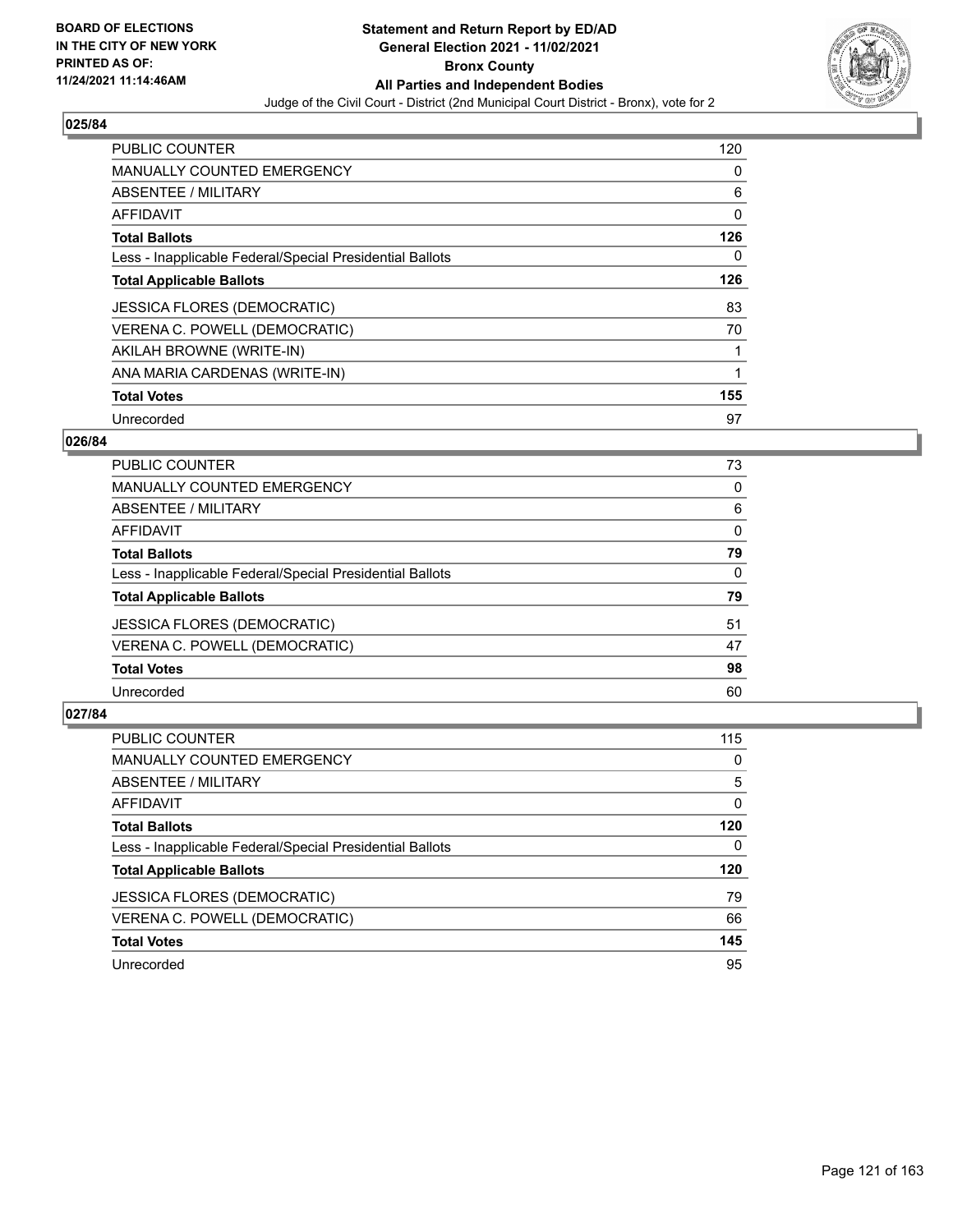**Statement and Return Report by ED/AD**
**General Election 2021 - 11/02/2021**
**Bronx County**
**All Parties and Independent Bodies**
Judge of the Civil Court - District (2nd Municipal Court District - Bronx), vote for 2

BOARD OF ELECTIONS IN THE CITY OF NEW YORK PRINTED AS OF: 11/24/2021 11:14:46AM

## 025/84

| | |
|---|---|
| PUBLIC COUNTER | 120 |
| MANUALLY COUNTED EMERGENCY | 0 |
| ABSENTEE / MILITARY | 6 |
| AFFIDAVIT | 0 |
| **Total Ballots** | **126** |
| Less - Inapplicable Federal/Special Presidential Ballots | 0 |
| **Total Applicable Ballots** | **126** |
| JESSICA FLORES (DEMOCRATIC) | 83 |
| VERENA C. POWELL (DEMOCRATIC) | 70 |
| AKILAH BROWNE (WRITE-IN) | 1 |
| ANA MARIA CARDENAS (WRITE-IN) | 1 |
| **Total Votes** | **155** |
| Unrecorded | 97 |

## 026/84

| | |
|---|---|
| PUBLIC COUNTER | 73 |
| MANUALLY COUNTED EMERGENCY | 0 |
| ABSENTEE / MILITARY | 6 |
| AFFIDAVIT | 0 |
| **Total Ballots** | **79** |
| Less - Inapplicable Federal/Special Presidential Ballots | 0 |
| **Total Applicable Ballots** | **79** |
| JESSICA FLORES (DEMOCRATIC) | 51 |
| VERENA C. POWELL (DEMOCRATIC) | 47 |
| **Total Votes** | **98** |
| Unrecorded | 60 |

## 027/84

| | |
|---|---|
| PUBLIC COUNTER | 115 |
| MANUALLY COUNTED EMERGENCY | 0 |
| ABSENTEE / MILITARY | 5 |
| AFFIDAVIT | 0 |
| **Total Ballots** | **120** |
| Less - Inapplicable Federal/Special Presidential Ballots | 0 |
| **Total Applicable Ballots** | **120** |
| JESSICA FLORES (DEMOCRATIC) | 79 |
| VERENA C. POWELL (DEMOCRATIC) | 66 |
| **Total Votes** | **145** |
| Unrecorded | 95 |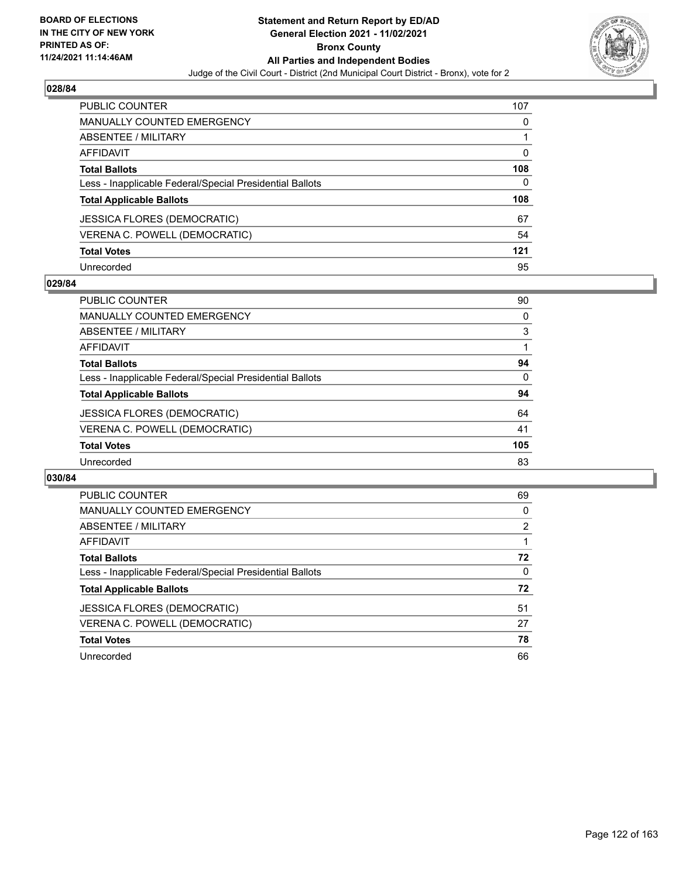BOARD OF ELECTIONS
IN THE CITY OF NEW YORK
PRINTED AS OF:
11/24/2021 11:14:46AM

# Statement and Return Report by ED/AD
## General Election 2021 - 11/02/2021
## Bronx County
## All Parties and Independent Bodies

Judge of the Civil Court - District (2nd Municipal Court District - Bronx), vote for 2

### 028/84

| | |
|---|---|
| PUBLIC COUNTER | 107 |
| MANUALLY COUNTED EMERGENCY | 0 |
| ABSENTEE / MILITARY | 1 |
| AFFIDAVIT | 0 |
| **Total Ballots** | **108** |
| Less - Inapplicable Federal/Special Presidential Ballots | 0 |
| **Total Applicable Ballots** | **108** |
| JESSICA FLORES (DEMOCRATIC) | 67 |
| VERENA C. POWELL (DEMOCRATIC) | 54 |
| **Total Votes** | **121** |
| Unrecorded | 95 |

### 029/84

| | |
|---|---|
| PUBLIC COUNTER | 90 |
| MANUALLY COUNTED EMERGENCY | 0 |
| ABSENTEE / MILITARY | 3 |
| AFFIDAVIT | 1 |
| **Total Ballots** | **94** |
| Less - Inapplicable Federal/Special Presidential Ballots | 0 |
| **Total Applicable Ballots** | **94** |
| JESSICA FLORES (DEMOCRATIC) | 64 |
| VERENA C. POWELL (DEMOCRATIC) | 41 |
| **Total Votes** | **105** |
| Unrecorded | 83 |

### 030/84

| | |
|---|---|
| PUBLIC COUNTER | 69 |
| MANUALLY COUNTED EMERGENCY | 0 |
| ABSENTEE / MILITARY | 2 |
| AFFIDAVIT | 1 |
| **Total Ballots** | **72** |
| Less - Inapplicable Federal/Special Presidential Ballots | 0 |
| **Total Applicable Ballots** | **72** |
| JESSICA FLORES (DEMOCRATIC) | 51 |
| VERENA C. POWELL (DEMOCRATIC) | 27 |
| **Total Votes** | **78** |
| Unrecorded | 66 |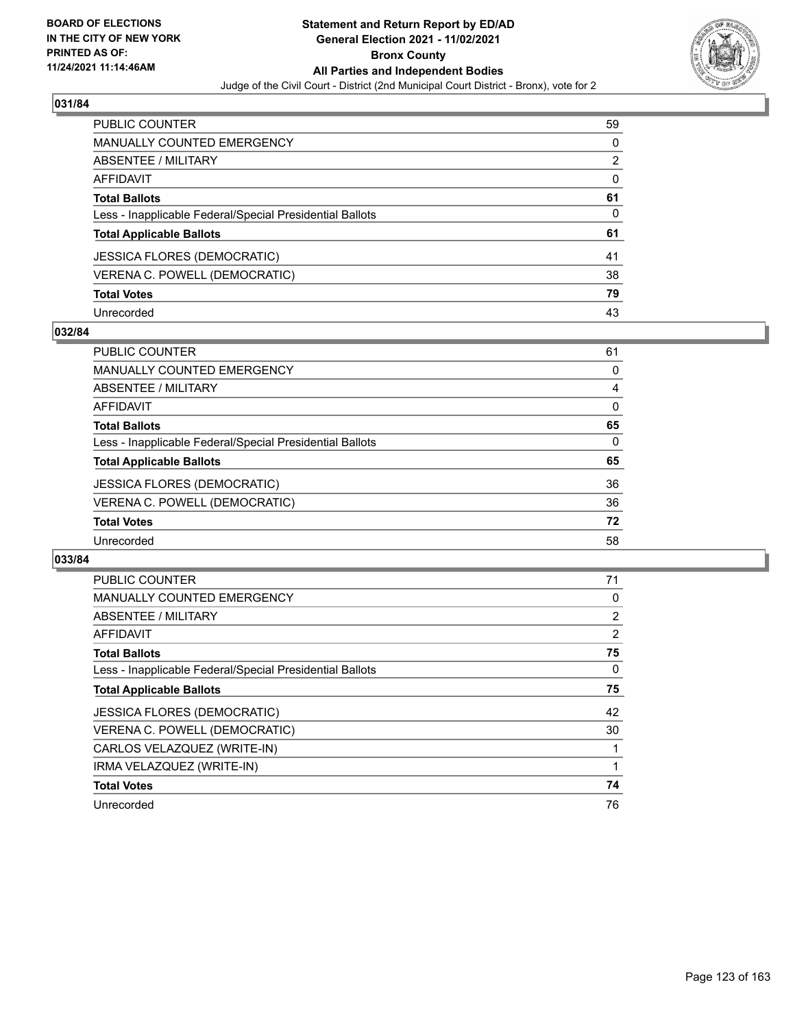BOARD OF ELECTIONS
IN THE CITY OF NEW YORK
PRINTED AS OF:
11/24/2021 11:14:46AM

# Statement and Return Report by ED/AD
## General Election 2021 - 11/02/2021
## Bronx County
## All Parties and Independent Bodies

Judge of the Civil Court - District (2nd Municipal Court District - Bronx), vote for 2

### 031/84

| | |
|---|---|
| PUBLIC COUNTER | 59 |
| MANUALLY COUNTED EMERGENCY | 0 |
| ABSENTEE / MILITARY | 2 |
| AFFIDAVIT | 0 |
| **Total Ballots** | **61** |
| Less - Inapplicable Federal/Special Presidential Ballots | 0 |
| **Total Applicable Ballots** | **61** |
| JESSICA FLORES (DEMOCRATIC) | 41 |
| VERENA C. POWELL (DEMOCRATIC) | 38 |
| **Total Votes** | **79** |
| Unrecorded | 43 |

### 032/84

| | |
|---|---|
| PUBLIC COUNTER | 61 |
| MANUALLY COUNTED EMERGENCY | 0 |
| ABSENTEE / MILITARY | 4 |
| AFFIDAVIT | 0 |
| **Total Ballots** | **65** |
| Less - Inapplicable Federal/Special Presidential Ballots | 0 |
| **Total Applicable Ballots** | **65** |
| JESSICA FLORES (DEMOCRATIC) | 36 |
| VERENA C. POWELL (DEMOCRATIC) | 36 |
| **Total Votes** | **72** |
| Unrecorded | 58 |

### 033/84

| | |
|---|---|
| PUBLIC COUNTER | 71 |
| MANUALLY COUNTED EMERGENCY | 0 |
| ABSENTEE / MILITARY | 2 |
| AFFIDAVIT | 2 |
| **Total Ballots** | **75** |
| Less - Inapplicable Federal/Special Presidential Ballots | 0 |
| **Total Applicable Ballots** | **75** |
| JESSICA FLORES (DEMOCRATIC) | 42 |
| VERENA C. POWELL (DEMOCRATIC) | 30 |
| CARLOS VELAZQUEZ (WRITE-IN) | 1 |
| IRMA VELAZQUEZ (WRITE-IN) | 1 |
| **Total Votes** | **74** |
| Unrecorded | 76 |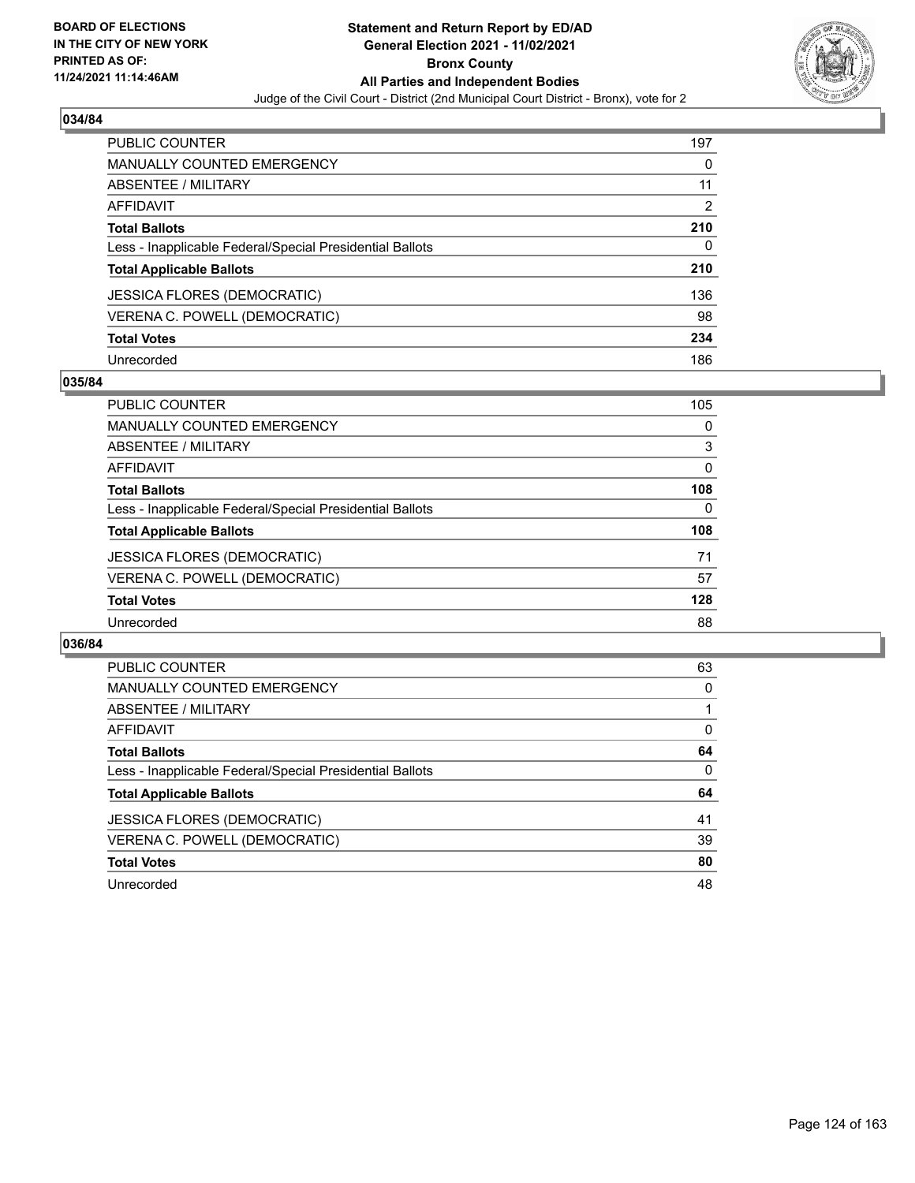## 034/84

| | |
|---|---|
| PUBLIC COUNTER | 197 |
| MANUALLY COUNTED EMERGENCY | 0 |
| ABSENTEE / MILITARY | 11 |
| AFFIDAVIT | 2 |
| **Total Ballots** | **210** |
| Less - Inapplicable Federal/Special Presidential Ballots | 0 |
| **Total Applicable Ballots** | **210** |
| JESSICA FLORES (DEMOCRATIC) | 136 |
| VERENA C. POWELL (DEMOCRATIC) | 98 |
| **Total Votes** | **234** |
| Unrecorded | 186 |

## 035/84

| | |
|---|---|
| PUBLIC COUNTER | 105 |
| MANUALLY COUNTED EMERGENCY | 0 |
| ABSENTEE / MILITARY | 3 |
| AFFIDAVIT | 0 |
| **Total Ballots** | **108** |
| Less - Inapplicable Federal/Special Presidential Ballots | 0 |
| **Total Applicable Ballots** | **108** |
| JESSICA FLORES (DEMOCRATIC) | 71 |
| VERENA C. POWELL (DEMOCRATIC) | 57 |
| **Total Votes** | **128** |
| Unrecorded | 88 |

## 036/84

| | |
|---|---|
| PUBLIC COUNTER | 63 |
| MANUALLY COUNTED EMERGENCY | 0 |
| ABSENTEE / MILITARY | 1 |
| AFFIDAVIT | 0 |
| **Total Ballots** | **64** |
| Less - Inapplicable Federal/Special Presidential Ballots | 0 |
| **Total Applicable Ballots** | **64** |
| JESSICA FLORES (DEMOCRATIC) | 41 |
| VERENA C. POWELL (DEMOCRATIC) | 39 |
| **Total Votes** | **80** |
| Unrecorded | 48 |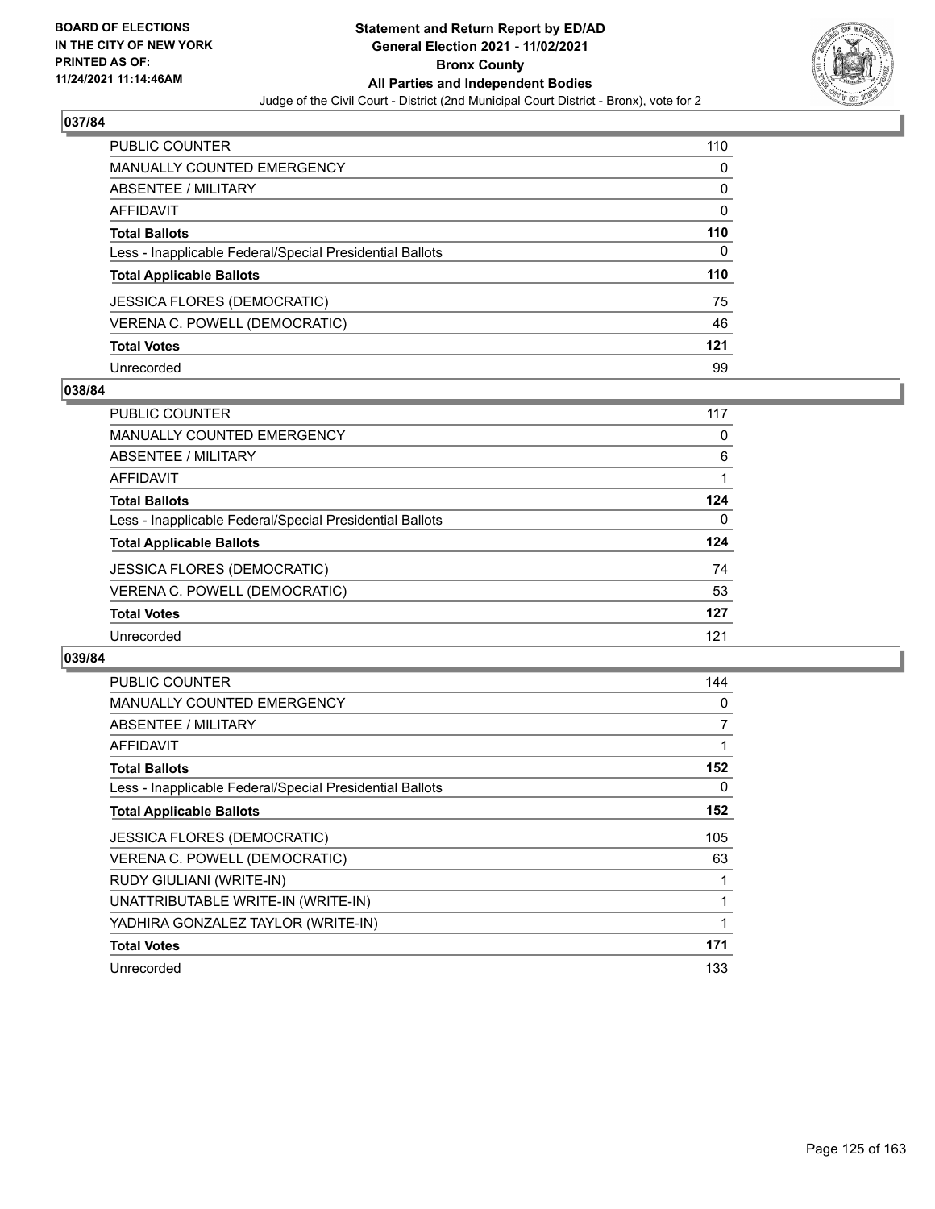## 037/84

| | |
|---|---|
| PUBLIC COUNTER | 110 |
| MANUALLY COUNTED EMERGENCY | 0 |
| ABSENTEE / MILITARY | 0 |
| AFFIDAVIT | 0 |
| **Total Ballots** | **110** |
| Less - Inapplicable Federal/Special Presidential Ballots | 0 |
| **Total Applicable Ballots** | **110** |
| JESSICA FLORES (DEMOCRATIC) | 75 |
| VERENA C. POWELL (DEMOCRATIC) | 46 |
| **Total Votes** | **121** |
| Unrecorded | 99 |

## 038/84

| | |
|---|---|
| PUBLIC COUNTER | 117 |
| MANUALLY COUNTED EMERGENCY | 0 |
| ABSENTEE / MILITARY | 6 |
| AFFIDAVIT | 1 |
| **Total Ballots** | **124** |
| Less - Inapplicable Federal/Special Presidential Ballots | 0 |
| **Total Applicable Ballots** | **124** |
| JESSICA FLORES (DEMOCRATIC) | 74 |
| VERENA C. POWELL (DEMOCRATIC) | 53 |
| **Total Votes** | **127** |
| Unrecorded | 121 |

## 039/84

| | |
|---|---|
| PUBLIC COUNTER | 144 |
| MANUALLY COUNTED EMERGENCY | 0 |
| ABSENTEE / MILITARY | 7 |
| AFFIDAVIT | 1 |
| **Total Ballots** | **152** |
| Less - Inapplicable Federal/Special Presidential Ballots | 0 |
| **Total Applicable Ballots** | **152** |
| JESSICA FLORES (DEMOCRATIC) | 105 |
| VERENA C. POWELL (DEMOCRATIC) | 63 |
| RUDY GIULIANI (WRITE-IN) | 1 |
| UNATTRIBUTABLE WRITE-IN (WRITE-IN) | 1 |
| YADHIRA GONZALEZ TAYLOR (WRITE-IN) | 1 |
| **Total Votes** | **171** |
| Unrecorded | 133 |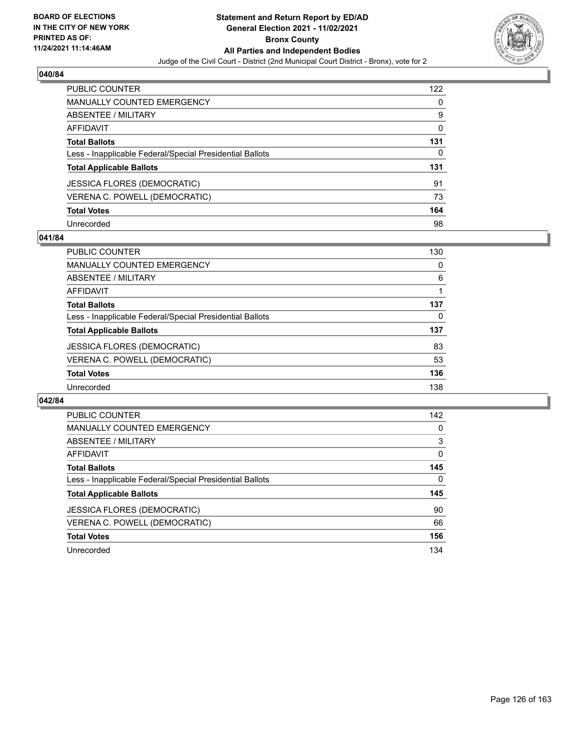BOARD OF ELECTIONS
IN THE CITY OF NEW YORK
PRINTED AS OF:
11/24/2021 11:14:46AM

# Statement and Return Report by ED/AD
## General Election 2021 - 11/02/2021
## Bronx County
## All Parties and Independent Bodies
Judge of the Civil Court - District (2nd Municipal Court District - Bronx), vote for 2

### 040/84

| | |
|---|---|
| PUBLIC COUNTER | 122 |
| MANUALLY COUNTED EMERGENCY | 0 |
| ABSENTEE / MILITARY | 9 |
| AFFIDAVIT | 0 |
| **Total Ballots** | **131** |
| Less - Inapplicable Federal/Special Presidential Ballots | 0 |
| **Total Applicable Ballots** | **131** |
| JESSICA FLORES (DEMOCRATIC) | 91 |
| VERENA C. POWELL (DEMOCRATIC) | 73 |
| **Total Votes** | **164** |
| Unrecorded | 98 |

### 041/84

| | |
|---|---|
| PUBLIC COUNTER | 130 |
| MANUALLY COUNTED EMERGENCY | 0 |
| ABSENTEE / MILITARY | 6 |
| AFFIDAVIT | 1 |
| **Total Ballots** | **137** |
| Less - Inapplicable Federal/Special Presidential Ballots | 0 |
| **Total Applicable Ballots** | **137** |
| JESSICA FLORES (DEMOCRATIC) | 83 |
| VERENA C. POWELL (DEMOCRATIC) | 53 |
| **Total Votes** | **136** |
| Unrecorded | 138 |

### 042/84

| | |
|---|---|
| PUBLIC COUNTER | 142 |
| MANUALLY COUNTED EMERGENCY | 0 |
| ABSENTEE / MILITARY | 3 |
| AFFIDAVIT | 0 |
| **Total Ballots** | **145** |
| Less - Inapplicable Federal/Special Presidential Ballots | 0 |
| **Total Applicable Ballots** | **145** |
| JESSICA FLORES (DEMOCRATIC) | 90 |
| VERENA C. POWELL (DEMOCRATIC) | 66 |
| **Total Votes** | **156** |
| Unrecorded | 134 |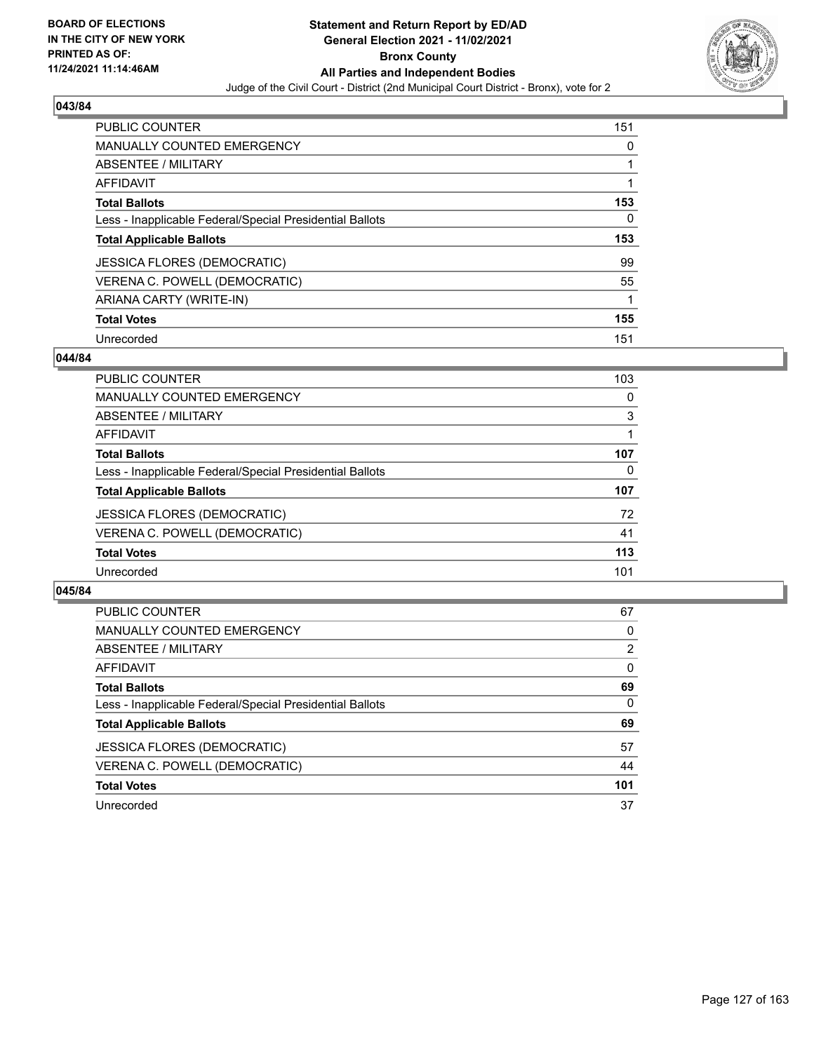## 043/84

| | |
|---|---|
| PUBLIC COUNTER | 151 |
| MANUALLY COUNTED EMERGENCY | 0 |
| ABSENTEE / MILITARY | 1 |
| AFFIDAVIT | 1 |
| **Total Ballots** | **153** |
| Less - Inapplicable Federal/Special Presidential Ballots | 0 |
| **Total Applicable Ballots** | **153** |
| JESSICA FLORES (DEMOCRATIC) | 99 |
| VERENA C. POWELL (DEMOCRATIC) | 55 |
| ARIANA CARTY (WRITE-IN) | 1 |
| **Total Votes** | **155** |
| Unrecorded | 151 |

## 044/84

| | |
|---|---|
| PUBLIC COUNTER | 103 |
| MANUALLY COUNTED EMERGENCY | 0 |
| ABSENTEE / MILITARY | 3 |
| AFFIDAVIT | 1 |
| **Total Ballots** | **107** |
| Less - Inapplicable Federal/Special Presidential Ballots | 0 |
| **Total Applicable Ballots** | **107** |
| JESSICA FLORES (DEMOCRATIC) | 72 |
| VERENA C. POWELL (DEMOCRATIC) | 41 |
| **Total Votes** | **113** |
| Unrecorded | 101 |

## 045/84

| | |
|---|---|
| PUBLIC COUNTER | 67 |
| MANUALLY COUNTED EMERGENCY | 0 |
| ABSENTEE / MILITARY | 2 |
| AFFIDAVIT | 0 |
| **Total Ballots** | **69** |
| Less - Inapplicable Federal/Special Presidential Ballots | 0 |
| **Total Applicable Ballots** | **69** |
| JESSICA FLORES (DEMOCRATIC) | 57 |
| VERENA C. POWELL (DEMOCRATIC) | 44 |
| **Total Votes** | **101** |
| Unrecorded | 37 |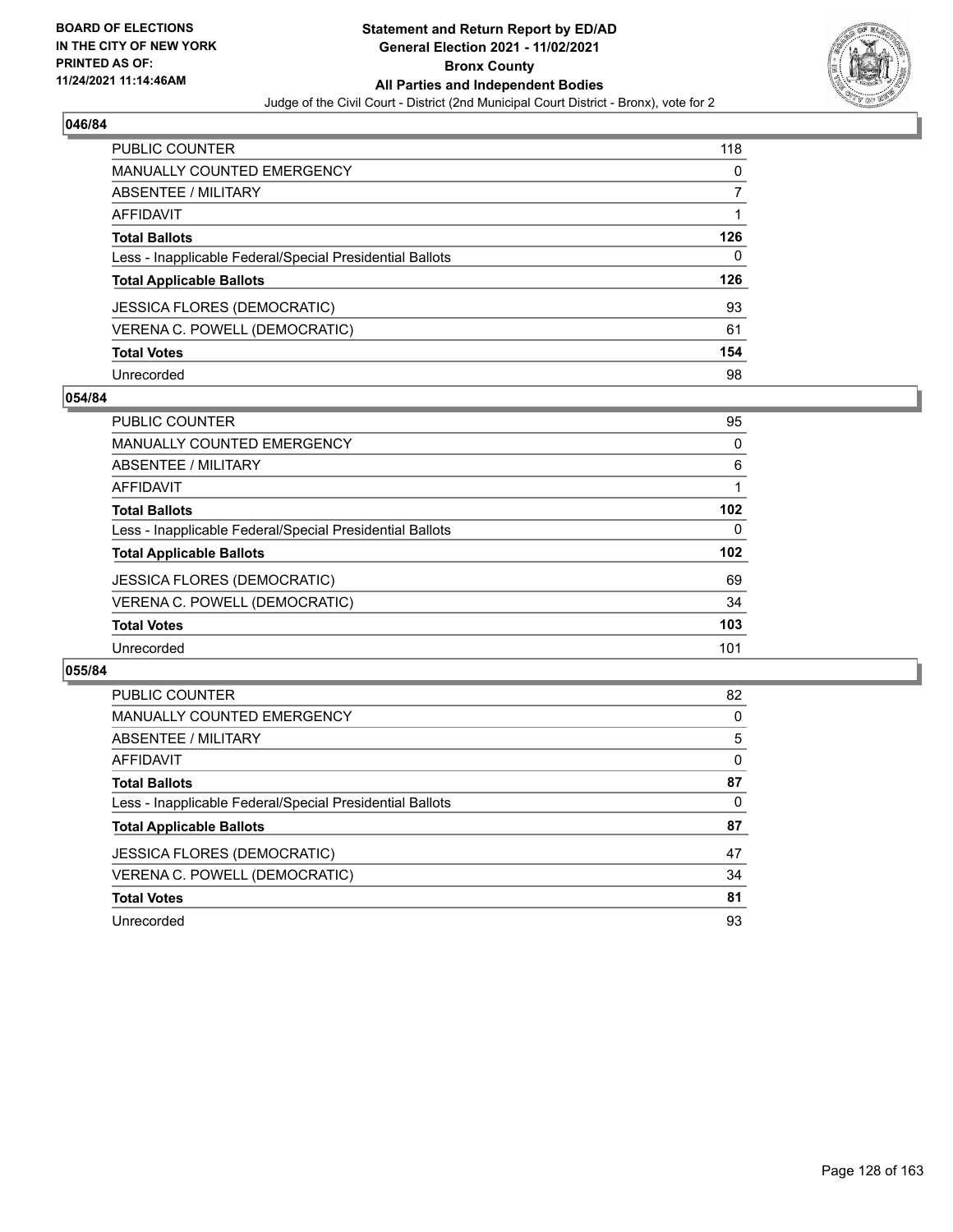## 046/84

| | |
|---|---|
| PUBLIC COUNTER | 118 |
| MANUALLY COUNTED EMERGENCY | 0 |
| ABSENTEE / MILITARY | 7 |
| AFFIDAVIT | 1 |
| **Total Ballots** | **126** |
| Less - Inapplicable Federal/Special Presidential Ballots | 0 |
| **Total Applicable Ballots** | **126** |
| JESSICA FLORES (DEMOCRATIC) | 93 |
| VERENA C. POWELL (DEMOCRATIC) | 61 |
| **Total Votes** | **154** |
| Unrecorded | 98 |

## 054/84

| | |
|---|---|
| PUBLIC COUNTER | 95 |
| MANUALLY COUNTED EMERGENCY | 0 |
| ABSENTEE / MILITARY | 6 |
| AFFIDAVIT | 1 |
| **Total Ballots** | **102** |
| Less - Inapplicable Federal/Special Presidential Ballots | 0 |
| **Total Applicable Ballots** | **102** |
| JESSICA FLORES (DEMOCRATIC) | 69 |
| VERENA C. POWELL (DEMOCRATIC) | 34 |
| **Total Votes** | **103** |
| Unrecorded | 101 |

## 055/84

| | |
|---|---|
| PUBLIC COUNTER | 82 |
| MANUALLY COUNTED EMERGENCY | 0 |
| ABSENTEE / MILITARY | 5 |
| AFFIDAVIT | 0 |
| **Total Ballots** | **87** |
| Less - Inapplicable Federal/Special Presidential Ballots | 0 |
| **Total Applicable Ballots** | **87** |
| JESSICA FLORES (DEMOCRATIC) | 47 |
| VERENA C. POWELL (DEMOCRATIC) | 34 |
| **Total Votes** | **81** |
| Unrecorded | 93 |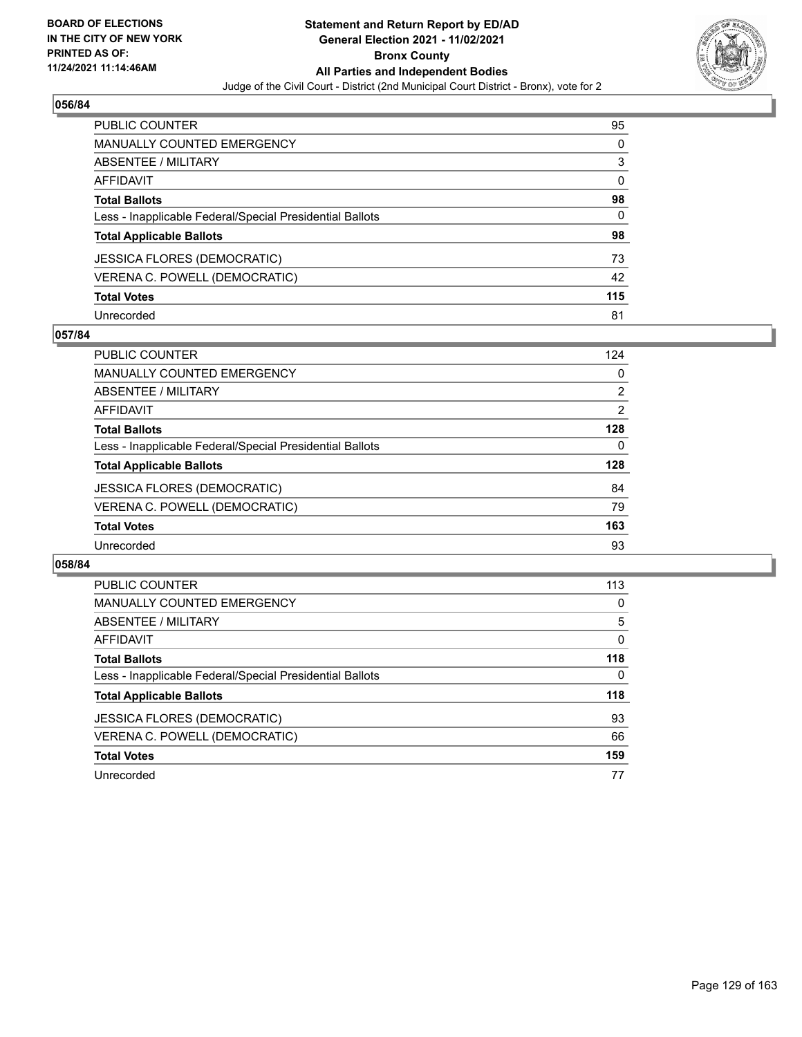## 056/84

| | |
|---|---|
| PUBLIC COUNTER | 95 |
| MANUALLY COUNTED EMERGENCY | 0 |
| ABSENTEE / MILITARY | 3 |
| AFFIDAVIT | 0 |
| **Total Ballots** | **98** |
| Less - Inapplicable Federal/Special Presidential Ballots | 0 |
| **Total Applicable Ballots** | **98** |
| JESSICA FLORES (DEMOCRATIC) | 73 |
| VERENA C. POWELL (DEMOCRATIC) | 42 |
| **Total Votes** | **115** |
| Unrecorded | 81 |

## 057/84

| | |
|---|---|
| PUBLIC COUNTER | 124 |
| MANUALLY COUNTED EMERGENCY | 0 |
| ABSENTEE / MILITARY | 2 |
| AFFIDAVIT | 2 |
| **Total Ballots** | **128** |
| Less - Inapplicable Federal/Special Presidential Ballots | 0 |
| **Total Applicable Ballots** | **128** |
| JESSICA FLORES (DEMOCRATIC) | 84 |
| VERENA C. POWELL (DEMOCRATIC) | 79 |
| **Total Votes** | **163** |
| Unrecorded | 93 |

## 058/84

| | |
|---|---|
| PUBLIC COUNTER | 113 |
| MANUALLY COUNTED EMERGENCY | 0 |
| ABSENTEE / MILITARY | 5 |
| AFFIDAVIT | 0 |
| **Total Ballots** | **118** |
| Less - Inapplicable Federal/Special Presidential Ballots | 0 |
| **Total Applicable Ballots** | **118** |
| JESSICA FLORES (DEMOCRATIC) | 93 |
| VERENA C. POWELL (DEMOCRATIC) | 66 |
| **Total Votes** | **159** |
| Unrecorded | 77 |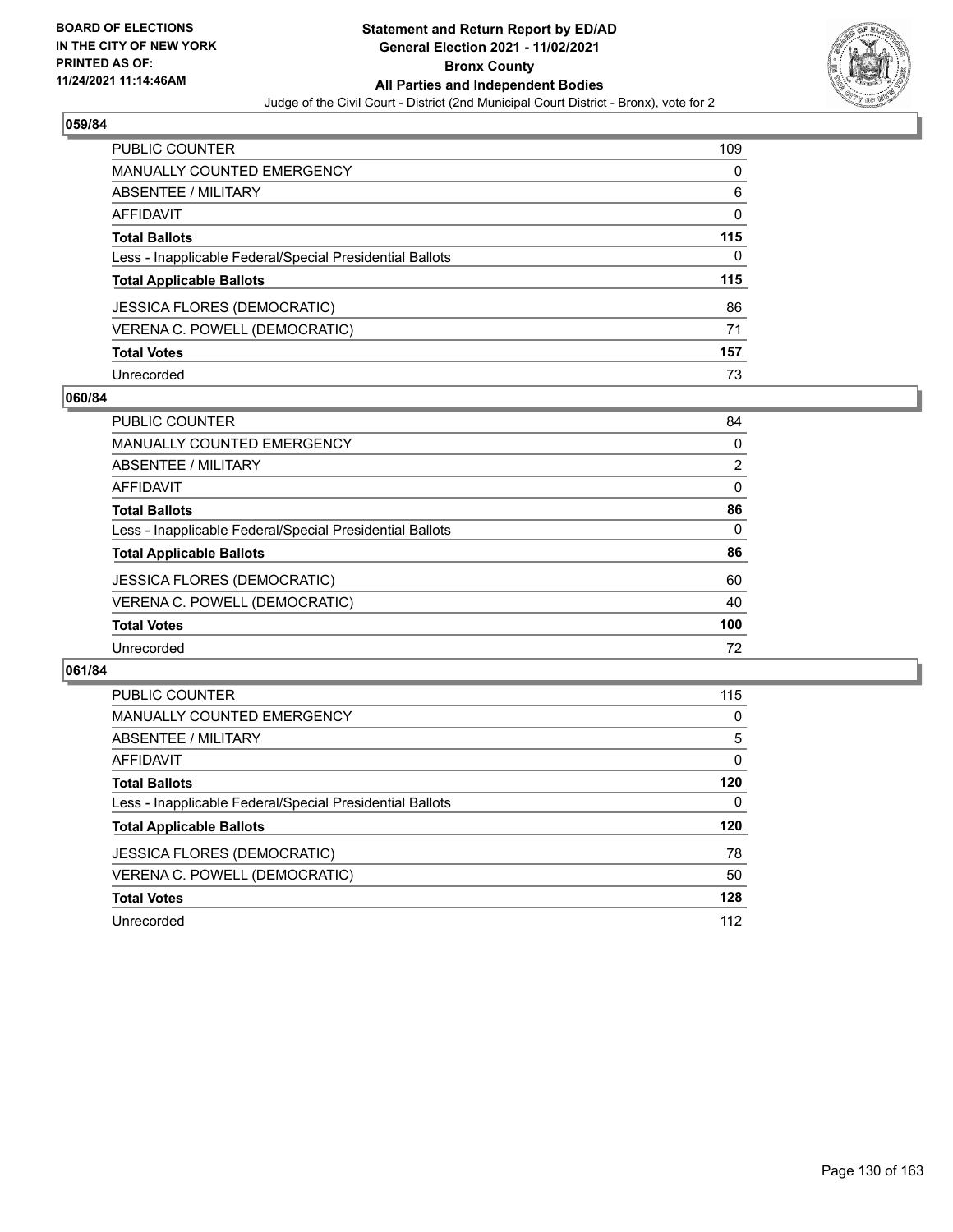## 059/84

| | |
|---|---|
| PUBLIC COUNTER | 109 |
| MANUALLY COUNTED EMERGENCY | 0 |
| ABSENTEE / MILITARY | 6 |
| AFFIDAVIT | 0 |
| **Total Ballots** | **115** |
| Less - Inapplicable Federal/Special Presidential Ballots | 0 |
| **Total Applicable Ballots** | **115** |
| JESSICA FLORES (DEMOCRATIC) | 86 |
| VERENA C. POWELL (DEMOCRATIC) | 71 |
| **Total Votes** | **157** |
| Unrecorded | 73 |

## 060/84

| | |
|---|---|
| PUBLIC COUNTER | 84 |
| MANUALLY COUNTED EMERGENCY | 0 |
| ABSENTEE / MILITARY | 2 |
| AFFIDAVIT | 0 |
| **Total Ballots** | **86** |
| Less - Inapplicable Federal/Special Presidential Ballots | 0 |
| **Total Applicable Ballots** | **86** |
| JESSICA FLORES (DEMOCRATIC) | 60 |
| VERENA C. POWELL (DEMOCRATIC) | 40 |
| **Total Votes** | **100** |
| Unrecorded | 72 |

## 061/84

| | |
|---|---|
| PUBLIC COUNTER | 115 |
| MANUALLY COUNTED EMERGENCY | 0 |
| ABSENTEE / MILITARY | 5 |
| AFFIDAVIT | 0 |
| **Total Ballots** | **120** |
| Less - Inapplicable Federal/Special Presidential Ballots | 0 |
| **Total Applicable Ballots** | **120** |
| JESSICA FLORES (DEMOCRATIC) | 78 |
| VERENA C. POWELL (DEMOCRATIC) | 50 |
| **Total Votes** | **128** |
| Unrecorded | 112 |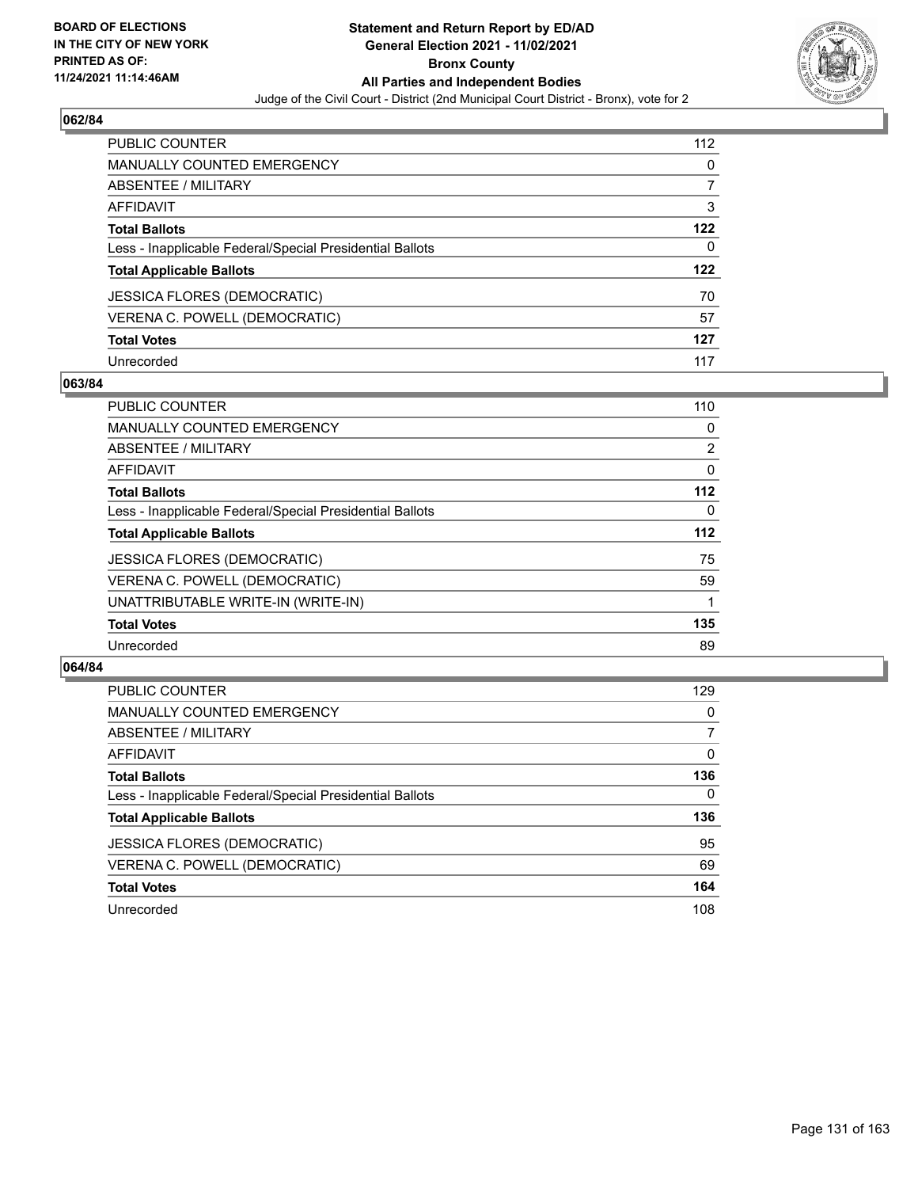## 062/84

| | |
|---|---|
| PUBLIC COUNTER | 112 |
| MANUALLY COUNTED EMERGENCY | 0 |
| ABSENTEE / MILITARY | 7 |
| AFFIDAVIT | 3 |
| **Total Ballots** | **122** |
| Less - Inapplicable Federal/Special Presidential Ballots | 0 |
| **Total Applicable Ballots** | **122** |
| JESSICA FLORES (DEMOCRATIC) | 70 |
| VERENA C. POWELL (DEMOCRATIC) | 57 |
| **Total Votes** | **127** |
| Unrecorded | 117 |

## 063/84

| | |
|---|---|
| PUBLIC COUNTER | 110 |
| MANUALLY COUNTED EMERGENCY | 0 |
| ABSENTEE / MILITARY | 2 |
| AFFIDAVIT | 0 |
| **Total Ballots** | **112** |
| Less - Inapplicable Federal/Special Presidential Ballots | 0 |
| **Total Applicable Ballots** | **112** |
| JESSICA FLORES (DEMOCRATIC) | 75 |
| VERENA C. POWELL (DEMOCRATIC) | 59 |
| UNATTRIBUTABLE WRITE-IN (WRITE-IN) | 1 |
| **Total Votes** | **135** |
| Unrecorded | 89 |

## 064/84

| | |
|---|---|
| PUBLIC COUNTER | 129 |
| MANUALLY COUNTED EMERGENCY | 0 |
| ABSENTEE / MILITARY | 7 |
| AFFIDAVIT | 0 |
| **Total Ballots** | **136** |
| Less - Inapplicable Federal/Special Presidential Ballots | 0 |
| **Total Applicable Ballots** | **136** |
| JESSICA FLORES (DEMOCRATIC) | 95 |
| VERENA C. POWELL (DEMOCRATIC) | 69 |
| **Total Votes** | **164** |
| Unrecorded | 108 |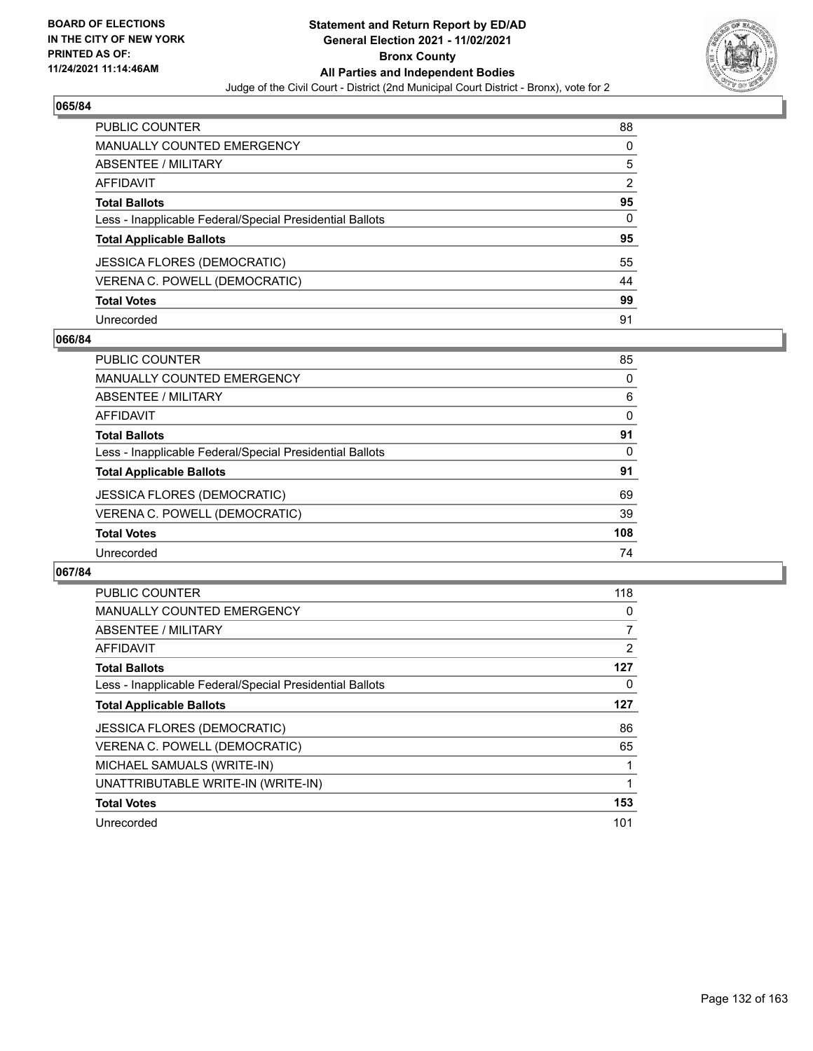**BOARD OF ELECTIONS IN THE CITY OF NEW YORK PRINTED AS OF: 11/24/2021 11:14:46AM**

# Statement and Return Report by ED/AD
## General Election 2021 - 11/02/2021
## Bronx County
## All Parties and Independent Bodies
Judge of the Civil Court - District (2nd Municipal Court District - Bronx), vote for 2

### 065/84

| | |
|---|---|
| PUBLIC COUNTER | 88 |
| MANUALLY COUNTED EMERGENCY | 0 |
| ABSENTEE / MILITARY | 5 |
| AFFIDAVIT | 2 |
| **Total Ballots** | **95** |
| Less - Inapplicable Federal/Special Presidential Ballots | 0 |
| **Total Applicable Ballots** | **95** |
| JESSICA FLORES (DEMOCRATIC) | 55 |
| VERENA C. POWELL (DEMOCRATIC) | 44 |
| **Total Votes** | **99** |
| Unrecorded | 91 |

### 066/84

| | |
|---|---|
| PUBLIC COUNTER | 85 |
| MANUALLY COUNTED EMERGENCY | 0 |
| ABSENTEE / MILITARY | 6 |
| AFFIDAVIT | 0 |
| **Total Ballots** | **91** |
| Less - Inapplicable Federal/Special Presidential Ballots | 0 |
| **Total Applicable Ballots** | **91** |
| JESSICA FLORES (DEMOCRATIC) | 69 |
| VERENA C. POWELL (DEMOCRATIC) | 39 |
| **Total Votes** | **108** |
| Unrecorded | 74 |

### 067/84

| | |
|---|---|
| PUBLIC COUNTER | 118 |
| MANUALLY COUNTED EMERGENCY | 0 |
| ABSENTEE / MILITARY | 7 |
| AFFIDAVIT | 2 |
| **Total Ballots** | **127** |
| Less - Inapplicable Federal/Special Presidential Ballots | 0 |
| **Total Applicable Ballots** | **127** |
| JESSICA FLORES (DEMOCRATIC) | 86 |
| VERENA C. POWELL (DEMOCRATIC) | 65 |
| MICHAEL SAMUALS (WRITE-IN) | 1 |
| UNATTRIBUTABLE WRITE-IN (WRITE-IN) | 1 |
| **Total Votes** | **153** |
| Unrecorded | 101 |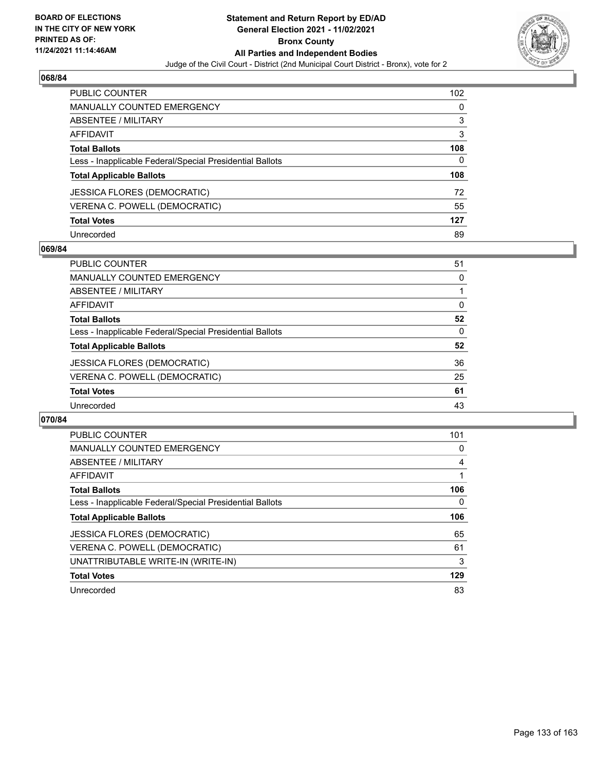## 068/84

| | |
|---|---|
| PUBLIC COUNTER | 102 |
| MANUALLY COUNTED EMERGENCY | 0 |
| ABSENTEE / MILITARY | 3 |
| AFFIDAVIT | 3 |
| **Total Ballots** | **108** |
| Less - Inapplicable Federal/Special Presidential Ballots | 0 |
| **Total Applicable Ballots** | **108** |
| JESSICA FLORES (DEMOCRATIC) | 72 |
| VERENA C. POWELL (DEMOCRATIC) | 55 |
| **Total Votes** | **127** |
| Unrecorded | 89 |

## 069/84

| | |
|---|---|
| PUBLIC COUNTER | 51 |
| MANUALLY COUNTED EMERGENCY | 0 |
| ABSENTEE / MILITARY | 1 |
| AFFIDAVIT | 0 |
| **Total Ballots** | **52** |
| Less - Inapplicable Federal/Special Presidential Ballots | 0 |
| **Total Applicable Ballots** | **52** |
| JESSICA FLORES (DEMOCRATIC) | 36 |
| VERENA C. POWELL (DEMOCRATIC) | 25 |
| **Total Votes** | **61** |
| Unrecorded | 43 |

## 070/84

| | |
|---|---|
| PUBLIC COUNTER | 101 |
| MANUALLY COUNTED EMERGENCY | 0 |
| ABSENTEE / MILITARY | 4 |
| AFFIDAVIT | 1 |
| **Total Ballots** | **106** |
| Less - Inapplicable Federal/Special Presidential Ballots | 0 |
| **Total Applicable Ballots** | **106** |
| JESSICA FLORES (DEMOCRATIC) | 65 |
| VERENA C. POWELL (DEMOCRATIC) | 61 |
| UNATTRIBUTABLE WRITE-IN (WRITE-IN) | 3 |
| **Total Votes** | **129** |
| Unrecorded | 83 |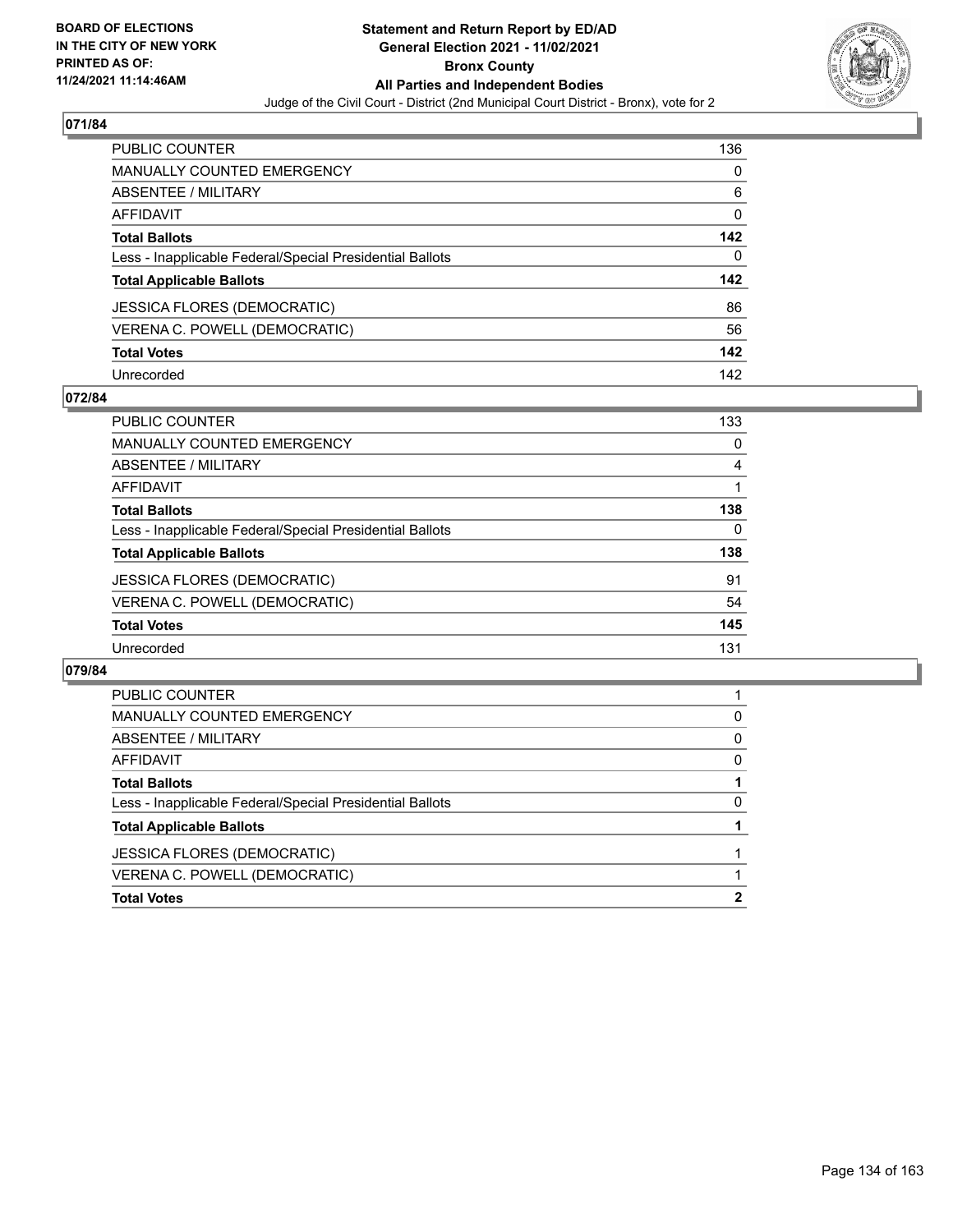## 071/84

| | |
|---|---|
| PUBLIC COUNTER | 136 |
| MANUALLY COUNTED EMERGENCY | 0 |
| ABSENTEE / MILITARY | 6 |
| AFFIDAVIT | 0 |
| **Total Ballots** | **142** |
| Less - Inapplicable Federal/Special Presidential Ballots | 0 |
| **Total Applicable Ballots** | **142** |
| JESSICA FLORES (DEMOCRATIC) | 86 |
| VERENA C. POWELL (DEMOCRATIC) | 56 |
| **Total Votes** | **142** |
| Unrecorded | 142 |

## 072/84

| | |
|---|---|
| PUBLIC COUNTER | 133 |
| MANUALLY COUNTED EMERGENCY | 0 |
| ABSENTEE / MILITARY | 4 |
| AFFIDAVIT | 1 |
| **Total Ballots** | **138** |
| Less - Inapplicable Federal/Special Presidential Ballots | 0 |
| **Total Applicable Ballots** | **138** |
| JESSICA FLORES (DEMOCRATIC) | 91 |
| VERENA C. POWELL (DEMOCRATIC) | 54 |
| **Total Votes** | **145** |
| Unrecorded | 131 |

## 079/84

| | |
|---|---|
| PUBLIC COUNTER | 1 |
| MANUALLY COUNTED EMERGENCY | 0 |
| ABSENTEE / MILITARY | 0 |
| AFFIDAVIT | 0 |
| **Total Ballots** | **1** |
| Less - Inapplicable Federal/Special Presidential Ballots | 0 |
| **Total Applicable Ballots** | **1** |
| JESSICA FLORES (DEMOCRATIC) | 1 |
| VERENA C. POWELL (DEMOCRATIC) | 1 |
| **Total Votes** | **2** |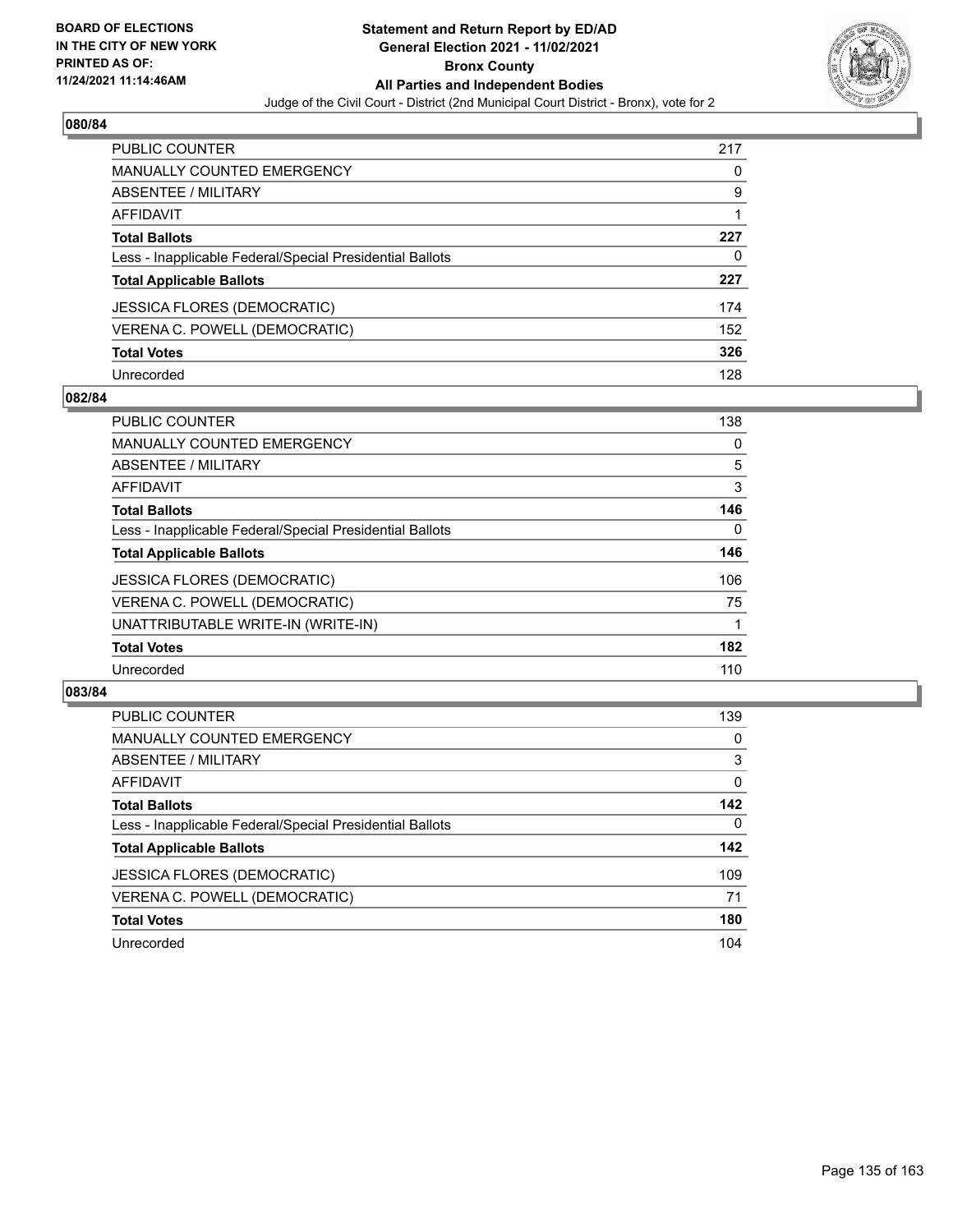## 080/84

| | |
|---|---|
| PUBLIC COUNTER | 217 |
| MANUALLY COUNTED EMERGENCY | 0 |
| ABSENTEE / MILITARY | 9 |
| AFFIDAVIT | 1 |
| **Total Ballots** | **227** |
| Less - Inapplicable Federal/Special Presidential Ballots | 0 |
| **Total Applicable Ballots** | **227** |
| JESSICA FLORES (DEMOCRATIC) | 174 |
| VERENA C. POWELL (DEMOCRATIC) | 152 |
| **Total Votes** | **326** |
| Unrecorded | 128 |

## 082/84

| | |
|---|---|
| PUBLIC COUNTER | 138 |
| MANUALLY COUNTED EMERGENCY | 0 |
| ABSENTEE / MILITARY | 5 |
| AFFIDAVIT | 3 |
| **Total Ballots** | **146** |
| Less - Inapplicable Federal/Special Presidential Ballots | 0 |
| **Total Applicable Ballots** | **146** |
| JESSICA FLORES (DEMOCRATIC) | 106 |
| VERENA C. POWELL (DEMOCRATIC) | 75 |
| UNATTRIBUTABLE WRITE-IN (WRITE-IN) | 1 |
| **Total Votes** | **182** |
| Unrecorded | 110 |

## 083/84

| | |
|---|---|
| PUBLIC COUNTER | 139 |
| MANUALLY COUNTED EMERGENCY | 0 |
| ABSENTEE / MILITARY | 3 |
| AFFIDAVIT | 0 |
| **Total Ballots** | **142** |
| Less - Inapplicable Federal/Special Presidential Ballots | 0 |
| **Total Applicable Ballots** | **142** |
| JESSICA FLORES (DEMOCRATIC) | 109 |
| VERENA C. POWELL (DEMOCRATIC) | 71 |
| **Total Votes** | **180** |
| Unrecorded | 104 |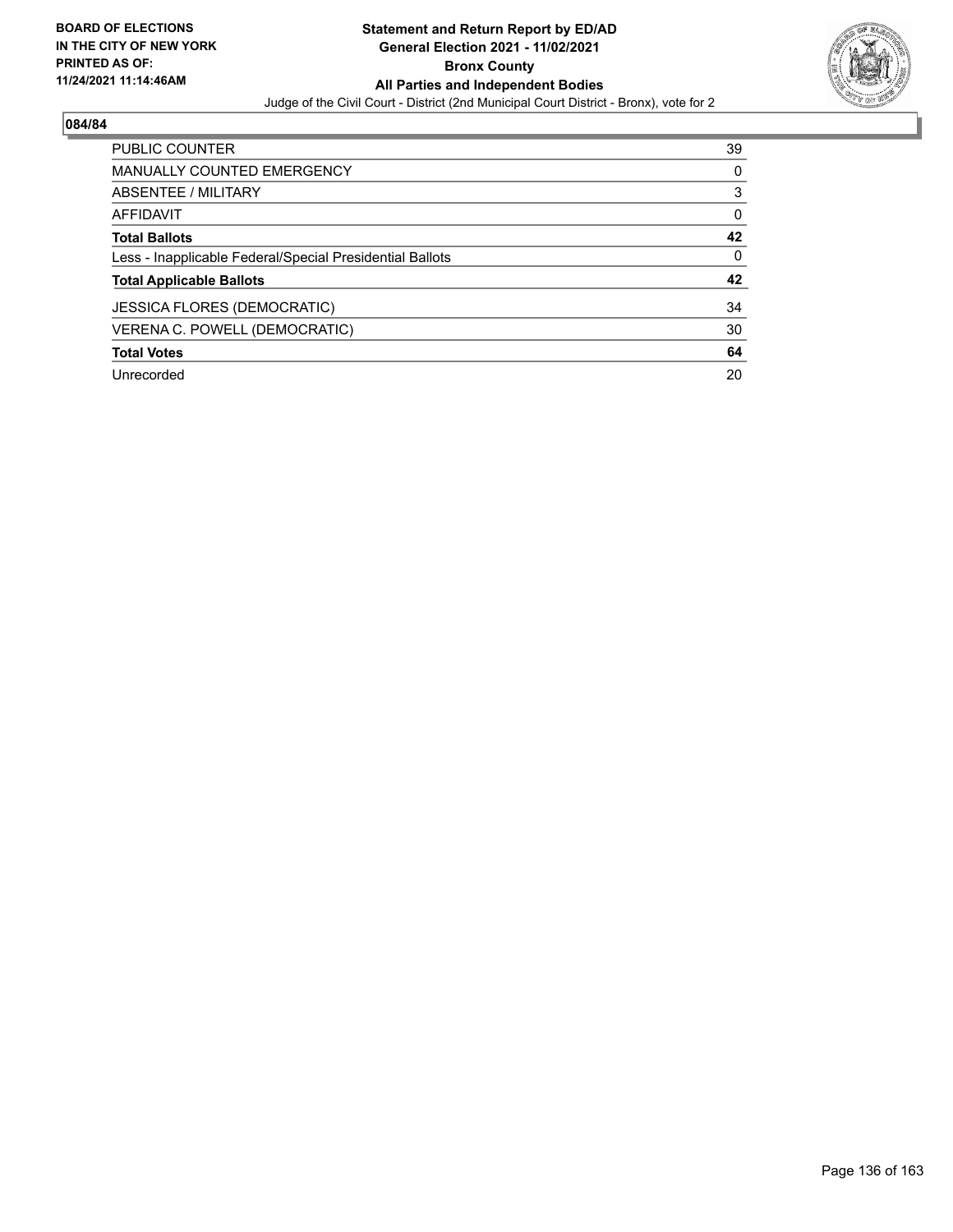BOARD OF ELECTIONS IN THE CITY OF NEW YORK PRINTED AS OF: 11/24/2021 11:14:46AM

**Statement and Return Report by ED/AD General Election 2021 - 11/02/2021 Bronx County All Parties and Independent Bodies**

Judge of the Civil Court - District (2nd Municipal Court District - Bronx), vote for 2

## 084/84

| | |
|---|---|
| PUBLIC COUNTER | 39 |
| MANUALLY COUNTED EMERGENCY | 0 |
| ABSENTEE / MILITARY | 3 |
| AFFIDAVIT | 0 |
| **Total Ballots** | **42** |
| Less - Inapplicable Federal/Special Presidential Ballots | 0 |
| **Total Applicable Ballots** | **42** |
| JESSICA FLORES (DEMOCRATIC) | 34 |
| VERENA C. POWELL (DEMOCRATIC) | 30 |
| **Total Votes** | **64** |
| Unrecorded | 20 |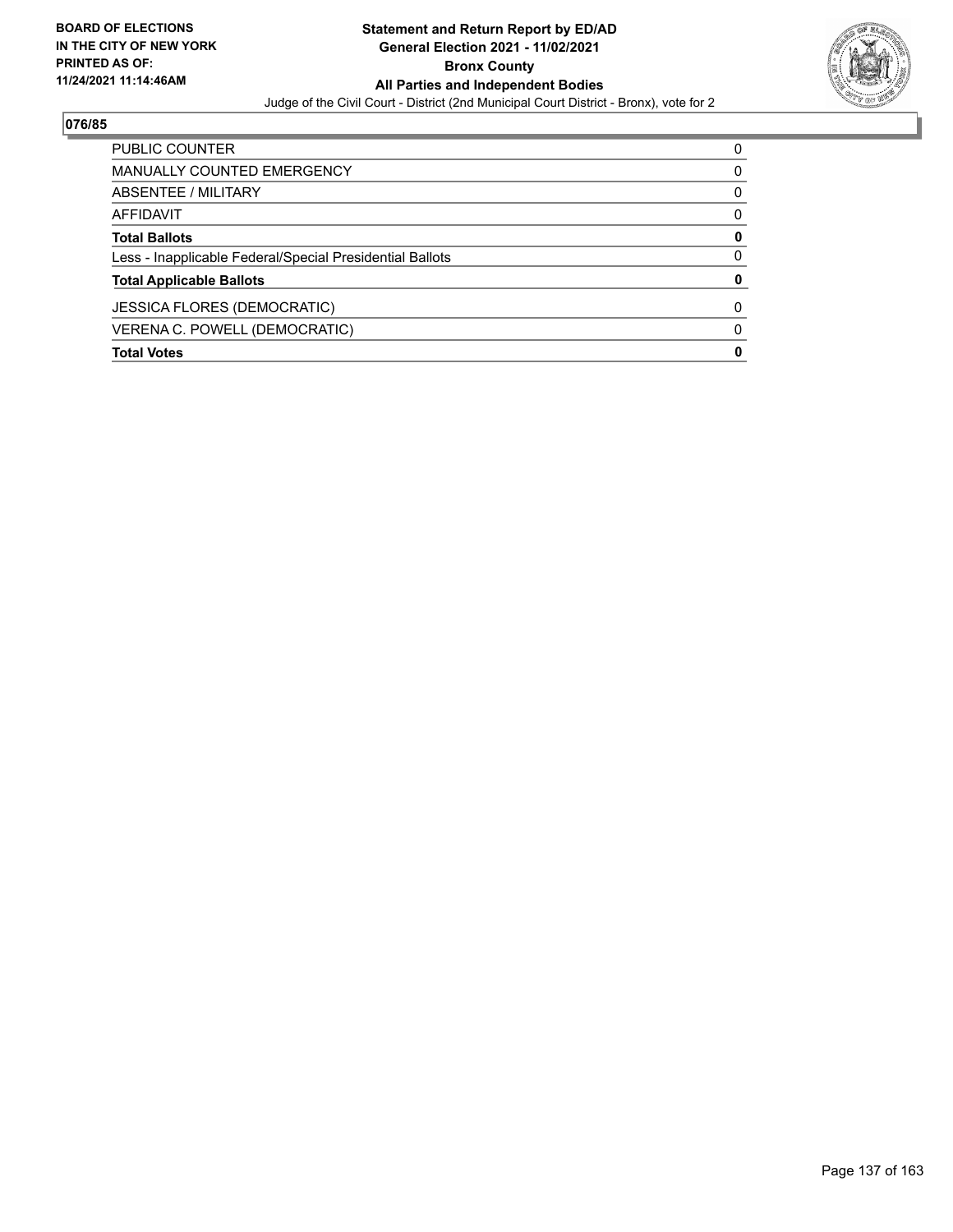BOARD OF ELECTIONS
IN THE CITY OF NEW YORK
PRINTED AS OF:
11/24/2021 11:14:46AM

**Statement and Return Report by ED/AD**
**General Election 2021 - 11/02/2021**
**Bronx County**
**All Parties and Independent Bodies**
Judge of the Civil Court - District (2nd Municipal Court District - Bronx), vote for 2

**076/85**

| | |
|---|---|
| PUBLIC COUNTER | 0 |
| MANUALLY COUNTED EMERGENCY | 0 |
| ABSENTEE / MILITARY | 0 |
| AFFIDAVIT | 0 |
| **Total Ballots** | **0** |
| Less - Inapplicable Federal/Special Presidential Ballots | 0 |
| **Total Applicable Ballots** | **0** |
| JESSICA FLORES (DEMOCRATIC) | 0 |
| VERENA C. POWELL (DEMOCRATIC) | 0 |
| **Total Votes** | **0** |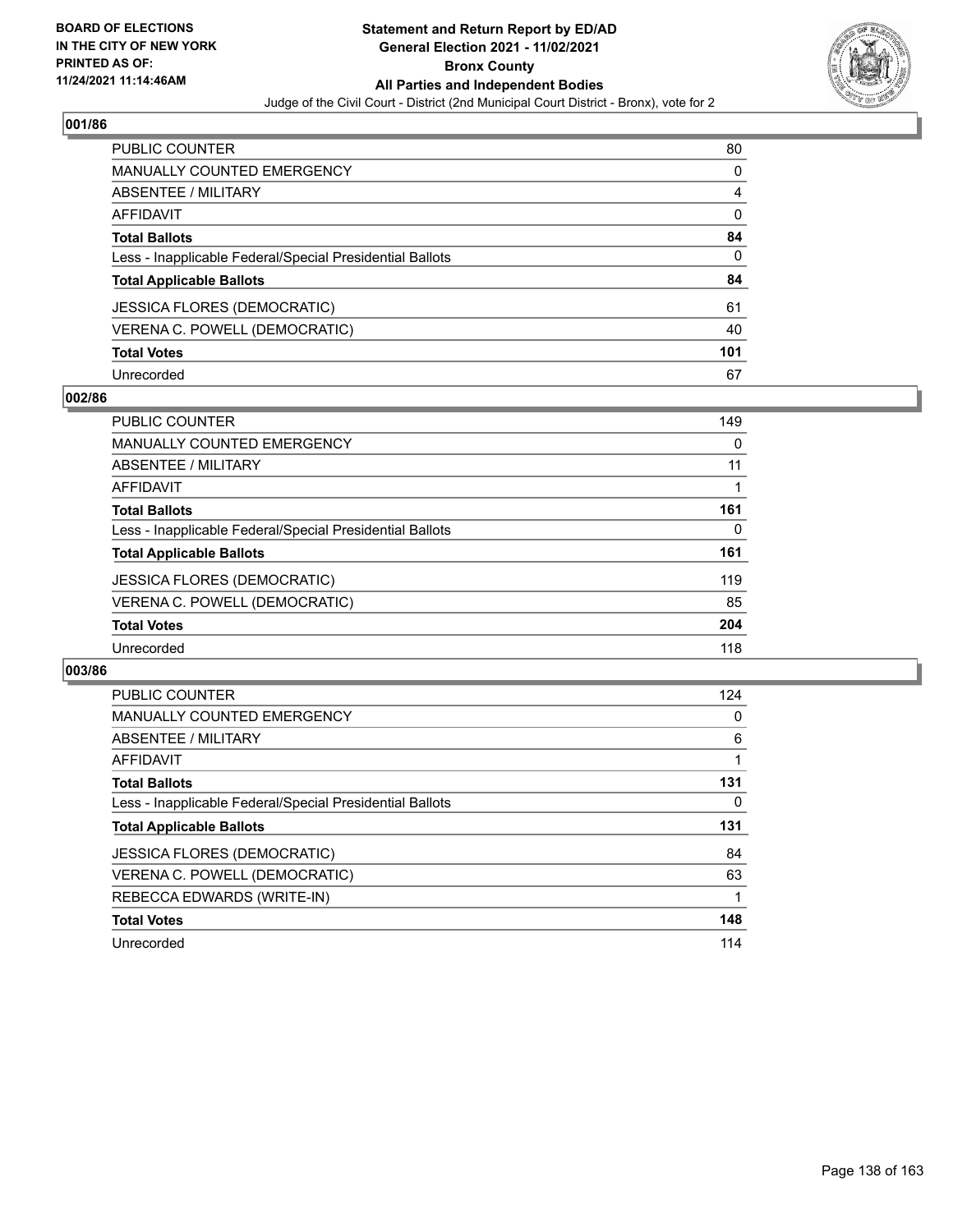**BOARD OF ELECTIONS IN THE CITY OF NEW YORK PRINTED AS OF: 11/24/2021 11:14:46AM**

**Statement and Return Report by ED/AD General Election 2021 - 11/02/2021 Bronx County All Parties and Independent Bodies**

Judge of the Civil Court - District (2nd Municipal Court District - Bronx), vote for 2

## 001/86

| | |
|---|---|
| PUBLIC COUNTER | 80 |
| MANUALLY COUNTED EMERGENCY | 0 |
| ABSENTEE / MILITARY | 4 |
| AFFIDAVIT | 0 |
| **Total Ballots** | **84** |
| Less - Inapplicable Federal/Special Presidential Ballots | 0 |
| **Total Applicable Ballots** | **84** |
| JESSICA FLORES (DEMOCRATIC) | 61 |
| VERENA C. POWELL (DEMOCRATIC) | 40 |
| **Total Votes** | **101** |
| Unrecorded | 67 |

## 002/86

| | |
|---|---|
| PUBLIC COUNTER | 149 |
| MANUALLY COUNTED EMERGENCY | 0 |
| ABSENTEE / MILITARY | 11 |
| AFFIDAVIT | 1 |
| **Total Ballots** | **161** |
| Less - Inapplicable Federal/Special Presidential Ballots | 0 |
| **Total Applicable Ballots** | **161** |
| JESSICA FLORES (DEMOCRATIC) | 119 |
| VERENA C. POWELL (DEMOCRATIC) | 85 |
| **Total Votes** | **204** |
| Unrecorded | 118 |

## 003/86

| | |
|---|---|
| PUBLIC COUNTER | 124 |
| MANUALLY COUNTED EMERGENCY | 0 |
| ABSENTEE / MILITARY | 6 |
| AFFIDAVIT | 1 |
| **Total Ballots** | **131** |
| Less - Inapplicable Federal/Special Presidential Ballots | 0 |
| **Total Applicable Ballots** | **131** |
| JESSICA FLORES (DEMOCRATIC) | 84 |
| VERENA C. POWELL (DEMOCRATIC) | 63 |
| REBECCA EDWARDS (WRITE-IN) | 1 |
| **Total Votes** | **148** |
| Unrecorded | 114 |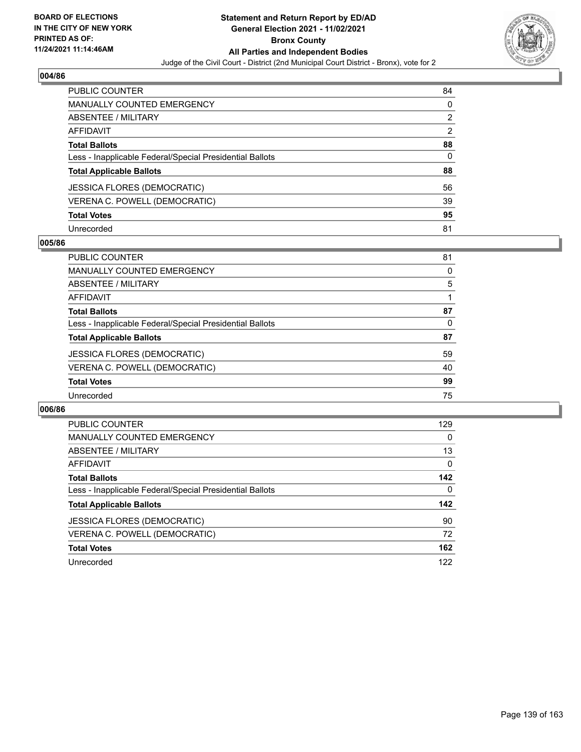**BOARD OF ELECTIONS IN THE CITY OF NEW YORK PRINTED AS OF: 11/24/2021 11:14:46AM**

# Statement and Return Report by ED/AD
## General Election 2021 - 11/02/2021
## Bronx County
## All Parties and Independent Bodies
Judge of the Civil Court - District (2nd Municipal Court District - Bronx), vote for 2

### 004/86

| | |
|---|---|
| PUBLIC COUNTER | 84 |
| MANUALLY COUNTED EMERGENCY | 0 |
| ABSENTEE / MILITARY | 2 |
| AFFIDAVIT | 2 |
| **Total Ballots** | **88** |
| Less - Inapplicable Federal/Special Presidential Ballots | 0 |
| **Total Applicable Ballots** | **88** |
| JESSICA FLORES (DEMOCRATIC) | 56 |
| VERENA C. POWELL (DEMOCRATIC) | 39 |
| **Total Votes** | **95** |
| Unrecorded | 81 |

### 005/86

| | |
|---|---|
| PUBLIC COUNTER | 81 |
| MANUALLY COUNTED EMERGENCY | 0 |
| ABSENTEE / MILITARY | 5 |
| AFFIDAVIT | 1 |
| **Total Ballots** | **87** |
| Less - Inapplicable Federal/Special Presidential Ballots | 0 |
| **Total Applicable Ballots** | **87** |
| JESSICA FLORES (DEMOCRATIC) | 59 |
| VERENA C. POWELL (DEMOCRATIC) | 40 |
| **Total Votes** | **99** |
| Unrecorded | 75 |

### 006/86

| | |
|---|---|
| PUBLIC COUNTER | 129 |
| MANUALLY COUNTED EMERGENCY | 0 |
| ABSENTEE / MILITARY | 13 |
| AFFIDAVIT | 0 |
| **Total Ballots** | **142** |
| Less - Inapplicable Federal/Special Presidential Ballots | 0 |
| **Total Applicable Ballots** | **142** |
| JESSICA FLORES (DEMOCRATIC) | 90 |
| VERENA C. POWELL (DEMOCRATIC) | 72 |
| **Total Votes** | **162** |
| Unrecorded | 122 |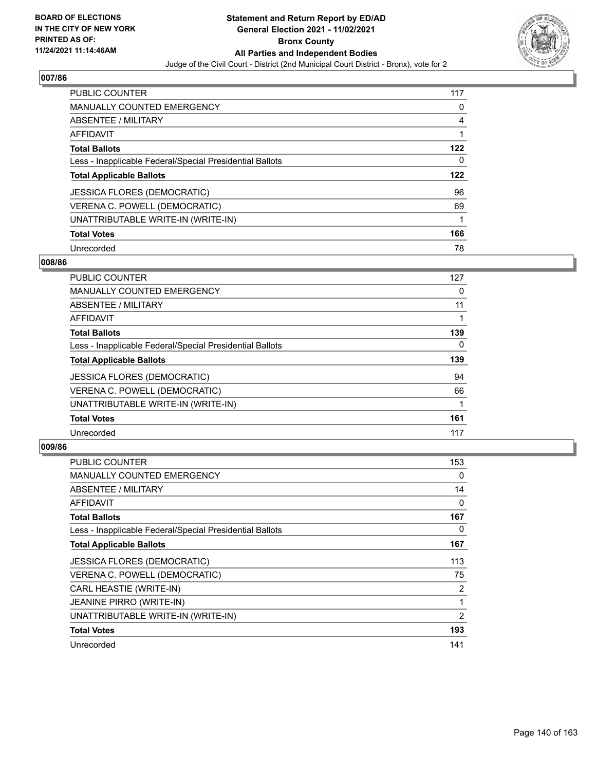## 007/86

| | |
|---|---|
| PUBLIC COUNTER | 117 |
| MANUALLY COUNTED EMERGENCY | 0 |
| ABSENTEE / MILITARY | 4 |
| AFFIDAVIT | 1 |
| **Total Ballots** | **122** |
| Less - Inapplicable Federal/Special Presidential Ballots | 0 |
| **Total Applicable Ballots** | **122** |
| JESSICA FLORES (DEMOCRATIC) | 96 |
| VERENA C. POWELL (DEMOCRATIC) | 69 |
| UNATTRIBUTABLE WRITE-IN (WRITE-IN) | 1 |
| **Total Votes** | **166** |
| Unrecorded | 78 |

## 008/86

| | |
|---|---|
| PUBLIC COUNTER | 127 |
| MANUALLY COUNTED EMERGENCY | 0 |
| ABSENTEE / MILITARY | 11 |
| AFFIDAVIT | 1 |
| **Total Ballots** | **139** |
| Less - Inapplicable Federal/Special Presidential Ballots | 0 |
| **Total Applicable Ballots** | **139** |
| JESSICA FLORES (DEMOCRATIC) | 94 |
| VERENA C. POWELL (DEMOCRATIC) | 66 |
| UNATTRIBUTABLE WRITE-IN (WRITE-IN) | 1 |
| **Total Votes** | **161** |
| Unrecorded | 117 |

## 009/86

| | |
|---|---|
| PUBLIC COUNTER | 153 |
| MANUALLY COUNTED EMERGENCY | 0 |
| ABSENTEE / MILITARY | 14 |
| AFFIDAVIT | 0 |
| **Total Ballots** | **167** |
| Less - Inapplicable Federal/Special Presidential Ballots | 0 |
| **Total Applicable Ballots** | **167** |
| JESSICA FLORES (DEMOCRATIC) | 113 |
| VERENA C. POWELL (DEMOCRATIC) | 75 |
| CARL HEASTIE (WRITE-IN) | 2 |
| JEANINE PIRRO (WRITE-IN) | 1 |
| UNATTRIBUTABLE WRITE-IN (WRITE-IN) | 2 |
| **Total Votes** | **193** |
| Unrecorded | 141 |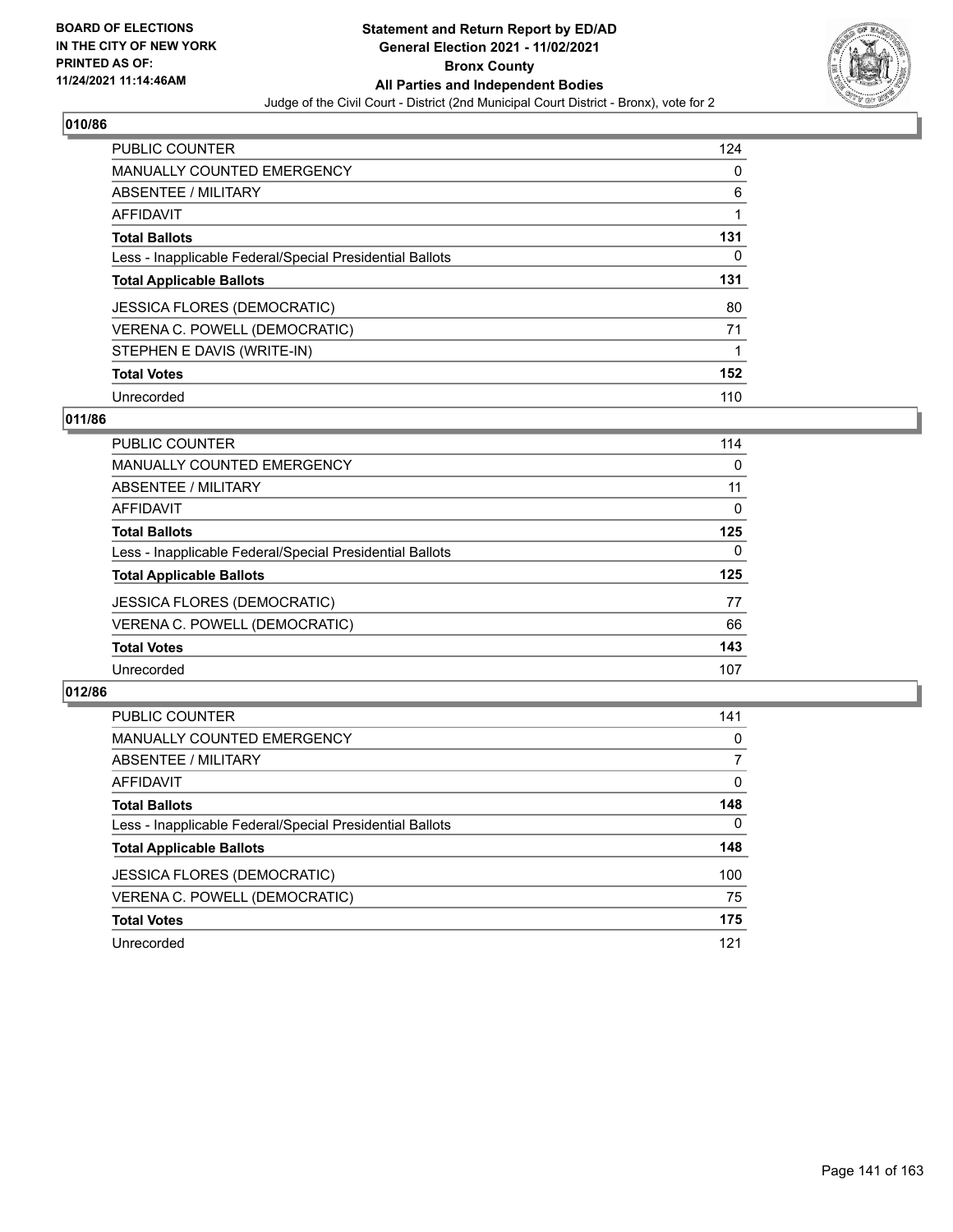## 010/86

| | |
|---|---|
| PUBLIC COUNTER | 124 |
| MANUALLY COUNTED EMERGENCY | 0 |
| ABSENTEE / MILITARY | 6 |
| AFFIDAVIT | 1 |
| **Total Ballots** | **131** |
| Less - Inapplicable Federal/Special Presidential Ballots | 0 |
| **Total Applicable Ballots** | **131** |
| JESSICA FLORES (DEMOCRATIC) | 80 |
| VERENA C. POWELL (DEMOCRATIC) | 71 |
| STEPHEN E DAVIS (WRITE-IN) | 1 |
| **Total Votes** | **152** |
| Unrecorded | 110 |

## 011/86

| | |
|---|---|
| PUBLIC COUNTER | 114 |
| MANUALLY COUNTED EMERGENCY | 0 |
| ABSENTEE / MILITARY | 11 |
| AFFIDAVIT | 0 |
| **Total Ballots** | **125** |
| Less - Inapplicable Federal/Special Presidential Ballots | 0 |
| **Total Applicable Ballots** | **125** |
| JESSICA FLORES (DEMOCRATIC) | 77 |
| VERENA C. POWELL (DEMOCRATIC) | 66 |
| **Total Votes** | **143** |
| Unrecorded | 107 |

## 012/86

| | |
|---|---|
| PUBLIC COUNTER | 141 |
| MANUALLY COUNTED EMERGENCY | 0 |
| ABSENTEE / MILITARY | 7 |
| AFFIDAVIT | 0 |
| **Total Ballots** | **148** |
| Less - Inapplicable Federal/Special Presidential Ballots | 0 |
| **Total Applicable Ballots** | **148** |
| JESSICA FLORES (DEMOCRATIC) | 100 |
| VERENA C. POWELL (DEMOCRATIC) | 75 |
| **Total Votes** | **175** |
| Unrecorded | 121 |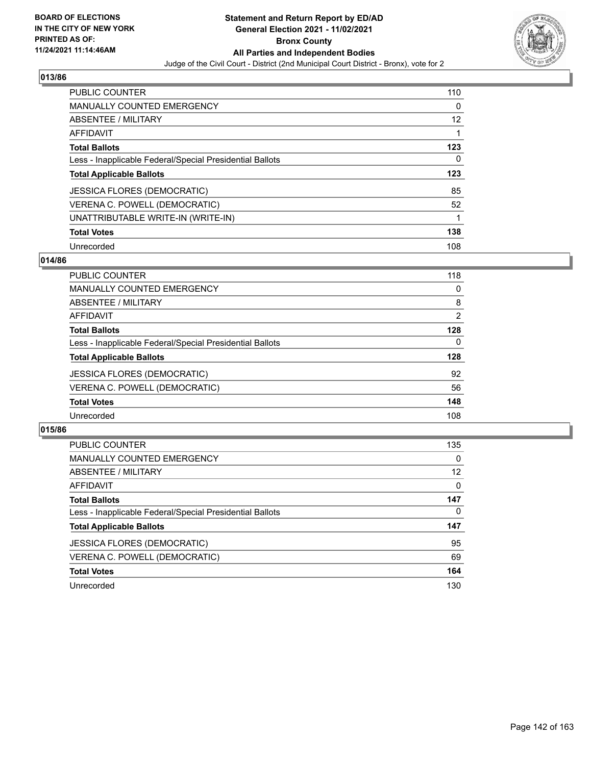## 013/86

| | |
|---|---|
| PUBLIC COUNTER | 110 |
| MANUALLY COUNTED EMERGENCY | 0 |
| ABSENTEE / MILITARY | 12 |
| AFFIDAVIT | 1 |
| **Total Ballots** | **123** |
| Less - Inapplicable Federal/Special Presidential Ballots | 0 |
| **Total Applicable Ballots** | **123** |
| JESSICA FLORES (DEMOCRATIC) | 85 |
| VERENA C. POWELL (DEMOCRATIC) | 52 |
| UNATTRIBUTABLE WRITE-IN (WRITE-IN) | 1 |
| **Total Votes** | **138** |
| Unrecorded | 108 |

## 014/86

| | |
|---|---|
| PUBLIC COUNTER | 118 |
| MANUALLY COUNTED EMERGENCY | 0 |
| ABSENTEE / MILITARY | 8 |
| AFFIDAVIT | 2 |
| **Total Ballots** | **128** |
| Less - Inapplicable Federal/Special Presidential Ballots | 0 |
| **Total Applicable Ballots** | **128** |
| JESSICA FLORES (DEMOCRATIC) | 92 |
| VERENA C. POWELL (DEMOCRATIC) | 56 |
| **Total Votes** | **148** |
| Unrecorded | 108 |

## 015/86

| | |
|---|---|
| PUBLIC COUNTER | 135 |
| MANUALLY COUNTED EMERGENCY | 0 |
| ABSENTEE / MILITARY | 12 |
| AFFIDAVIT | 0 |
| **Total Ballots** | **147** |
| Less - Inapplicable Federal/Special Presidential Ballots | 0 |
| **Total Applicable Ballots** | **147** |
| JESSICA FLORES (DEMOCRATIC) | 95 |
| VERENA C. POWELL (DEMOCRATIC) | 69 |
| **Total Votes** | **164** |
| Unrecorded | 130 |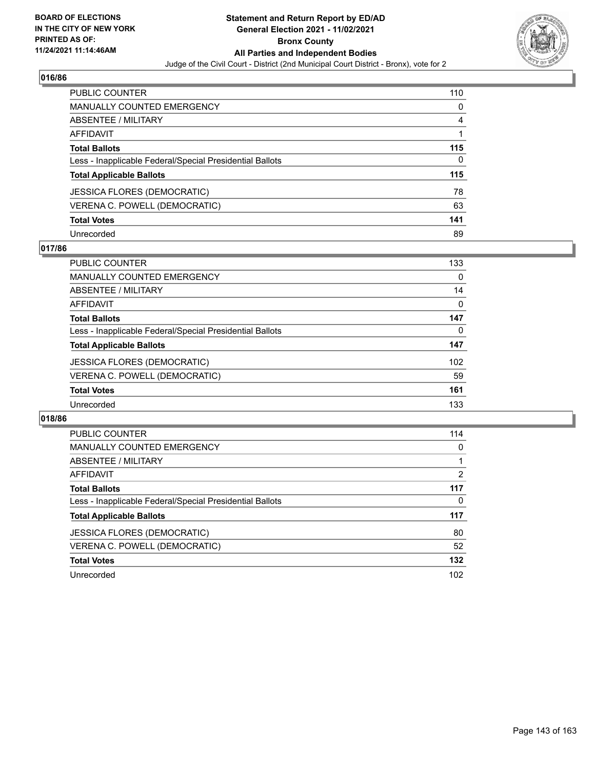## 016/86

| | |
|---|---|
| PUBLIC COUNTER | 110 |
| MANUALLY COUNTED EMERGENCY | 0 |
| ABSENTEE / MILITARY | 4 |
| AFFIDAVIT | 1 |
| **Total Ballots** | **115** |
| Less - Inapplicable Federal/Special Presidential Ballots | 0 |
| **Total Applicable Ballots** | **115** |
| JESSICA FLORES (DEMOCRATIC) | 78 |
| VERENA C. POWELL (DEMOCRATIC) | 63 |
| **Total Votes** | **141** |
| Unrecorded | 89 |

## 017/86

| | |
|---|---|
| PUBLIC COUNTER | 133 |
| MANUALLY COUNTED EMERGENCY | 0 |
| ABSENTEE / MILITARY | 14 |
| AFFIDAVIT | 0 |
| **Total Ballots** | **147** |
| Less - Inapplicable Federal/Special Presidential Ballots | 0 |
| **Total Applicable Ballots** | **147** |
| JESSICA FLORES (DEMOCRATIC) | 102 |
| VERENA C. POWELL (DEMOCRATIC) | 59 |
| **Total Votes** | **161** |
| Unrecorded | 133 |

## 018/86

| | |
|---|---|
| PUBLIC COUNTER | 114 |
| MANUALLY COUNTED EMERGENCY | 0 |
| ABSENTEE / MILITARY | 1 |
| AFFIDAVIT | 2 |
| **Total Ballots** | **117** |
| Less - Inapplicable Federal/Special Presidential Ballots | 0 |
| **Total Applicable Ballots** | **117** |
| JESSICA FLORES (DEMOCRATIC) | 80 |
| VERENA C. POWELL (DEMOCRATIC) | 52 |
| **Total Votes** | **132** |
| Unrecorded | 102 |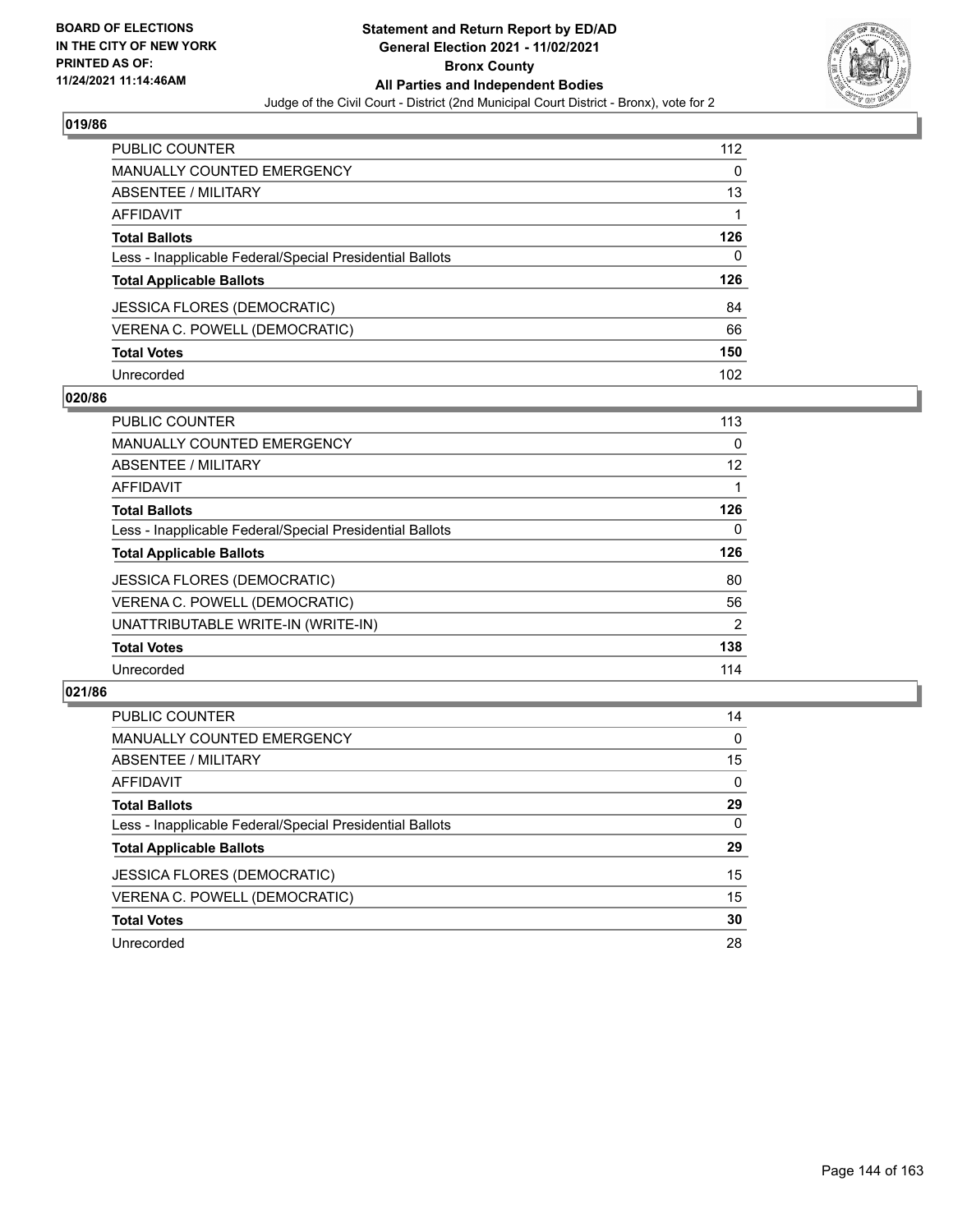## 019/86

| | |
|---|---|
| PUBLIC COUNTER | 112 |
| MANUALLY COUNTED EMERGENCY | 0 |
| ABSENTEE / MILITARY | 13 |
| AFFIDAVIT | 1 |
| **Total Ballots** | **126** |
| Less - Inapplicable Federal/Special Presidential Ballots | 0 |
| **Total Applicable Ballots** | **126** |
| JESSICA FLORES (DEMOCRATIC) | 84 |
| VERENA C. POWELL (DEMOCRATIC) | 66 |
| **Total Votes** | **150** |
| Unrecorded | 102 |

## 020/86

| | |
|---|---|
| PUBLIC COUNTER | 113 |
| MANUALLY COUNTED EMERGENCY | 0 |
| ABSENTEE / MILITARY | 12 |
| AFFIDAVIT | 1 |
| **Total Ballots** | **126** |
| Less - Inapplicable Federal/Special Presidential Ballots | 0 |
| **Total Applicable Ballots** | **126** |
| JESSICA FLORES (DEMOCRATIC) | 80 |
| VERENA C. POWELL (DEMOCRATIC) | 56 |
| UNATTRIBUTABLE WRITE-IN (WRITE-IN) | 2 |
| **Total Votes** | **138** |
| Unrecorded | 114 |

## 021/86

| | |
|---|---|
| PUBLIC COUNTER | 14 |
| MANUALLY COUNTED EMERGENCY | 0 |
| ABSENTEE / MILITARY | 15 |
| AFFIDAVIT | 0 |
| **Total Ballots** | **29** |
| Less - Inapplicable Federal/Special Presidential Ballots | 0 |
| **Total Applicable Ballots** | **29** |
| JESSICA FLORES (DEMOCRATIC) | 15 |
| VERENA C. POWELL (DEMOCRATIC) | 15 |
| **Total Votes** | **30** |
| Unrecorded | 28 |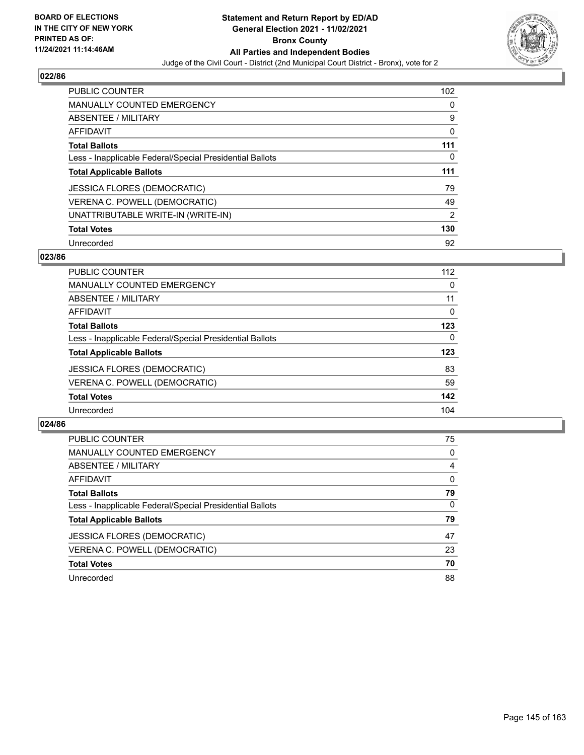## 022/86

| | |
|---|---|
| PUBLIC COUNTER | 102 |
| MANUALLY COUNTED EMERGENCY | 0 |
| ABSENTEE / MILITARY | 9 |
| AFFIDAVIT | 0 |
| **Total Ballots** | **111** |
| Less - Inapplicable Federal/Special Presidential Ballots | 0 |
| **Total Applicable Ballots** | **111** |
| JESSICA FLORES (DEMOCRATIC) | 79 |
| VERENA C. POWELL (DEMOCRATIC) | 49 |
| UNATTRIBUTABLE WRITE-IN (WRITE-IN) | 2 |
| **Total Votes** | **130** |
| Unrecorded | 92 |

## 023/86

| | |
|---|---|
| PUBLIC COUNTER | 112 |
| MANUALLY COUNTED EMERGENCY | 0 |
| ABSENTEE / MILITARY | 11 |
| AFFIDAVIT | 0 |
| **Total Ballots** | **123** |
| Less - Inapplicable Federal/Special Presidential Ballots | 0 |
| **Total Applicable Ballots** | **123** |
| JESSICA FLORES (DEMOCRATIC) | 83 |
| VERENA C. POWELL (DEMOCRATIC) | 59 |
| **Total Votes** | **142** |
| Unrecorded | 104 |

## 024/86

| | |
|---|---|
| PUBLIC COUNTER | 75 |
| MANUALLY COUNTED EMERGENCY | 0 |
| ABSENTEE / MILITARY | 4 |
| AFFIDAVIT | 0 |
| **Total Ballots** | **79** |
| Less - Inapplicable Federal/Special Presidential Ballots | 0 |
| **Total Applicable Ballots** | **79** |
| JESSICA FLORES (DEMOCRATIC) | 47 |
| VERENA C. POWELL (DEMOCRATIC) | 23 |
| **Total Votes** | **70** |
| Unrecorded | 88 |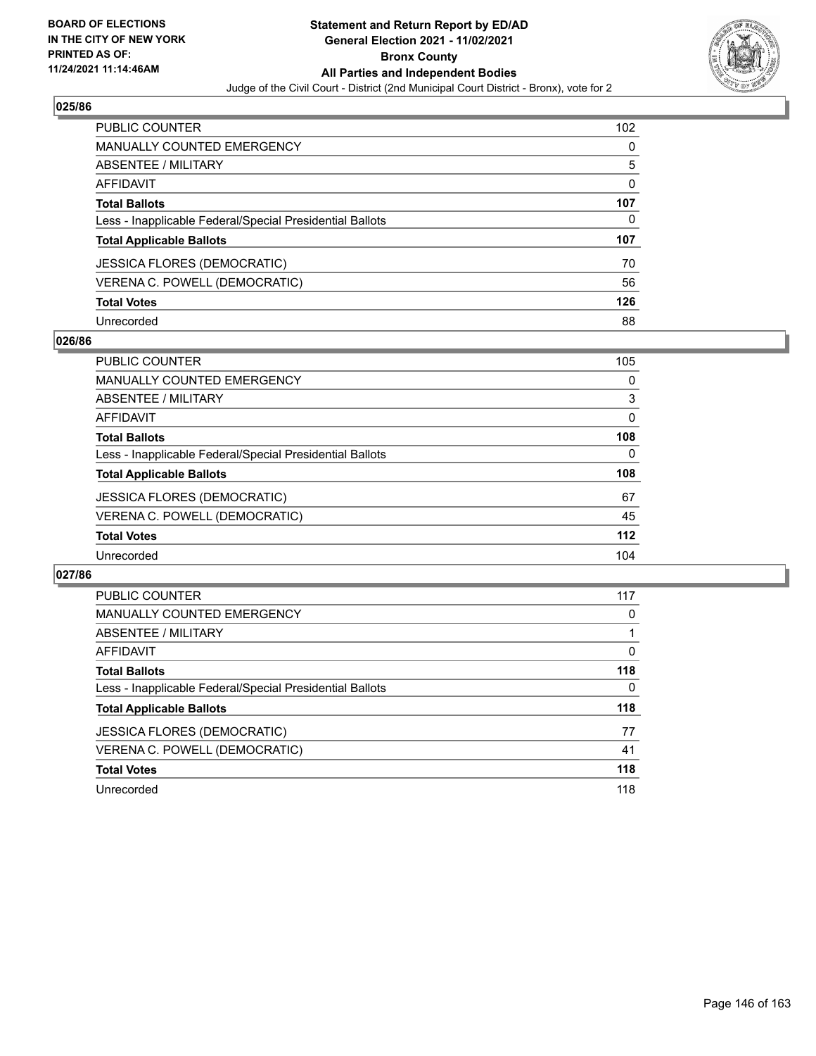**BOARD OF ELECTIONS IN THE CITY OF NEW YORK PRINTED AS OF: 11/24/2021 11:14:46AM**

# Statement and Return Report by ED/AD
## General Election 2021 - 11/02/2021
## Bronx County
## All Parties and Independent Bodies
Judge of the Civil Court - District (2nd Municipal Court District - Bronx), vote for 2

### 025/86

| | |
|---|---|
| PUBLIC COUNTER | 102 |
| MANUALLY COUNTED EMERGENCY | 0 |
| ABSENTEE / MILITARY | 5 |
| AFFIDAVIT | 0 |
| **Total Ballots** | **107** |
| Less - Inapplicable Federal/Special Presidential Ballots | 0 |
| **Total Applicable Ballots** | **107** |
| JESSICA FLORES (DEMOCRATIC) | 70 |
| VERENA C. POWELL (DEMOCRATIC) | 56 |
| **Total Votes** | **126** |
| Unrecorded | 88 |

### 026/86

| | |
|---|---|
| PUBLIC COUNTER | 105 |
| MANUALLY COUNTED EMERGENCY | 0 |
| ABSENTEE / MILITARY | 3 |
| AFFIDAVIT | 0 |
| **Total Ballots** | **108** |
| Less - Inapplicable Federal/Special Presidential Ballots | 0 |
| **Total Applicable Ballots** | **108** |
| JESSICA FLORES (DEMOCRATIC) | 67 |
| VERENA C. POWELL (DEMOCRATIC) | 45 |
| **Total Votes** | **112** |
| Unrecorded | 104 |

### 027/86

| | |
|---|---|
| PUBLIC COUNTER | 117 |
| MANUALLY COUNTED EMERGENCY | 0 |
| ABSENTEE / MILITARY | 1 |
| AFFIDAVIT | 0 |
| **Total Ballots** | **118** |
| Less - Inapplicable Federal/Special Presidential Ballots | 0 |
| **Total Applicable Ballots** | **118** |
| JESSICA FLORES (DEMOCRATIC) | 77 |
| VERENA C. POWELL (DEMOCRATIC) | 41 |
| **Total Votes** | **118** |
| Unrecorded | 118 |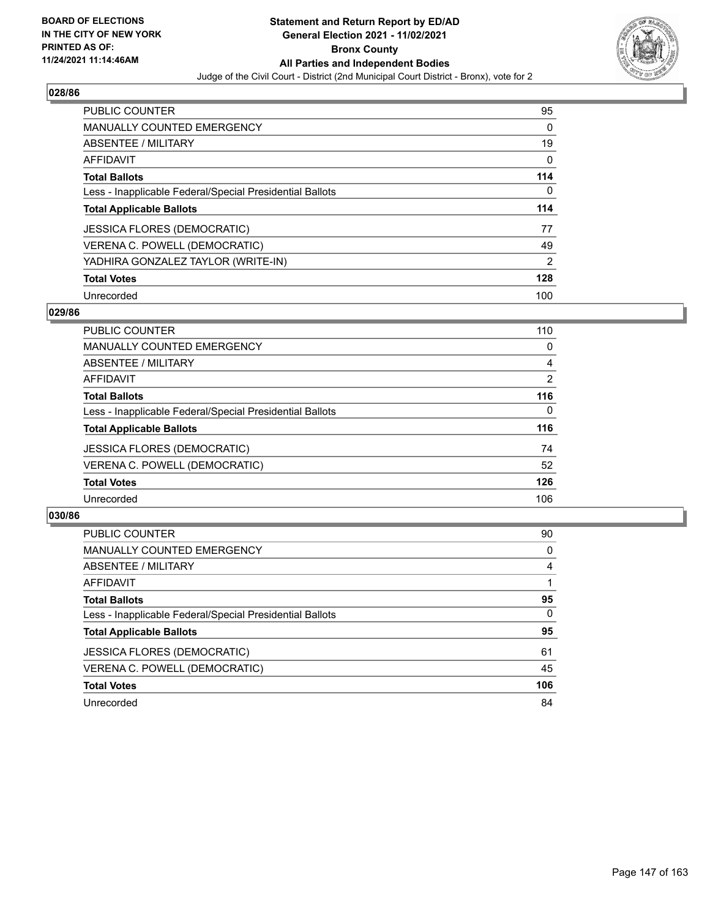## 028/86

| | |
|---|---|
| PUBLIC COUNTER | 95 |
| MANUALLY COUNTED EMERGENCY | 0 |
| ABSENTEE / MILITARY | 19 |
| AFFIDAVIT | 0 |
| **Total Ballots** | **114** |
| Less - Inapplicable Federal/Special Presidential Ballots | 0 |
| **Total Applicable Ballots** | **114** |
| JESSICA FLORES (DEMOCRATIC) | 77 |
| VERENA C. POWELL (DEMOCRATIC) | 49 |
| YADHIRA GONZALEZ TAYLOR (WRITE-IN) | 2 |
| **Total Votes** | **128** |
| Unrecorded | 100 |

## 029/86

| | |
|---|---|
| PUBLIC COUNTER | 110 |
| MANUALLY COUNTED EMERGENCY | 0 |
| ABSENTEE / MILITARY | 4 |
| AFFIDAVIT | 2 |
| **Total Ballots** | **116** |
| Less - Inapplicable Federal/Special Presidential Ballots | 0 |
| **Total Applicable Ballots** | **116** |
| JESSICA FLORES (DEMOCRATIC) | 74 |
| VERENA C. POWELL (DEMOCRATIC) | 52 |
| **Total Votes** | **126** |
| Unrecorded | 106 |

## 030/86

| | |
|---|---|
| PUBLIC COUNTER | 90 |
| MANUALLY COUNTED EMERGENCY | 0 |
| ABSENTEE / MILITARY | 4 |
| AFFIDAVIT | 1 |
| **Total Ballots** | **95** |
| Less - Inapplicable Federal/Special Presidential Ballots | 0 |
| **Total Applicable Ballots** | **95** |
| JESSICA FLORES (DEMOCRATIC) | 61 |
| VERENA C. POWELL (DEMOCRATIC) | 45 |
| **Total Votes** | **106** |
| Unrecorded | 84 |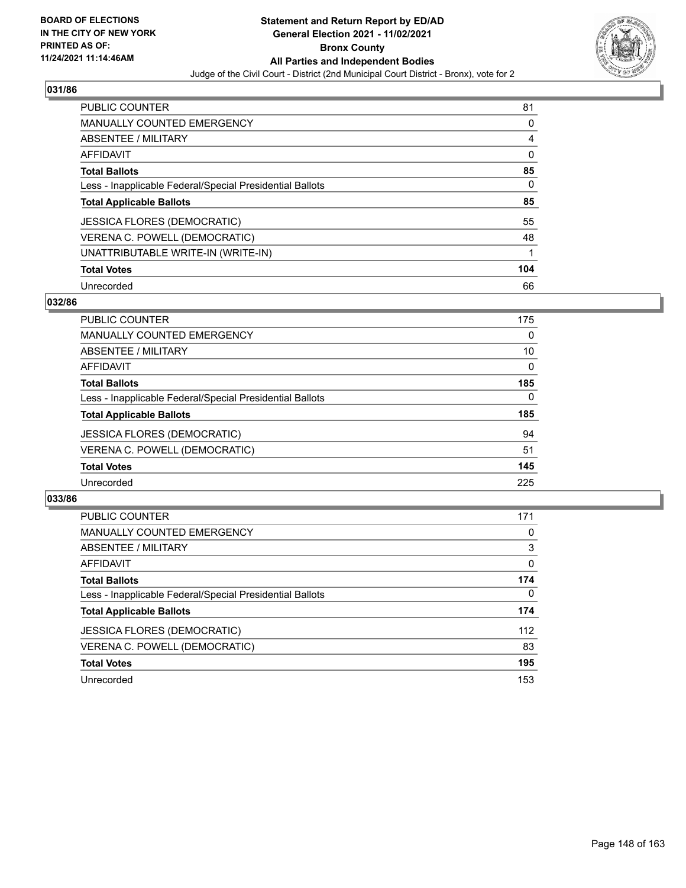## 031/86

| | |
|---|---|
| PUBLIC COUNTER | 81 |
| MANUALLY COUNTED EMERGENCY | 0 |
| ABSENTEE / MILITARY | 4 |
| AFFIDAVIT | 0 |
| **Total Ballots** | **85** |
| Less - Inapplicable Federal/Special Presidential Ballots | 0 |
| **Total Applicable Ballots** | **85** |
| JESSICA FLORES (DEMOCRATIC) | 55 |
| VERENA C. POWELL (DEMOCRATIC) | 48 |
| UNATTRIBUTABLE WRITE-IN (WRITE-IN) | 1 |
| **Total Votes** | **104** |
| Unrecorded | 66 |

## 032/86

| | |
|---|---|
| PUBLIC COUNTER | 175 |
| MANUALLY COUNTED EMERGENCY | 0 |
| ABSENTEE / MILITARY | 10 |
| AFFIDAVIT | 0 |
| **Total Ballots** | **185** |
| Less - Inapplicable Federal/Special Presidential Ballots | 0 |
| **Total Applicable Ballots** | **185** |
| JESSICA FLORES (DEMOCRATIC) | 94 |
| VERENA C. POWELL (DEMOCRATIC) | 51 |
| **Total Votes** | **145** |
| Unrecorded | 225 |

## 033/86

| | |
|---|---|
| PUBLIC COUNTER | 171 |
| MANUALLY COUNTED EMERGENCY | 0 |
| ABSENTEE / MILITARY | 3 |
| AFFIDAVIT | 0 |
| **Total Ballots** | **174** |
| Less - Inapplicable Federal/Special Presidential Ballots | 0 |
| **Total Applicable Ballots** | **174** |
| JESSICA FLORES (DEMOCRATIC) | 112 |
| VERENA C. POWELL (DEMOCRATIC) | 83 |
| **Total Votes** | **195** |
| Unrecorded | 153 |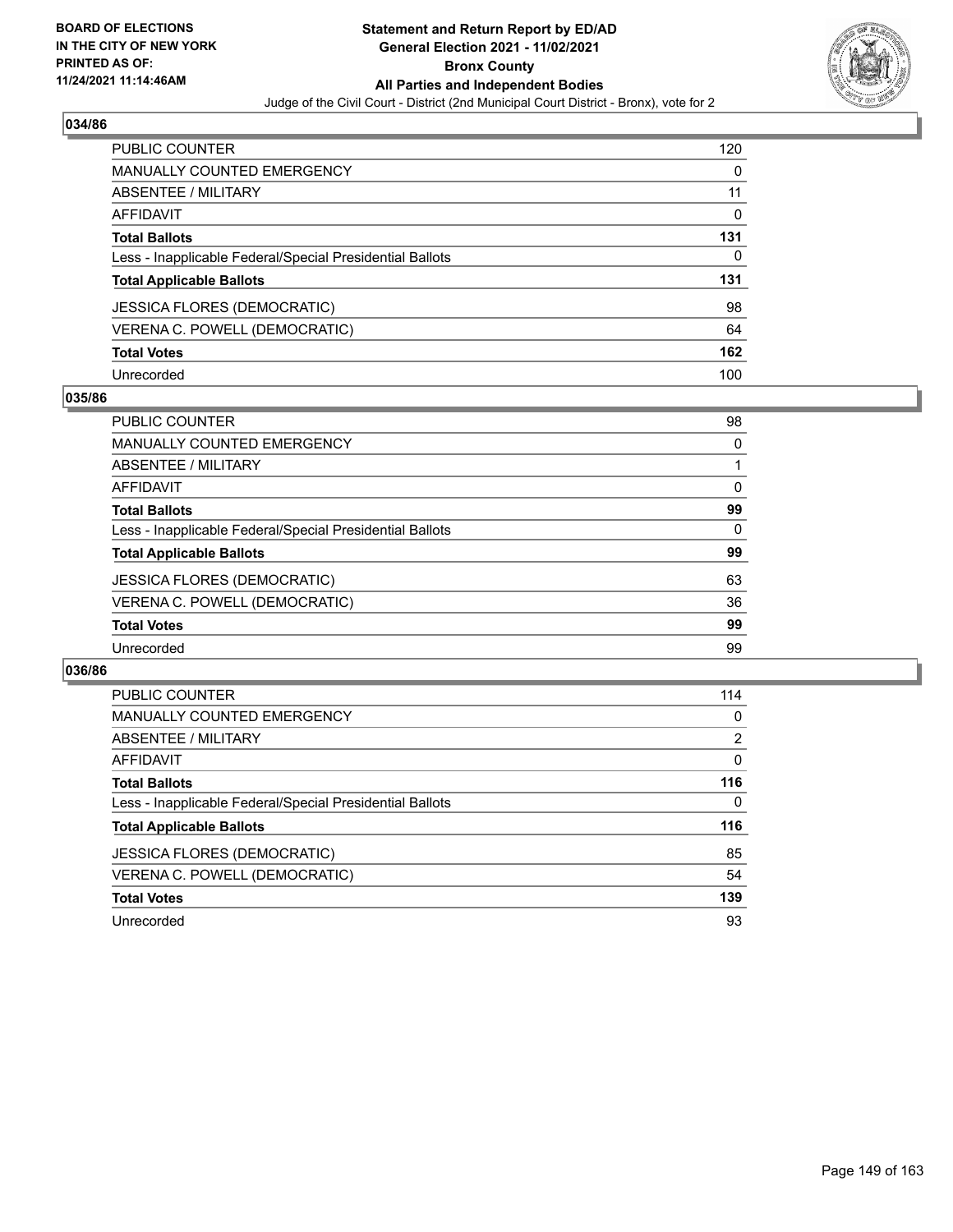## 034/86

| | |
|---|---|
| PUBLIC COUNTER | 120 |
| MANUALLY COUNTED EMERGENCY | 0 |
| ABSENTEE / MILITARY | 11 |
| AFFIDAVIT | 0 |
| **Total Ballots** | **131** |
| Less - Inapplicable Federal/Special Presidential Ballots | 0 |
| **Total Applicable Ballots** | **131** |
| JESSICA FLORES (DEMOCRATIC) | 98 |
| VERENA C. POWELL (DEMOCRATIC) | 64 |
| **Total Votes** | **162** |
| Unrecorded | 100 |

## 035/86

| | |
|---|---|
| PUBLIC COUNTER | 98 |
| MANUALLY COUNTED EMERGENCY | 0 |
| ABSENTEE / MILITARY | 1 |
| AFFIDAVIT | 0 |
| **Total Ballots** | **99** |
| Less - Inapplicable Federal/Special Presidential Ballots | 0 |
| **Total Applicable Ballots** | **99** |
| JESSICA FLORES (DEMOCRATIC) | 63 |
| VERENA C. POWELL (DEMOCRATIC) | 36 |
| **Total Votes** | **99** |
| Unrecorded | 99 |

## 036/86

| | |
|---|---|
| PUBLIC COUNTER | 114 |
| MANUALLY COUNTED EMERGENCY | 0 |
| ABSENTEE / MILITARY | 2 |
| AFFIDAVIT | 0 |
| **Total Ballots** | **116** |
| Less - Inapplicable Federal/Special Presidential Ballots | 0 |
| **Total Applicable Ballots** | **116** |
| JESSICA FLORES (DEMOCRATIC) | 85 |
| VERENA C. POWELL (DEMOCRATIC) | 54 |
| **Total Votes** | **139** |
| Unrecorded | 93 |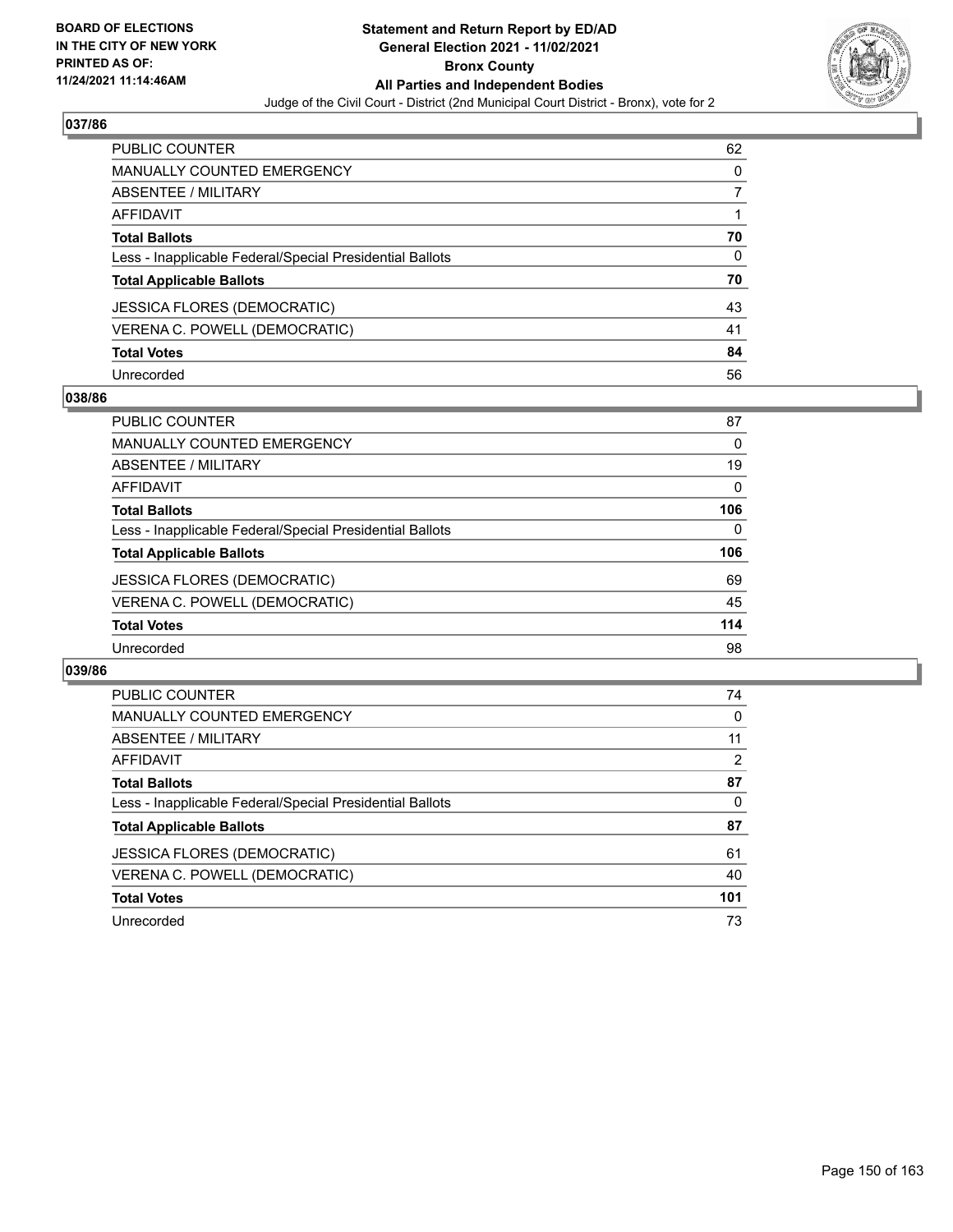## 037/86

| | |
|---|---|
| PUBLIC COUNTER | 62 |
| MANUALLY COUNTED EMERGENCY | 0 |
| ABSENTEE / MILITARY | 7 |
| AFFIDAVIT | 1 |
| **Total Ballots** | **70** |
| Less - Inapplicable Federal/Special Presidential Ballots | 0 |
| **Total Applicable Ballots** | **70** |
| JESSICA FLORES (DEMOCRATIC) | 43 |
| VERENA C. POWELL (DEMOCRATIC) | 41 |
| **Total Votes** | **84** |
| Unrecorded | 56 |

## 038/86

| | |
|---|---|
| PUBLIC COUNTER | 87 |
| MANUALLY COUNTED EMERGENCY | 0 |
| ABSENTEE / MILITARY | 19 |
| AFFIDAVIT | 0 |
| **Total Ballots** | **106** |
| Less - Inapplicable Federal/Special Presidential Ballots | 0 |
| **Total Applicable Ballots** | **106** |
| JESSICA FLORES (DEMOCRATIC) | 69 |
| VERENA C. POWELL (DEMOCRATIC) | 45 |
| **Total Votes** | **114** |
| Unrecorded | 98 |

## 039/86

| | |
|---|---|
| PUBLIC COUNTER | 74 |
| MANUALLY COUNTED EMERGENCY | 0 |
| ABSENTEE / MILITARY | 11 |
| AFFIDAVIT | 2 |
| **Total Ballots** | **87** |
| Less - Inapplicable Federal/Special Presidential Ballots | 0 |
| **Total Applicable Ballots** | **87** |
| JESSICA FLORES (DEMOCRATIC) | 61 |
| VERENA C. POWELL (DEMOCRATIC) | 40 |
| **Total Votes** | **101** |
| Unrecorded | 73 |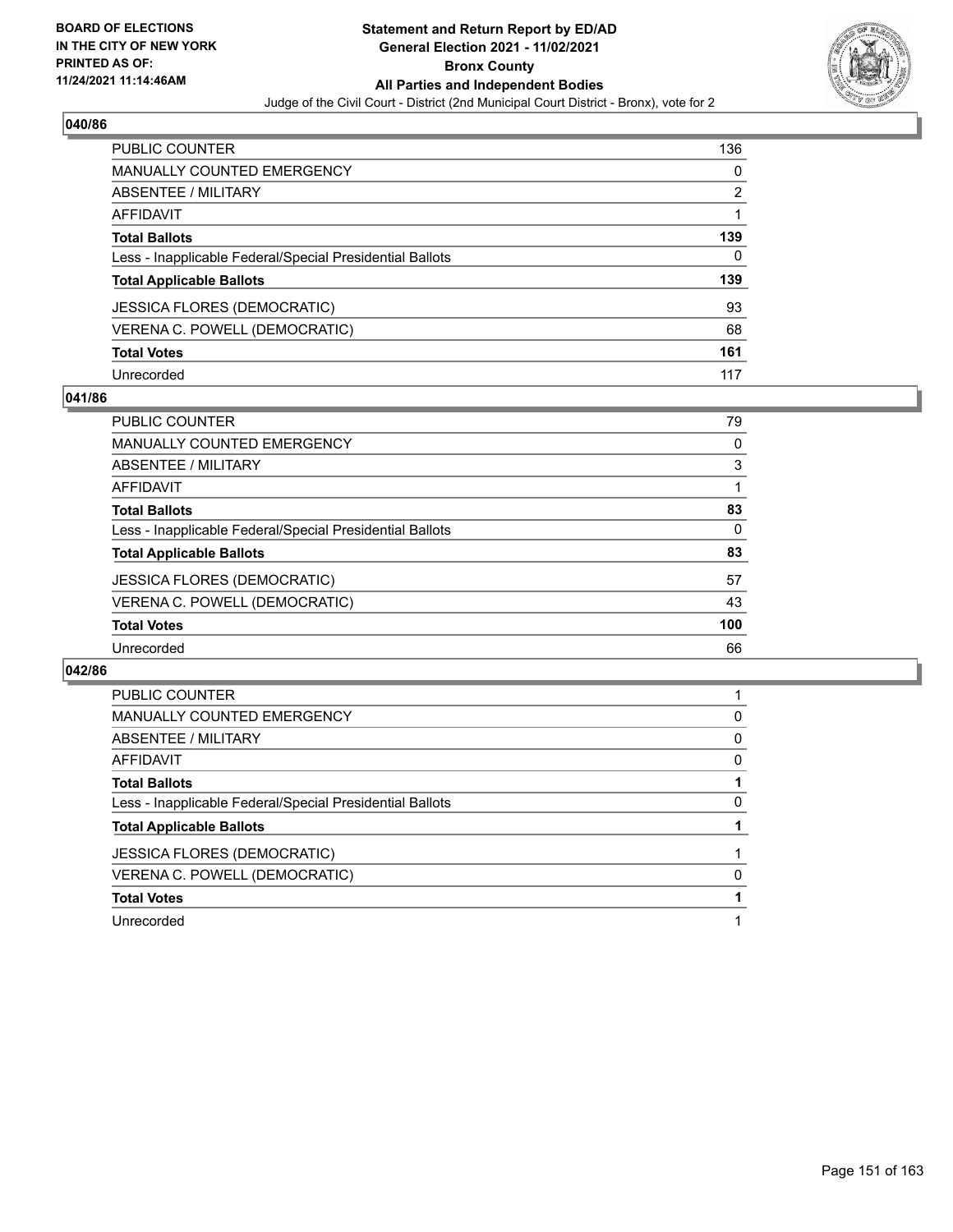## 040/86

| | |
|---|---|
| PUBLIC COUNTER | 136 |
| MANUALLY COUNTED EMERGENCY | 0 |
| ABSENTEE / MILITARY | 2 |
| AFFIDAVIT | 1 |
| **Total Ballots** | **139** |
| Less - Inapplicable Federal/Special Presidential Ballots | 0 |
| **Total Applicable Ballots** | **139** |
| JESSICA FLORES (DEMOCRATIC) | 93 |
| VERENA C. POWELL (DEMOCRATIC) | 68 |
| **Total Votes** | **161** |
| Unrecorded | 117 |

## 041/86

| | |
|---|---|
| PUBLIC COUNTER | 79 |
| MANUALLY COUNTED EMERGENCY | 0 |
| ABSENTEE / MILITARY | 3 |
| AFFIDAVIT | 1 |
| **Total Ballots** | **83** |
| Less - Inapplicable Federal/Special Presidential Ballots | 0 |
| **Total Applicable Ballots** | **83** |
| JESSICA FLORES (DEMOCRATIC) | 57 |
| VERENA C. POWELL (DEMOCRATIC) | 43 |
| **Total Votes** | **100** |
| Unrecorded | 66 |

## 042/86

| | |
|---|---|
| PUBLIC COUNTER | 1 |
| MANUALLY COUNTED EMERGENCY | 0 |
| ABSENTEE / MILITARY | 0 |
| AFFIDAVIT | 0 |
| **Total Ballots** | **1** |
| Less - Inapplicable Federal/Special Presidential Ballots | 0 |
| **Total Applicable Ballots** | **1** |
| JESSICA FLORES (DEMOCRATIC) | 1 |
| VERENA C. POWELL (DEMOCRATIC) | 0 |
| **Total Votes** | **1** |
| Unrecorded | 1 |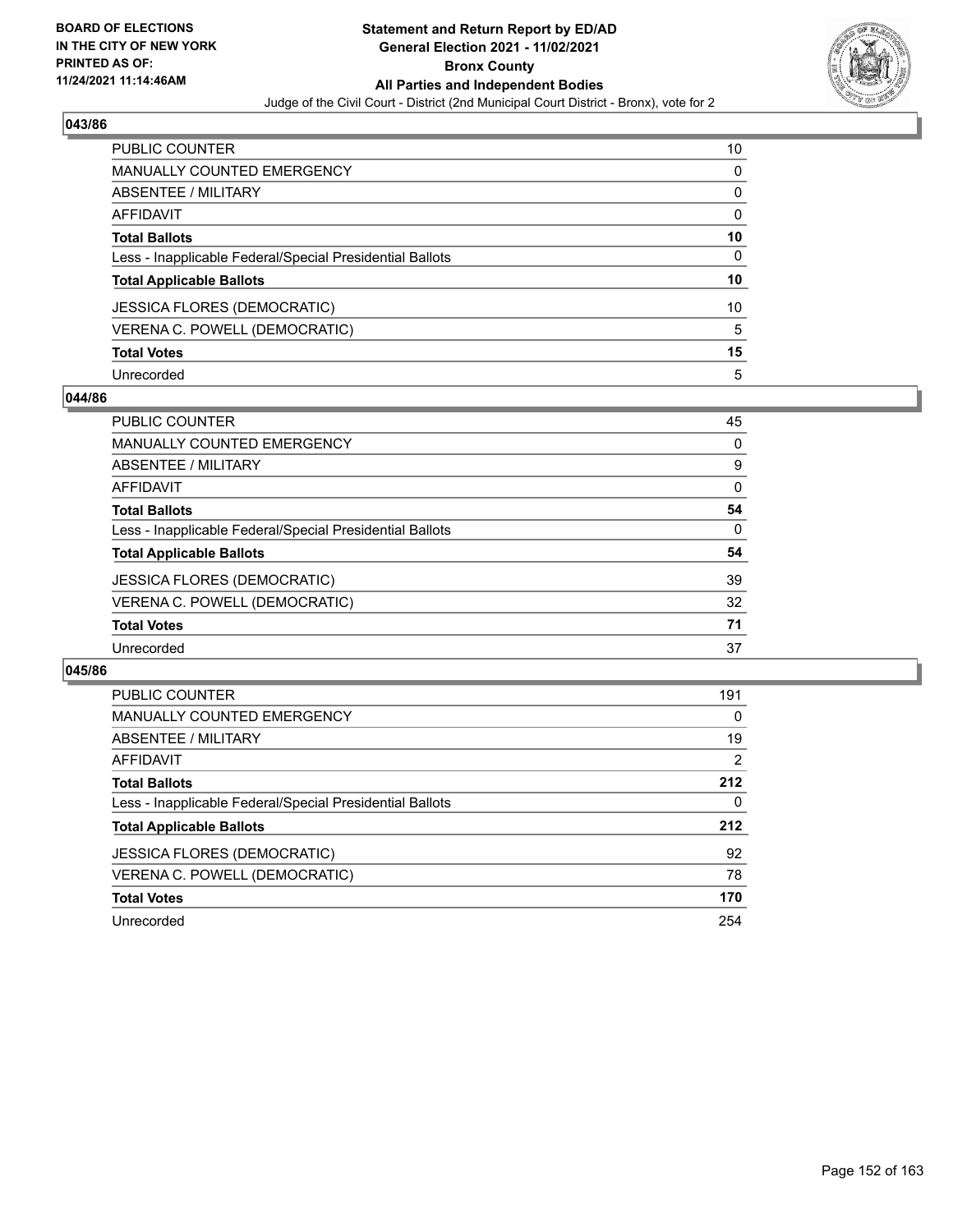BOARD OF ELECTIONS
IN THE CITY OF NEW YORK
PRINTED AS OF:
11/24/2021 11:14:46AM

**Statement and Return Report by ED/AD**
**General Election 2021 - 11/02/2021**
**Bronx County**
**All Parties and Independent Bodies**
Judge of the Civil Court - District (2nd Municipal Court District - Bronx), vote for 2

### 043/86

| | |
|---|---|
| PUBLIC COUNTER | 10 |
| MANUALLY COUNTED EMERGENCY | 0 |
| ABSENTEE / MILITARY | 0 |
| AFFIDAVIT | 0 |
| **Total Ballots** | **10** |
| Less - Inapplicable Federal/Special Presidential Ballots | 0 |
| **Total Applicable Ballots** | **10** |
| JESSICA FLORES (DEMOCRATIC) | 10 |
| VERENA C. POWELL (DEMOCRATIC) | 5 |
| **Total Votes** | **15** |
| Unrecorded | 5 |

### 044/86

| | |
|---|---|
| PUBLIC COUNTER | 45 |
| MANUALLY COUNTED EMERGENCY | 0 |
| ABSENTEE / MILITARY | 9 |
| AFFIDAVIT | 0 |
| **Total Ballots** | **54** |
| Less - Inapplicable Federal/Special Presidential Ballots | 0 |
| **Total Applicable Ballots** | **54** |
| JESSICA FLORES (DEMOCRATIC) | 39 |
| VERENA C. POWELL (DEMOCRATIC) | 32 |
| **Total Votes** | **71** |
| Unrecorded | 37 |

### 045/86

| | |
|---|---|
| PUBLIC COUNTER | 191 |
| MANUALLY COUNTED EMERGENCY | 0 |
| ABSENTEE / MILITARY | 19 |
| AFFIDAVIT | 2 |
| **Total Ballots** | **212** |
| Less - Inapplicable Federal/Special Presidential Ballots | 0 |
| **Total Applicable Ballots** | **212** |
| JESSICA FLORES (DEMOCRATIC) | 92 |
| VERENA C. POWELL (DEMOCRATIC) | 78 |
| **Total Votes** | **170** |
| Unrecorded | 254 |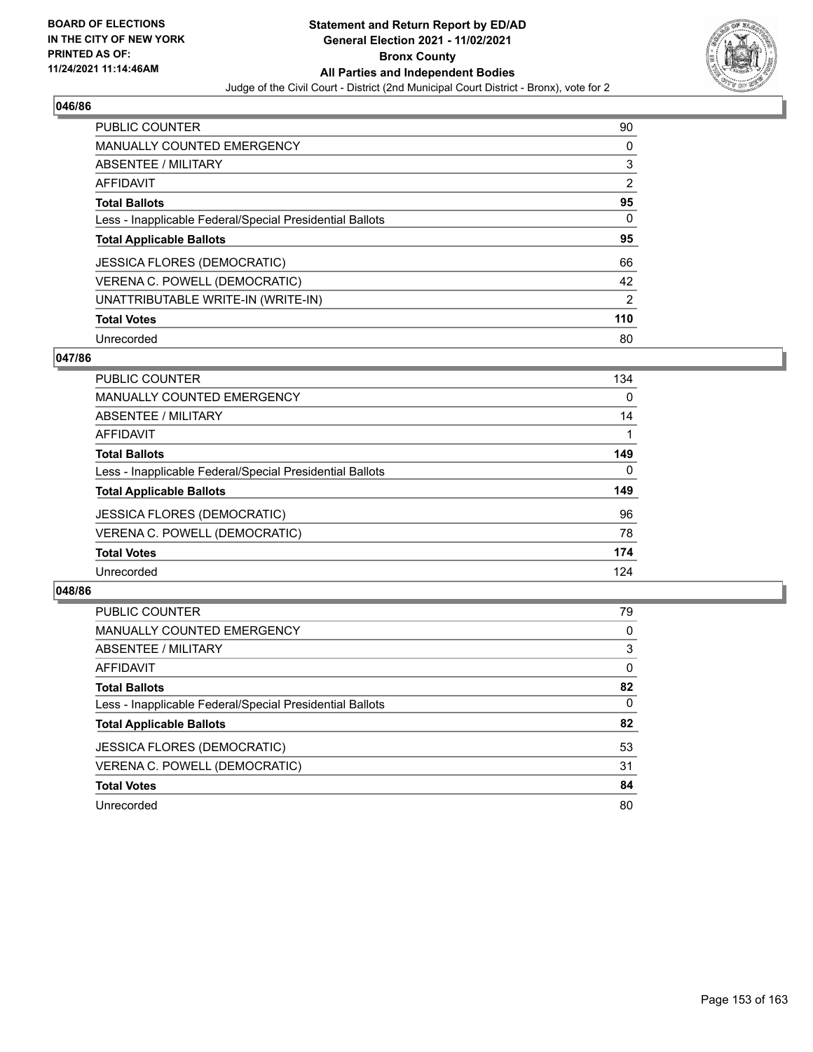**BOARD OF ELECTIONS IN THE CITY OF NEW YORK PRINTED AS OF: 11/24/2021 11:14:46AM**

**Statement and Return Report by ED/AD General Election 2021 - 11/02/2021 Bronx County All Parties and Independent Bodies**

Judge of the Civil Court - District (2nd Municipal Court District - Bronx), vote for 2

## 046/86

| | |
|---|---|
| PUBLIC COUNTER | 90 |
| MANUALLY COUNTED EMERGENCY | 0 |
| ABSENTEE / MILITARY | 3 |
| AFFIDAVIT | 2 |
| **Total Ballots** | **95** |
| Less - Inapplicable Federal/Special Presidential Ballots | 0 |
| **Total Applicable Ballots** | **95** |
| JESSICA FLORES (DEMOCRATIC) | 66 |
| VERENA C. POWELL (DEMOCRATIC) | 42 |
| UNATTRIBUTABLE WRITE-IN (WRITE-IN) | 2 |
| **Total Votes** | **110** |
| Unrecorded | 80 |

## 047/86

| | |
|---|---|
| PUBLIC COUNTER | 134 |
| MANUALLY COUNTED EMERGENCY | 0 |
| ABSENTEE / MILITARY | 14 |
| AFFIDAVIT | 1 |
| **Total Ballots** | **149** |
| Less - Inapplicable Federal/Special Presidential Ballots | 0 |
| **Total Applicable Ballots** | **149** |
| JESSICA FLORES (DEMOCRATIC) | 96 |
| VERENA C. POWELL (DEMOCRATIC) | 78 |
| **Total Votes** | **174** |
| Unrecorded | 124 |

## 048/86

| | |
|---|---|
| PUBLIC COUNTER | 79 |
| MANUALLY COUNTED EMERGENCY | 0 |
| ABSENTEE / MILITARY | 3 |
| AFFIDAVIT | 0 |
| **Total Ballots** | **82** |
| Less - Inapplicable Federal/Special Presidential Ballots | 0 |
| **Total Applicable Ballots** | **82** |
| JESSICA FLORES (DEMOCRATIC) | 53 |
| VERENA C. POWELL (DEMOCRATIC) | 31 |
| **Total Votes** | **84** |
| Unrecorded | 80 |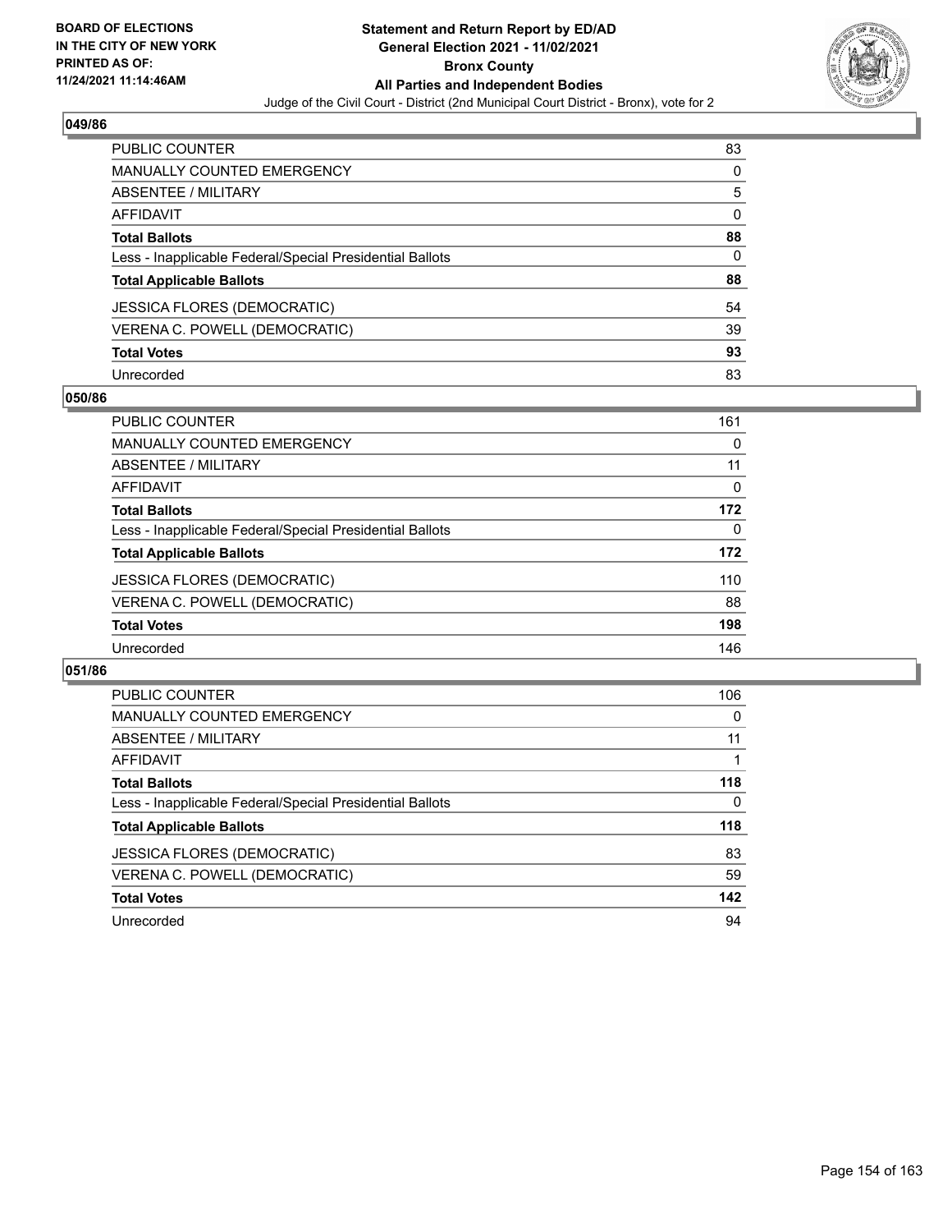BOARD OF ELECTIONS
IN THE CITY OF NEW YORK
PRINTED AS OF:
11/24/2021 11:14:46AM

**Statement and Return Report by ED/AD**
**General Election 2021 - 11/02/2021**
**Bronx County**
**All Parties and Independent Bodies**
Judge of the Civil Court - District (2nd Municipal Court District - Bronx), vote for 2

### 049/86

| | |
|---|---|
| PUBLIC COUNTER | 83 |
| MANUALLY COUNTED EMERGENCY | 0 |
| ABSENTEE / MILITARY | 5 |
| AFFIDAVIT | 0 |
| **Total Ballots** | **88** |
| Less - Inapplicable Federal/Special Presidential Ballots | 0 |
| **Total Applicable Ballots** | **88** |
| JESSICA FLORES (DEMOCRATIC) | 54 |
| VERENA C. POWELL (DEMOCRATIC) | 39 |
| **Total Votes** | **93** |
| Unrecorded | 83 |

### 050/86

| | |
|---|---|
| PUBLIC COUNTER | 161 |
| MANUALLY COUNTED EMERGENCY | 0 |
| ABSENTEE / MILITARY | 11 |
| AFFIDAVIT | 0 |
| **Total Ballots** | **172** |
| Less - Inapplicable Federal/Special Presidential Ballots | 0 |
| **Total Applicable Ballots** | **172** |
| JESSICA FLORES (DEMOCRATIC) | 110 |
| VERENA C. POWELL (DEMOCRATIC) | 88 |
| **Total Votes** | **198** |
| Unrecorded | 146 |

### 051/86

| | |
|---|---|
| PUBLIC COUNTER | 106 |
| MANUALLY COUNTED EMERGENCY | 0 |
| ABSENTEE / MILITARY | 11 |
| AFFIDAVIT | 1 |
| **Total Ballots** | **118** |
| Less - Inapplicable Federal/Special Presidential Ballots | 0 |
| **Total Applicable Ballots** | **118** |
| JESSICA FLORES (DEMOCRATIC) | 83 |
| VERENA C. POWELL (DEMOCRATIC) | 59 |
| **Total Votes** | **142** |
| Unrecorded | 94 |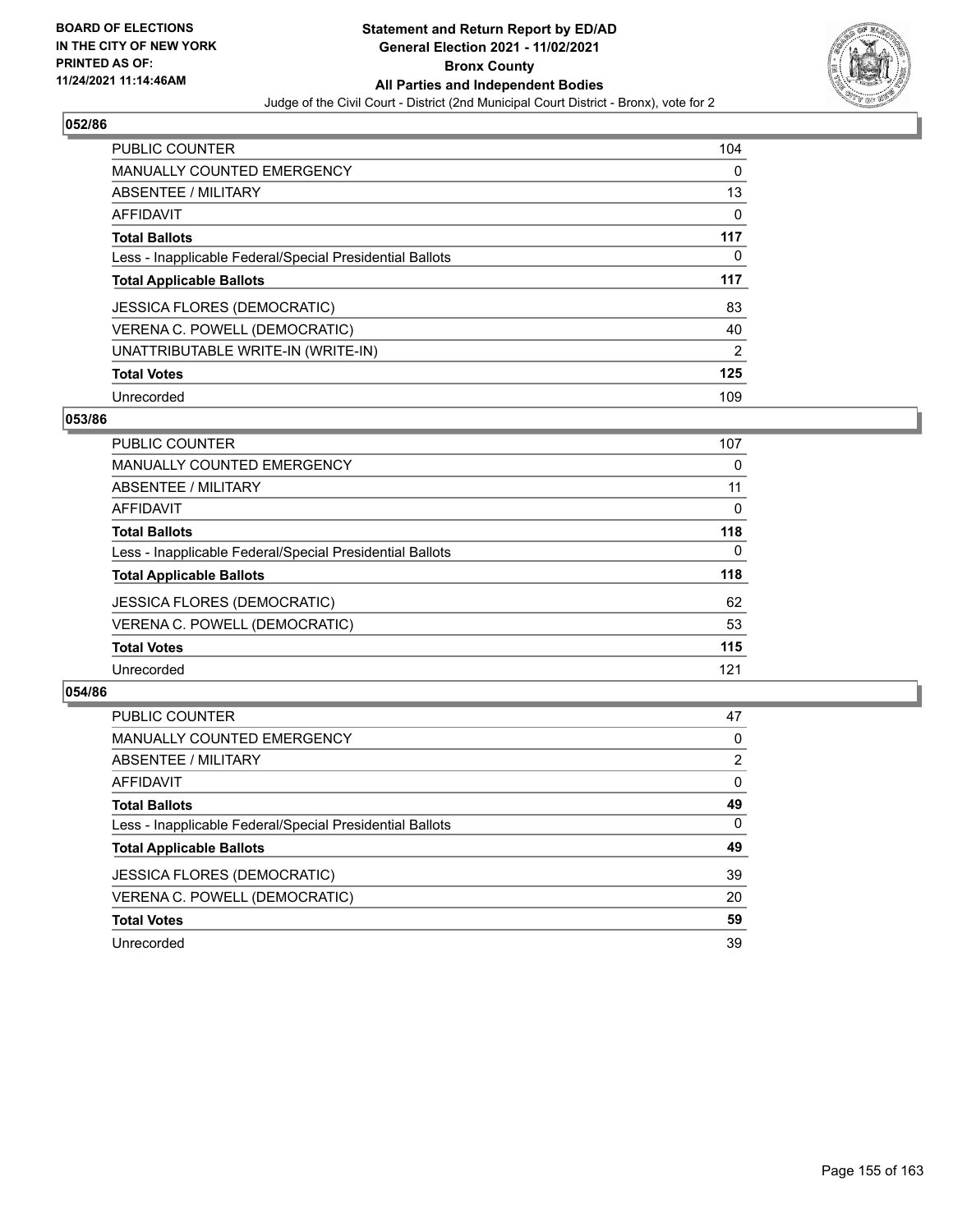## 052/86

| | |
|---|---|
| PUBLIC COUNTER | 104 |
| MANUALLY COUNTED EMERGENCY | 0 |
| ABSENTEE / MILITARY | 13 |
| AFFIDAVIT | 0 |
| **Total Ballots** | **117** |
| Less - Inapplicable Federal/Special Presidential Ballots | 0 |
| **Total Applicable Ballots** | **117** |
| JESSICA FLORES (DEMOCRATIC) | 83 |
| VERENA C. POWELL (DEMOCRATIC) | 40 |
| UNATTRIBUTABLE WRITE-IN (WRITE-IN) | 2 |
| **Total Votes** | **125** |
| Unrecorded | 109 |

## 053/86

| | |
|---|---|
| PUBLIC COUNTER | 107 |
| MANUALLY COUNTED EMERGENCY | 0 |
| ABSENTEE / MILITARY | 11 |
| AFFIDAVIT | 0 |
| **Total Ballots** | **118** |
| Less - Inapplicable Federal/Special Presidential Ballots | 0 |
| **Total Applicable Ballots** | **118** |
| JESSICA FLORES (DEMOCRATIC) | 62 |
| VERENA C. POWELL (DEMOCRATIC) | 53 |
| **Total Votes** | **115** |
| Unrecorded | 121 |

## 054/86

| | |
|---|---|
| PUBLIC COUNTER | 47 |
| MANUALLY COUNTED EMERGENCY | 0 |
| ABSENTEE / MILITARY | 2 |
| AFFIDAVIT | 0 |
| **Total Ballots** | **49** |
| Less - Inapplicable Federal/Special Presidential Ballots | 0 |
| **Total Applicable Ballots** | **49** |
| JESSICA FLORES (DEMOCRATIC) | 39 |
| VERENA C. POWELL (DEMOCRATIC) | 20 |
| **Total Votes** | **59** |
| Unrecorded | 39 |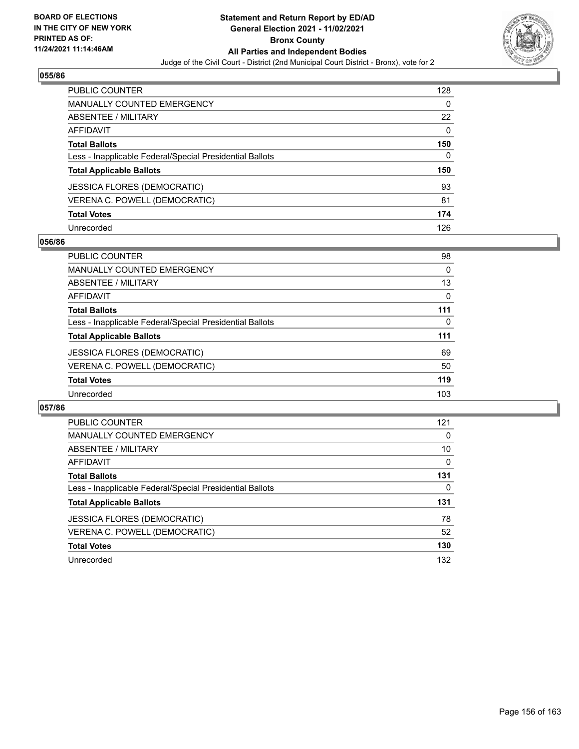## 055/86

| | |
|---|---|
| PUBLIC COUNTER | 128 |
| MANUALLY COUNTED EMERGENCY | 0 |
| ABSENTEE / MILITARY | 22 |
| AFFIDAVIT | 0 |
| **Total Ballots** | **150** |
| Less - Inapplicable Federal/Special Presidential Ballots | 0 |
| **Total Applicable Ballots** | **150** |
| JESSICA FLORES (DEMOCRATIC) | 93 |
| VERENA C. POWELL (DEMOCRATIC) | 81 |
| **Total Votes** | **174** |
| Unrecorded | 126 |

## 056/86

| | |
|---|---|
| PUBLIC COUNTER | 98 |
| MANUALLY COUNTED EMERGENCY | 0 |
| ABSENTEE / MILITARY | 13 |
| AFFIDAVIT | 0 |
| **Total Ballots** | **111** |
| Less - Inapplicable Federal/Special Presidential Ballots | 0 |
| **Total Applicable Ballots** | **111** |
| JESSICA FLORES (DEMOCRATIC) | 69 |
| VERENA C. POWELL (DEMOCRATIC) | 50 |
| **Total Votes** | **119** |
| Unrecorded | 103 |

## 057/86

| | |
|---|---|
| PUBLIC COUNTER | 121 |
| MANUALLY COUNTED EMERGENCY | 0 |
| ABSENTEE / MILITARY | 10 |
| AFFIDAVIT | 0 |
| **Total Ballots** | **131** |
| Less - Inapplicable Federal/Special Presidential Ballots | 0 |
| **Total Applicable Ballots** | **131** |
| JESSICA FLORES (DEMOCRATIC) | 78 |
| VERENA C. POWELL (DEMOCRATIC) | 52 |
| **Total Votes** | **130** |
| Unrecorded | 132 |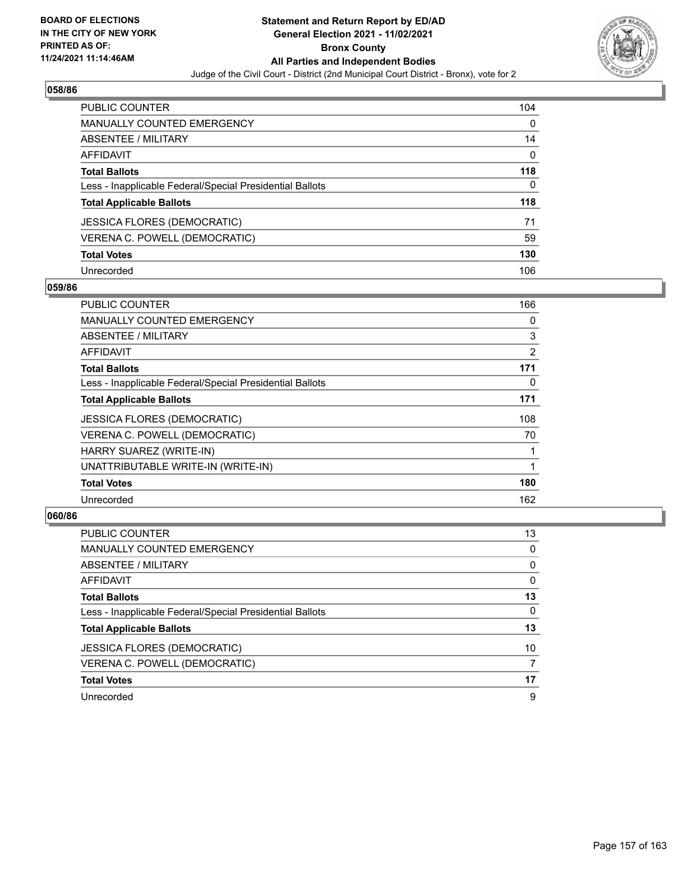BOARD OF ELECTIONS
IN THE CITY OF NEW YORK
PRINTED AS OF:
11/24/2021 11:14:46AM

# Statement and Return Report by ED/AD
## General Election 2021 - 11/02/2021
## Bronx County
## All Parties and Independent Bodies
Judge of the Civil Court - District (2nd Municipal Court District - Bronx), vote for 2

### 058/86

| | |
|---|---|
| PUBLIC COUNTER | 104 |
| MANUALLY COUNTED EMERGENCY | 0 |
| ABSENTEE / MILITARY | 14 |
| AFFIDAVIT | 0 |
| **Total Ballots** | **118** |
| Less - Inapplicable Federal/Special Presidential Ballots | 0 |
| **Total Applicable Ballots** | **118** |
| JESSICA FLORES (DEMOCRATIC) | 71 |
| VERENA C. POWELL (DEMOCRATIC) | 59 |
| **Total Votes** | **130** |
| Unrecorded | 106 |

### 059/86

| | |
|---|---|
| PUBLIC COUNTER | 166 |
| MANUALLY COUNTED EMERGENCY | 0 |
| ABSENTEE / MILITARY | 3 |
| AFFIDAVIT | 2 |
| **Total Ballots** | **171** |
| Less - Inapplicable Federal/Special Presidential Ballots | 0 |
| **Total Applicable Ballots** | **171** |
| JESSICA FLORES (DEMOCRATIC) | 108 |
| VERENA C. POWELL (DEMOCRATIC) | 70 |
| HARRY SUAREZ (WRITE-IN) | 1 |
| UNATTRIBUTABLE WRITE-IN (WRITE-IN) | 1 |
| **Total Votes** | **180** |
| Unrecorded | 162 |

### 060/86

| | |
|---|---|
| PUBLIC COUNTER | 13 |
| MANUALLY COUNTED EMERGENCY | 0 |
| ABSENTEE / MILITARY | 0 |
| AFFIDAVIT | 0 |
| **Total Ballots** | **13** |
| Less - Inapplicable Federal/Special Presidential Ballots | 0 |
| **Total Applicable Ballots** | **13** |
| JESSICA FLORES (DEMOCRATIC) | 10 |
| VERENA C. POWELL (DEMOCRATIC) | 7 |
| **Total Votes** | **17** |
| Unrecorded | 9 |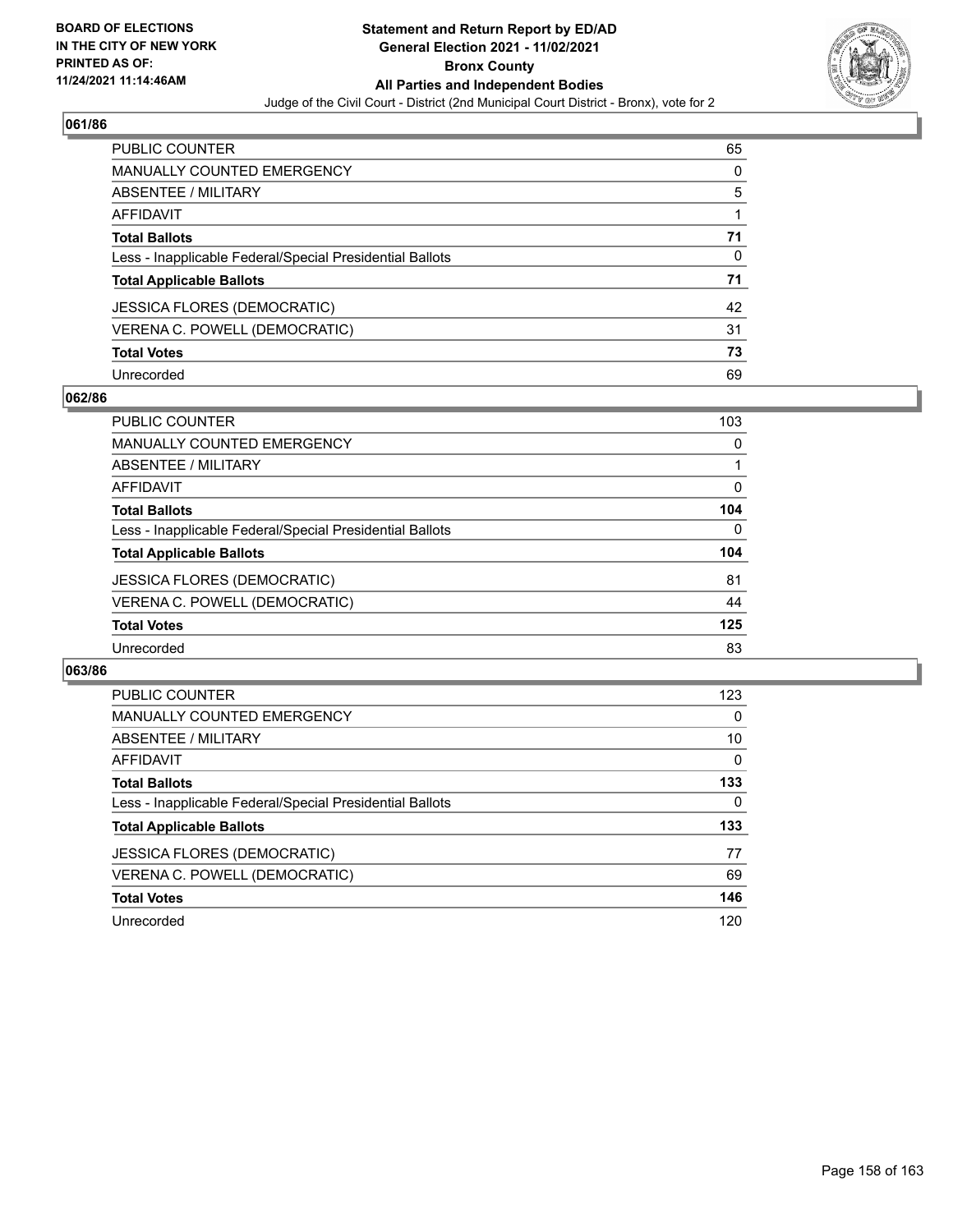**BOARD OF ELECTIONS IN THE CITY OF NEW YORK PRINTED AS OF: 11/24/2021 11:14:46AM**

# Statement and Return Report by ED/AD
## General Election 2021 - 11/02/2021
## Bronx County
## All Parties and Independent Bodies
### Judge of the Civil Court - District (2nd Municipal Court District - Bronx), vote for 2

### 061/86

| | |
|---|---|
| PUBLIC COUNTER | 65 |
| MANUALLY COUNTED EMERGENCY | 0 |
| ABSENTEE / MILITARY | 5 |
| AFFIDAVIT | 1 |
| **Total Ballots** | **71** |
| Less - Inapplicable Federal/Special Presidential Ballots | 0 |
| **Total Applicable Ballots** | **71** |
| JESSICA FLORES (DEMOCRATIC) | 42 |
| VERENA C. POWELL (DEMOCRATIC) | 31 |
| **Total Votes** | **73** |
| Unrecorded | 69 |

### 062/86

| | |
|---|---|
| PUBLIC COUNTER | 103 |
| MANUALLY COUNTED EMERGENCY | 0 |
| ABSENTEE / MILITARY | 1 |
| AFFIDAVIT | 0 |
| **Total Ballots** | **104** |
| Less - Inapplicable Federal/Special Presidential Ballots | 0 |
| **Total Applicable Ballots** | **104** |
| JESSICA FLORES (DEMOCRATIC) | 81 |
| VERENA C. POWELL (DEMOCRATIC) | 44 |
| **Total Votes** | **125** |
| Unrecorded | 83 |

### 063/86

| | |
|---|---|
| PUBLIC COUNTER | 123 |
| MANUALLY COUNTED EMERGENCY | 0 |
| ABSENTEE / MILITARY | 10 |
| AFFIDAVIT | 0 |
| **Total Ballots** | **133** |
| Less - Inapplicable Federal/Special Presidential Ballots | 0 |
| **Total Applicable Ballots** | **133** |
| JESSICA FLORES (DEMOCRATIC) | 77 |
| VERENA C. POWELL (DEMOCRATIC) | 69 |
| **Total Votes** | **146** |
| Unrecorded | 120 |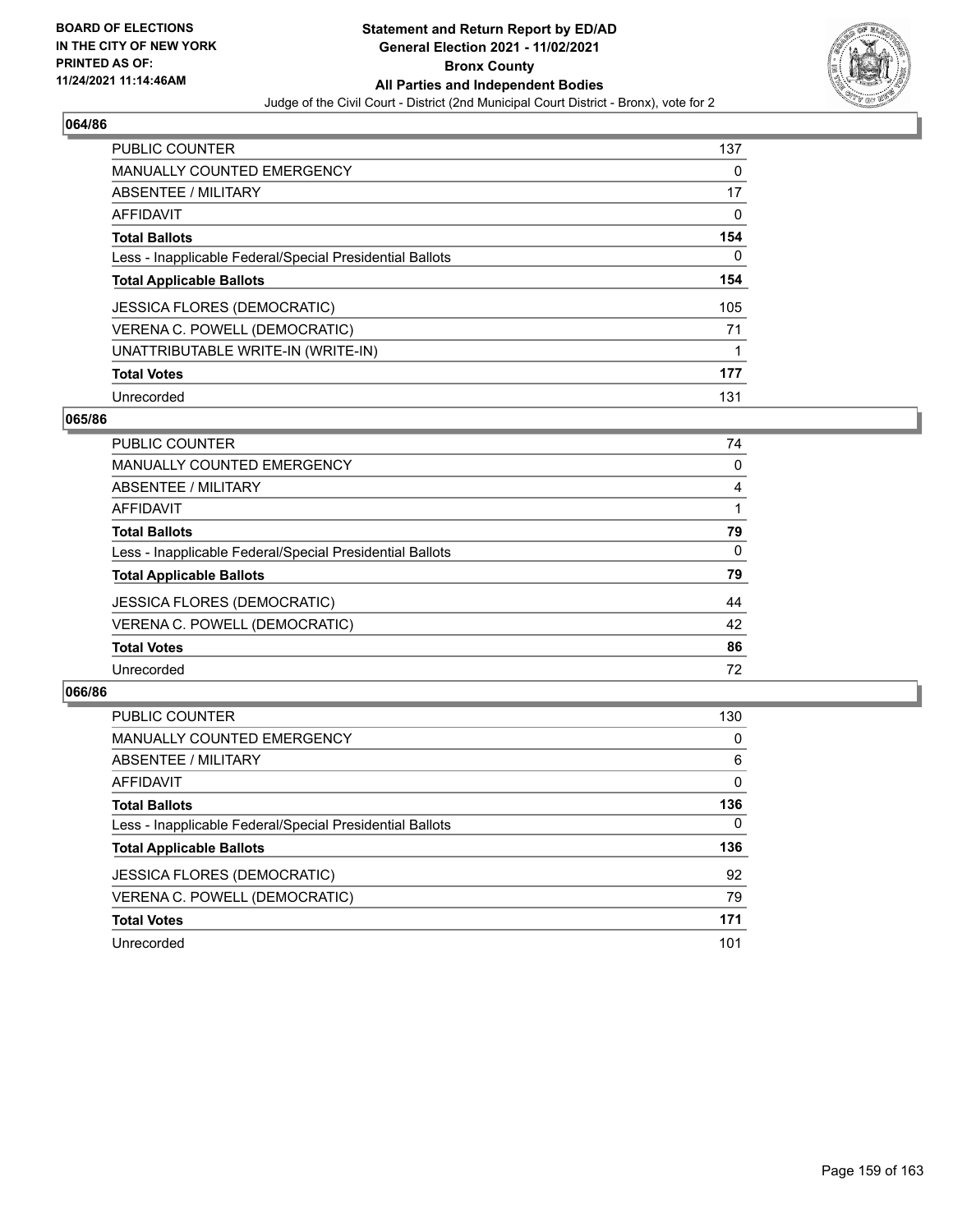## 064/86

| | |
|---|---|
| PUBLIC COUNTER | 137 |
| MANUALLY COUNTED EMERGENCY | 0 |
| ABSENTEE / MILITARY | 17 |
| AFFIDAVIT | 0 |
| **Total Ballots** | **154** |
| Less - Inapplicable Federal/Special Presidential Ballots | 0 |
| **Total Applicable Ballots** | **154** |
| JESSICA FLORES (DEMOCRATIC) | 105 |
| VERENA C. POWELL (DEMOCRATIC) | 71 |
| UNATTRIBUTABLE WRITE-IN (WRITE-IN) | 1 |
| **Total Votes** | **177** |
| Unrecorded | 131 |

## 065/86

| | |
|---|---|
| PUBLIC COUNTER | 74 |
| MANUALLY COUNTED EMERGENCY | 0 |
| ABSENTEE / MILITARY | 4 |
| AFFIDAVIT | 1 |
| **Total Ballots** | **79** |
| Less - Inapplicable Federal/Special Presidential Ballots | 0 |
| **Total Applicable Ballots** | **79** |
| JESSICA FLORES (DEMOCRATIC) | 44 |
| VERENA C. POWELL (DEMOCRATIC) | 42 |
| **Total Votes** | **86** |
| Unrecorded | 72 |

## 066/86

| | |
|---|---|
| PUBLIC COUNTER | 130 |
| MANUALLY COUNTED EMERGENCY | 0 |
| ABSENTEE / MILITARY | 6 |
| AFFIDAVIT | 0 |
| **Total Ballots** | **136** |
| Less - Inapplicable Federal/Special Presidential Ballots | 0 |
| **Total Applicable Ballots** | **136** |
| JESSICA FLORES (DEMOCRATIC) | 92 |
| VERENA C. POWELL (DEMOCRATIC) | 79 |
| **Total Votes** | **171** |
| Unrecorded | 101 |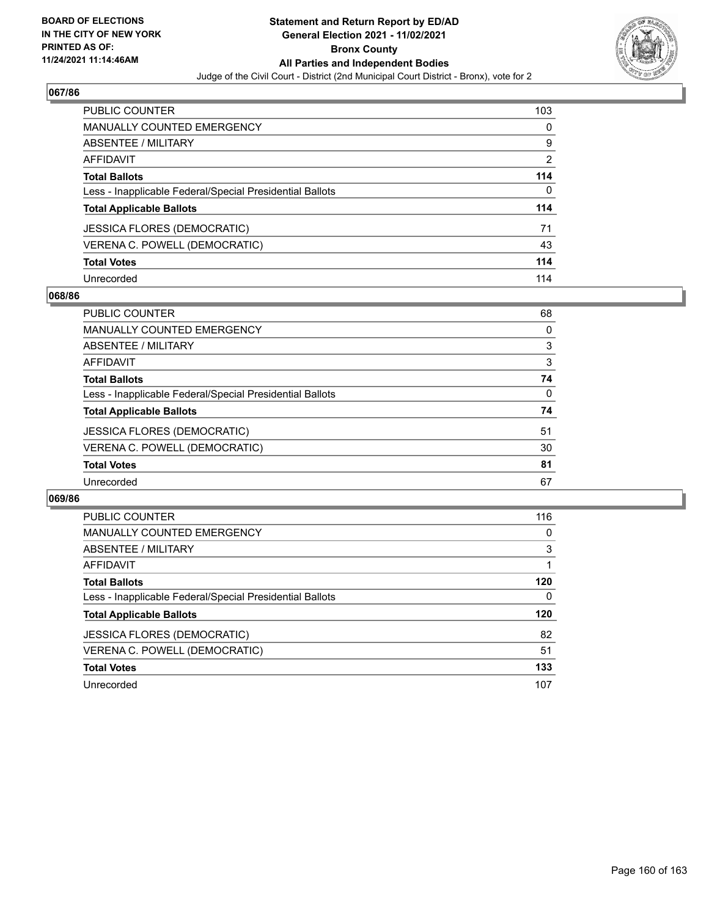BOARD OF ELECTIONS
IN THE CITY OF NEW YORK
PRINTED AS OF:
11/24/2021 11:14:46AM

# Statement and Return Report by ED/AD
## General Election 2021 - 11/02/2021
## Bronx County
## All Parties and Independent Bodies

Judge of the Civil Court - District (2nd Municipal Court District - Bronx), vote for 2

### 067/86

| | |
|---|---|
| PUBLIC COUNTER | 103 |
| MANUALLY COUNTED EMERGENCY | 0 |
| ABSENTEE / MILITARY | 9 |
| AFFIDAVIT | 2 |
| **Total Ballots** | **114** |
| Less - Inapplicable Federal/Special Presidential Ballots | 0 |
| **Total Applicable Ballots** | **114** |
| JESSICA FLORES (DEMOCRATIC) | 71 |
| VERENA C. POWELL (DEMOCRATIC) | 43 |
| **Total Votes** | **114** |
| Unrecorded | 114 |

### 068/86

| | |
|---|---|
| PUBLIC COUNTER | 68 |
| MANUALLY COUNTED EMERGENCY | 0 |
| ABSENTEE / MILITARY | 3 |
| AFFIDAVIT | 3 |
| **Total Ballots** | **74** |
| Less - Inapplicable Federal/Special Presidential Ballots | 0 |
| **Total Applicable Ballots** | **74** |
| JESSICA FLORES (DEMOCRATIC) | 51 |
| VERENA C. POWELL (DEMOCRATIC) | 30 |
| **Total Votes** | **81** |
| Unrecorded | 67 |

### 069/86

| | |
|---|---|
| PUBLIC COUNTER | 116 |
| MANUALLY COUNTED EMERGENCY | 0 |
| ABSENTEE / MILITARY | 3 |
| AFFIDAVIT | 1 |
| **Total Ballots** | **120** |
| Less - Inapplicable Federal/Special Presidential Ballots | 0 |
| **Total Applicable Ballots** | **120** |
| JESSICA FLORES (DEMOCRATIC) | 82 |
| VERENA C. POWELL (DEMOCRATIC) | 51 |
| **Total Votes** | **133** |
| Unrecorded | 107 |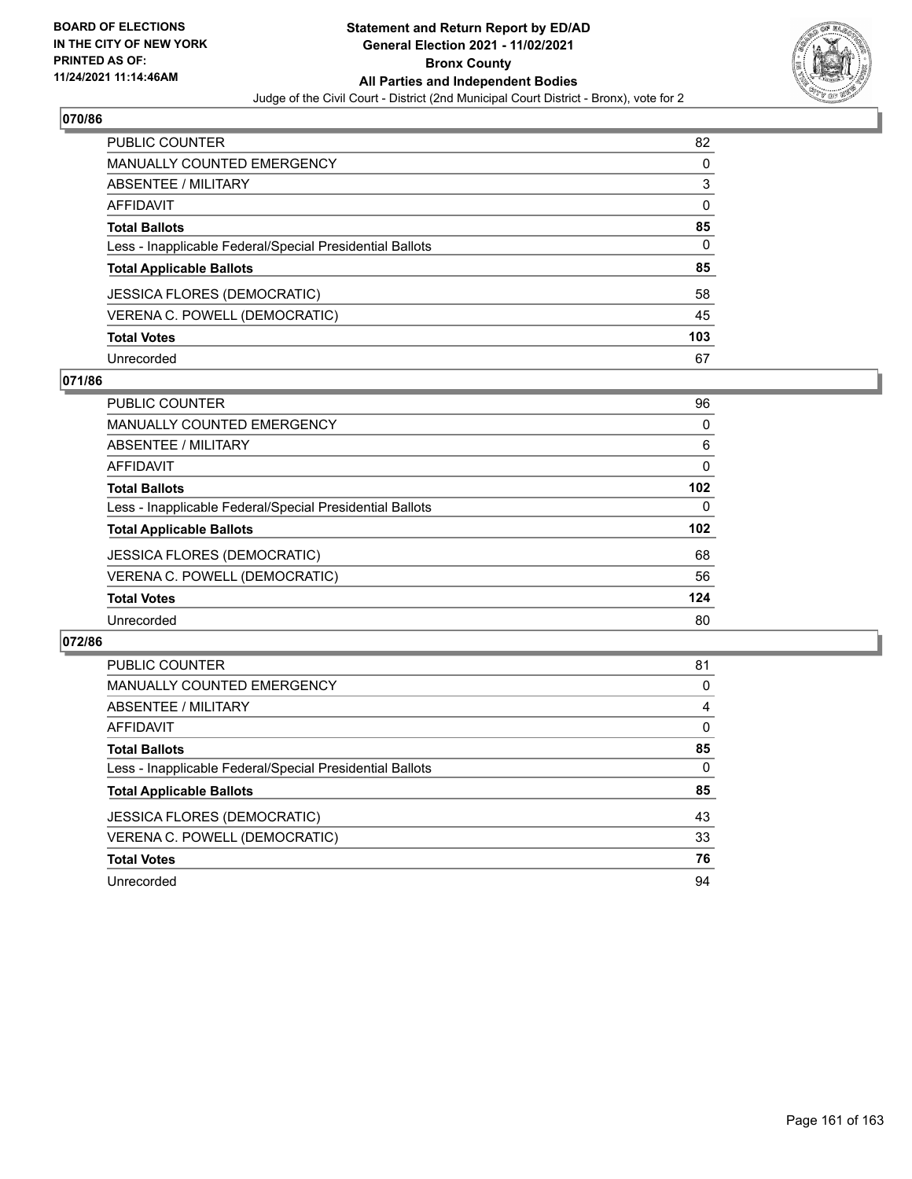BOARD OF ELECTIONS
IN THE CITY OF NEW YORK
PRINTED AS OF:
11/24/2021 11:14:46AM

**Statement and Return Report by ED/AD**
**General Election 2021 - 11/02/2021**
**Bronx County**
**All Parties and Independent Bodies**
Judge of the Civil Court - District (2nd Municipal Court District - Bronx), vote for 2

## 070/86

| | |
|---|---|
| PUBLIC COUNTER | 82 |
| MANUALLY COUNTED EMERGENCY | 0 |
| ABSENTEE / MILITARY | 3 |
| AFFIDAVIT | 0 |
| **Total Ballots** | **85** |
| Less - Inapplicable Federal/Special Presidential Ballots | 0 |
| **Total Applicable Ballots** | **85** |
| JESSICA FLORES (DEMOCRATIC) | 58 |
| VERENA C. POWELL (DEMOCRATIC) | 45 |
| **Total Votes** | **103** |
| Unrecorded | 67 |

## 071/86

| | |
|---|---|
| PUBLIC COUNTER | 96 |
| MANUALLY COUNTED EMERGENCY | 0 |
| ABSENTEE / MILITARY | 6 |
| AFFIDAVIT | 0 |
| **Total Ballots** | **102** |
| Less - Inapplicable Federal/Special Presidential Ballots | 0 |
| **Total Applicable Ballots** | **102** |
| JESSICA FLORES (DEMOCRATIC) | 68 |
| VERENA C. POWELL (DEMOCRATIC) | 56 |
| **Total Votes** | **124** |
| Unrecorded | 80 |

## 072/86

| | |
|---|---|
| PUBLIC COUNTER | 81 |
| MANUALLY COUNTED EMERGENCY | 0 |
| ABSENTEE / MILITARY | 4 |
| AFFIDAVIT | 0 |
| **Total Ballots** | **85** |
| Less - Inapplicable Federal/Special Presidential Ballots | 0 |
| **Total Applicable Ballots** | **85** |
| JESSICA FLORES (DEMOCRATIC) | 43 |
| VERENA C. POWELL (DEMOCRATIC) | 33 |
| **Total Votes** | **76** |
| Unrecorded | 94 |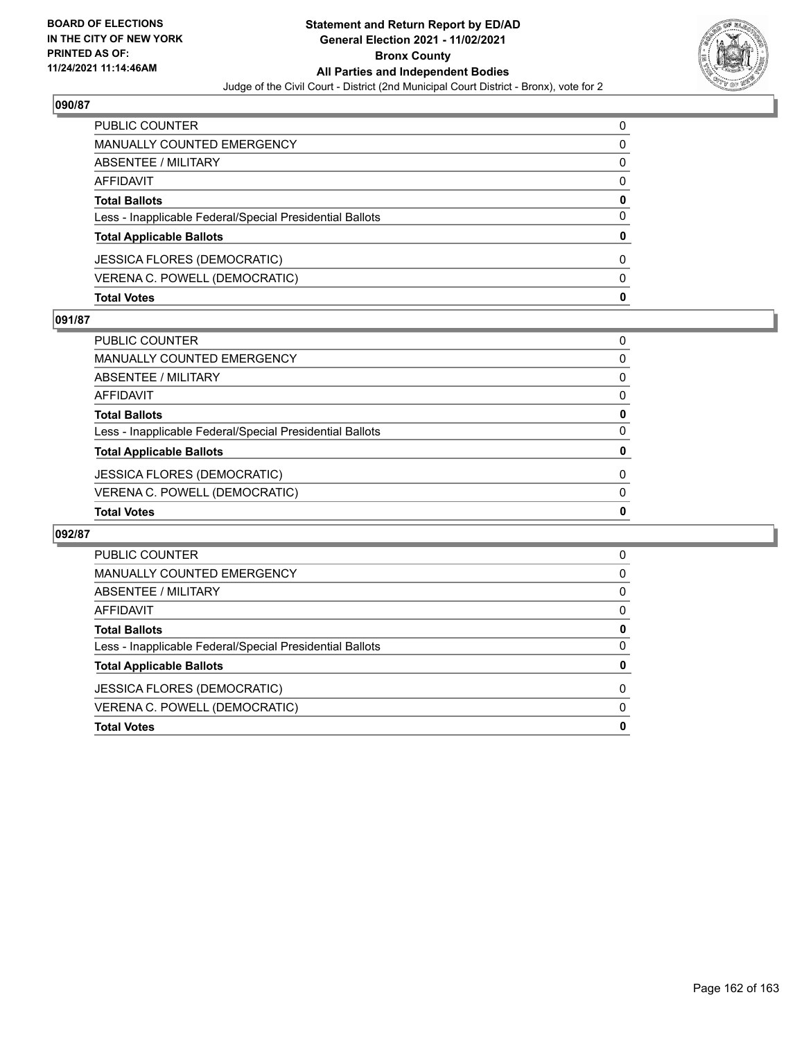## 090/87

| | |
|---|---|
| PUBLIC COUNTER | 0 |
| MANUALLY COUNTED EMERGENCY | 0 |
| ABSENTEE / MILITARY | 0 |
| AFFIDAVIT | 0 |
| **Total Ballots** | **0** |
| Less - Inapplicable Federal/Special Presidential Ballots | 0 |
| **Total Applicable Ballots** | **0** |
| JESSICA FLORES (DEMOCRATIC) | 0 |
| VERENA C. POWELL (DEMOCRATIC) | 0 |
| **Total Votes** | **0** |

## 091/87

| | |
|---|---|
| PUBLIC COUNTER | 0 |
| MANUALLY COUNTED EMERGENCY | 0 |
| ABSENTEE / MILITARY | 0 |
| AFFIDAVIT | 0 |
| **Total Ballots** | **0** |
| Less - Inapplicable Federal/Special Presidential Ballots | 0 |
| **Total Applicable Ballots** | **0** |
| JESSICA FLORES (DEMOCRATIC) | 0 |
| VERENA C. POWELL (DEMOCRATIC) | 0 |
| **Total Votes** | **0** |

## 092/87

| | |
|---|---|
| PUBLIC COUNTER | 0 |
| MANUALLY COUNTED EMERGENCY | 0 |
| ABSENTEE / MILITARY | 0 |
| AFFIDAVIT | 0 |
| **Total Ballots** | **0** |
| Less - Inapplicable Federal/Special Presidential Ballots | 0 |
| **Total Applicable Ballots** | **0** |
| JESSICA FLORES (DEMOCRATIC) | 0 |
| VERENA C. POWELL (DEMOCRATIC) | 0 |
| **Total Votes** | **0** |